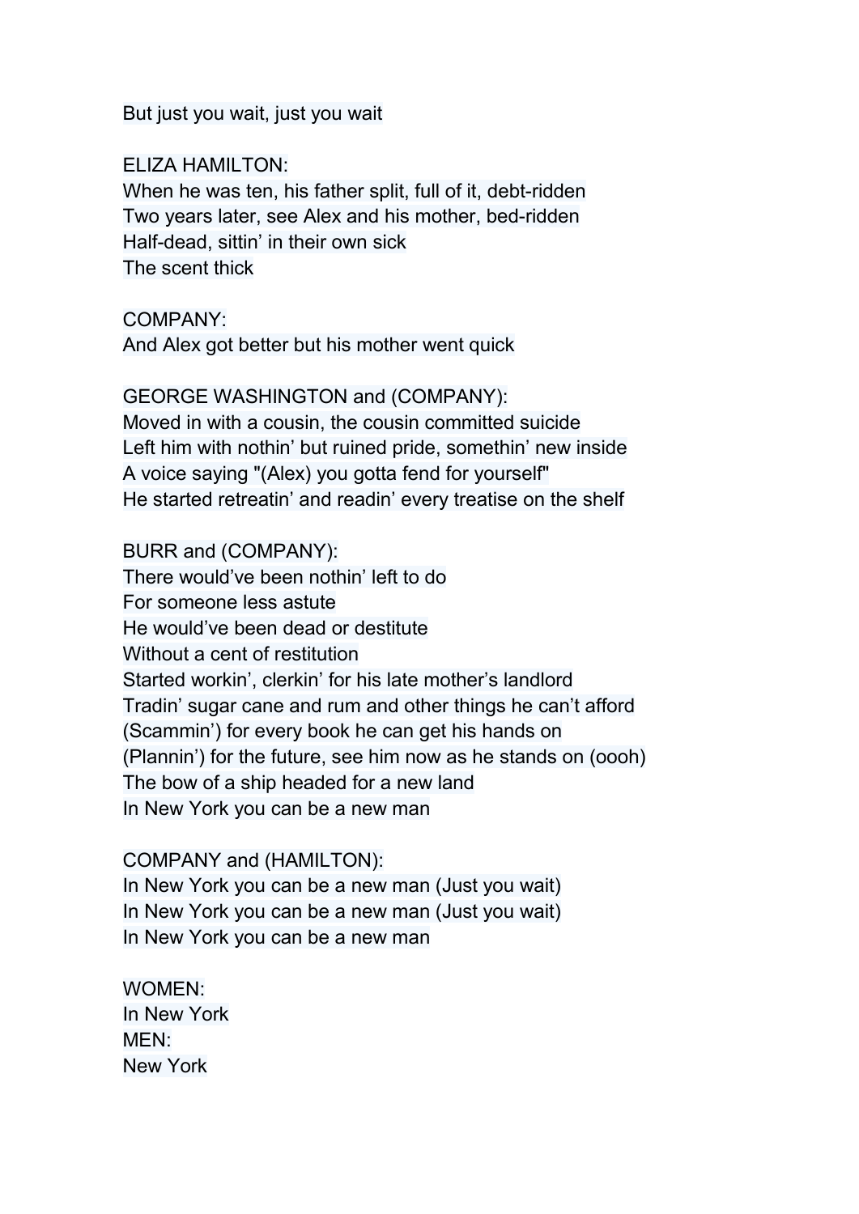But just you wait, just you wait

ELIZA HAMILTON:
When he was ten, his father split, full of it, debt-ridden
Two years later, see Alex and his mother, bed-ridden
Half-dead, sittin' in their own sick
The scent thick

COMPANY:
And Alex got better but his mother went quick

GEORGE WASHINGTON and (COMPANY):
Moved in with a cousin, the cousin committed suicide
Left him with nothin' but ruined pride, somethin' new inside
A voice saying "(Alex) you gotta fend for yourself"
He started retreatin' and readin' every treatise on the shelf

BURR and (COMPANY):
There would've been nothin' left to do
For someone less astute
He would've been dead or destitute
Without a cent of restitution
Started workin', clerkin' for his late mother's landlord
Tradin' sugar cane and rum and other things he can't afford
(Scammin') for every book he can get his hands on
(Plannin') for the future, see him now as he stands on (oooh)
The bow of a ship headed for a new land
In New York you can be a new man

COMPANY and (HAMILTON):
In New York you can be a new man (Just you wait)
In New York you can be a new man (Just you wait)
In New York you can be a new man

WOMEN:
In New York
MEN:
New York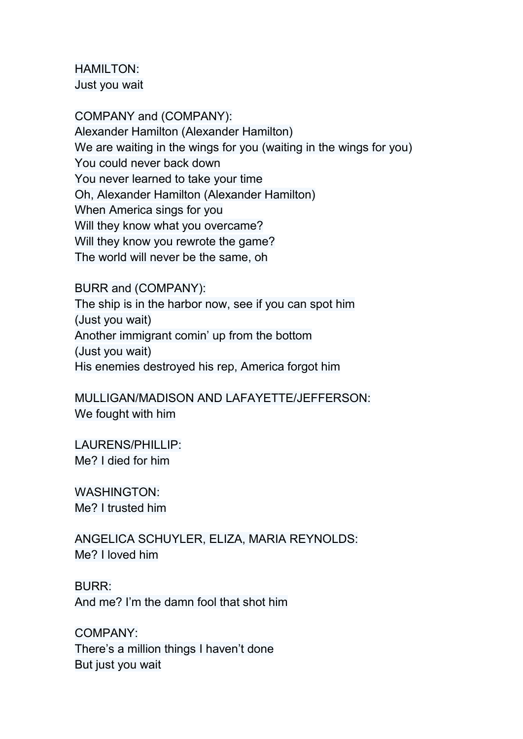HAMILTON:
Just you wait

COMPANY and (COMPANY):
Alexander Hamilton (Alexander Hamilton)
We are waiting in the wings for you (waiting in the wings for you)
You could never back down
You never learned to take your time
Oh, Alexander Hamilton (Alexander Hamilton)
When America sings for you
Will they know what you overcame?
Will they know you rewrote the game?
The world will never be the same, oh

BURR and (COMPANY):
The ship is in the harbor now, see if you can spot him
(Just you wait)
Another immigrant comin' up from the bottom
(Just you wait)
His enemies destroyed his rep, America forgot him

MULLIGAN/MADISON AND LAFAYETTE/JEFFERSON:
We fought with him

LAURENS/PHILLIP:
Me? I died for him

WASHINGTON:
Me? I trusted him

ANGELICA SCHUYLER, ELIZA, MARIA REYNOLDS:
Me? I loved him

BURR:
And me? I'm the damn fool that shot him

COMPANY:
There's a million things I haven't done
But just you wait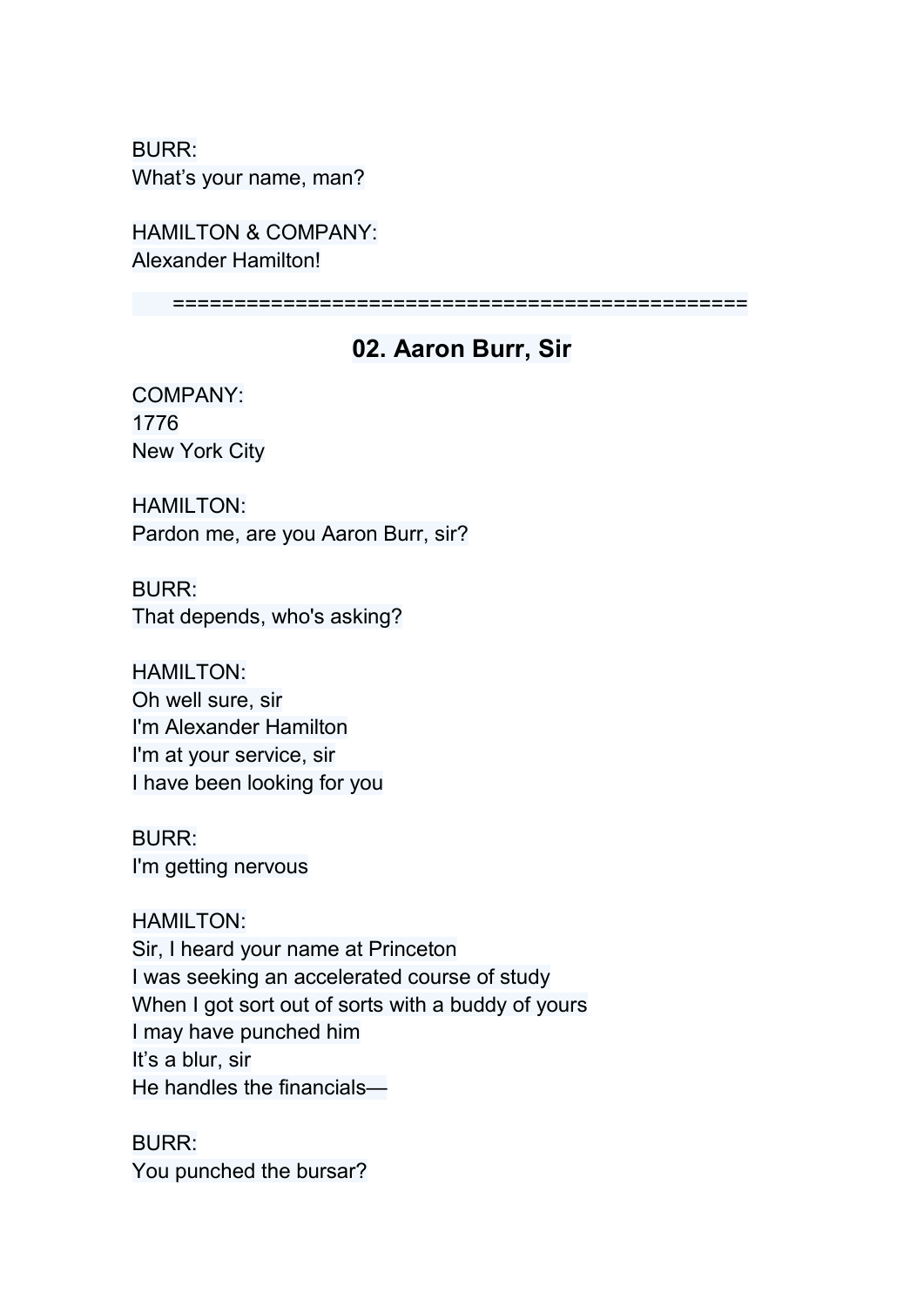BURR:
What's your name, man?

HAMILTON & COMPANY:
Alexander Hamilton!

==============================================

## 02. Aaron Burr, Sir

COMPANY:
1776
New York City

HAMILTON:
Pardon me, are you Aaron Burr, sir?

BURR:
That depends, who's asking?

HAMILTON:
Oh well sure, sir
I'm Alexander Hamilton
I'm at your service, sir
I have been looking for you

BURR:
I'm getting nervous

HAMILTON:
Sir, I heard your name at Princeton
I was seeking an accelerated course of study
When I got sort out of sorts with a buddy of yours
I may have punched him
It's a blur, sir
He handles the financials—

BURR:
You punched the bursar?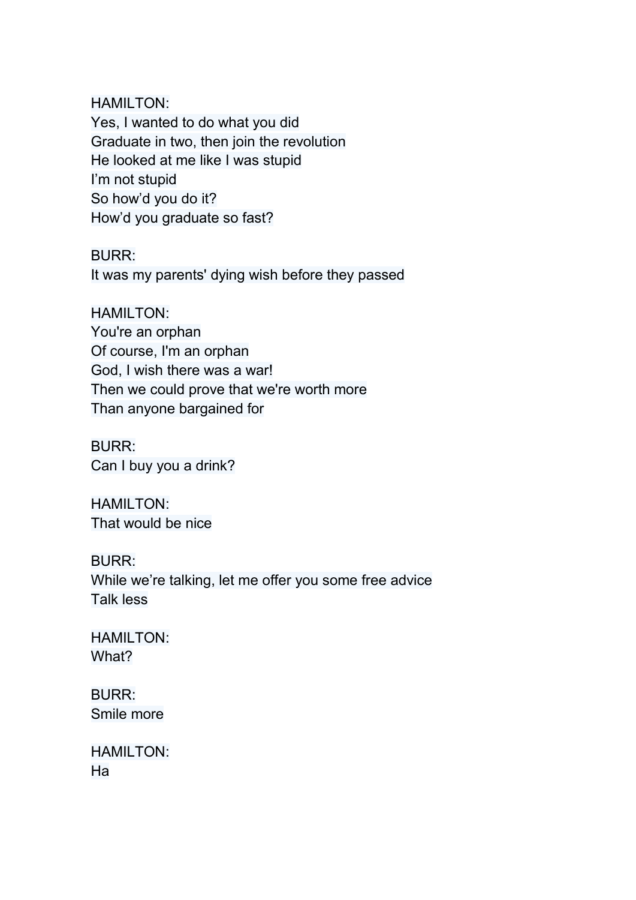HAMILTON:
Yes, I wanted to do what you did
Graduate in two, then join the revolution
He looked at me like I was stupid
I'm not stupid
So how'd you do it?
How'd you graduate so fast?

BURR:
It was my parents' dying wish before they passed

HAMILTON:
You're an orphan
Of course, I'm an orphan
God, I wish there was a war!
Then we could prove that we're worth more
Than anyone bargained for

BURR:
Can I buy you a drink?

HAMILTON:
That would be nice

BURR:
While we're talking, let me offer you some free advice
Talk less

HAMILTON:
What?

BURR:
Smile more

HAMILTON:
Ha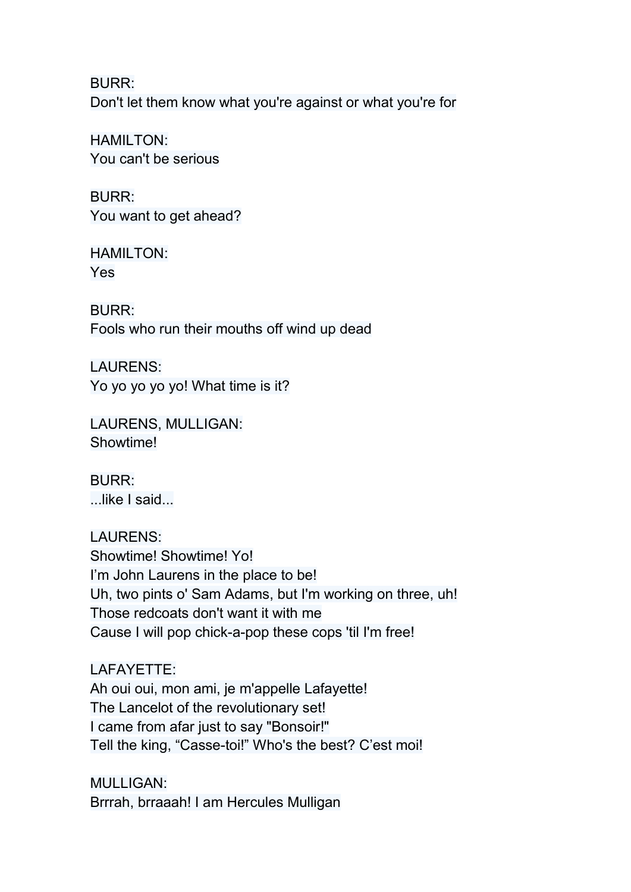BURR:
Don't let them know what you're against or what you're for

HAMILTON:
You can't be serious

BURR:
You want to get ahead?

HAMILTON:
Yes

BURR:
Fools who run their mouths off wind up dead

LAURENS:
Yo yo yo yo yo! What time is it?

LAURENS, MULLIGAN:
Showtime!

BURR:
...like I said...

LAURENS:
Showtime! Showtime! Yo!
I'm John Laurens in the place to be!
Uh, two pints o' Sam Adams, but I'm working on three, uh!
Those redcoats don't want it with me
Cause I will pop chick-a-pop these cops 'til I'm free!

LAFAYETTE:
Ah oui oui, mon ami, je m'appelle Lafayette!
The Lancelot of the revolutionary set!
I came from afar just to say "Bonsoir!"
Tell the king, "Casse-toi!" Who's the best? C'est moi!

MULLIGAN:
Brrrah, brraaah! I am Hercules Mulligan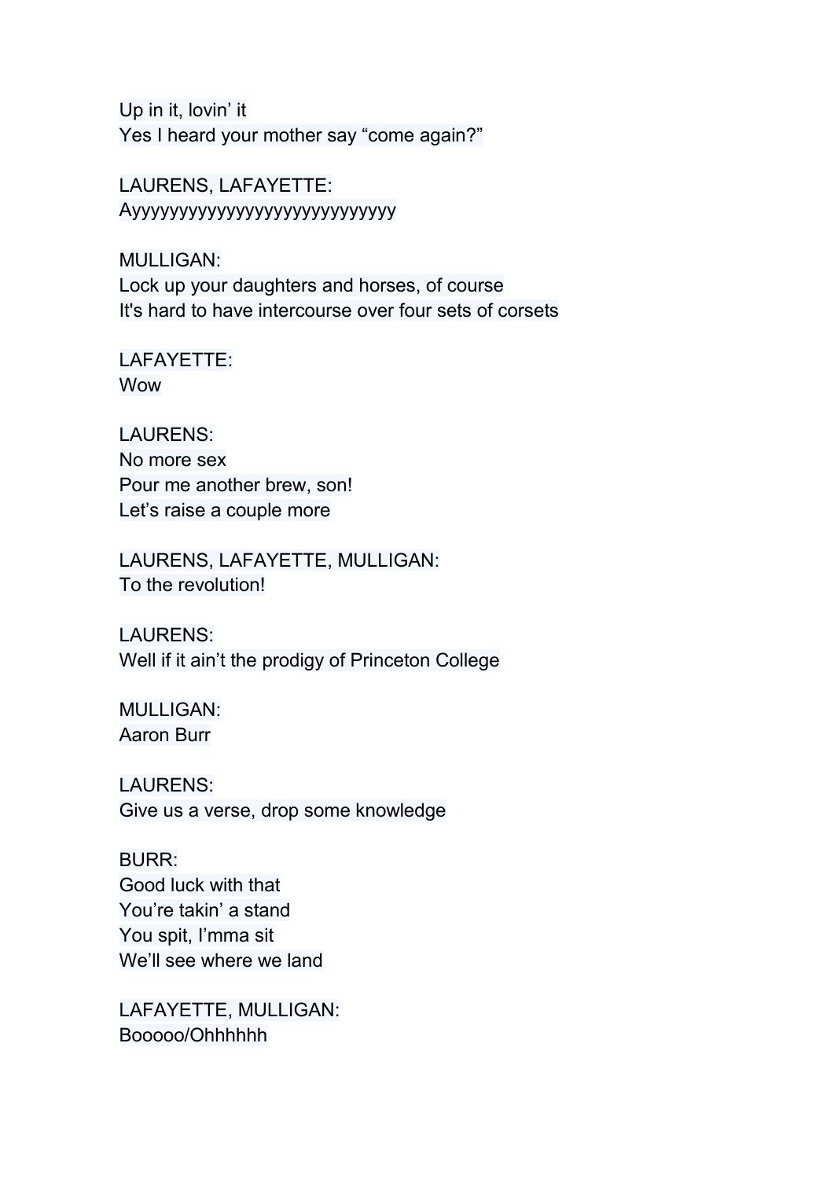Up in it, lovin' it
Yes I heard your mother say "come again?"

LAURENS, LAFAYETTE:
Ayyyyyyyyyyyyyyyyyyyyyyyyyyyy

MULLIGAN:
Lock up your daughters and horses, of course
It's hard to have intercourse over four sets of corsets

LAFAYETTE:
Wow

LAURENS:
No more sex
Pour me another brew, son!
Let's raise a couple more

LAURENS, LAFAYETTE, MULLIGAN:
To the revolution!

LAURENS:
Well if it ain't the prodigy of Princeton College

MULLIGAN:
Aaron Burr

LAURENS:
Give us a verse, drop some knowledge

BURR:
Good luck with that
You're takin' a stand
You spit, I'mma sit
We'll see where we land

LAFAYETTE, MULLIGAN:
Booooo/Ohhhhhh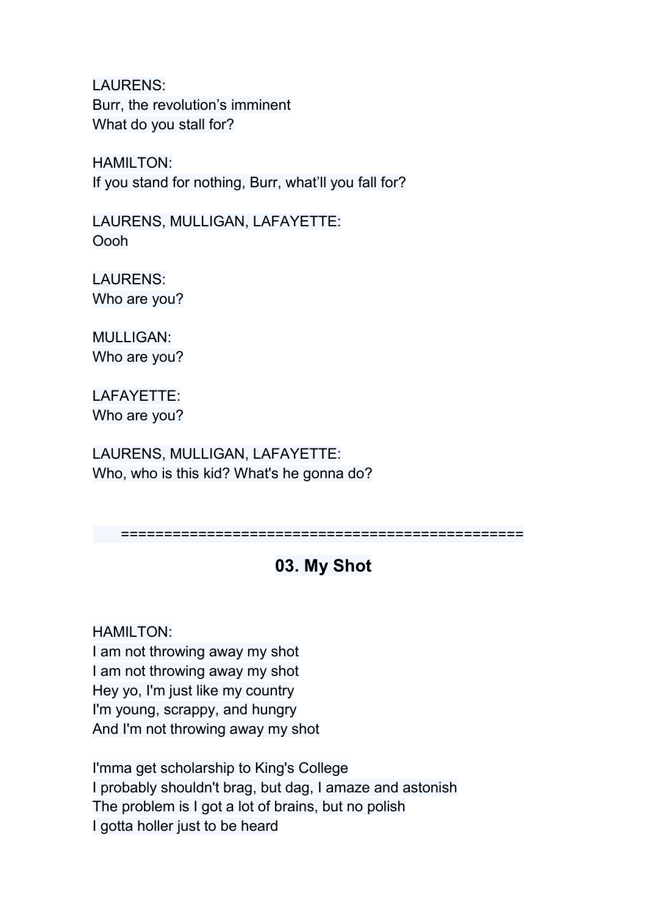LAURENS:
Burr, the revolution's imminent
What do you stall for?

HAMILTON:
If you stand for nothing, Burr, what'll you fall for?

LAURENS, MULLIGAN, LAFAYETTE:
Oooh

LAURENS:
Who are you?

MULLIGAN:
Who are you?

LAFAYETTE:
Who are you?

LAURENS, MULLIGAN, LAFAYETTE:
Who, who is this kid? What's he gonna do?

=============================================

## 03. My Shot

HAMILTON:
I am not throwing away my shot
I am not throwing away my shot
Hey yo, I'm just like my country
I'm young, scrappy, and hungry
And I'm not throwing away my shot

I'mma get scholarship to King's College
I probably shouldn't brag, but dag, I amaze and astonish
The problem is I got a lot of brains, but no polish
I gotta holler just to be heard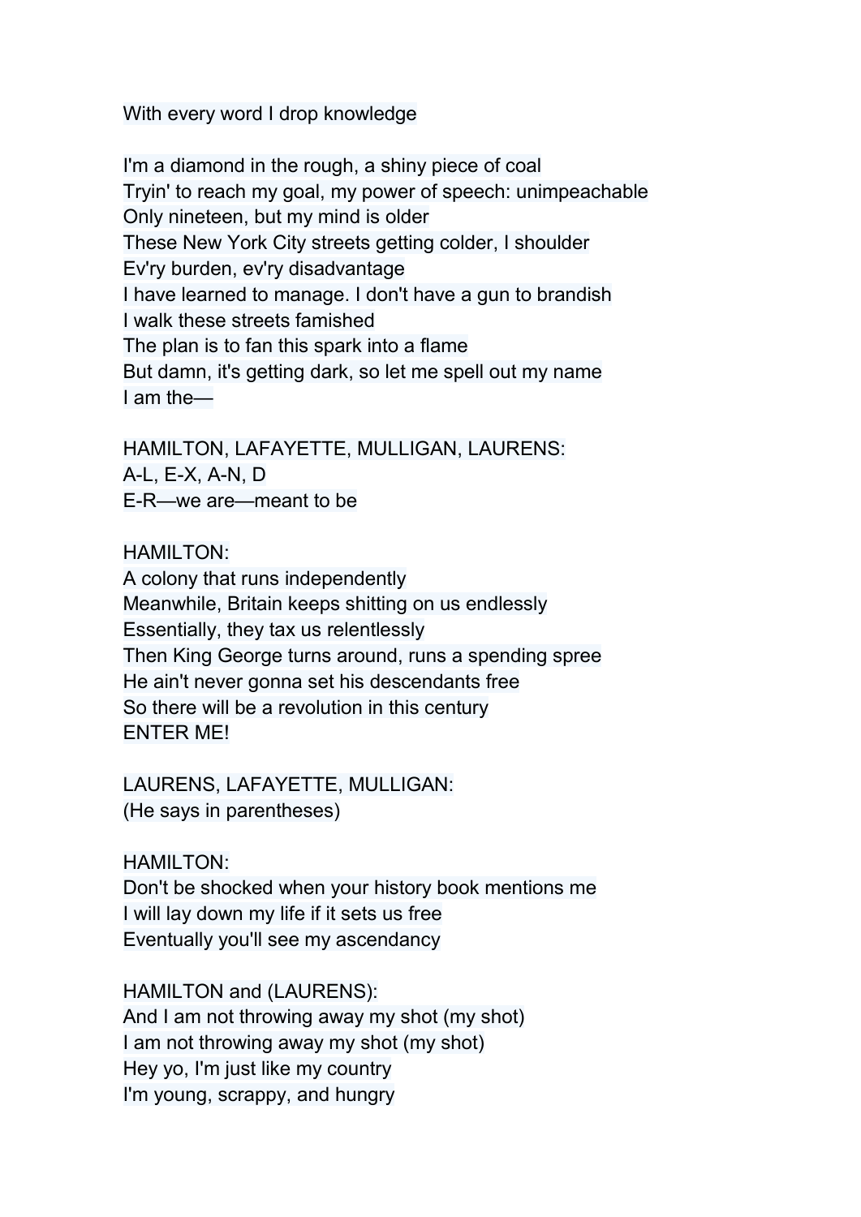With every word I drop knowledge

I'm a diamond in the rough, a shiny piece of coal
Tryin' to reach my goal, my power of speech: unimpeachable
Only nineteen, but my mind is older
These New York City streets getting colder, I shoulder
Ev'ry burden, ev'ry disadvantage
I have learned to manage. I don't have a gun to brandish
I walk these streets famished
The plan is to fan this spark into a flame
But damn, it's getting dark, so let me spell out my name
I am the—

HAMILTON, LAFAYETTE, MULLIGAN, LAURENS:
A-L, E-X, A-N, D
E-R—we are—meant to be

HAMILTON:
A colony that runs independently
Meanwhile, Britain keeps shitting on us endlessly
Essentially, they tax us relentlessly
Then King George turns around, runs a spending spree
He ain't never gonna set his descendants free
So there will be a revolution in this century
ENTER ME!

LAURENS, LAFAYETTE, MULLIGAN:
(He says in parentheses)

HAMILTON:
Don't be shocked when your history book mentions me
I will lay down my life if it sets us free
Eventually you'll see my ascendancy

HAMILTON and (LAURENS):
And I am not throwing away my shot (my shot)
I am not throwing away my shot (my shot)
Hey yo, I'm just like my country
I'm young, scrappy, and hungry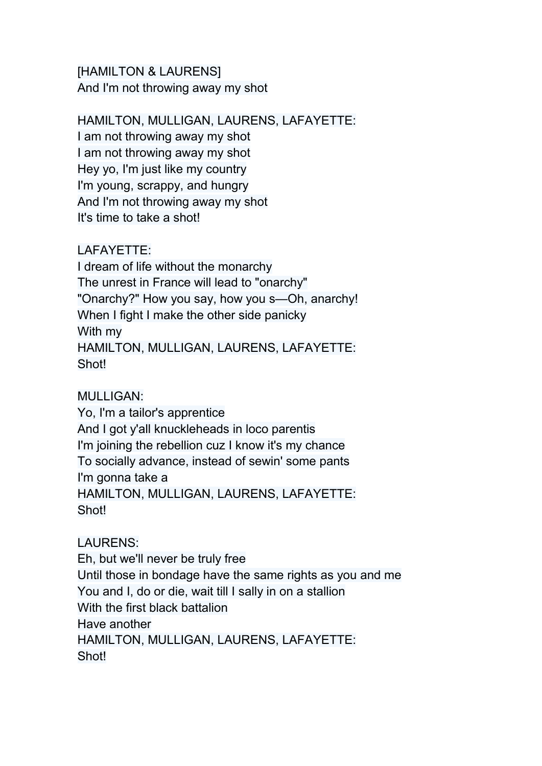[HAMILTON & LAURENS]
And I'm not throwing away my shot

HAMILTON, MULLIGAN, LAURENS, LAFAYETTE:
I am not throwing away my shot
I am not throwing away my shot
Hey yo, I'm just like my country
I'm young, scrappy, and hungry
And I'm not throwing away my shot
It's time to take a shot!

LAFAYETTE:
I dream of life without the monarchy
The unrest in France will lead to "onarchy"
"Onarchy?" How you say, how you s—Oh, anarchy!
When I fight I make the other side panicky
With my
HAMILTON, MULLIGAN, LAURENS, LAFAYETTE:
Shot!

MULLIGAN:
Yo, I'm a tailor's apprentice
And I got y'all knuckleheads in loco parentis
I'm joining the rebellion cuz I know it's my chance
To socially advance, instead of sewin' some pants
I'm gonna take a
HAMILTON, MULLIGAN, LAURENS, LAFAYETTE:
Shot!

LAURENS:
Eh, but we'll never be truly free
Until those in bondage have the same rights as you and me
You and I, do or die, wait till I sally in on a stallion
With the first black battalion
Have another
HAMILTON, MULLIGAN, LAURENS, LAFAYETTE:
Shot!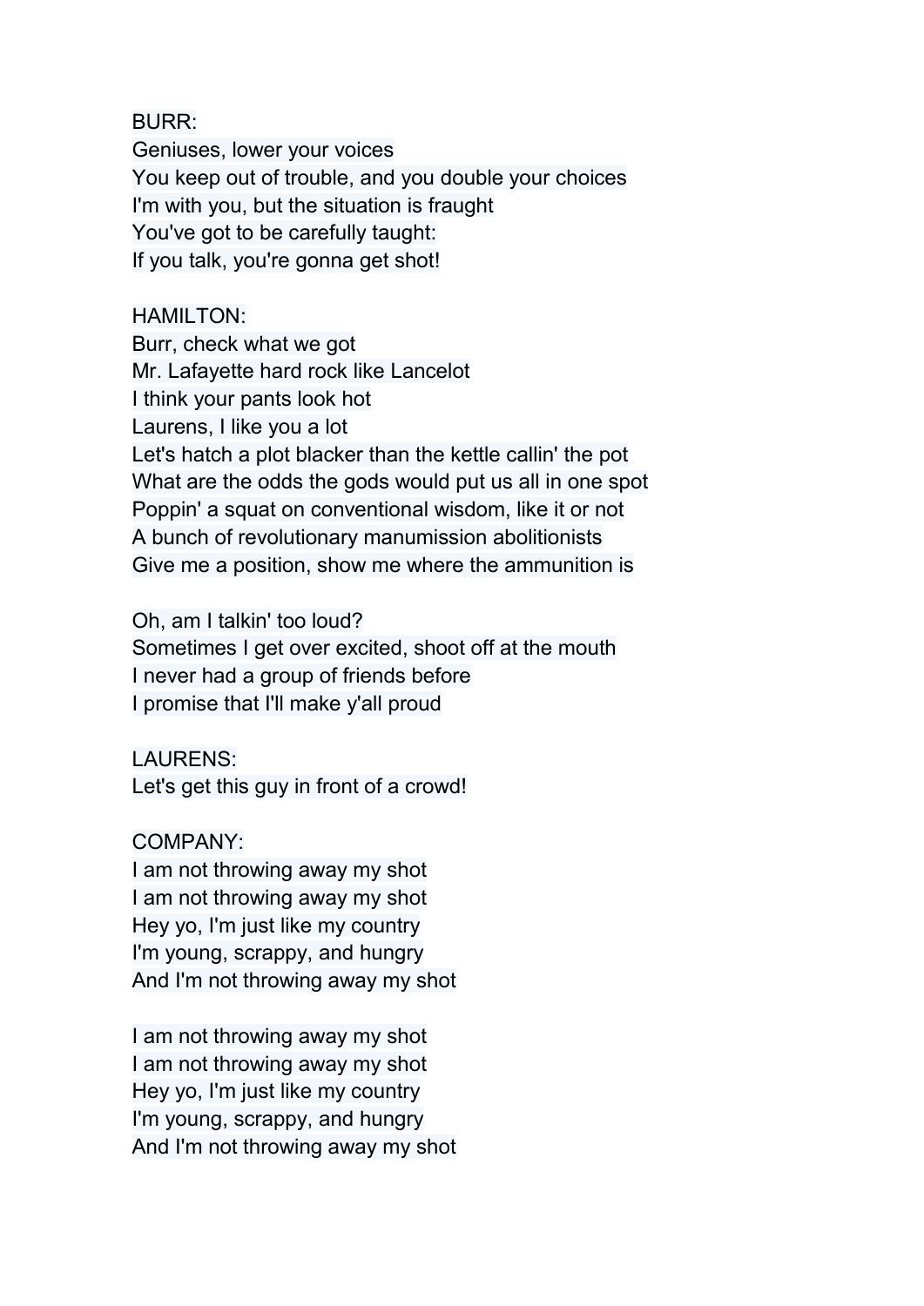BURR:
Geniuses, lower your voices
You keep out of trouble, and you double your choices
I'm with you, but the situation is fraught
You've got to be carefully taught:
If you talk, you're gonna get shot!

HAMILTON:
Burr, check what we got
Mr. Lafayette hard rock like Lancelot
I think your pants look hot
Laurens, I like you a lot
Let's hatch a plot blacker than the kettle callin' the pot
What are the odds the gods would put us all in one spot
Poppin' a squat on conventional wisdom, like it or not
A bunch of revolutionary manumission abolitionists
Give me a position, show me where the ammunition is

Oh, am I talkin' too loud?
Sometimes I get over excited, shoot off at the mouth
I never had a group of friends before
I promise that I'll make y'all proud

LAURENS:
Let's get this guy in front of a crowd!

COMPANY:
I am not throwing away my shot
I am not throwing away my shot
Hey yo, I'm just like my country
I'm young, scrappy, and hungry
And I'm not throwing away my shot

I am not throwing away my shot
I am not throwing away my shot
Hey yo, I'm just like my country
I'm young, scrappy, and hungry
And I'm not throwing away my shot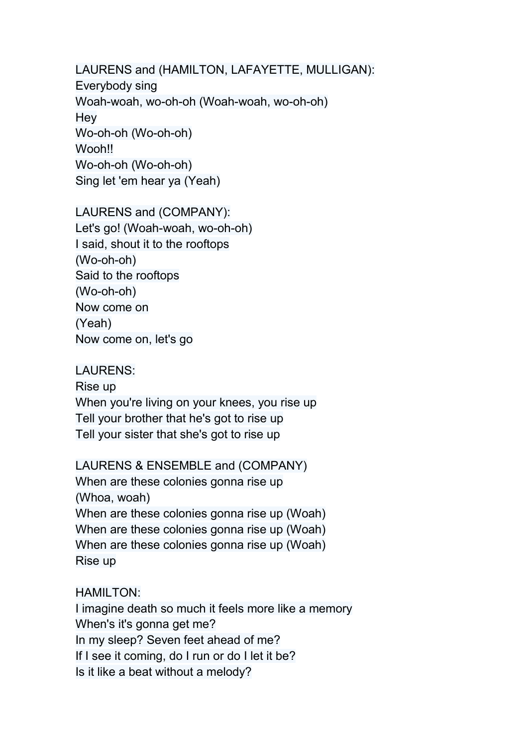LAURENS and (HAMILTON, LAFAYETTE, MULLIGAN):
Everybody sing
Woah-woah, wo-oh-oh (Woah-woah, wo-oh-oh)
Hey
Wo-oh-oh (Wo-oh-oh)
Wooh!!
Wo-oh-oh (Wo-oh-oh)
Sing let 'em hear ya (Yeah)

LAURENS and (COMPANY):
Let's go! (Woah-woah, wo-oh-oh)
I said, shout it to the rooftops
(Wo-oh-oh)
Said to the rooftops
(Wo-oh-oh)
Now come on
(Yeah)
Now come on, let's go

LAURENS:
Rise up
When you're living on your knees, you rise up
Tell your brother that he's got to rise up
Tell your sister that she's got to rise up

LAURENS & ENSEMBLE and (COMPANY)
When are these colonies gonna rise up
(Whoa, woah)
When are these colonies gonna rise up (Woah)
When are these colonies gonna rise up (Woah)
When are these colonies gonna rise up (Woah)
Rise up

HAMILTON:
I imagine death so much it feels more like a memory
When's it's gonna get me?
In my sleep? Seven feet ahead of me?
If I see it coming, do I run or do I let it be?
Is it like a beat without a melody?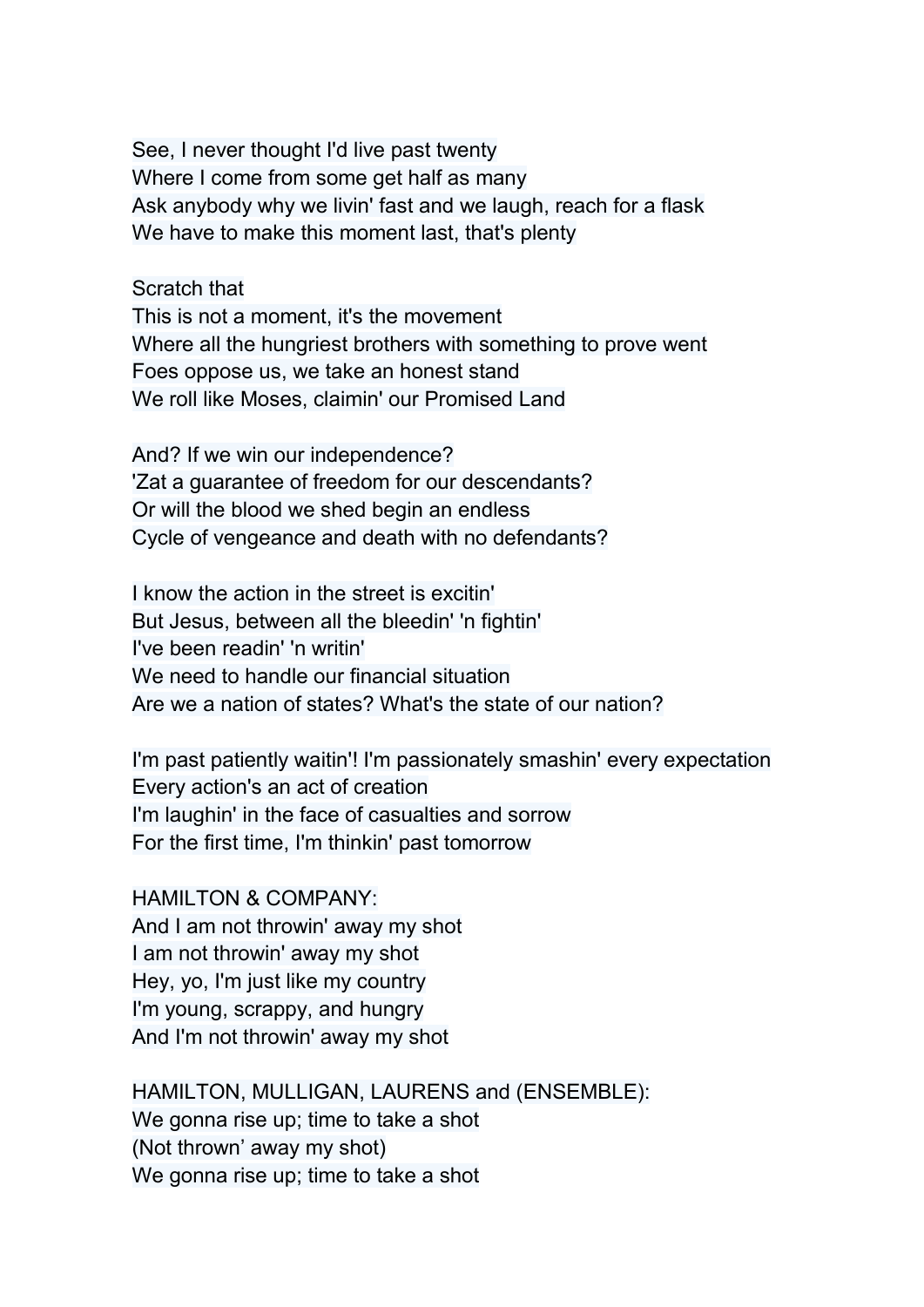See, I never thought I'd live past twenty
Where I come from some get half as many
Ask anybody why we livin' fast and we laugh, reach for a flask
We have to make this moment last, that's plenty

Scratch that
This is not a moment, it's the movement
Where all the hungriest brothers with something to prove went
Foes oppose us, we take an honest stand
We roll like Moses, claimin' our Promised Land

And? If we win our independence?
'Zat a guarantee of freedom for our descendants?
Or will the blood we shed begin an endless
Cycle of vengeance and death with no defendants?

I know the action in the street is excitin'
But Jesus, between all the bleedin' 'n fightin'
I've been readin' 'n writin'
We need to handle our financial situation
Are we a nation of states? What's the state of our nation?

I'm past patiently waitin'! I'm passionately smashin' every expectation
Every action's an act of creation
I'm laughin' in the face of casualties and sorrow
For the first time, I'm thinkin' past tomorrow

HAMILTON & COMPANY:
And I am not throwin' away my shot
I am not throwin' away my shot
Hey, yo, I'm just like my country
I'm young, scrappy, and hungry
And I'm not throwin' away my shot

HAMILTON, MULLIGAN, LAURENS and (ENSEMBLE):
We gonna rise up; time to take a shot
(Not thrown' away my shot)
We gonna rise up; time to take a shot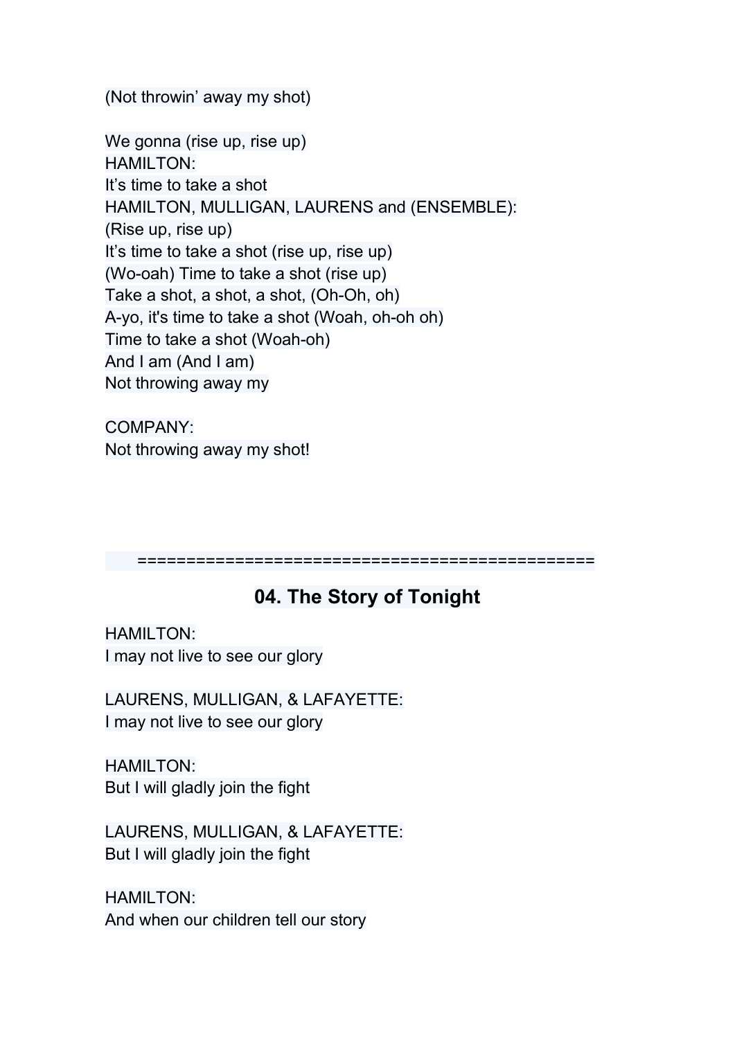(Not throwin' away my shot)

We gonna (rise up, rise up)
HAMILTON:
It's time to take a shot
HAMILTON, MULLIGAN, LAURENS and (ENSEMBLE):
(Rise up, rise up)
It's time to take a shot (rise up, rise up)
(Wo-oah) Time to take a shot (rise up)
Take a shot, a shot, a shot, (Oh-Oh, oh)
A-yo, it's time to take a shot (Woah, oh-oh oh)
Time to take a shot (Woah-oh)
And I am (And I am)
Not throwing away my

COMPANY:
Not throwing away my shot!

==============================================

## 04. The Story of Tonight

HAMILTON:
I may not live to see our glory

LAURENS, MULLIGAN, & LAFAYETTE:
I may not live to see our glory

HAMILTON:
But I will gladly join the fight

LAURENS, MULLIGAN, & LAFAYETTE:
But I will gladly join the fight

HAMILTON:
And when our children tell our story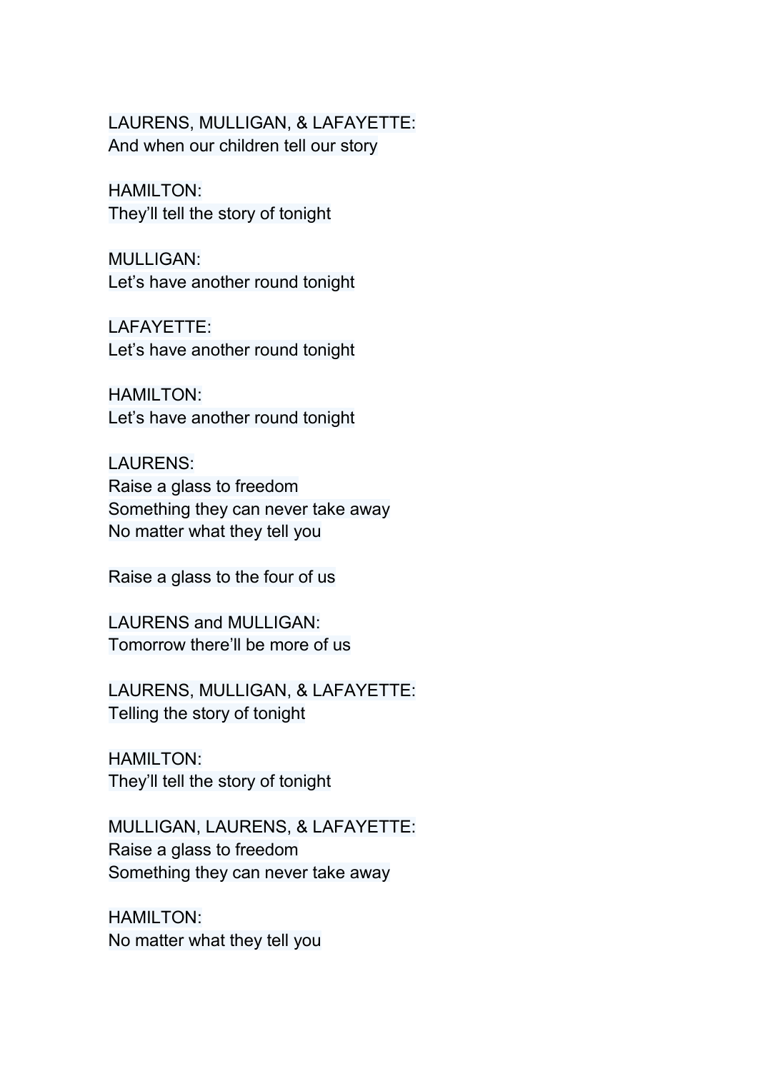LAURENS, MULLIGAN, & LAFAYETTE:
And when our children tell our story

HAMILTON:
They'll tell the story of tonight

MULLIGAN:
Let's have another round tonight

LAFAYETTE:
Let's have another round tonight

HAMILTON:
Let's have another round tonight

LAURENS:
Raise a glass to freedom
Something they can never take away
No matter what they tell you

Raise a glass to the four of us

LAURENS and MULLIGAN:
Tomorrow there'll be more of us

LAURENS, MULLIGAN, & LAFAYETTE:
Telling the story of tonight

HAMILTON:
They'll tell the story of tonight

MULLIGAN, LAURENS, & LAFAYETTE:
Raise a glass to freedom
Something they can never take away

HAMILTON:
No matter what they tell you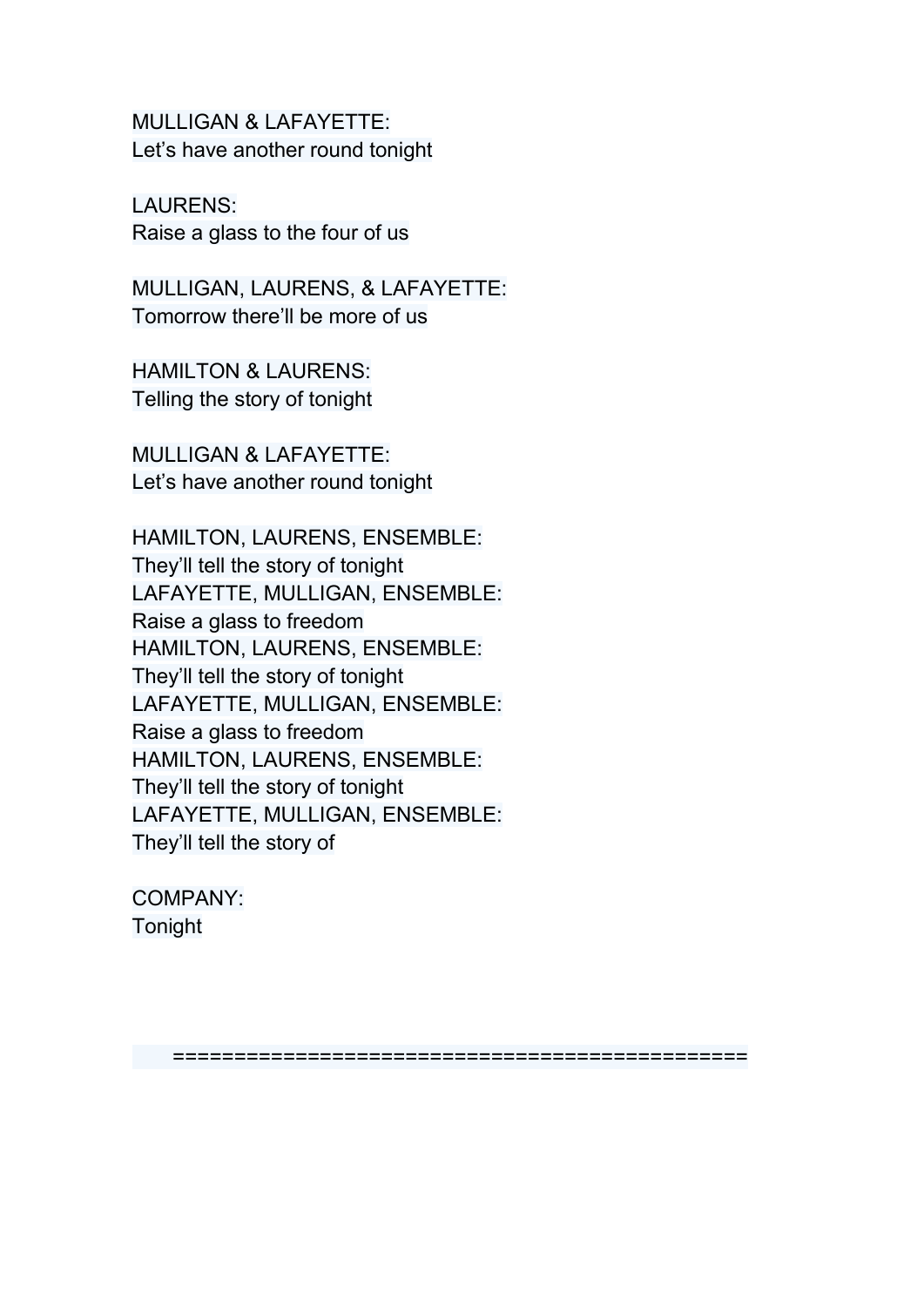MULLIGAN & LAFAYETTE:
Let's have another round tonight

LAURENS:
Raise a glass to the four of us

MULLIGAN, LAURENS, & LAFAYETTE:
Tomorrow there'll be more of us

HAMILTON & LAURENS:
Telling the story of tonight

MULLIGAN & LAFAYETTE:
Let's have another round tonight

HAMILTON, LAURENS, ENSEMBLE:
They'll tell the story of tonight
LAFAYETTE, MULLIGAN, ENSEMBLE:
Raise a glass to freedom
HAMILTON, LAURENS, ENSEMBLE:
They'll tell the story of tonight
LAFAYETTE, MULLIGAN, ENSEMBLE:
Raise a glass to freedom
HAMILTON, LAURENS, ENSEMBLE:
They'll tell the story of tonight
LAFAYETTE, MULLIGAN, ENSEMBLE:
They'll tell the story of

COMPANY:
Tonight

=============================================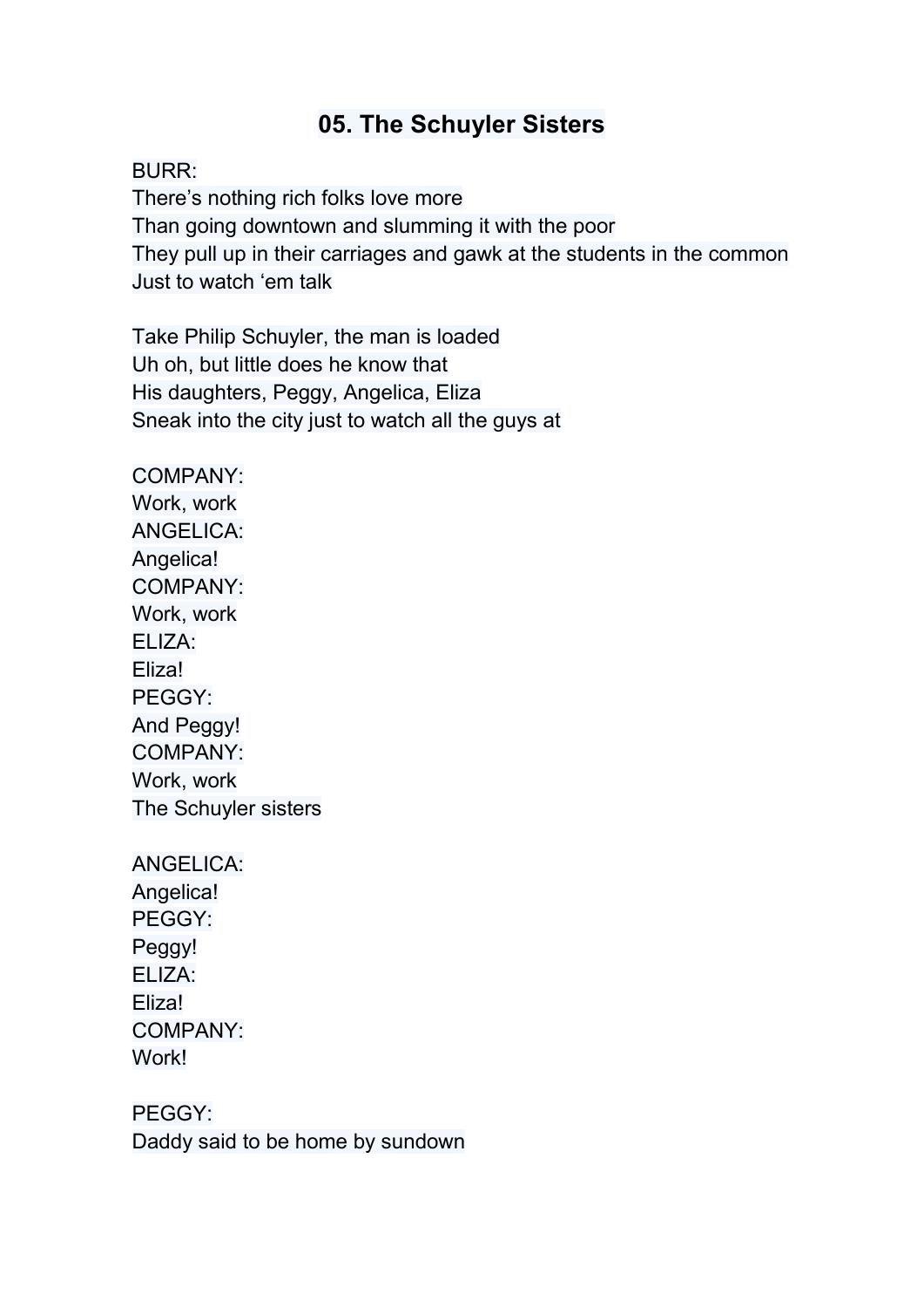# 05. The Schuyler Sisters

BURR:
There's nothing rich folks love more
Than going downtown and slumming it with the poor
They pull up in their carriages and gawk at the students in the common
Just to watch 'em talk

Take Philip Schuyler, the man is loaded
Uh oh, but little does he know that
His daughters, Peggy, Angelica, Eliza
Sneak into the city just to watch all the guys at

COMPANY:
Work, work
ANGELICA:
Angelica!
COMPANY:
Work, work
ELIZA:
Eliza!
PEGGY:
And Peggy!
COMPANY:
Work, work
The Schuyler sisters

ANGELICA:
Angelica!
PEGGY:
Peggy!
ELIZA:
Eliza!
COMPANY:
Work!

PEGGY:
Daddy said to be home by sundown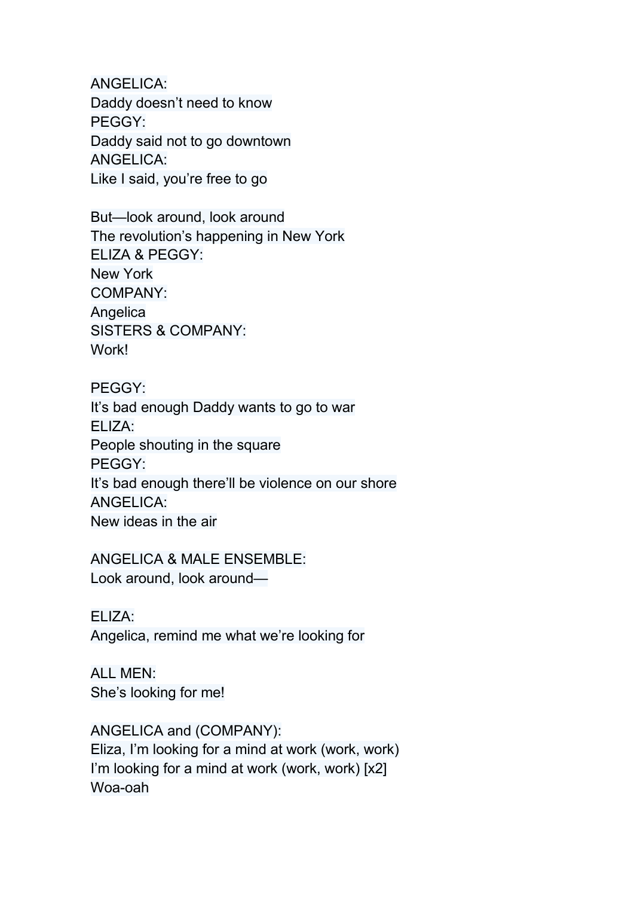ANGELICA:
Daddy doesn't need to know
PEGGY:
Daddy said not to go downtown
ANGELICA:
Like I said, you're free to go

But—look around, look around
The revolution's happening in New York
ELIZA & PEGGY:
New York
COMPANY:
Angelica
SISTERS & COMPANY:
Work!

PEGGY:
It's bad enough Daddy wants to go to war
ELIZA:
People shouting in the square
PEGGY:
It's bad enough there'll be violence on our shore
ANGELICA:
New ideas in the air

ANGELICA & MALE ENSEMBLE:
Look around, look around—

ELIZA:
Angelica, remind me what we're looking for

ALL MEN:
She's looking for me!

ANGELICA and (COMPANY):
Eliza, I'm looking for a mind at work (work, work)
I'm looking for a mind at work (work, work) [x2]
Woa-oah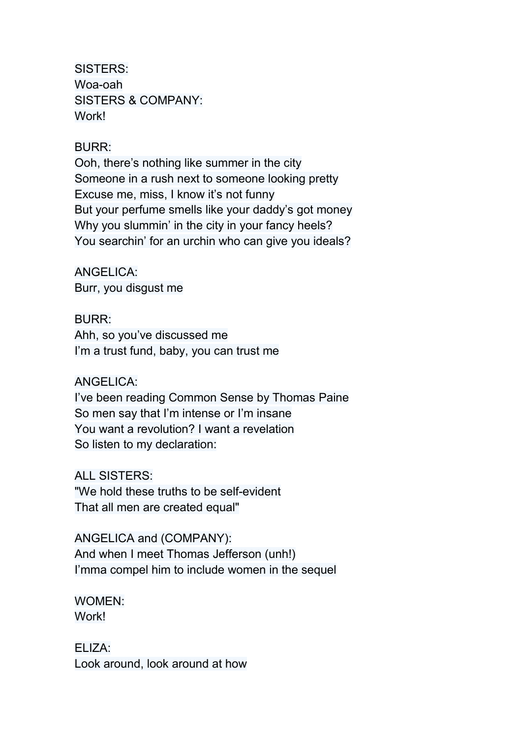SISTERS:
Woa-oah
SISTERS & COMPANY:
Work!

BURR:
Ooh, there's nothing like summer in the city
Someone in a rush next to someone looking pretty
Excuse me, miss, I know it's not funny
But your perfume smells like your daddy's got money
Why you slummin' in the city in your fancy heels?
You searchin' for an urchin who can give you ideals?

ANGELICA:
Burr, you disgust me

BURR:
Ahh, so you've discussed me
I'm a trust fund, baby, you can trust me

ANGELICA:
I've been reading Common Sense by Thomas Paine
So men say that I'm intense or I'm insane
You want a revolution? I want a revelation
So listen to my declaration:

ALL SISTERS:
"We hold these truths to be self-evident
That all men are created equal"

ANGELICA and (COMPANY):
And when I meet Thomas Jefferson (unh!)
I'mma compel him to include women in the sequel

WOMEN:
Work!

ELIZA:
Look around, look around at how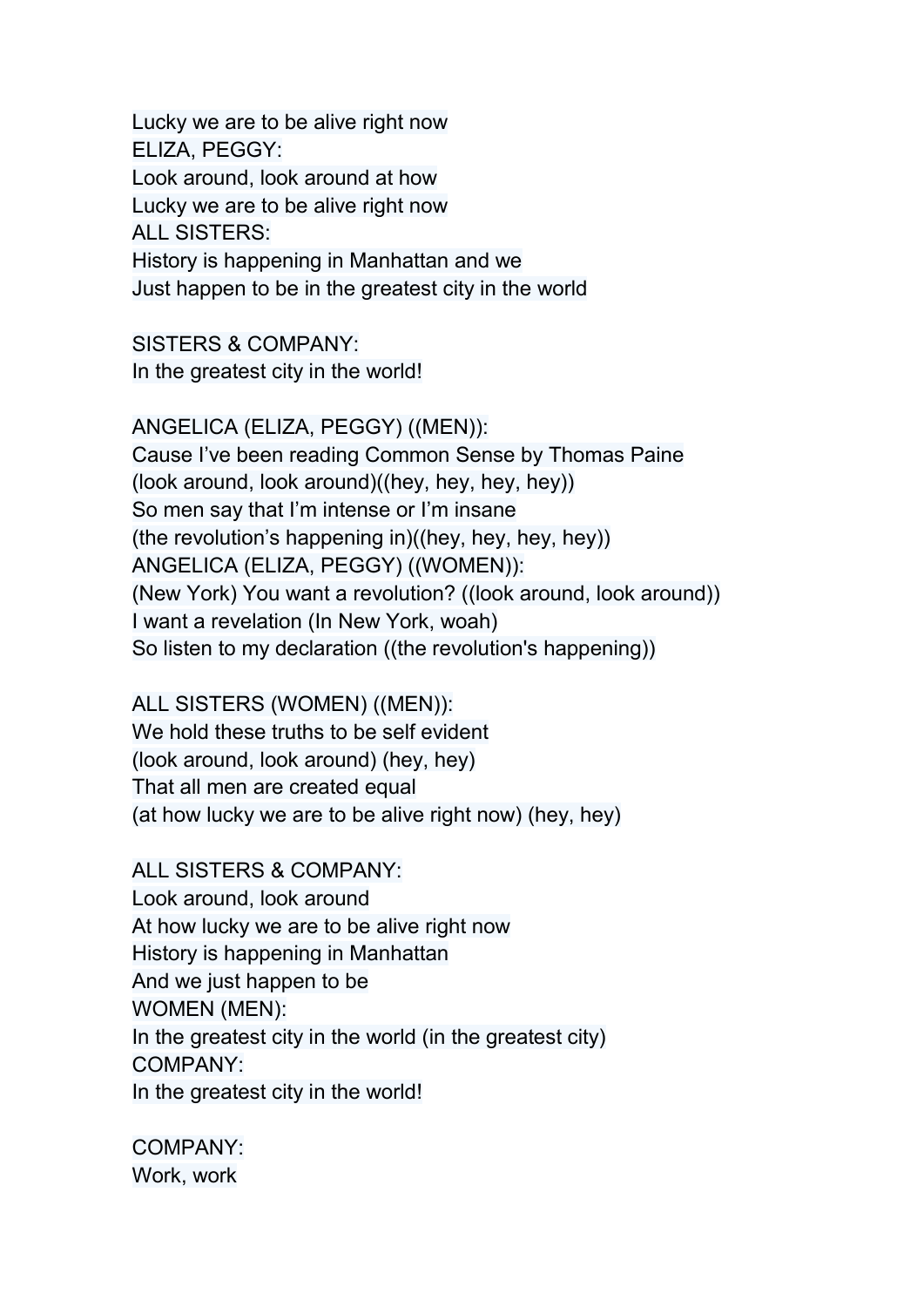Lucky we are to be alive right now
ELIZA, PEGGY:
Look around, look around at how
Lucky we are to be alive right now
ALL SISTERS:
History is happening in Manhattan and we
Just happen to be in the greatest city in the world

SISTERS & COMPANY:
In the greatest city in the world!

ANGELICA (ELIZA, PEGGY) ((MEN)):
Cause I've been reading Common Sense by Thomas Paine
(look around, look around)((hey, hey, hey, hey))
So men say that I'm intense or I'm insane
(the revolution's happening in)((hey, hey, hey, hey))
ANGELICA (ELIZA, PEGGY) ((WOMEN)):
(New York) You want a revolution? ((look around, look around))
I want a revelation (In New York, woah)
So listen to my declaration ((the revolution's happening))

ALL SISTERS (WOMEN) ((MEN)):
We hold these truths to be self evident
(look around, look around) (hey, hey)
That all men are created equal
(at how lucky we are to be alive right now) (hey, hey)

ALL SISTERS & COMPANY:
Look around, look around
At how lucky we are to be alive right now
History is happening in Manhattan
And we just happen to be
WOMEN (MEN):
In the greatest city in the world (in the greatest city)
COMPANY:
In the greatest city in the world!

COMPANY:
Work, work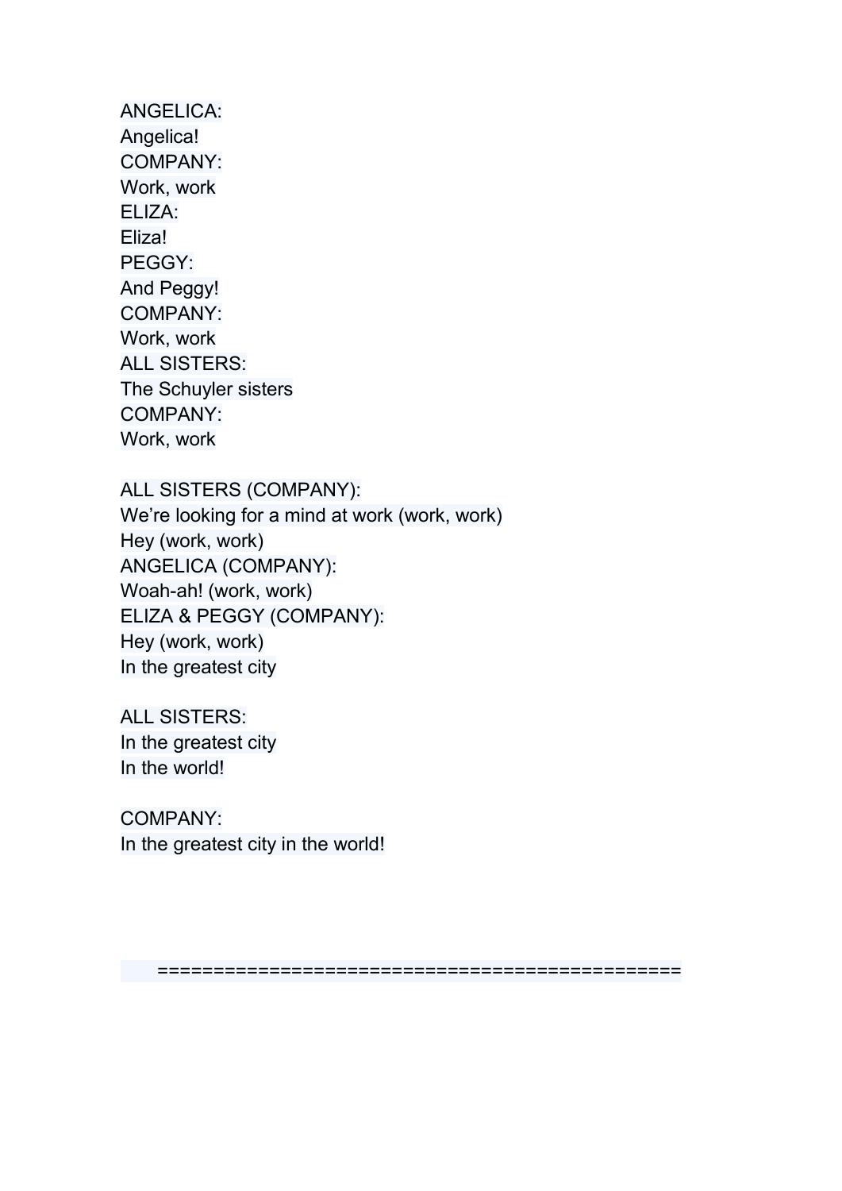ANGELICA:
Angelica!
COMPANY:
Work, work
ELIZA:
Eliza!
PEGGY:
And Peggy!
COMPANY:
Work, work
ALL SISTERS:
The Schuyler sisters
COMPANY:
Work, work

ALL SISTERS (COMPANY):
We're looking for a mind at work (work, work)
Hey (work, work)
ANGELICA (COMPANY):
Woah-ah! (work, work)
ELIZA & PEGGY (COMPANY):
Hey (work, work)
In the greatest city

ALL SISTERS:
In the greatest city
In the world!

COMPANY:
In the greatest city in the world!

=============================================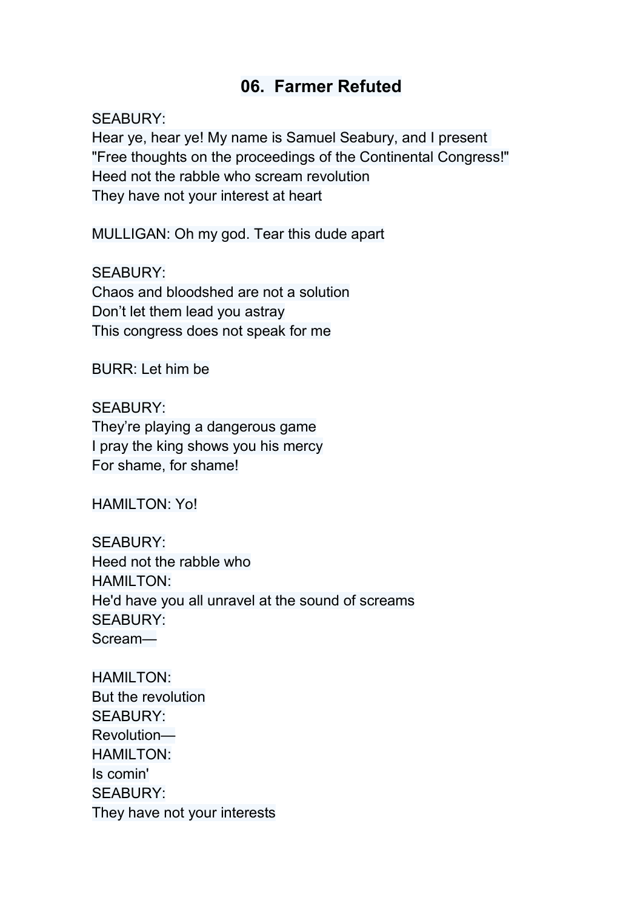## 06. Farmer Refuted

SEABURY:
Hear ye, hear ye! My name is Samuel Seabury, and I present
"Free thoughts on the proceedings of the Continental Congress!"
Heed not the rabble who scream revolution
They have not your interest at heart

MULLIGAN: Oh my god. Tear this dude apart

SEABURY:
Chaos and bloodshed are not a solution
Don't let them lead you astray
This congress does not speak for me

BURR: Let him be

SEABURY:
They're playing a dangerous game
I pray the king shows you his mercy
For shame, for shame!

HAMILTON: Yo!

SEABURY:
Heed not the rabble who
HAMILTON:
He'd have you all unravel at the sound of screams
SEABURY:
Scream—

HAMILTON:
But the revolution
SEABURY:
Revolution—
HAMILTON:
Is comin'
SEABURY:
They have not your interests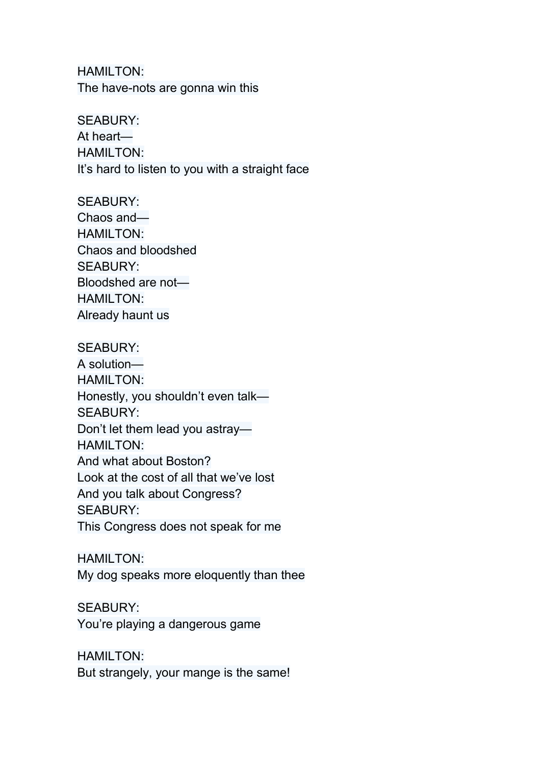HAMILTON:
The have-nots are gonna win this

SEABURY:
At heart—
HAMILTON:
It's hard to listen to you with a straight face

SEABURY:
Chaos and—
HAMILTON:
Chaos and bloodshed
SEABURY:
Bloodshed are not—
HAMILTON:
Already haunt us

SEABURY:
A solution—
HAMILTON:
Honestly, you shouldn't even talk—
SEABURY:
Don't let them lead you astray—
HAMILTON:
And what about Boston?
Look at the cost of all that we've lost
And you talk about Congress?
SEABURY:
This Congress does not speak for me

HAMILTON:
My dog speaks more eloquently than thee

SEABURY:
You're playing a dangerous game

HAMILTON:
But strangely, your mange is the same!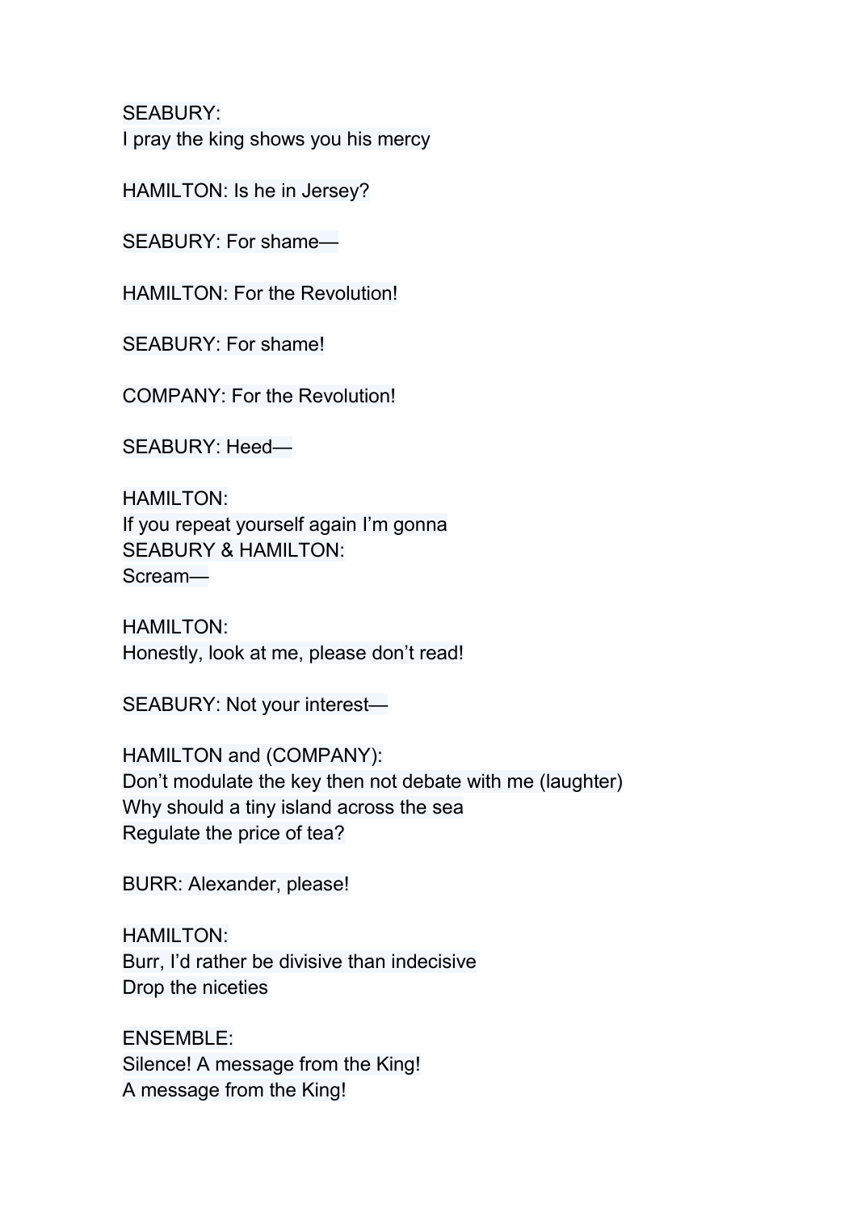SEABURY:
I pray the king shows you his mercy

HAMILTON: Is he in Jersey?

SEABURY: For shame—

HAMILTON: For the Revolution!

SEABURY: For shame!

COMPANY: For the Revolution!

SEABURY: Heed—

HAMILTON:
If you repeat yourself again I'm gonna
SEABURY & HAMILTON:
Scream—

HAMILTON:
Honestly, look at me, please don't read!

SEABURY: Not your interest—

HAMILTON and (COMPANY):
Don't modulate the key then not debate with me (laughter)
Why should a tiny island across the sea
Regulate the price of tea?

BURR: Alexander, please!

HAMILTON:
Burr, I'd rather be divisive than indecisive
Drop the niceties

ENSEMBLE:
Silence! A message from the King!
A message from the King!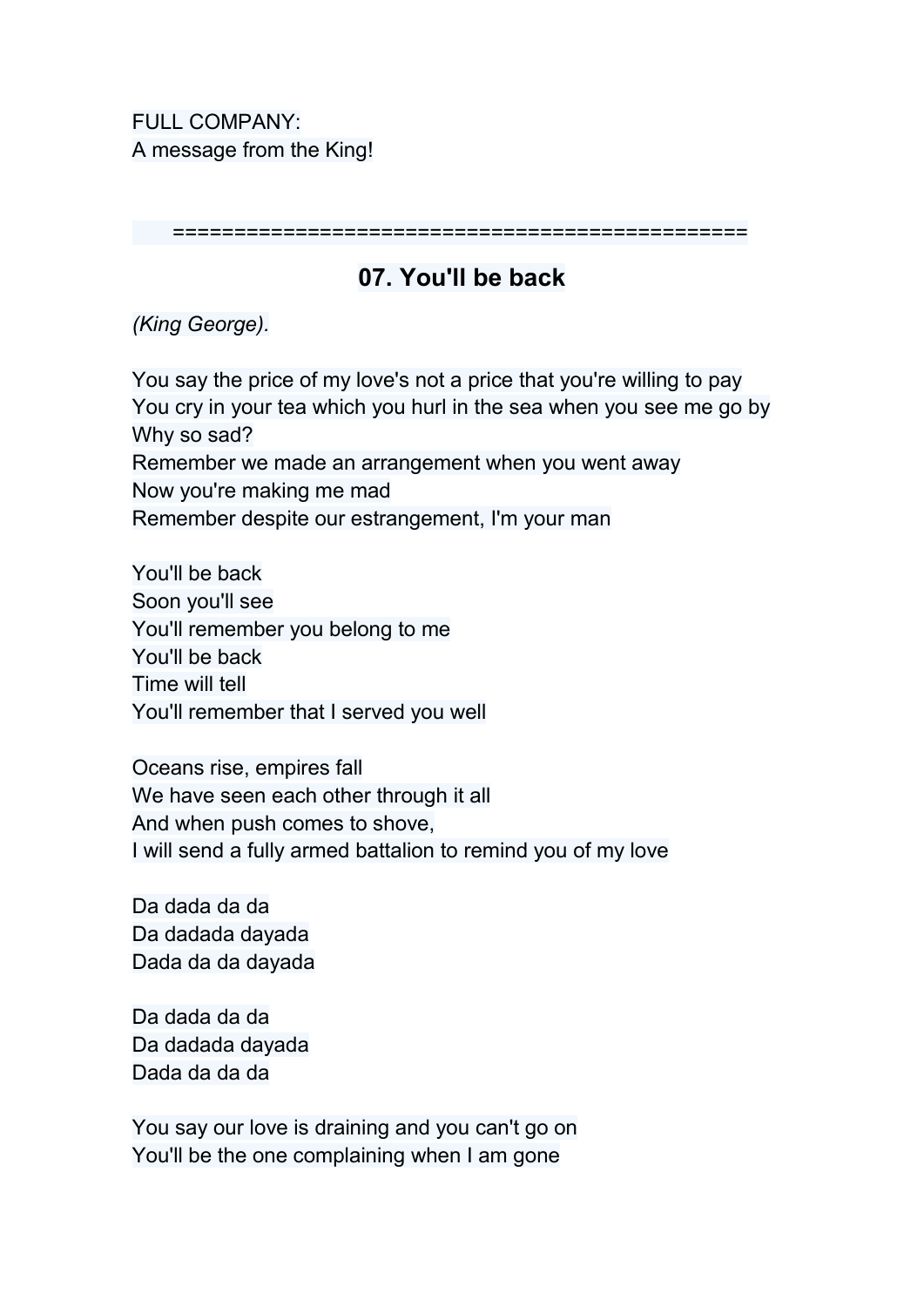FULL COMPANY:
A message from the King!

================================================

## 07. You'll be back

*(King George).*

You say the price of my love's not a price that you're willing to pay
You cry in your tea which you hurl in the sea when you see me go by
Why so sad?
Remember we made an arrangement when you went away
Now you're making me mad
Remember despite our estrangement, I'm your man

You'll be back
Soon you'll see
You'll remember you belong to me
You'll be back
Time will tell
You'll remember that I served you well

Oceans rise, empires fall
We have seen each other through it all
And when push comes to shove,
I will send a fully armed battalion to remind you of my love

Da dada da da
Da dadada dayada
Dada da da dayada

Da dada da da
Da dadada dayada
Dada da da da

You say our love is draining and you can't go on
You'll be the one complaining when I am gone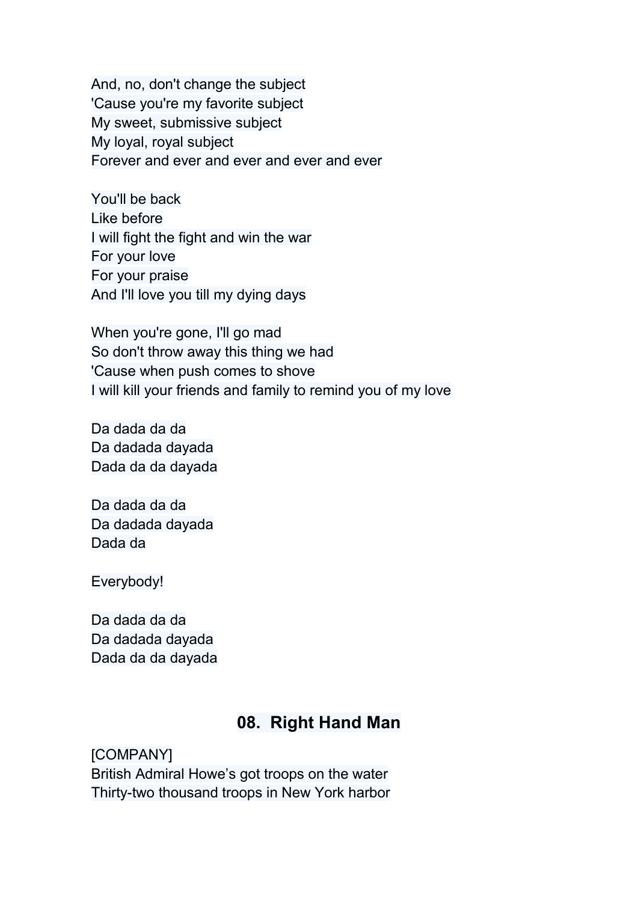And, no, don't change the subject
'Cause you're my favorite subject
My sweet, submissive subject
My loyal, royal subject
Forever and ever and ever and ever and ever

You'll be back
Like before
I will fight the fight and win the war
For your love
For your praise
And I'll love you till my dying days

When you're gone, I'll go mad
So don't throw away this thing we had
'Cause when push comes to shove
I will kill your friends and family to remind you of my love

Da dada da da
Da dadada dayada
Dada da da dayada

Da dada da da
Da dadada dayada
Dada da

Everybody!

Da dada da da
Da dadada dayada
Dada da da dayada

## 08. Right Hand Man

[COMPANY]
British Admiral Howe's got troops on the water
Thirty-two thousand troops in New York harbor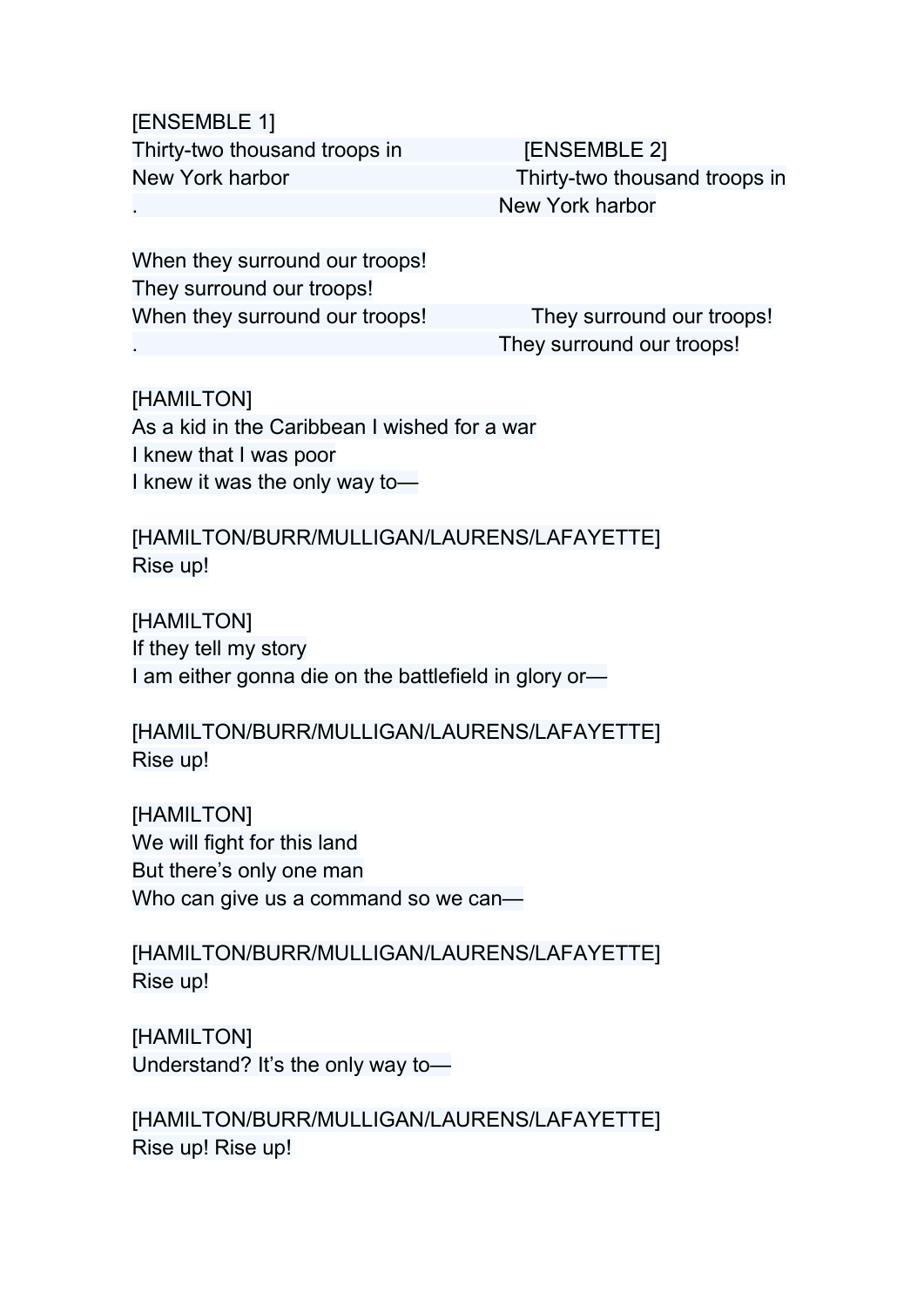[ENSEMBLE 1]
Thirty-two thousand troops in
New York harbor

[ENSEMBLE 2]
Thirty-two thousand troops in
New York harbor

When they surround our troops!
They surround our troops!
When they surround our troops!

They surround our troops!
They surround our troops!

[HAMILTON]
As a kid in the Caribbean I wished for a war
I knew that I was poor
I knew it was the only way to—

[HAMILTON/BURR/MULLIGAN/LAURENS/LAFAYETTE]
Rise up!

[HAMILTON]
If they tell my story
I am either gonna die on the battlefield in glory or—

[HAMILTON/BURR/MULLIGAN/LAURENS/LAFAYETTE]
Rise up!

[HAMILTON]
We will fight for this land
But there's only one man
Who can give us a command so we can—

[HAMILTON/BURR/MULLIGAN/LAURENS/LAFAYETTE]
Rise up!

[HAMILTON]
Understand? It's the only way to—

[HAMILTON/BURR/MULLIGAN/LAURENS/LAFAYETTE]
Rise up! Rise up!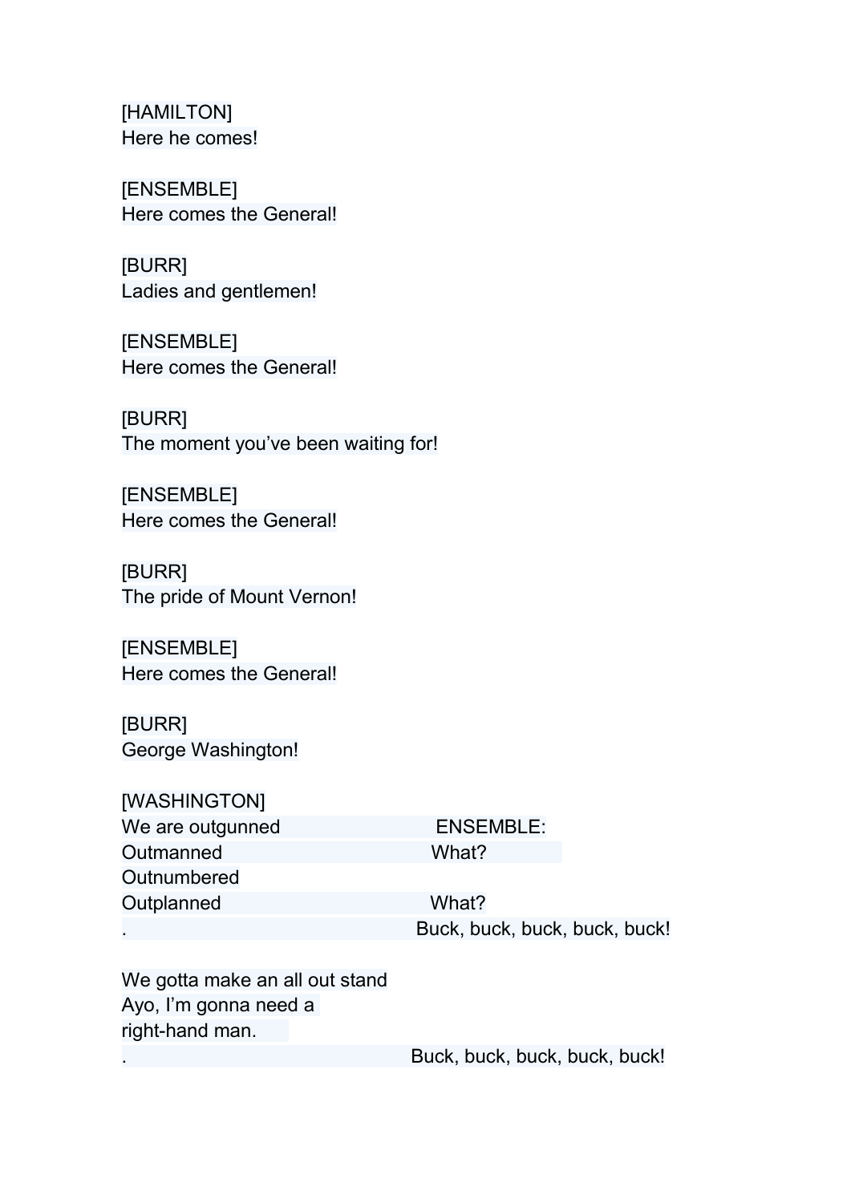[HAMILTON]
Here he comes!

[ENSEMBLE]
Here comes the General!

[BURR]
Ladies and gentlemen!

[ENSEMBLE]
Here comes the General!

[BURR]
The moment you've been waiting for!

[ENSEMBLE]
Here comes the General!

[BURR]
The pride of Mount Vernon!

[ENSEMBLE]
Here comes the General!

[BURR]
George Washington!

| [WASHINGTON] | |
| --- | --- |
| We are outgunned | ENSEMBLE: |
| Outmanned | What? |
| Outnumbered | |
| Outplanned | What? |
| . | Buck, buck, buck, buck, buck! |

| | |
| --- | --- |
| We gotta make an all out stand | |
| Ayo, I'm gonna need a | |
| right-hand man. | |
| . | Buck, buck, buck, buck, buck! |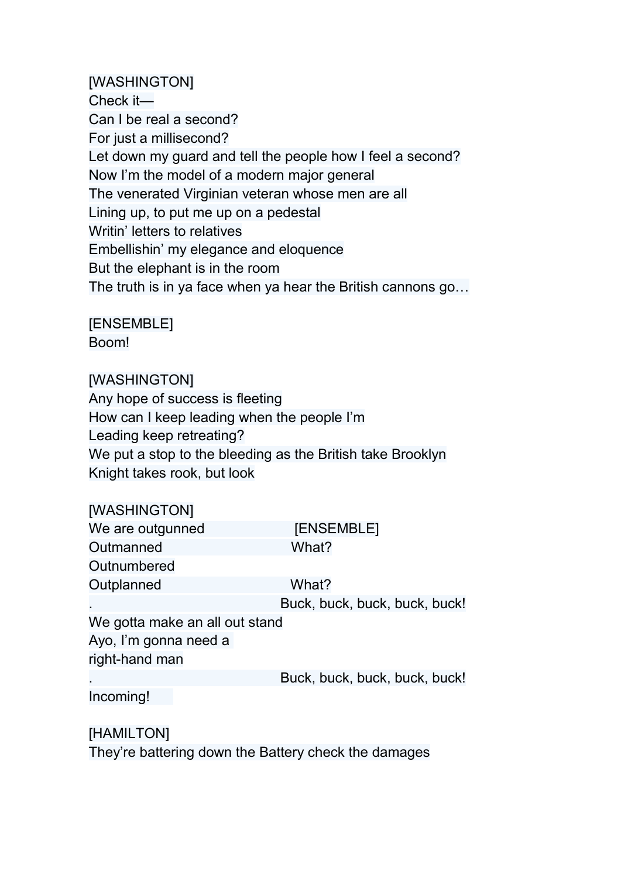[WASHINGTON]
Check it—
Can I be real a second?
For just a millisecond?
Let down my guard and tell the people how I feel a second?
Now I'm the model of a modern major general
The venerated Virginian veteran whose men are all
Lining up, to put me up on a pedestal
Writin' letters to relatives
Embellishin' my elegance and eloquence
But the elephant is in the room
The truth is in ya face when ya hear the British cannons go…

[ENSEMBLE]
Boom!

[WASHINGTON]
Any hope of success is fleeting
How can I keep leading when the people I'm
Leading keep retreating?
We put a stop to the bleeding as the British take Brooklyn
Knight takes rook, but look

| [WASHINGTON] | [ENSEMBLE] |
|---|---|
| We are outgunned | |
| Outmanned | What? |
| Outnumbered | |
| Outplanned | What? |
| . | Buck, buck, buck, buck, buck! |
| We gotta make an all out stand | |
| Ayo, I'm gonna need a | |
| right-hand man | |
| . | Buck, buck, buck, buck, buck! |
| Incoming! | |

[HAMILTON]
They're battering down the Battery check the damages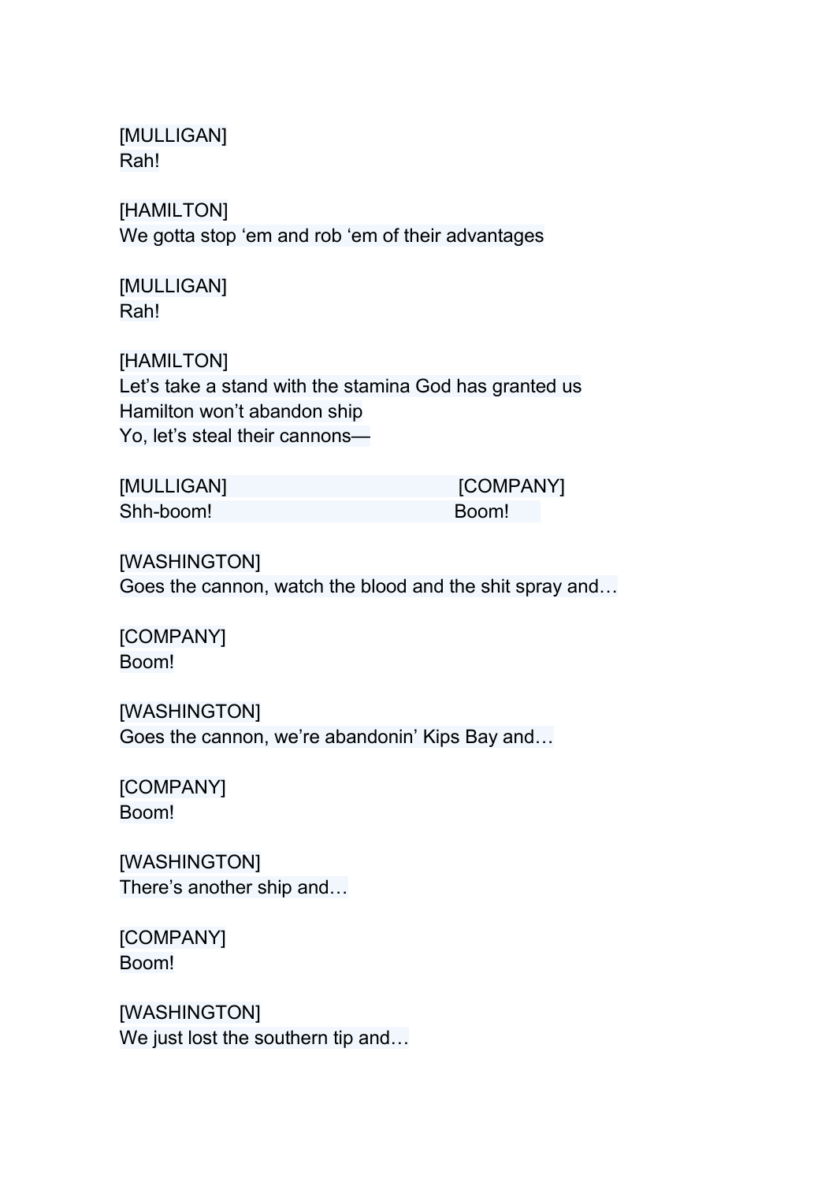[MULLIGAN]
Rah!

[HAMILTON]
We gotta stop ‘em and rob ‘em of their advantages

[MULLIGAN]
Rah!

[HAMILTON]
Let’s take a stand with the stamina God has granted us
Hamilton won’t abandon ship
Yo, let’s steal their cannons—

[MULLIGAN]
Shh-boom!

[COMPANY]
Boom!

[WASHINGTON]
Goes the cannon, watch the blood and the shit spray and…

[COMPANY]
Boom!

[WASHINGTON]
Goes the cannon, we’re abandonin’ Kips Bay and…

[COMPANY]
Boom!

[WASHINGTON]
There’s another ship and…

[COMPANY]
Boom!

[WASHINGTON]
We just lost the southern tip and…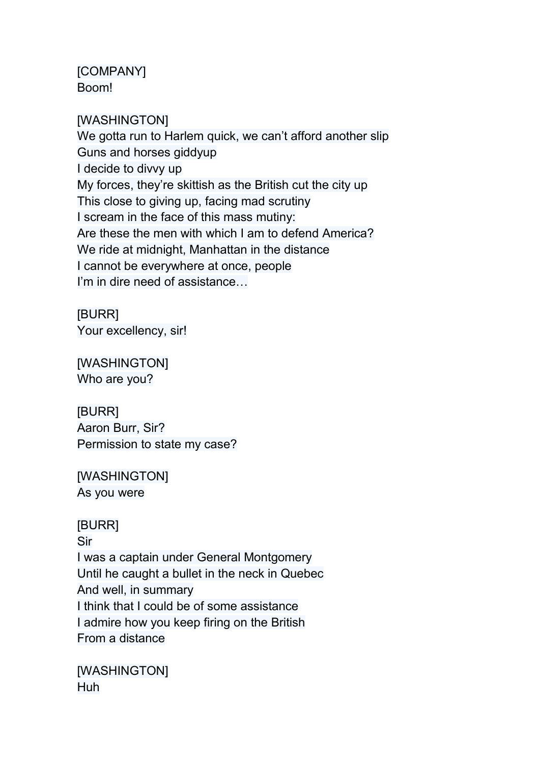[COMPANY]
Boom!

[WASHINGTON]
We gotta run to Harlem quick, we can't afford another slip
Guns and horses giddyup
I decide to divvy up
My forces, they're skittish as the British cut the city up
This close to giving up, facing mad scrutiny
I scream in the face of this mass mutiny:
Are these the men with which I am to defend America?
We ride at midnight, Manhattan in the distance
I cannot be everywhere at once, people
I'm in dire need of assistance…

[BURR]
Your excellency, sir!

[WASHINGTON]
Who are you?

[BURR]
Aaron Burr, Sir?
Permission to state my case?

[WASHINGTON]
As you were

[BURR]
Sir
I was a captain under General Montgomery
Until he caught a bullet in the neck in Quebec
And well, in summary
I think that I could be of some assistance
I admire how you keep firing on the British
From a distance

[WASHINGTON]
Huh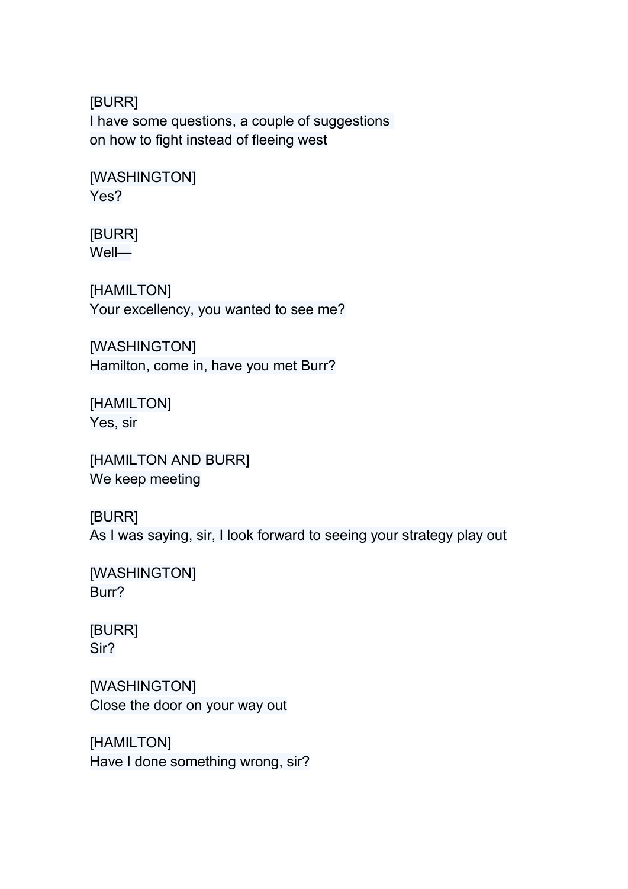[BURR]
I have some questions, a couple of suggestions
on how to fight instead of fleeing west

[WASHINGTON]
Yes?

[BURR]
Well—

[HAMILTON]
Your excellency, you wanted to see me?

[WASHINGTON]
Hamilton, come in, have you met Burr?

[HAMILTON]
Yes, sir

[HAMILTON AND BURR]
We keep meeting

[BURR]
As I was saying, sir, I look forward to seeing your strategy play out

[WASHINGTON]
Burr?

[BURR]
Sir?

[WASHINGTON]
Close the door on your way out

[HAMILTON]
Have I done something wrong, sir?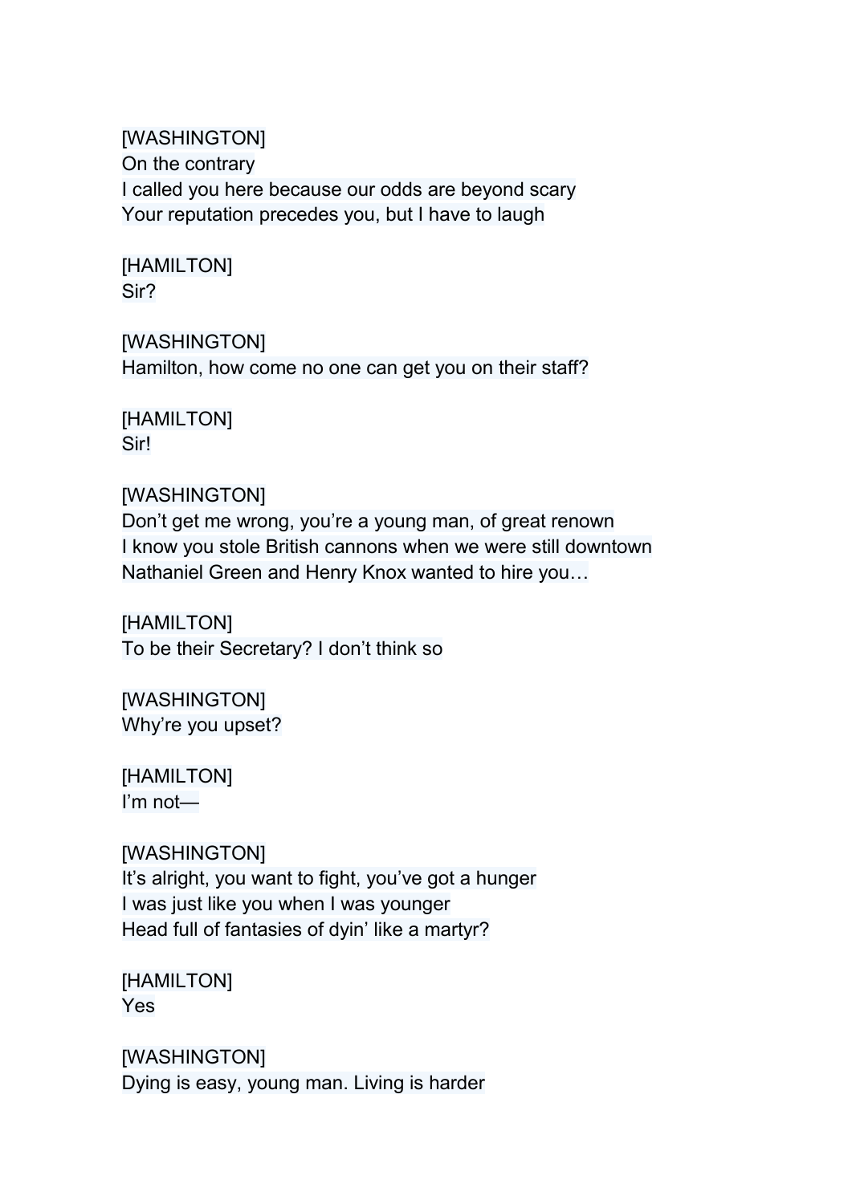[WASHINGTON]
On the contrary
I called you here because our odds are beyond scary
Your reputation precedes you, but I have to laugh

[HAMILTON]
Sir?

[WASHINGTON]
Hamilton, how come no one can get you on their staff?

[HAMILTON]
Sir!

[WASHINGTON]
Don't get me wrong, you're a young man, of great renown
I know you stole British cannons when we were still downtown
Nathaniel Green and Henry Knox wanted to hire you…

[HAMILTON]
To be their Secretary? I don't think so

[WASHINGTON]
Why're you upset?

[HAMILTON]
I'm not—

[WASHINGTON]
It's alright, you want to fight, you've got a hunger
I was just like you when I was younger
Head full of fantasies of dyin' like a martyr?

[HAMILTON]
Yes

[WASHINGTON]
Dying is easy, young man. Living is harder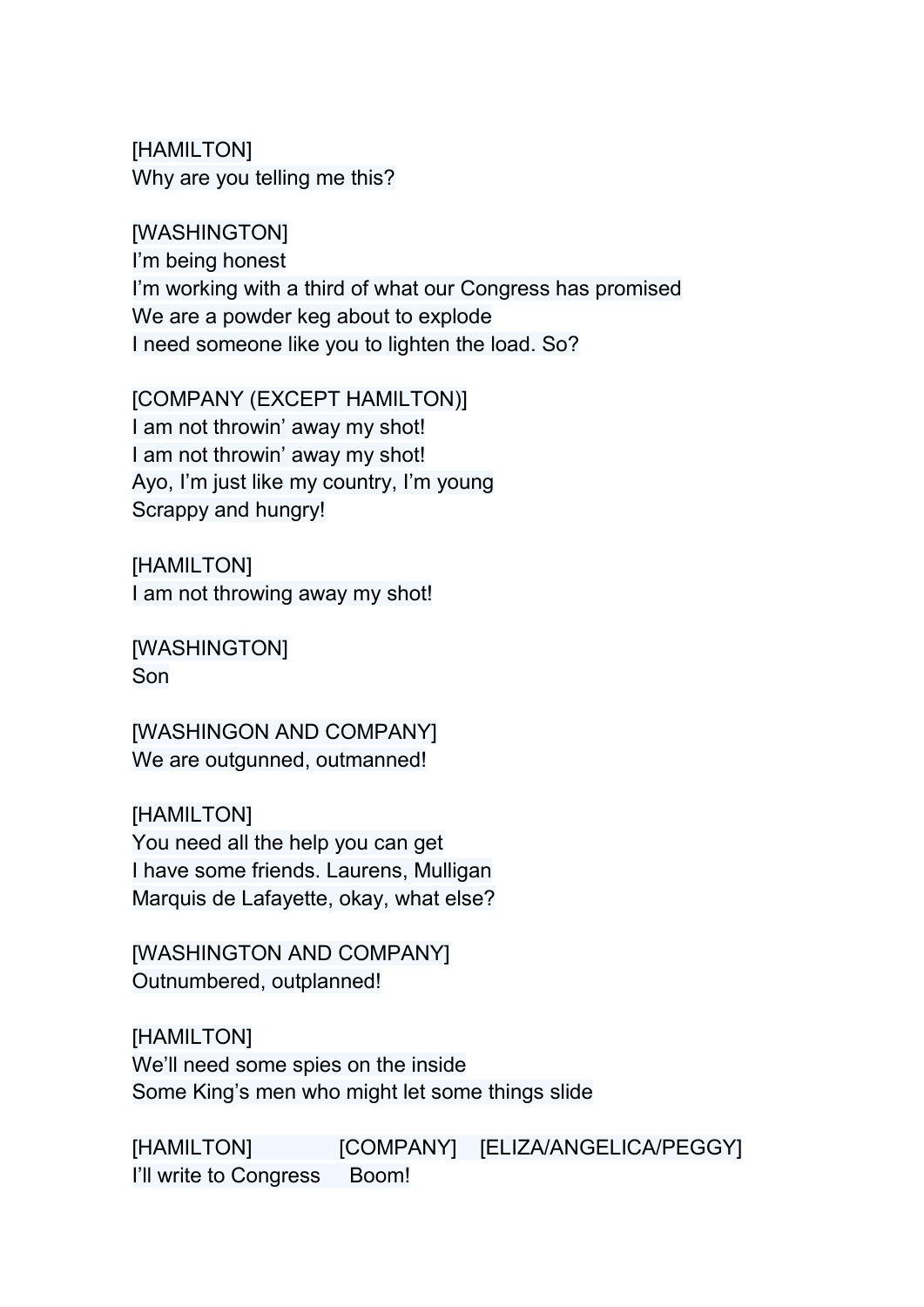[HAMILTON]
Why are you telling me this?

[WASHINGTON]
I'm being honest
I'm working with a third of what our Congress has promised
We are a powder keg about to explode
I need someone like you to lighten the load. So?

[COMPANY (EXCEPT HAMILTON)]
I am not throwin' away my shot!
I am not throwin' away my shot!
Ayo, I'm just like my country, I'm young
Scrappy and hungry!

[HAMILTON]
I am not throwing away my shot!

[WASHINGTON]
Son

[WASHINGON AND COMPANY]
We are outgunned, outmanned!

[HAMILTON]
You need all the help you can get
I have some friends. Laurens, Mulligan
Marquis de Lafayette, okay, what else?

[WASHINGTON AND COMPANY]
Outnumbered, outplanned!

[HAMILTON]
We'll need some spies on the inside
Some King's men who might let some things slide

[HAMILTON] [COMPANY] [ELIZA/ANGELICA/PEGGY]
I'll write to Congress Boom!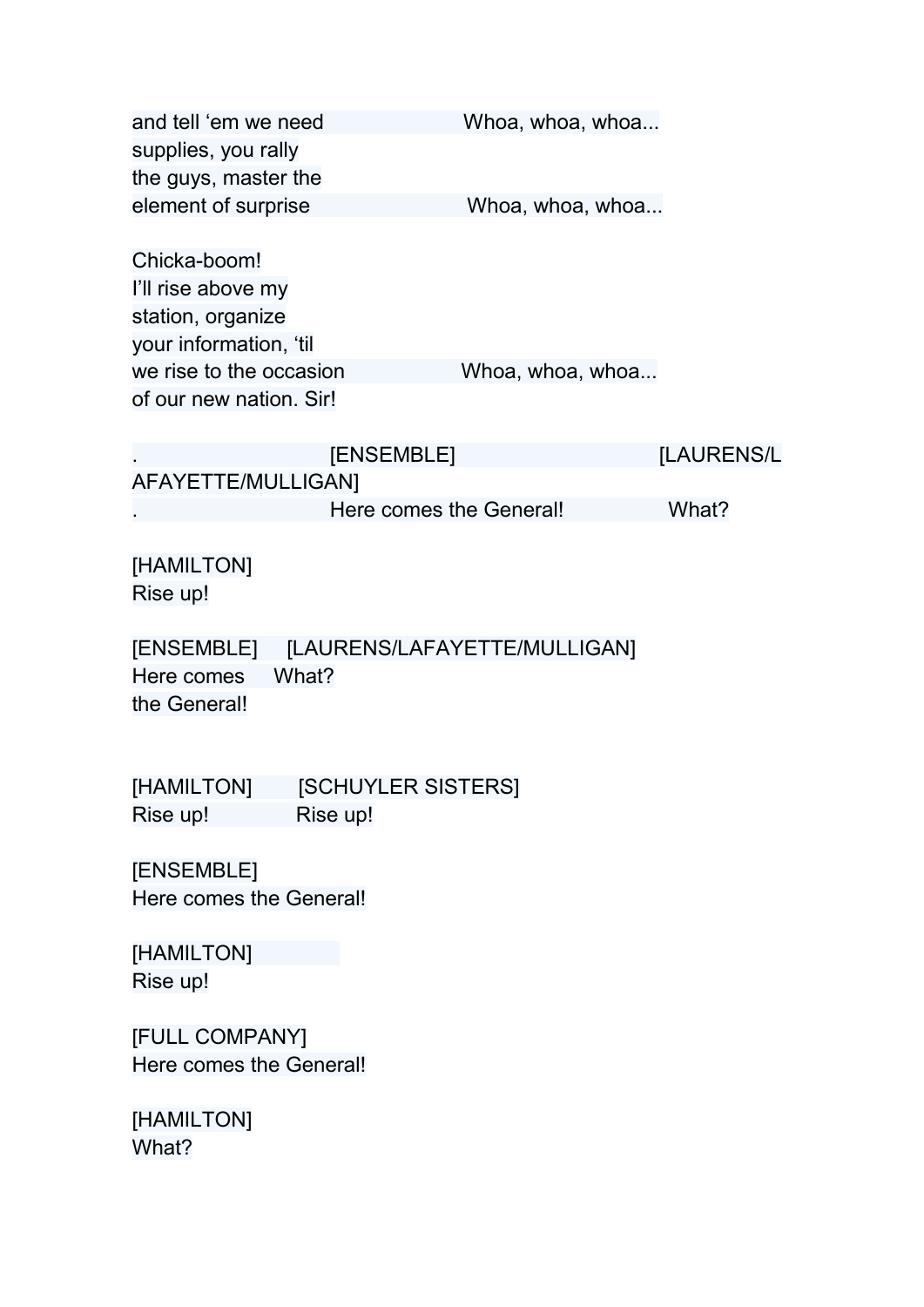and tell 'em we need Whoa, whoa, whoa...
supplies, you rally
the guys, master the
element of surprise Whoa, whoa, whoa...

Chicka-boom!
I'll rise above my
station, organize
your information, 'til
we rise to the occasion Whoa, whoa, whoa...
of our new nation. Sir!

. [ENSEMBLE] [LAURENS/LAFAYETTE/MULLIGAN]
. Here comes the General! What?

[HAMILTON]
Rise up!

[ENSEMBLE] [LAURENS/LAFAYETTE/MULLIGAN]
Here comes What?
the General!

[HAMILTON] [SCHUYLER SISTERS]
Rise up! Rise up!

[ENSEMBLE]
Here comes the General!

[HAMILTON]
Rise up!

[FULL COMPANY]
Here comes the General!

[HAMILTON]
What?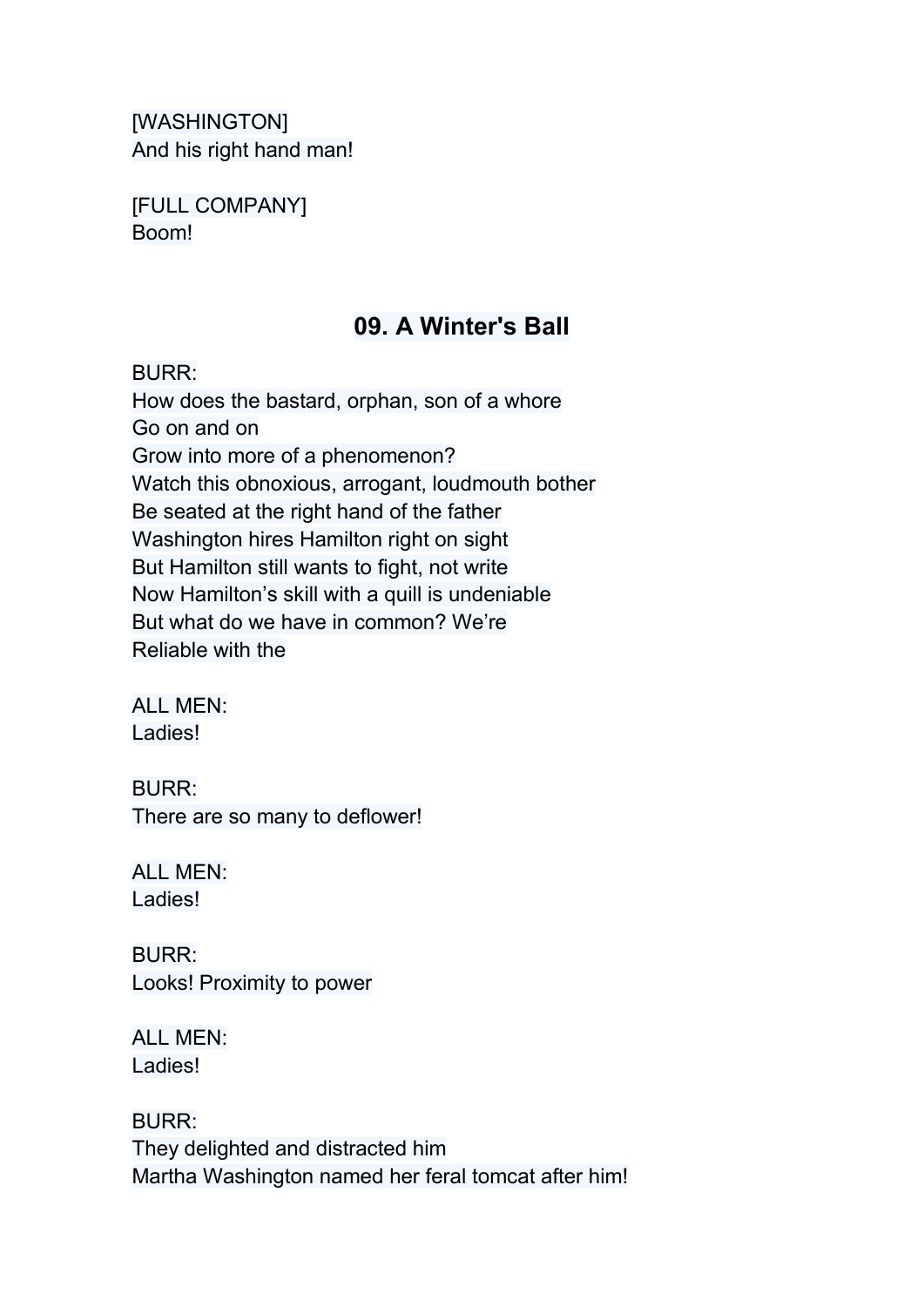[WASHINGTON]
And his right hand man!

[FULL COMPANY]
Boom!

## 09. A Winter's Ball

BURR:
How does the bastard, orphan, son of a whore
Go on and on
Grow into more of a phenomenon?
Watch this obnoxious, arrogant, loudmouth bother
Be seated at the right hand of the father
Washington hires Hamilton right on sight
But Hamilton still wants to fight, not write
Now Hamilton's skill with a quill is undeniable
But what do we have in common? We're
Reliable with the

ALL MEN:
Ladies!

BURR:
There are so many to deflower!

ALL MEN:
Ladies!

BURR:
Looks! Proximity to power

ALL MEN:
Ladies!

BURR:
They delighted and distracted him
Martha Washington named her feral tomcat after him!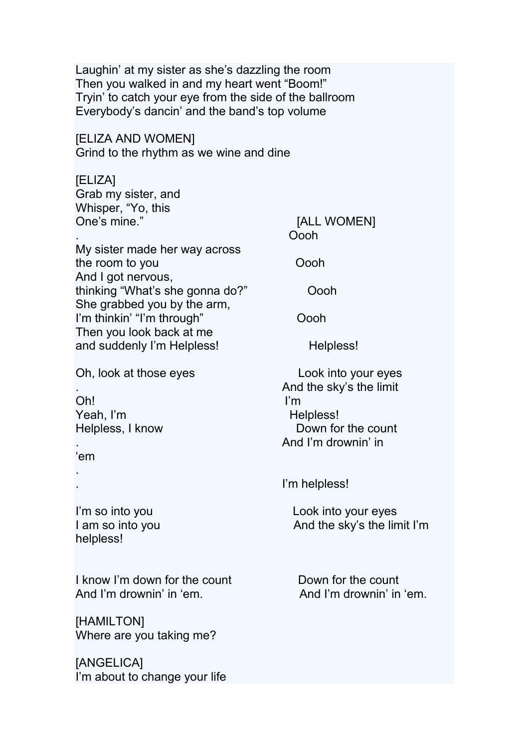Laughin' at my sister as she's dazzling the room
Then you walked in and my heart went "Boom!"
Tryin' to catch your eye from the side of the ballroom
Everybody's dancin' and the band's top volume

[ELIZA AND WOMEN]
Grind to the rhythm as we wine and dine

[ELIZA]
Grab my sister, and
Whisper, "Yo, this
One's mine."

| [ELIZA] | [ALL WOMEN] |
|---|---|
| . | Oooh |
| My sister made her way across the room to you | Oooh |
| And I got nervous, thinking "What's she gonna do?" | Oooh |
| She grabbed you by the arm, I'm thinkin' "I'm through" | Oooh |
| Then you look back at me and suddenly I'm Helpless! | Helpless! |
| Oh, look at those eyes | Look into your eyes |
| . | And the sky's the limit |
| Oh! | I'm |
| Yeah, I'm | Helpless! |
| Helpless, I know | Down for the count |
| . | And I'm drownin' in |
| 'em | |
| . | |
| . | I'm helpless! |
| I'm so into you | Look into your eyes |
| I am so into you helpless! | And the sky's the limit I'm |
| I know I'm down for the count | Down for the count |
| And I'm drownin' in 'em. | And I'm drownin' in 'em. |

[HAMILTON]
Where are you taking me?

[ANGELICA]
I'm about to change your life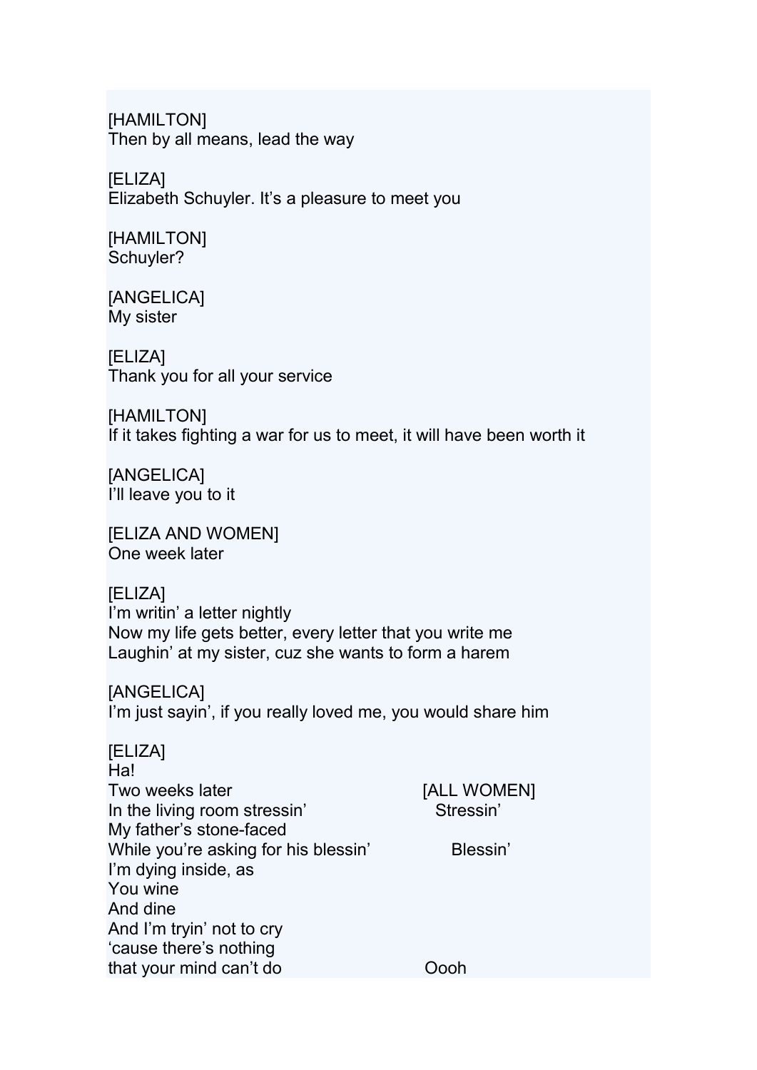[HAMILTON]
Then by all means, lead the way

[ELIZA]
Elizabeth Schuyler. It's a pleasure to meet you

[HAMILTON]
Schuyler?

[ANGELICA]
My sister

[ELIZA]
Thank you for all your service

[HAMILTON]
If it takes fighting a war for us to meet, it will have been worth it

[ANGELICA]
I'll leave you to it

[ELIZA AND WOMEN]
One week later

[ELIZA]
I'm writin' a letter nightly
Now my life gets better, every letter that you write me
Laughin' at my sister, cuz she wants to form a harem

[ANGELICA]
I'm just sayin', if you really loved me, you would share him

| [ELIZA] | |
|---|---|
| Ha! | |
| Two weeks later | [ALL WOMEN] |
| In the living room stressin' | Stressin' |
| My father's stone-faced | |
| While you're asking for his blessin' | Blessin' |
| I'm dying inside, as | |
| You wine | |
| And dine | |
| And I'm tryin' not to cry | |
| 'cause there's nothing | |
| that your mind can't do | Oooh |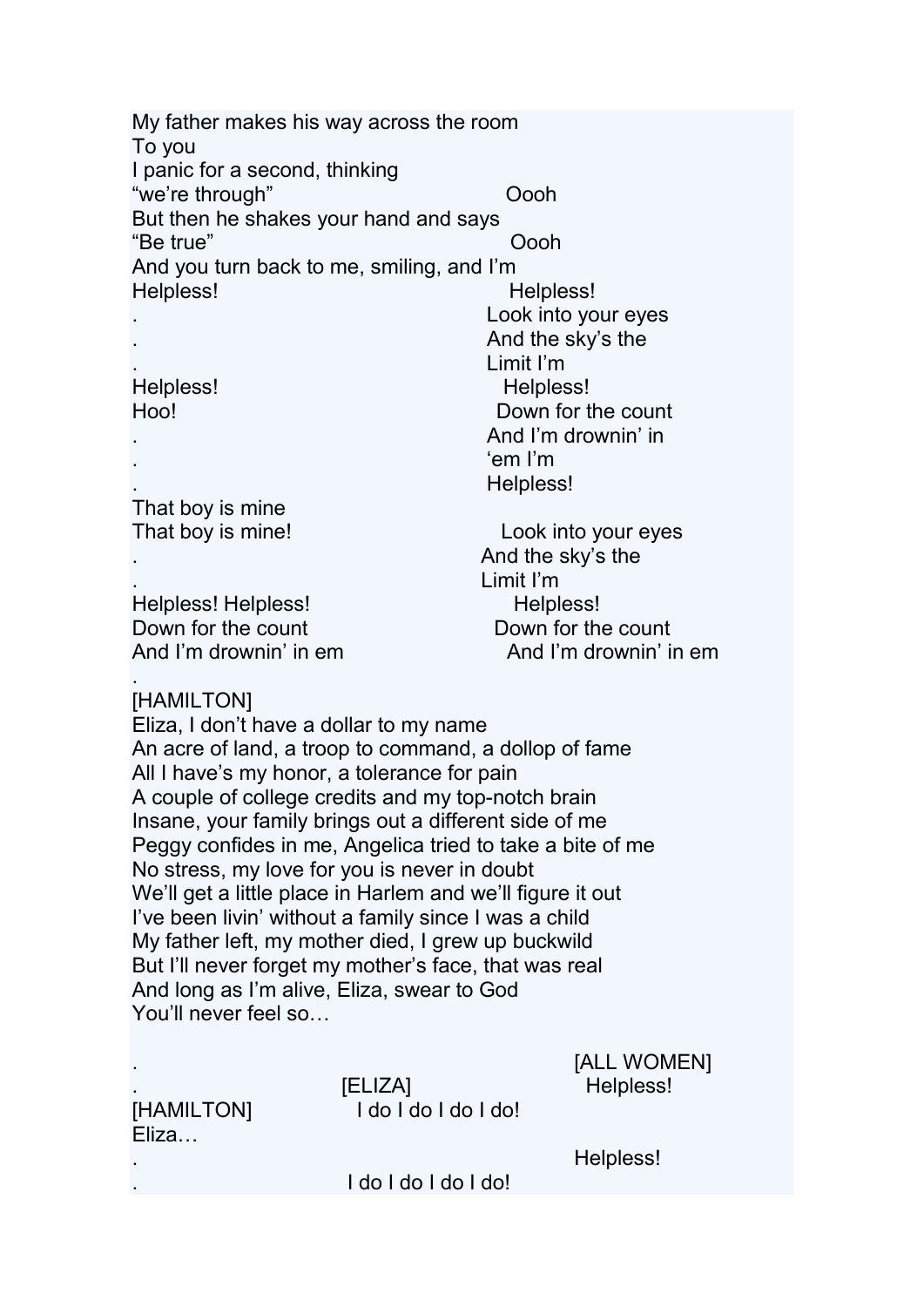My father makes his way across the room
To you
I panic for a second, thinking
"we're through" Oooh
But then he shakes your hand and says
"Be true" Oooh
And you turn back to me, smiling, and I'm
Helpless! Helpless!
. Look into your eyes
. And the sky's the
. Limit I'm
Helpless! Helpless!
Hoo! Down for the count
. And I'm drownin' in
. 'em I'm
. Helpless!
That boy is mine
That boy is mine! Look into your eyes
. And the sky's the
. Limit I'm
Helpless! Helpless! Helpless!
Down for the count Down for the count
And I'm drownin' in em And I'm drownin' in em
.
[HAMILTON]
Eliza, I don't have a dollar to my name
An acre of land, a troop to command, a dollop of fame
All I have's my honor, a tolerance for pain
A couple of college credits and my top-notch brain
Insane, your family brings out a different side of me
Peggy confides in me, Angelica tried to take a bite of me
No stress, my love for you is never in doubt
We'll get a little place in Harlem and we'll figure it out
I've been livin' without a family since I was a child
My father left, my mother died, I grew up buckwild
But I'll never forget my mother's face, that was real
And long as I'm alive, Eliza, swear to God
You'll never feel so…

. [ALL WOMEN]
. [ELIZA] Helpless!
[HAMILTON] I do I do I do I do!
Eliza…
. Helpless!
. I do I do I do I do!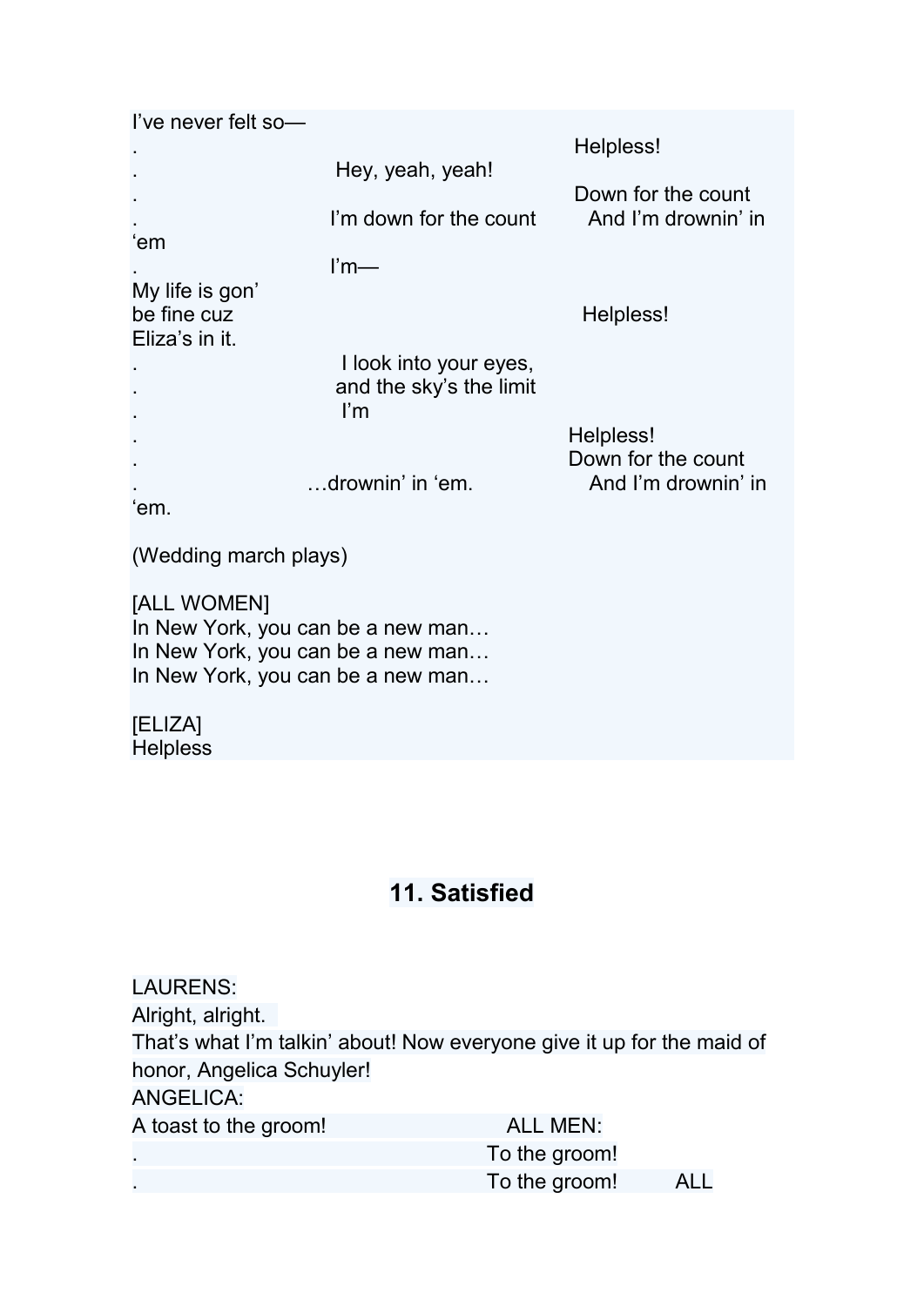I've never felt so—
. Helpless!
. Hey, yeah, yeah!
. Down for the count
. I'm down for the count And I'm drownin' in 'em
. I'm—
My life is gon' be fine cuz Eliza's in it. Helpless!
. I look into your eyes,
. and the sky's the limit
. I'm
. Helpless!
. Down for the count
. …drownin' in 'em. And I'm drownin' in 'em.

(Wedding march plays)

[ALL WOMEN]
In New York, you can be a new man…
In New York, you can be a new man…
In New York, you can be a new man…

[ELIZA]
Helpless

## 11. Satisfied

LAURENS:
Alright, alright.
That's what I'm talkin' about! Now everyone give it up for the maid of honor, Angelica Schuyler!
ANGELICA:
A toast to the groom! ALL MEN:
. To the groom!
. To the groom! ALL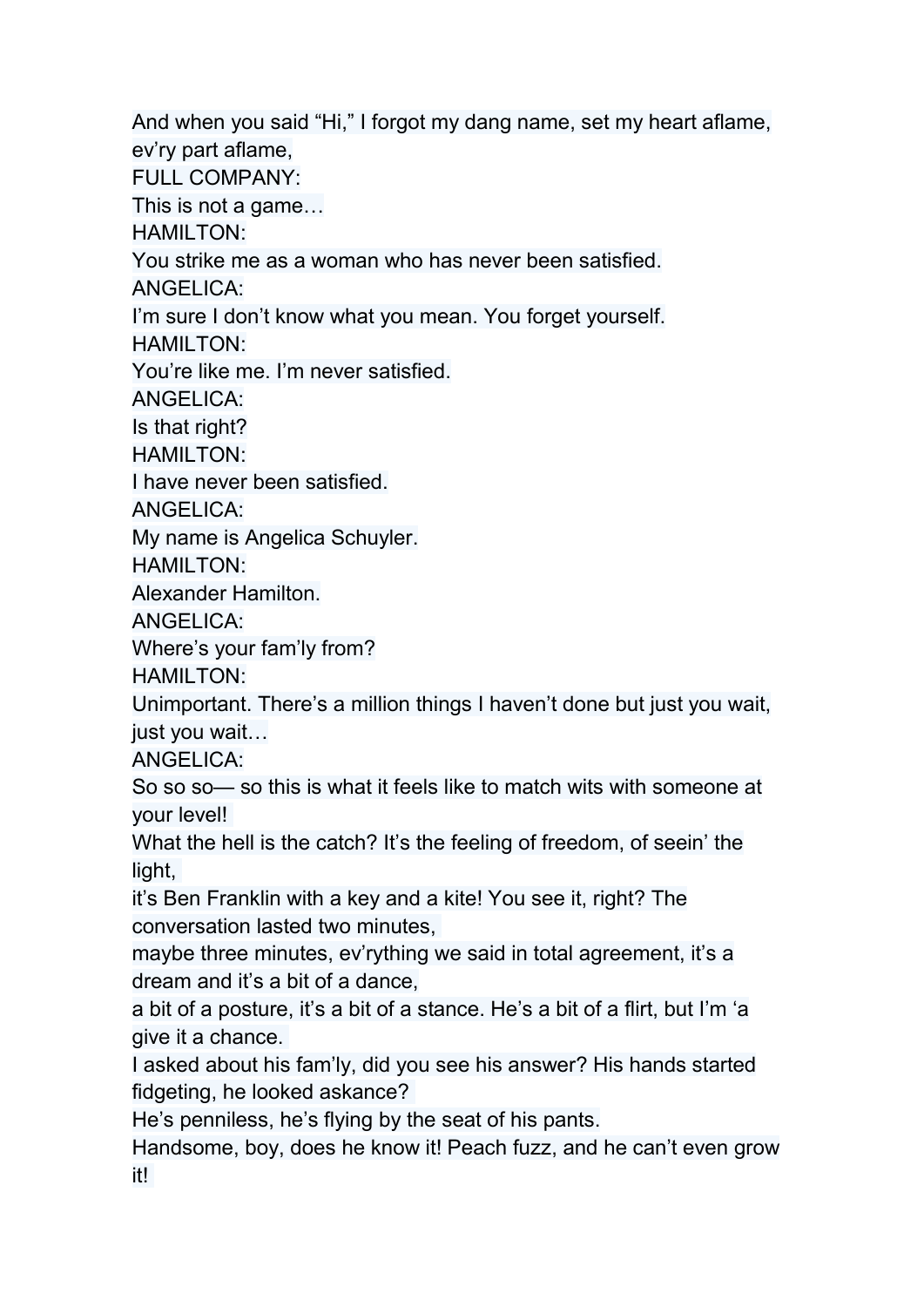And when you said “Hi,” I forgot my dang name, set my heart aflame, ev’ry part aflame,

FULL COMPANY:

This is not a game…

HAMILTON:

You strike me as a woman who has never been satisfied.

ANGELICA:

I’m sure I don’t know what you mean. You forget yourself.

HAMILTON:

You’re like me. I’m never satisfied.

ANGELICA:

Is that right?

HAMILTON:

I have never been satisfied.

ANGELICA:

My name is Angelica Schuyler.

HAMILTON:

Alexander Hamilton.

ANGELICA:

Where’s your fam’ly from?

HAMILTON:

Unimportant. There’s a million things I haven’t done but just you wait, just you wait…

ANGELICA:

So so so— so this is what it feels like to match wits with someone at your level!

What the hell is the catch? It’s the feeling of freedom, of seein’ the light,

it’s Ben Franklin with a key and a kite! You see it, right? The conversation lasted two minutes,

maybe three minutes, ev’rything we said in total agreement, it’s a dream and it’s a bit of a dance,

a bit of a posture, it’s a bit of a stance. He’s a bit of a flirt, but I’m ‘a give it a chance.

I asked about his fam’ly, did you see his answer? His hands started fidgeting, he looked askance?

He’s penniless, he’s flying by the seat of his pants.

Handsome, boy, does he know it! Peach fuzz, and he can’t even grow it!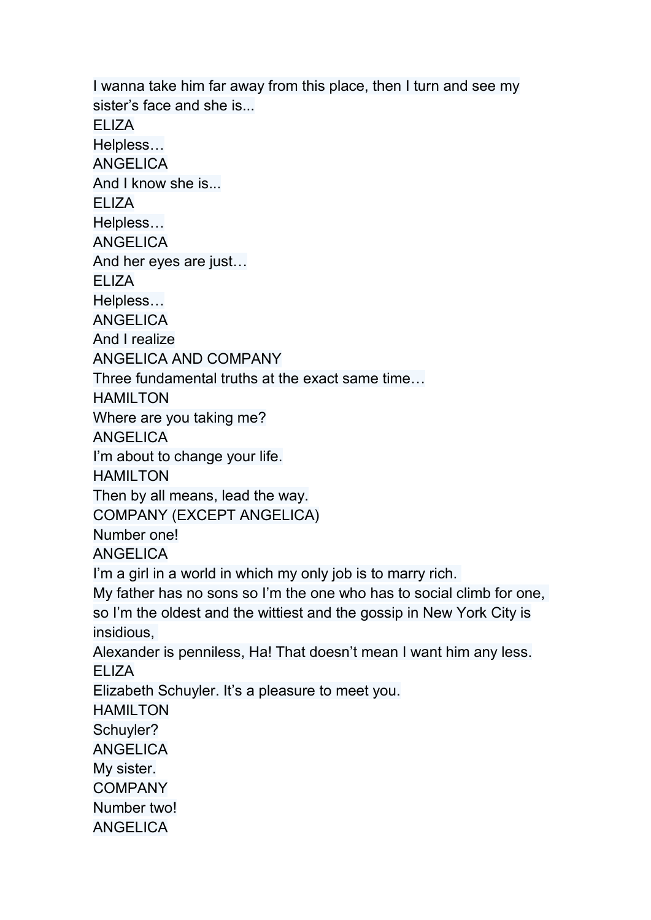I wanna take him far away from this place, then I turn and see my sister's face and she is...

ELIZA

Helpless…

ANGELICA

And I know she is...

ELIZA

Helpless…

ANGELICA

And her eyes are just…

ELIZA

Helpless…

ANGELICA

And I realize

ANGELICA AND COMPANY

Three fundamental truths at the exact same time…

HAMILTON

Where are you taking me?

ANGELICA

I'm about to change your life.

HAMILTON

Then by all means, lead the way.

COMPANY (EXCEPT ANGELICA)

Number one!

ANGELICA

I'm a girl in a world in which my only job is to marry rich.
My father has no sons so I'm the one who has to social climb for one,
so I'm the oldest and the wittiest and the gossip in New York City is insidious,
Alexander is penniless, Ha! That doesn't mean I want him any less.

ELIZA

Elizabeth Schuyler. It's a pleasure to meet you.

HAMILTON

Schuyler?

ANGELICA

My sister.

COMPANY

Number two!

ANGELICA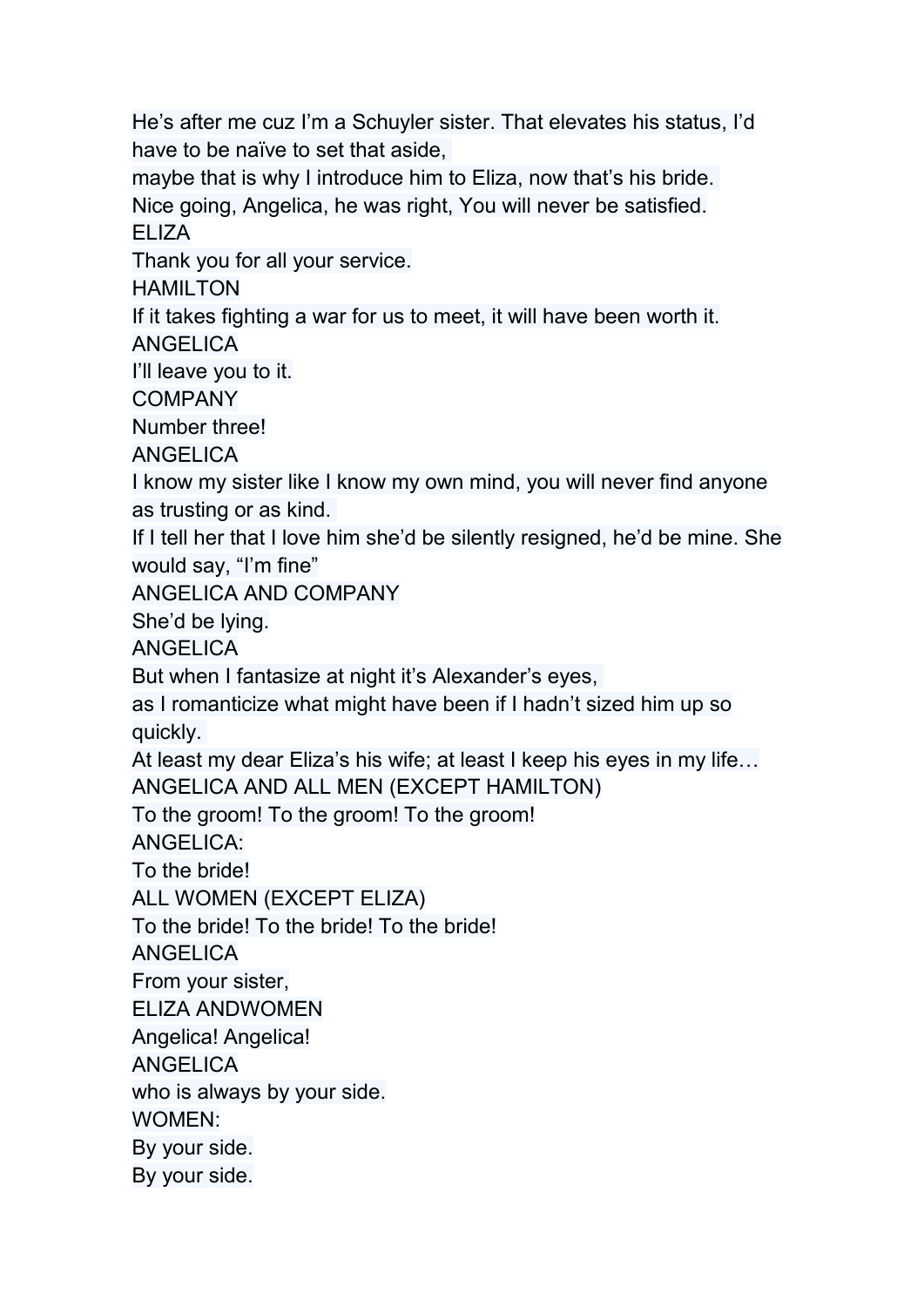He's after me cuz I'm a Schuyler sister. That elevates his status, I'd have to be naïve to set that aside,
maybe that is why I introduce him to Eliza, now that's his bride.
Nice going, Angelica, he was right, You will never be satisfied.
ELIZA
Thank you for all your service.
HAMILTON
If it takes fighting a war for us to meet, it will have been worth it.
ANGELICA
I'll leave you to it.
COMPANY
Number three!
ANGELICA
I know my sister like I know my own mind, you will never find anyone as trusting or as kind.
If I tell her that I love him she'd be silently resigned, he'd be mine. She would say, "I'm fine"
ANGELICA AND COMPANY
She'd be lying.
ANGELICA
But when I fantasize at night it's Alexander's eyes,
as I romanticize what might have been if I hadn't sized him up so quickly.
At least my dear Eliza's his wife; at least I keep his eyes in my life…
ANGELICA AND ALL MEN (EXCEPT HAMILTON)
To the groom! To the groom! To the groom!
ANGELICA:
To the bride!
ALL WOMEN (EXCEPT ELIZA)
To the bride! To the bride! To the bride!
ANGELICA
From your sister,
ELIZA ANDWOMEN
Angelica! Angelica!
ANGELICA
who is always by your side.
WOMEN:
By your side.
By your side.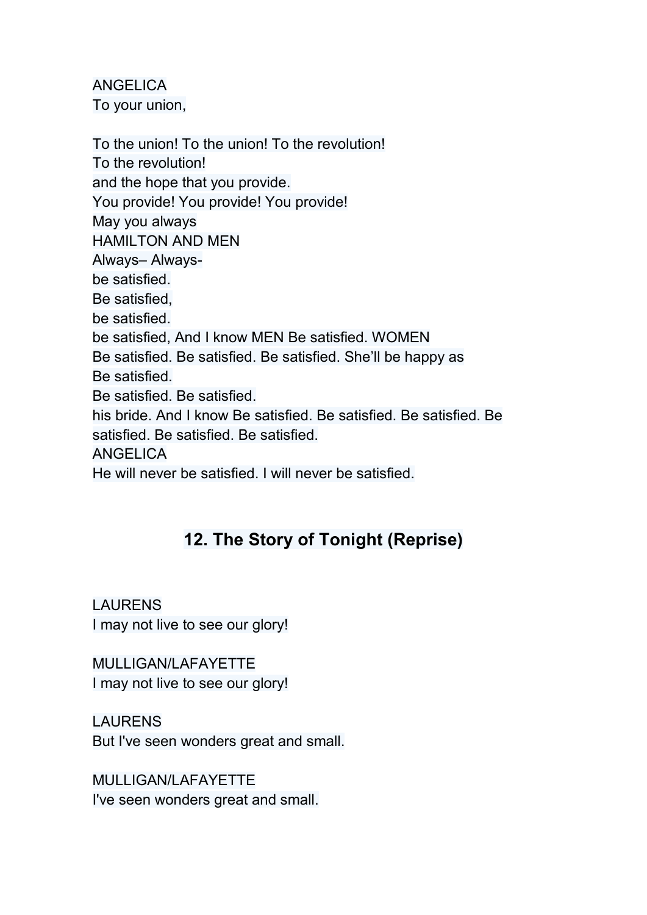ANGELICA
To your union,

To the union! To the union! To the revolution!
To the revolution!
and the hope that you provide.
You provide! You provide! You provide!
May you always
HAMILTON AND MEN
Always– Always-
be satisfied.
Be satisfied,
be satisfied.
be satisfied, And I know MEN Be satisfied. WOMEN
Be satisfied. Be satisfied. Be satisfied. She'll be happy as
Be satisfied.
Be satisfied. Be satisfied.
his bride. And I know Be satisfied. Be satisfied. Be satisfied. Be satisfied. Be satisfied. Be satisfied.
ANGELICA
He will never be satisfied. I will never be satisfied.

## 12. The Story of Tonight (Reprise)

LAURENS
I may not live to see our glory!

MULLIGAN/LAFAYETTE
I may not live to see our glory!

LAURENS
But I've seen wonders great and small.

MULLIGAN/LAFAYETTE
I've seen wonders great and small.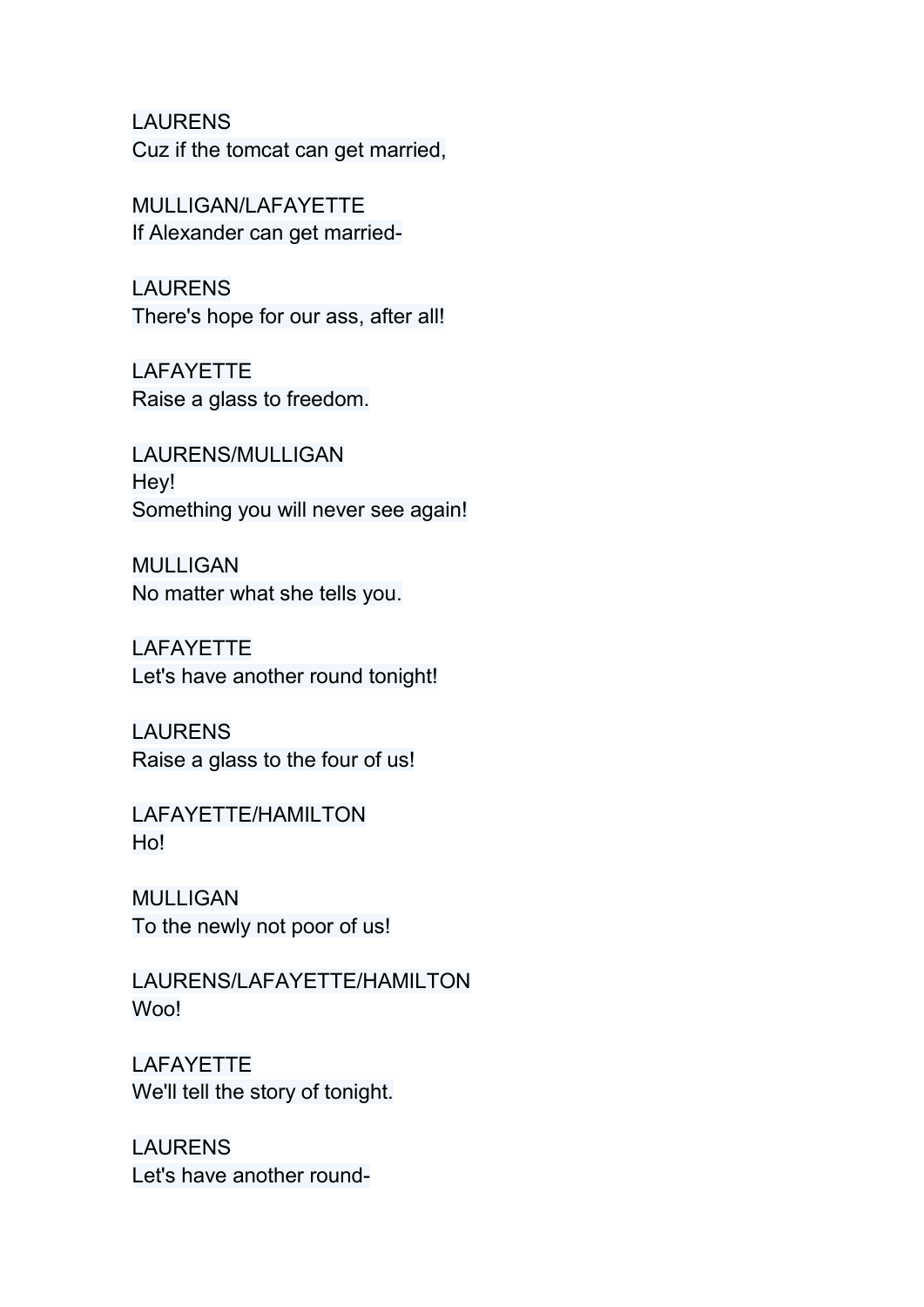LAURENS
Cuz if the tomcat can get married,

MULLIGAN/LAFAYETTE
If Alexander can get married-

LAURENS
There's hope for our ass, after all!

LAFAYETTE
Raise a glass to freedom.

LAURENS/MULLIGAN
Hey!
Something you will never see again!

MULLIGAN
No matter what she tells you.

LAFAYETTE
Let's have another round tonight!

LAURENS
Raise a glass to the four of us!

LAFAYETTE/HAMILTON
Ho!

MULLIGAN
To the newly not poor of us!

LAURENS/LAFAYETTE/HAMILTON
Woo!

LAFAYETTE
We'll tell the story of tonight.

LAURENS
Let's have another round-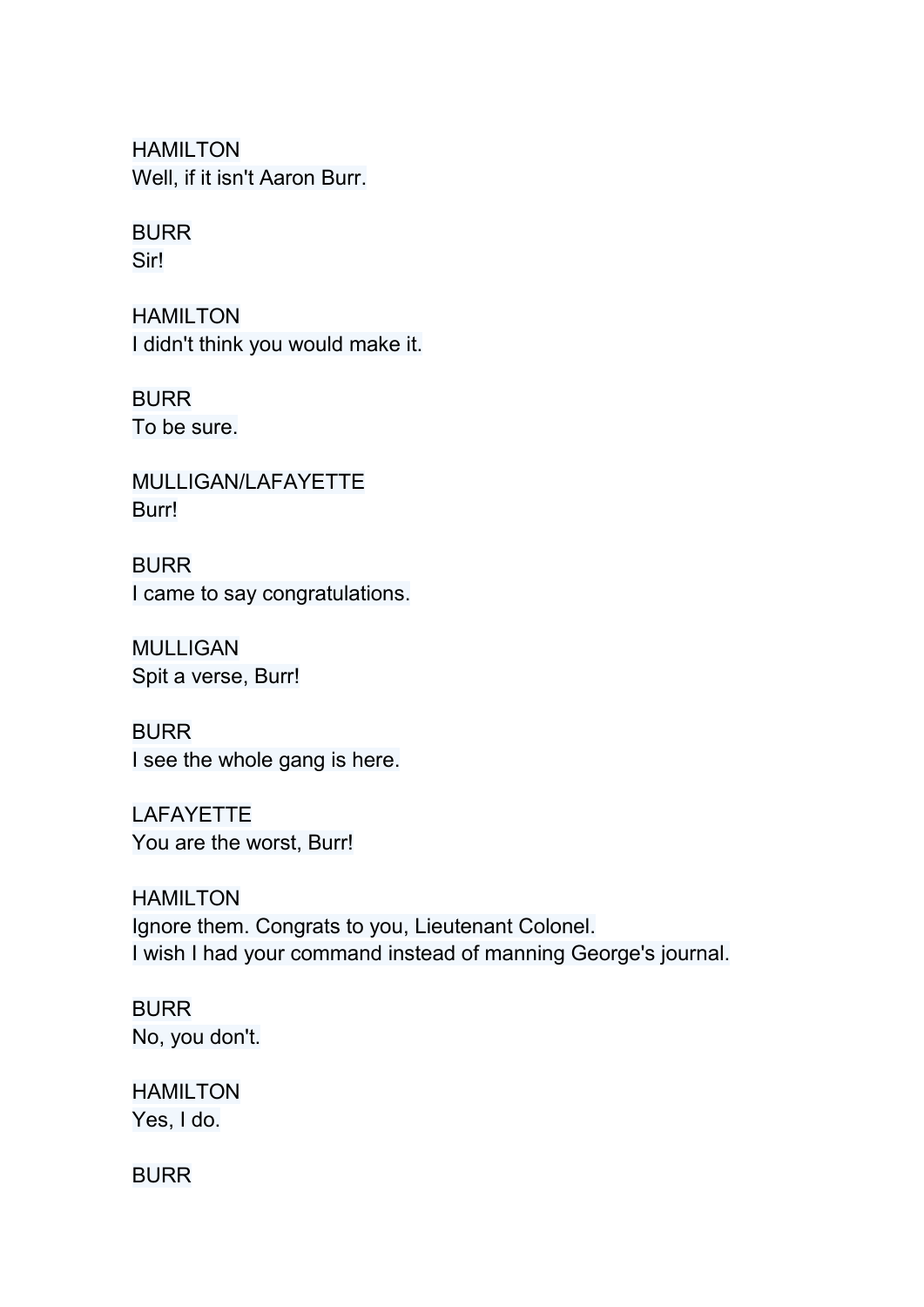HAMILTON
Well, if it isn't Aaron Burr.

BURR
Sir!

HAMILTON
I didn't think you would make it.

BURR
To be sure.

MULLIGAN/LAFAYETTE
Burr!

BURR
I came to say congratulations.

MULLIGAN
Spit a verse, Burr!

BURR
I see the whole gang is here.

LAFAYETTE
You are the worst, Burr!

HAMILTON
Ignore them. Congrats to you, Lieutenant Colonel.
I wish I had your command instead of manning George's journal.

BURR
No, you don't.

HAMILTON
Yes, I do.

BURR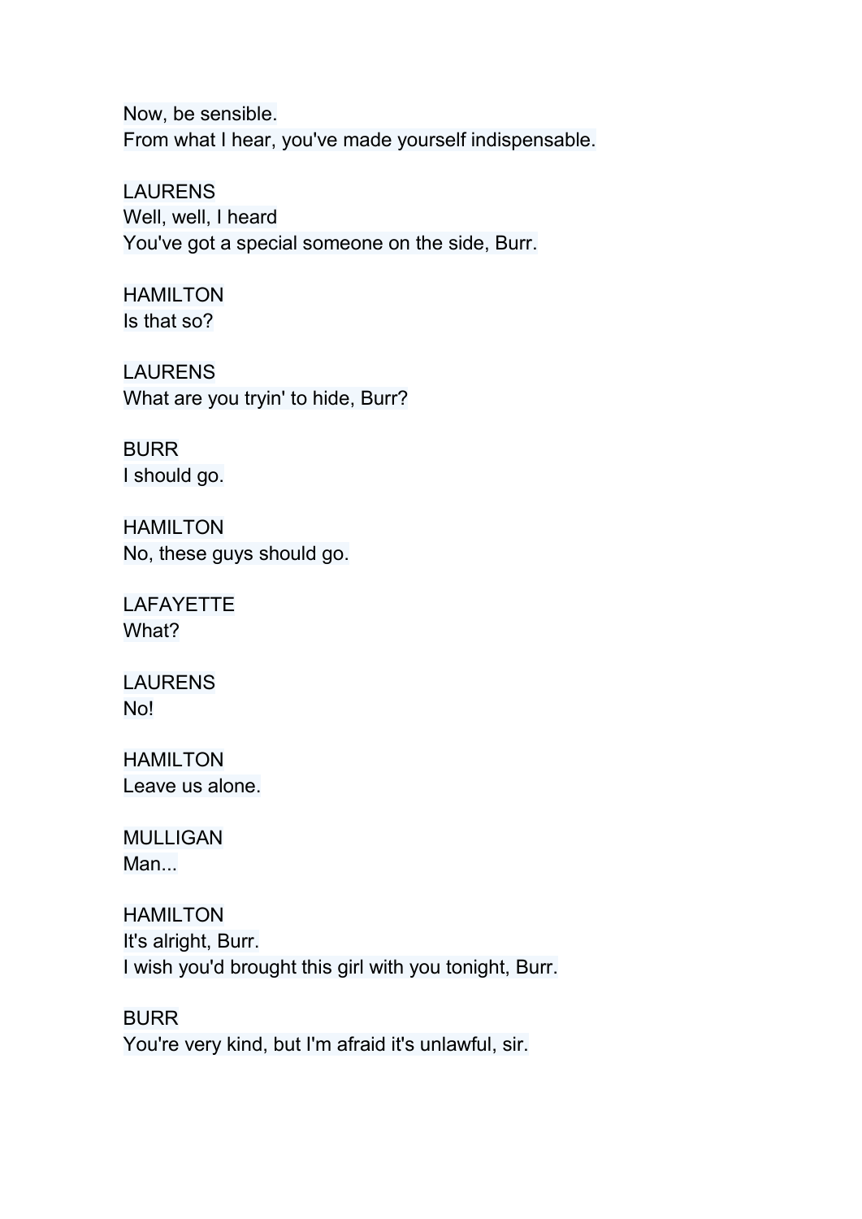Now, be sensible.
From what I hear, you've made yourself indispensable.

LAURENS
Well, well, I heard
You've got a special someone on the side, Burr.

HAMILTON
Is that so?

LAURENS
What are you tryin' to hide, Burr?

BURR
I should go.

HAMILTON
No, these guys should go.

LAFAYETTE
What?

LAURENS
No!

HAMILTON
Leave us alone.

MULLIGAN
Man...

HAMILTON
It's alright, Burr.
I wish you'd brought this girl with you tonight, Burr.

BURR
You're very kind, but I'm afraid it's unlawful, sir.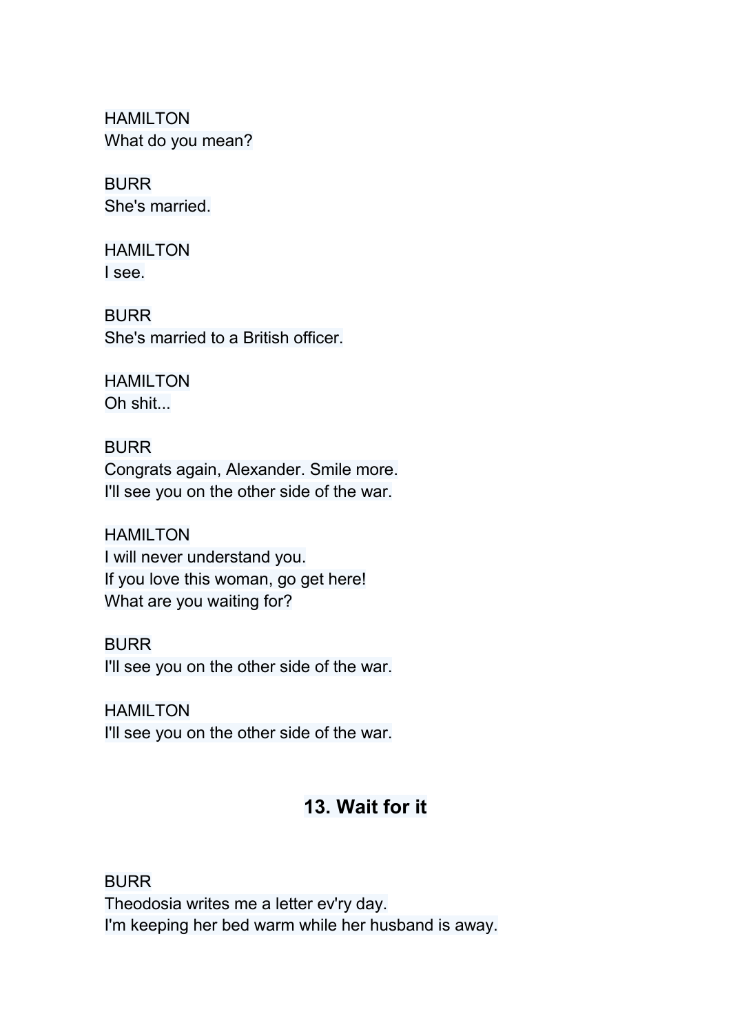HAMILTON
What do you mean?

BURR
She's married.

HAMILTON
I see.

BURR
She's married to a British officer.

HAMILTON
Oh shit...

BURR
Congrats again, Alexander. Smile more.
I'll see you on the other side of the war.

HAMILTON
I will never understand you.
If you love this woman, go get here!
What are you waiting for?

BURR
I'll see you on the other side of the war.

HAMILTON
I'll see you on the other side of the war.

## 13. Wait for it

BURR
Theodosia writes me a letter ev'ry day.
I'm keeping her bed warm while her husband is away.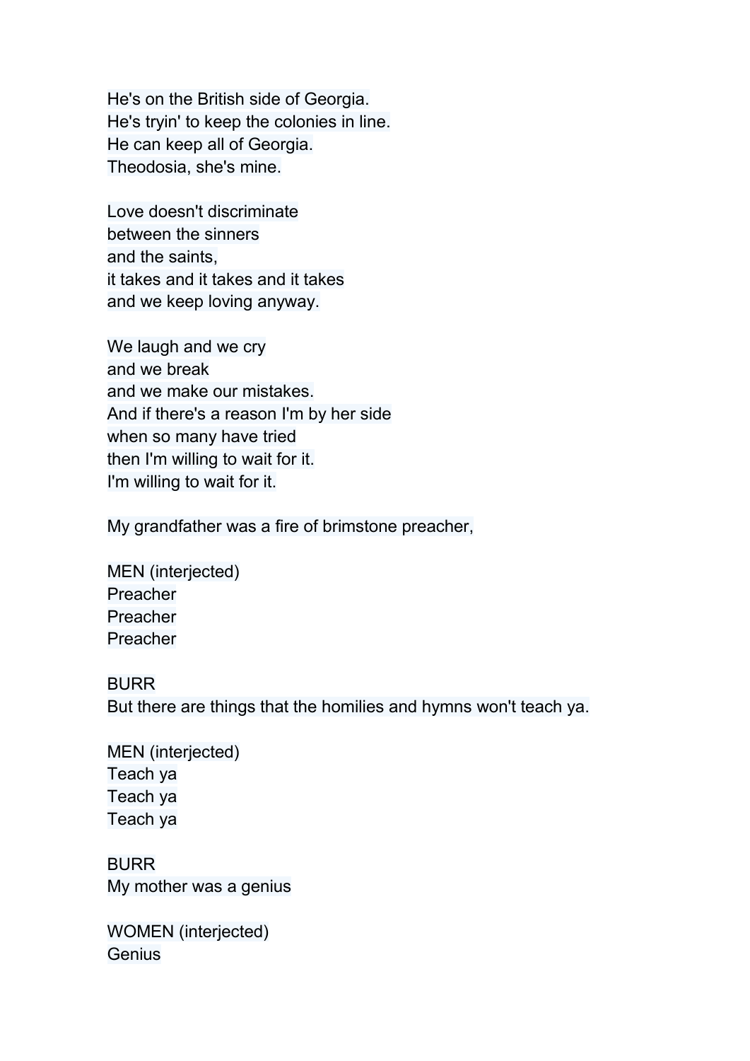He's on the British side of Georgia.
He's tryin' to keep the colonies in line.
He can keep all of Georgia.
Theodosia, she's mine.

Love doesn't discriminate
between the sinners
and the saints,
it takes and it takes and it takes
and we keep loving anyway.

We laugh and we cry
and we break
and we make our mistakes.
And if there's a reason I'm by her side
when so many have tried
then I'm willing to wait for it.
I'm willing to wait for it.

My grandfather was a fire of brimstone preacher,

MEN (interjected)
Preacher
Preacher
Preacher

BURR
But there are things that the homilies and hymns won't teach ya.

MEN (interjected)
Teach ya
Teach ya
Teach ya

BURR
My mother was a genius

WOMEN (interjected)
Genius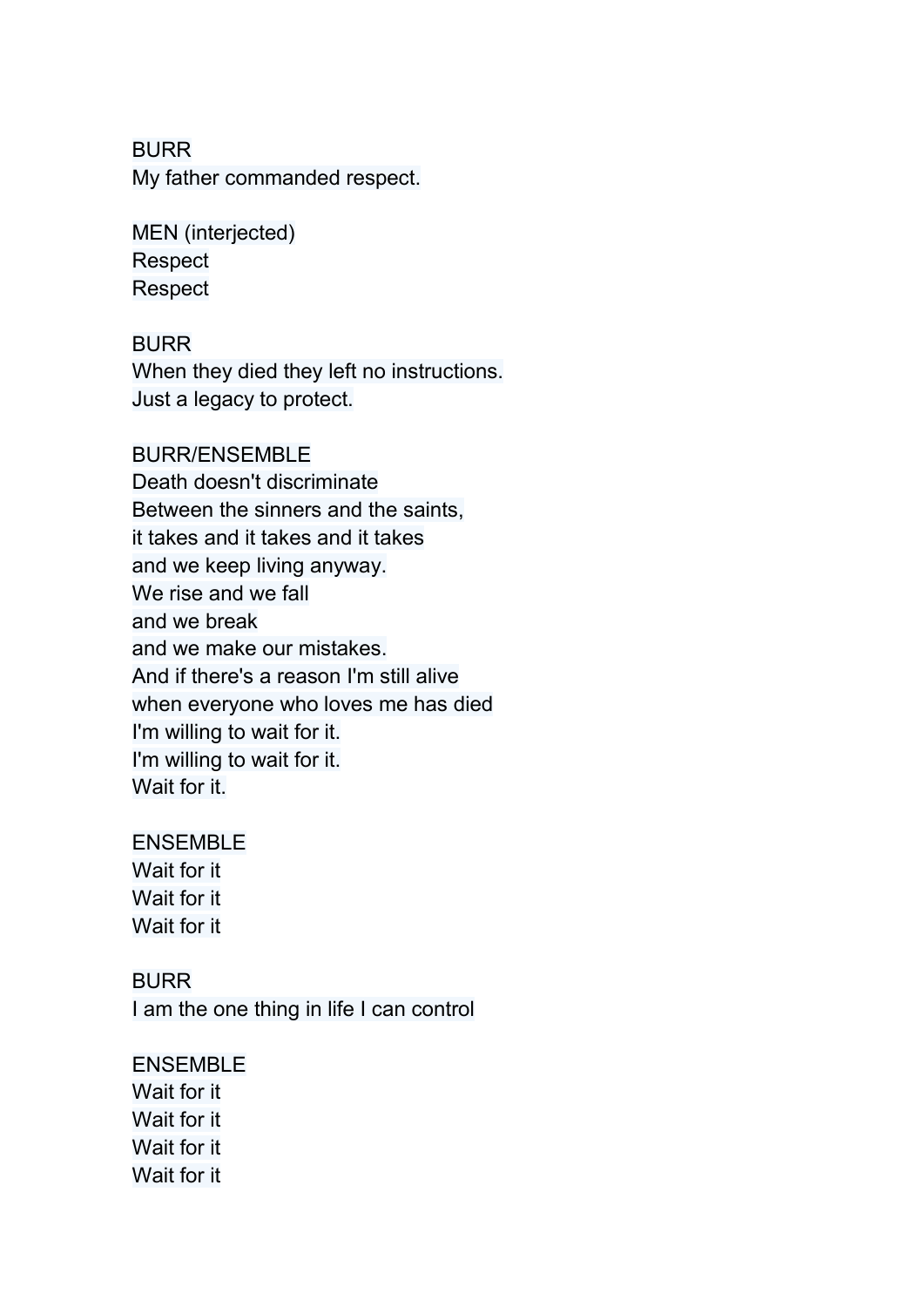BURR
My father commanded respect.

MEN (interjected)
Respect
Respect

BURR
When they died they left no instructions.
Just a legacy to protect.

BURR/ENSEMBLE
Death doesn't discriminate
Between the sinners and the saints,
it takes and it takes and it takes
and we keep living anyway.
We rise and we fall
and we break
and we make our mistakes.
And if there's a reason I'm still alive
when everyone who loves me has died
I'm willing to wait for it.
I'm willing to wait for it.
Wait for it.

ENSEMBLE
Wait for it
Wait for it
Wait for it

BURR
I am the one thing in life I can control

ENSEMBLE
Wait for it
Wait for it
Wait for it
Wait for it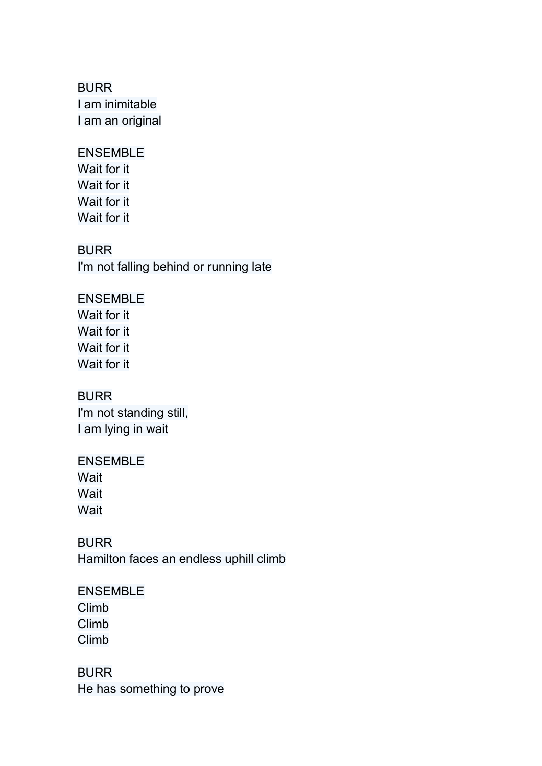BURR
I am inimitable
I am an original

ENSEMBLE
Wait for it
Wait for it
Wait for it
Wait for it

BURR
I'm not falling behind or running late

ENSEMBLE
Wait for it
Wait for it
Wait for it
Wait for it

BURR
I'm not standing still,
I am lying in wait

ENSEMBLE
Wait
Wait
Wait

BURR
Hamilton faces an endless uphill climb

ENSEMBLE
Climb
Climb
Climb

BURR
He has something to prove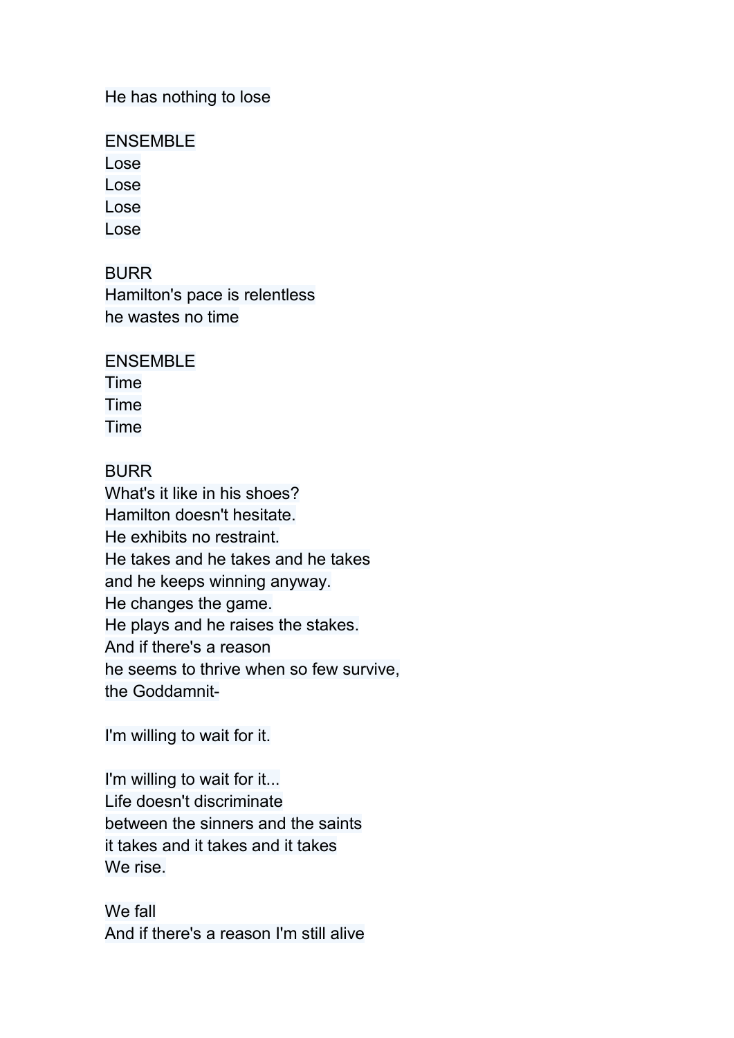He has nothing to lose

ENSEMBLE
Lose
Lose
Lose
Lose

BURR
Hamilton's pace is relentless
he wastes no time

ENSEMBLE
Time
Time
Time

BURR
What's it like in his shoes?
Hamilton doesn't hesitate.
He exhibits no restraint.
He takes and he takes and he takes
and he keeps winning anyway.
He changes the game.
He plays and he raises the stakes.
And if there's a reason
he seems to thrive when so few survive,
the Goddamnit-

I'm willing to wait for it.

I'm willing to wait for it...
Life doesn't discriminate
between the sinners and the saints
it takes and it takes and it takes
We rise.

We fall
And if there's a reason I'm still alive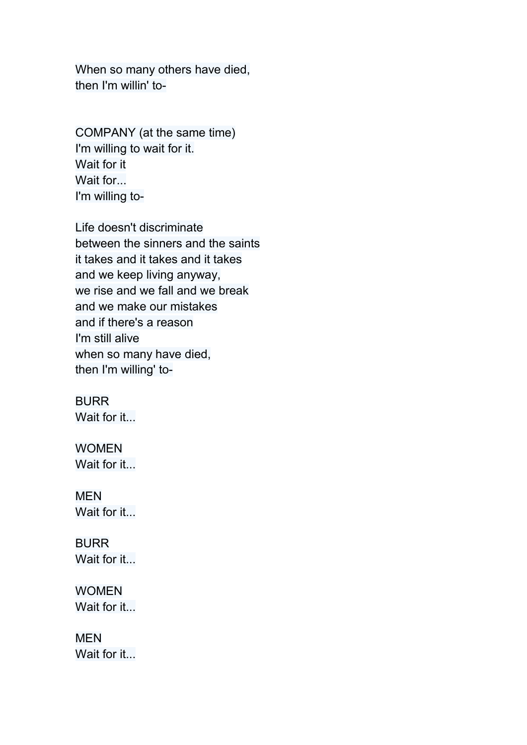When so many others have died,
then I'm willin' to-

COMPANY (at the same time)
I'm willing to wait for it.
Wait for it
Wait for...
I'm willing to-

Life doesn't discriminate
between the sinners and the saints
it takes and it takes and it takes
and we keep living anyway,
we rise and we fall and we break
and we make our mistakes
and if there's a reason
I'm still alive
when so many have died,
then I'm willing' to-

BURR
Wait for it...

WOMEN
Wait for it...

MEN
Wait for it...

BURR
Wait for it...

WOMEN
Wait for it...

MEN
Wait for it...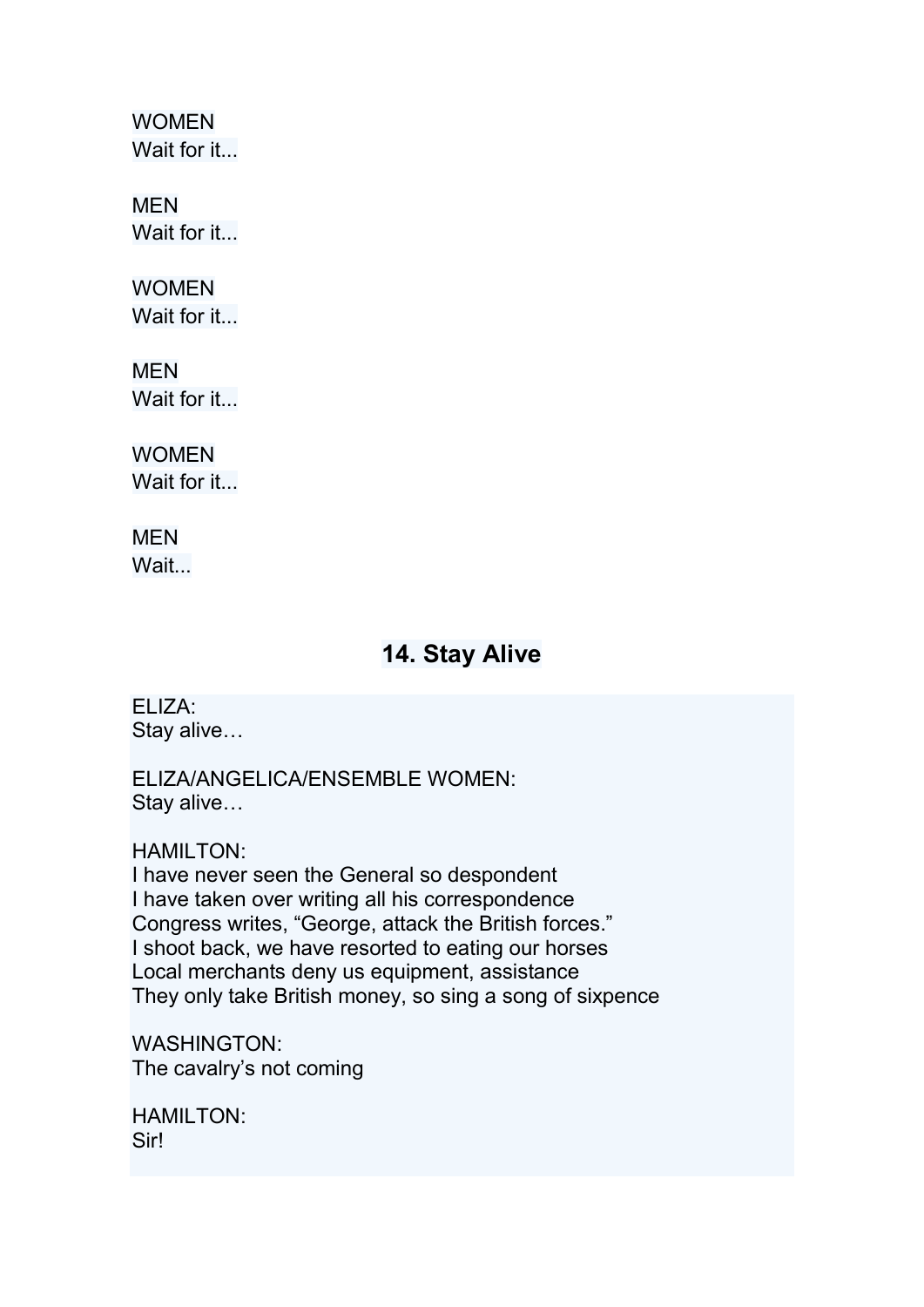WOMEN
Wait for it...

MEN
Wait for it...

WOMEN
Wait for it...

MEN
Wait for it...

WOMEN
Wait for it...

MEN
Wait...

## 14. Stay Alive

ELIZA:
Stay alive…

ELIZA/ANGELICA/ENSEMBLE WOMEN:
Stay alive…

HAMILTON:
I have never seen the General so despondent
I have taken over writing all his correspondence
Congress writes, “George, attack the British forces.”
I shoot back, we have resorted to eating our horses
Local merchants deny us equipment, assistance
They only take British money, so sing a song of sixpence

WASHINGTON:
The cavalry’s not coming

HAMILTON:
Sir!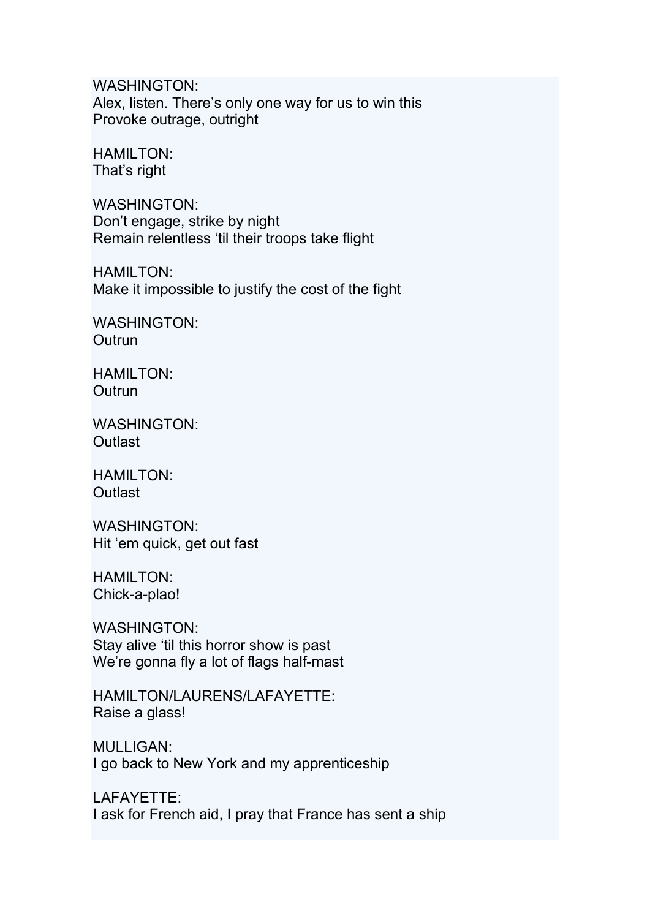WASHINGTON:
Alex, listen. There's only one way for us to win this
Provoke outrage, outright

HAMILTON:
That's right

WASHINGTON:
Don't engage, strike by night
Remain relentless 'til their troops take flight

HAMILTON:
Make it impossible to justify the cost of the fight

WASHINGTON:
Outrun

HAMILTON:
Outrun

WASHINGTON:
Outlast

HAMILTON:
Outlast

WASHINGTON:
Hit 'em quick, get out fast

HAMILTON:
Chick-a-plao!

WASHINGTON:
Stay alive 'til this horror show is past
We're gonna fly a lot of flags half-mast

HAMILTON/LAURENS/LAFAYETTE:
Raise a glass!

MULLIGAN:
I go back to New York and my apprenticeship

LAFAYETTE:
I ask for French aid, I pray that France has sent a ship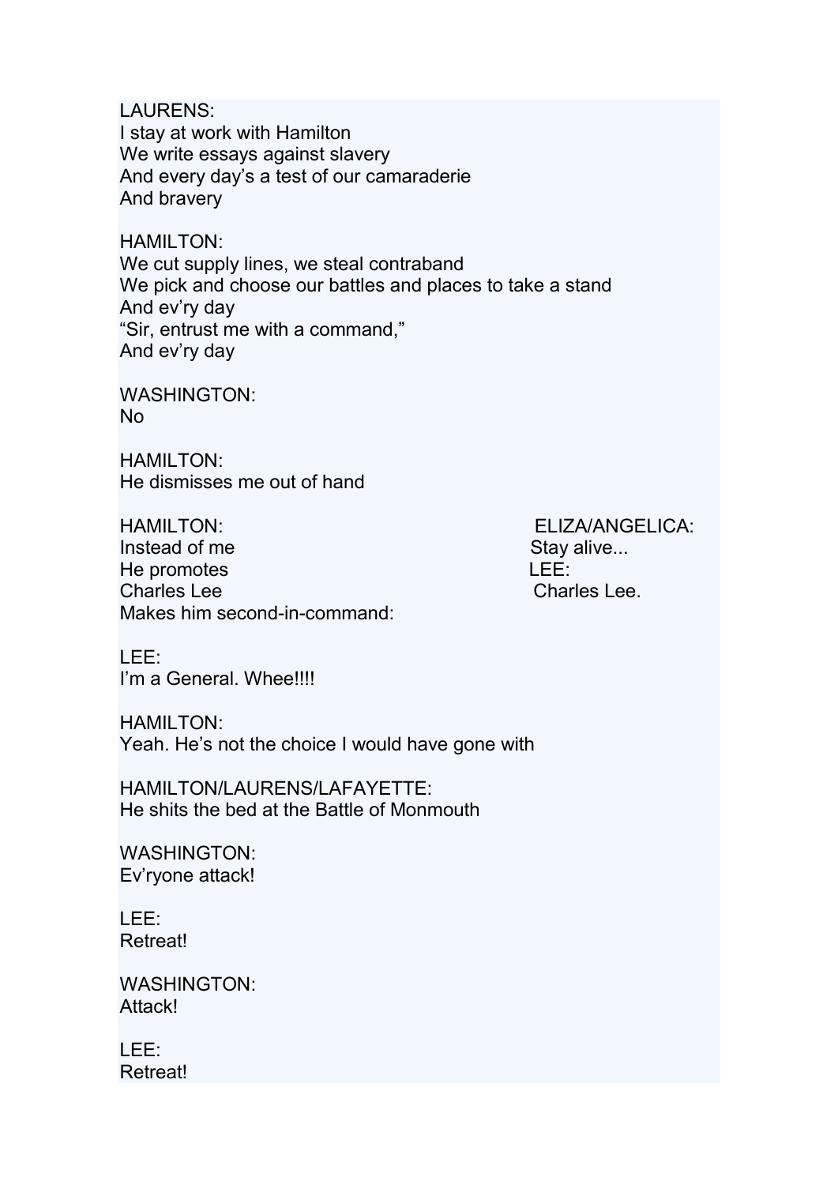LAURENS:
I stay at work with Hamilton
We write essays against slavery
And every day's a test of our camaraderie
And bravery

HAMILTON:
We cut supply lines, we steal contraband
We pick and choose our battles and places to take a stand
And ev'ry day
"Sir, entrust me with a command,"
And ev'ry day

WASHINGTON:
No

HAMILTON:
He dismisses me out of hand

HAMILTON:
Instead of me
He promotes
Charles Lee
Makes him second-in-command:

ELIZA/ANGELICA:
Stay alive...

LEE:
Charles Lee.

LEE:
I'm a General. Whee!!!!

HAMILTON:
Yeah. He's not the choice I would have gone with

HAMILTON/LAURENS/LAFAYETTE:
He shits the bed at the Battle of Monmouth

WASHINGTON:
Ev'ryone attack!

LEE:
Retreat!

WASHINGTON:
Attack!

LEE:
Retreat!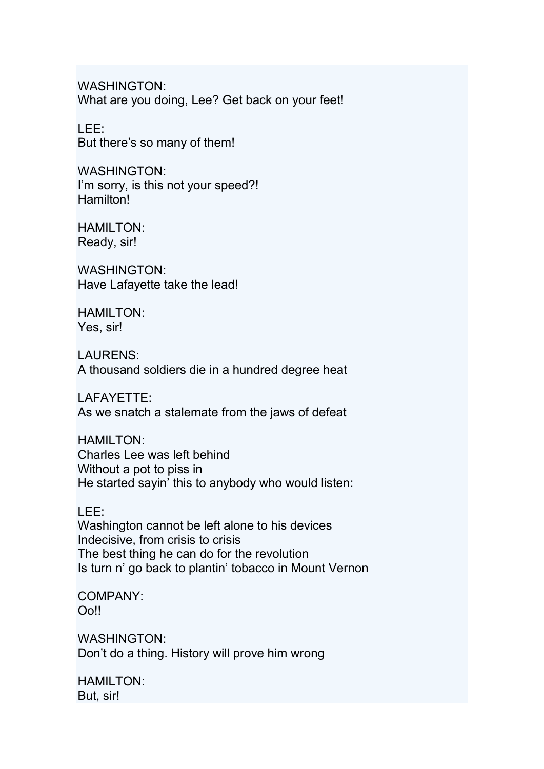WASHINGTON:
What are you doing, Lee? Get back on your feet!

LEE:
But there's so many of them!

WASHINGTON:
I'm sorry, is this not your speed?!
Hamilton!

HAMILTON:
Ready, sir!

WASHINGTON:
Have Lafayette take the lead!

HAMILTON:
Yes, sir!

LAURENS:
A thousand soldiers die in a hundred degree heat

LAFAYETTE:
As we snatch a stalemate from the jaws of defeat

HAMILTON:
Charles Lee was left behind
Without a pot to piss in
He started sayin' this to anybody who would listen:

LEE:
Washington cannot be left alone to his devices
Indecisive, from crisis to crisis
The best thing he can do for the revolution
Is turn n' go back to plantin' tobacco in Mount Vernon

COMPANY:
Oo!!

WASHINGTON:
Don't do a thing. History will prove him wrong

HAMILTON:
But, sir!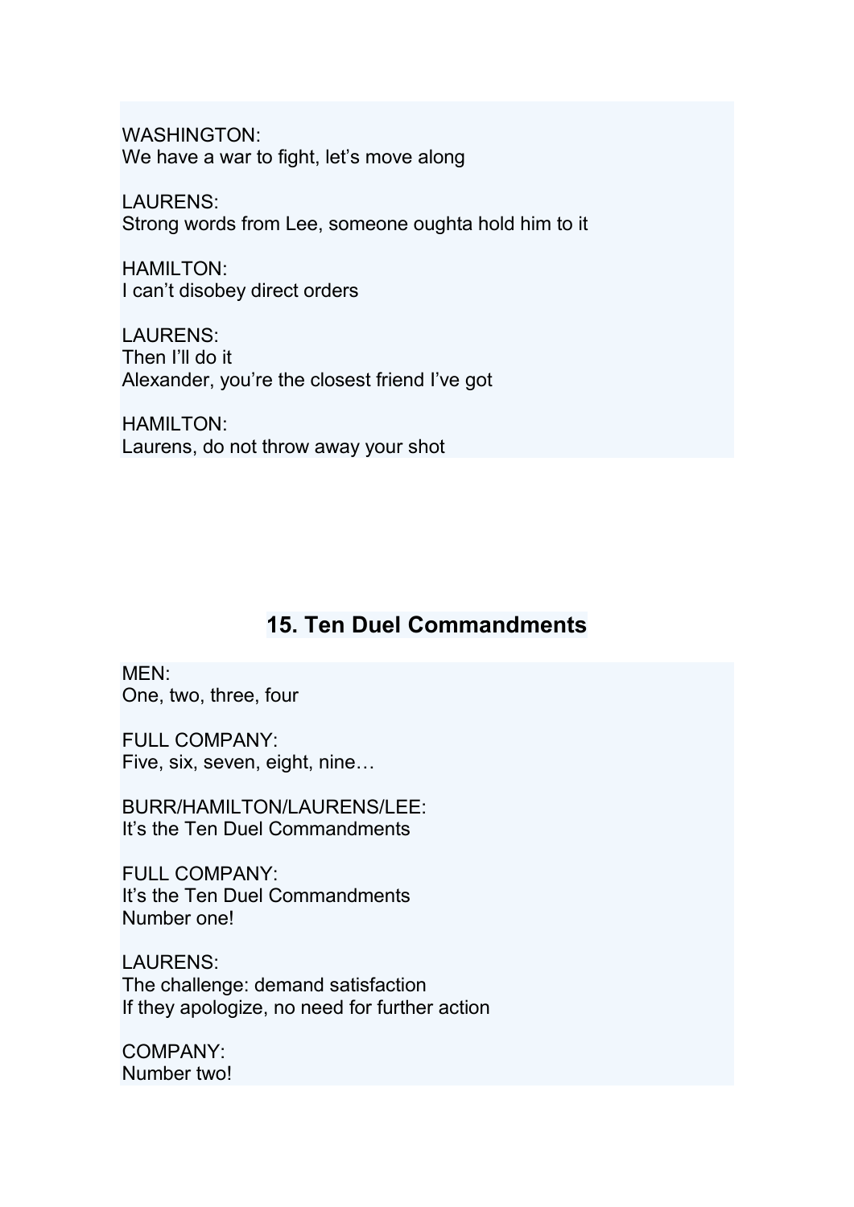WASHINGTON:
We have a war to fight, let's move along

LAURENS:
Strong words from Lee, someone oughta hold him to it

HAMILTON:
I can't disobey direct orders

LAURENS:
Then I'll do it
Alexander, you're the closest friend I've got

HAMILTON:
Laurens, do not throw away your shot

## 15. Ten Duel Commandments

MEN:
One, two, three, four

FULL COMPANY:
Five, six, seven, eight, nine…

BURR/HAMILTON/LAURENS/LEE:
It's the Ten Duel Commandments

FULL COMPANY:
It's the Ten Duel Commandments
Number one!

LAURENS:
The challenge: demand satisfaction
If they apologize, no need for further action

COMPANY:
Number two!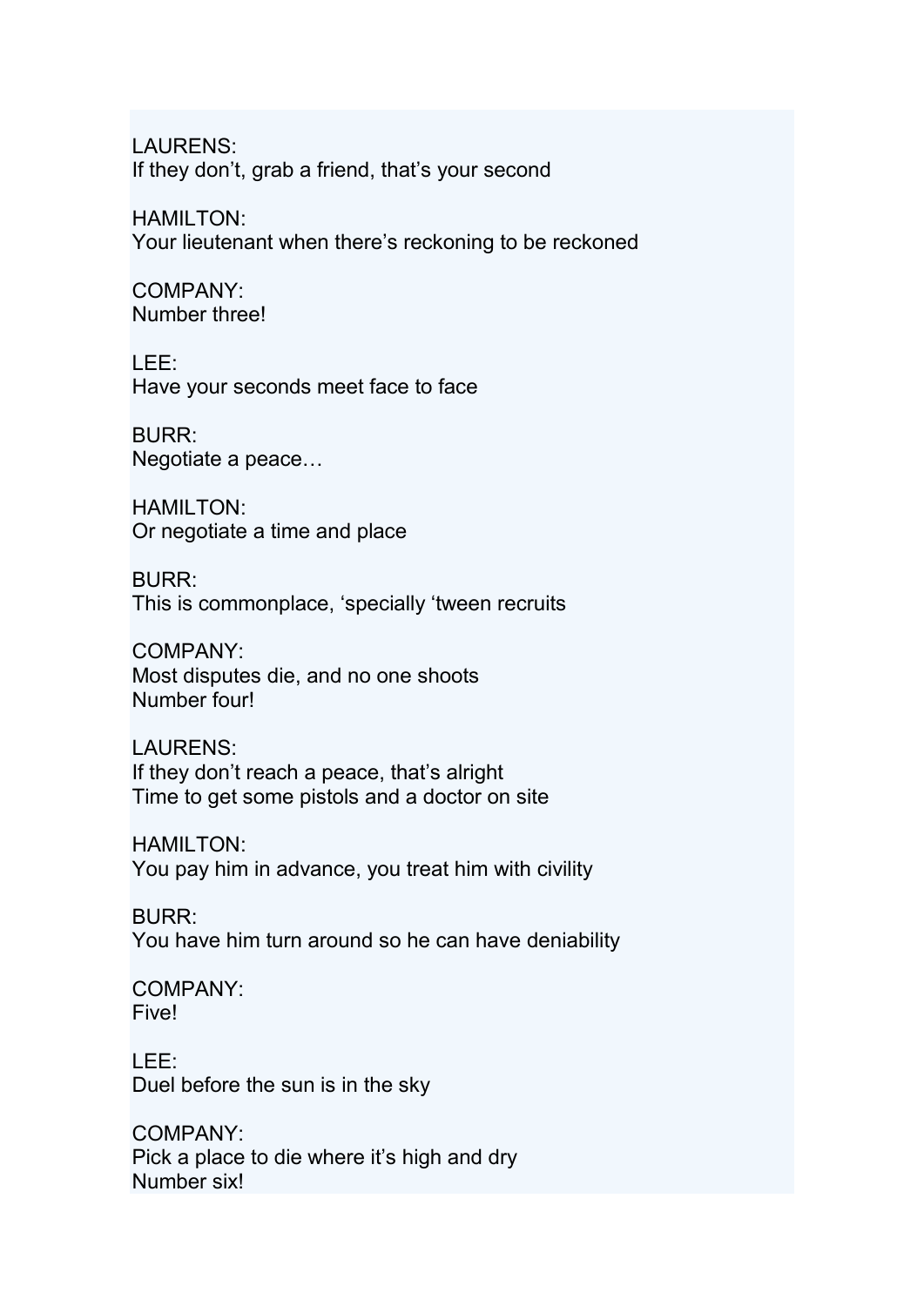LAURENS:
If they don't, grab a friend, that's your second

HAMILTON:
Your lieutenant when there's reckoning to be reckoned

COMPANY:
Number three!

LEE:
Have your seconds meet face to face

BURR:
Negotiate a peace…

HAMILTON:
Or negotiate a time and place

BURR:
This is commonplace, 'specially 'tween recruits

COMPANY:
Most disputes die, and no one shoots
Number four!

LAURENS:
If they don't reach a peace, that's alright
Time to get some pistols and a doctor on site

HAMILTON:
You pay him in advance, you treat him with civility

BURR:
You have him turn around so he can have deniability

COMPANY:
Five!

LEE:
Duel before the sun is in the sky

COMPANY:
Pick a place to die where it's high and dry
Number six!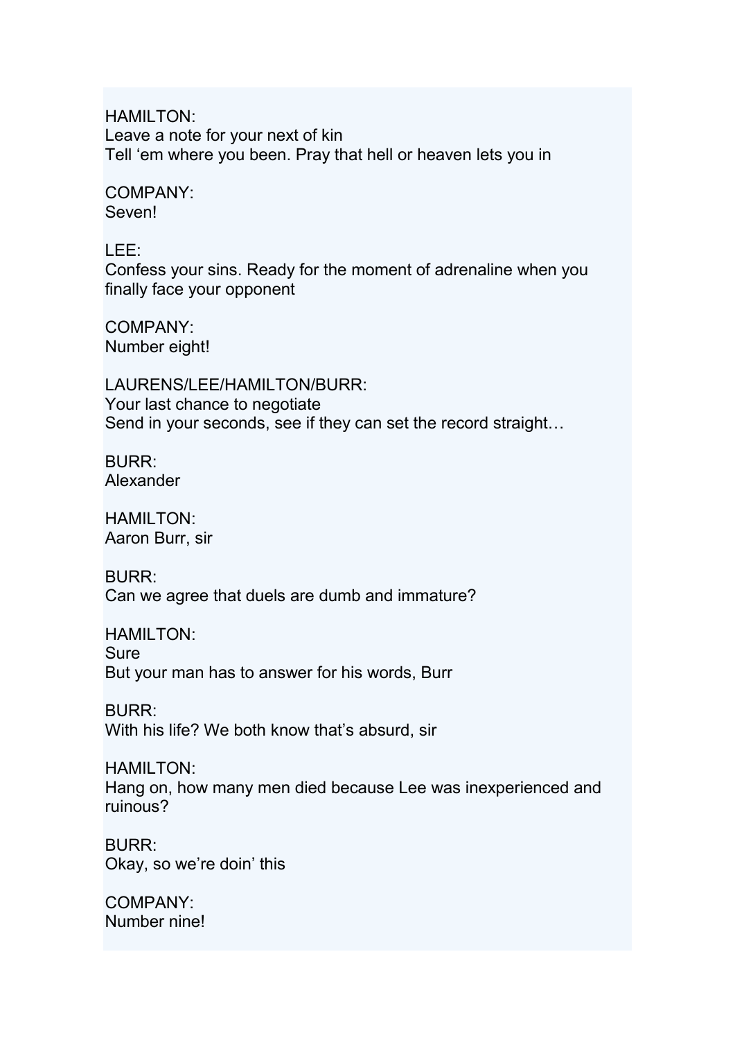HAMILTON:
Leave a note for your next of kin
Tell 'em where you been. Pray that hell or heaven lets you in

COMPANY:
Seven!

LEE:
Confess your sins. Ready for the moment of adrenaline when you finally face your opponent

COMPANY:
Number eight!

LAURENS/LEE/HAMILTON/BURR:
Your last chance to negotiate
Send in your seconds, see if they can set the record straight…

BURR:
Alexander

HAMILTON:
Aaron Burr, sir

BURR:
Can we agree that duels are dumb and immature?

HAMILTON:
Sure
But your man has to answer for his words, Burr

BURR:
With his life? We both know that's absurd, sir

HAMILTON:
Hang on, how many men died because Lee was inexperienced and ruinous?

BURR:
Okay, so we're doin' this

COMPANY:
Number nine!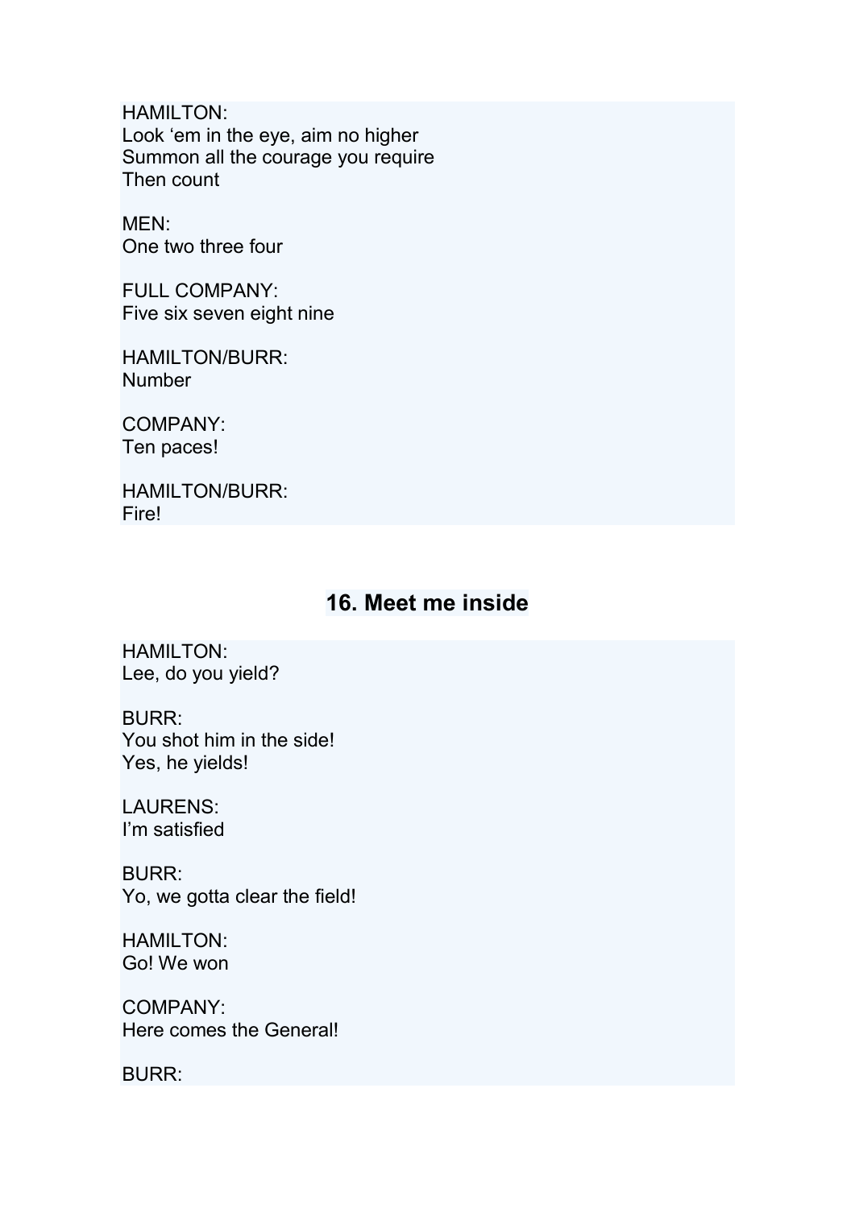HAMILTON:
Look ‘em in the eye, aim no higher
Summon all the courage you require
Then count

MEN:
One two three four

FULL COMPANY:
Five six seven eight nine

HAMILTON/BURR:
Number

COMPANY:
Ten paces!

HAMILTON/BURR:
Fire!

## 16. Meet me inside

HAMILTON:
Lee, do you yield?

BURR:
You shot him in the side!
Yes, he yields!

LAURENS:
I’m satisfied

BURR:
Yo, we gotta clear the field!

HAMILTON:
Go! We won

COMPANY:
Here comes the General!

BURR: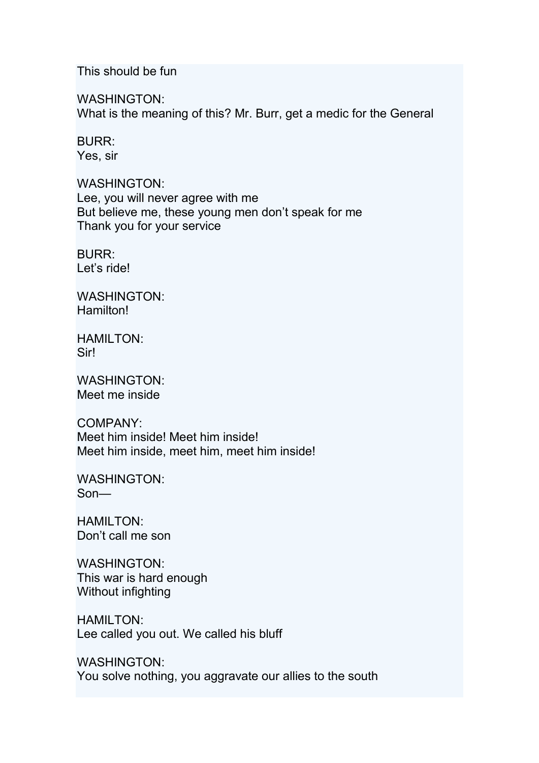This should be fun

WASHINGTON:
What is the meaning of this? Mr. Burr, get a medic for the General

BURR:
Yes, sir

WASHINGTON:
Lee, you will never agree with me
But believe me, these young men don't speak for me
Thank you for your service

BURR:
Let's ride!

WASHINGTON:
Hamilton!

HAMILTON:
Sir!

WASHINGTON:
Meet me inside

COMPANY:
Meet him inside! Meet him inside!
Meet him inside, meet him, meet him inside!

WASHINGTON:
Son—

HAMILTON:
Don't call me son

WASHINGTON:
This war is hard enough
Without infighting

HAMILTON:
Lee called you out. We called his bluff

WASHINGTON:
You solve nothing, you aggravate our allies to the south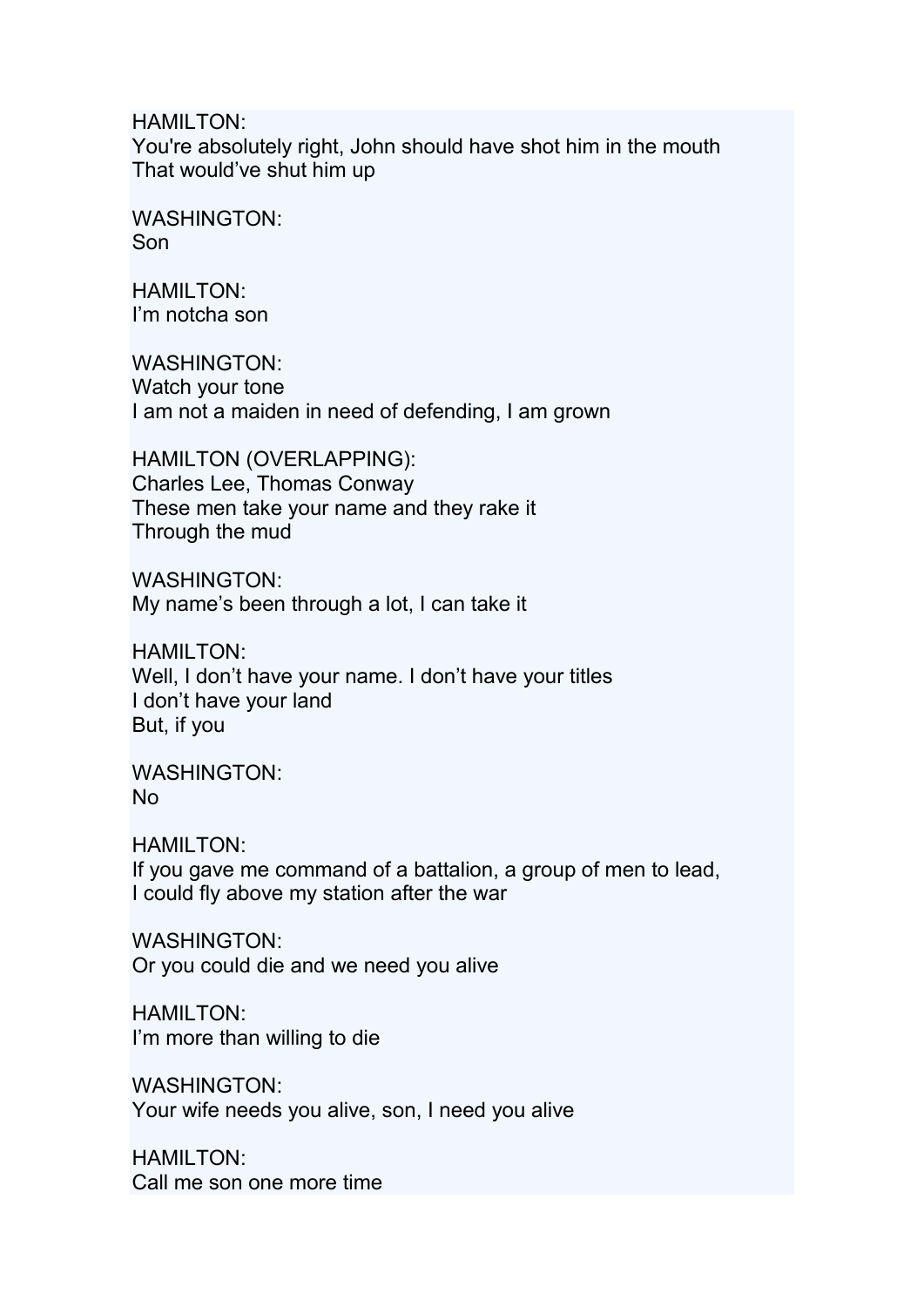HAMILTON:
You're absolutely right, John should have shot him in the mouth
That would've shut him up

WASHINGTON:
Son

HAMILTON:
I'm notcha son

WASHINGTON:
Watch your tone
I am not a maiden in need of defending, I am grown

HAMILTON (OVERLAPPING):
Charles Lee, Thomas Conway
These men take your name and they rake it
Through the mud

WASHINGTON:
My name's been through a lot, I can take it

HAMILTON:
Well, I don't have your name. I don't have your titles
I don't have your land
But, if you

WASHINGTON:
No

HAMILTON:
If you gave me command of a battalion, a group of men to lead,
I could fly above my station after the war

WASHINGTON:
Or you could die and we need you alive

HAMILTON:
I'm more than willing to die

WASHINGTON:
Your wife needs you alive, son, I need you alive

HAMILTON:
Call me son one more time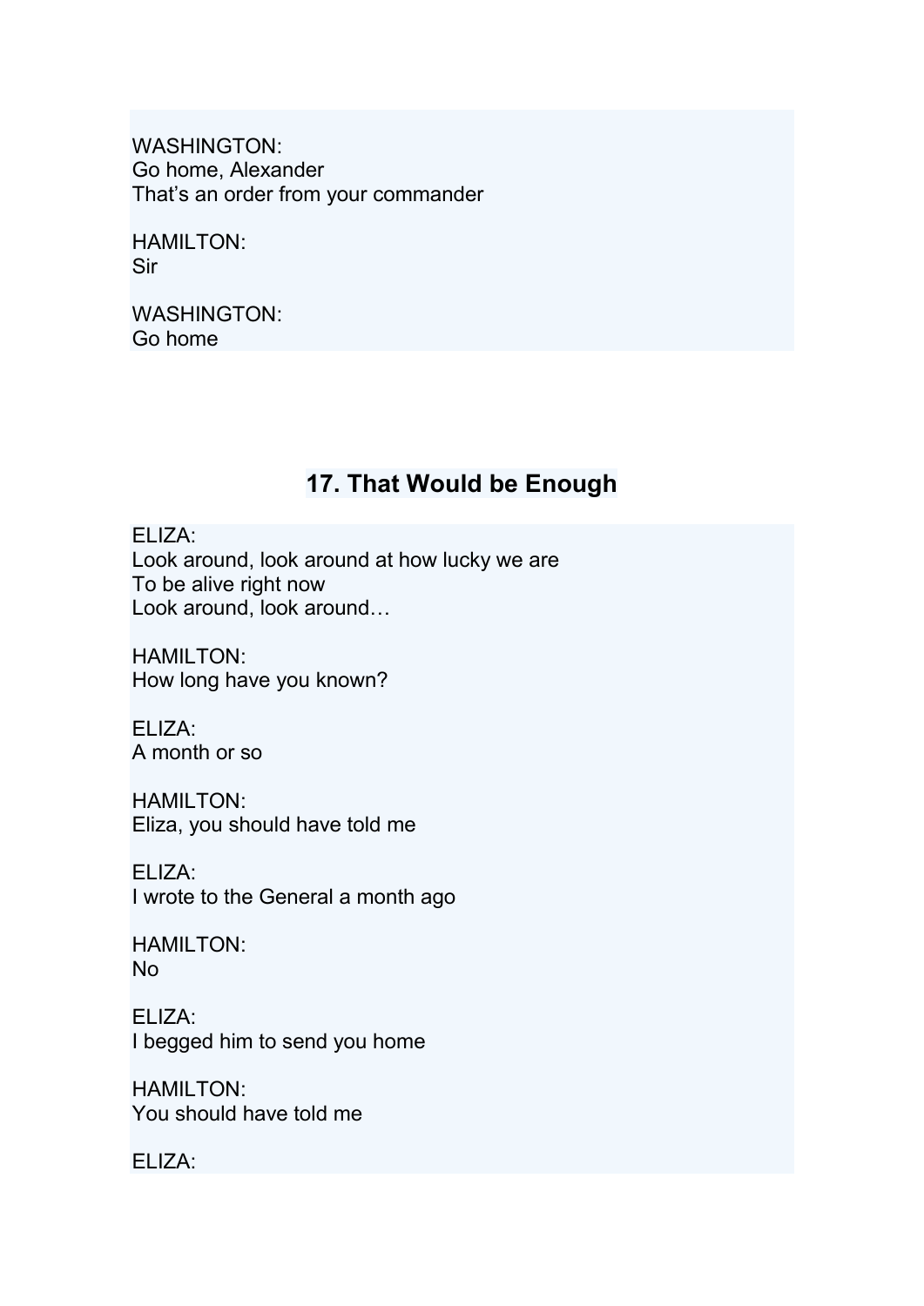WASHINGTON:
Go home, Alexander
That's an order from your commander

HAMILTON:
Sir

WASHINGTON:
Go home

## 17. That Would be Enough

ELIZA:
Look around, look around at how lucky we are
To be alive right now
Look around, look around…

HAMILTON:
How long have you known?

ELIZA:
A month or so

HAMILTON:
Eliza, you should have told me

ELIZA:
I wrote to the General a month ago

HAMILTON:
No

ELIZA:
I begged him to send you home

HAMILTON:
You should have told me

ELIZA: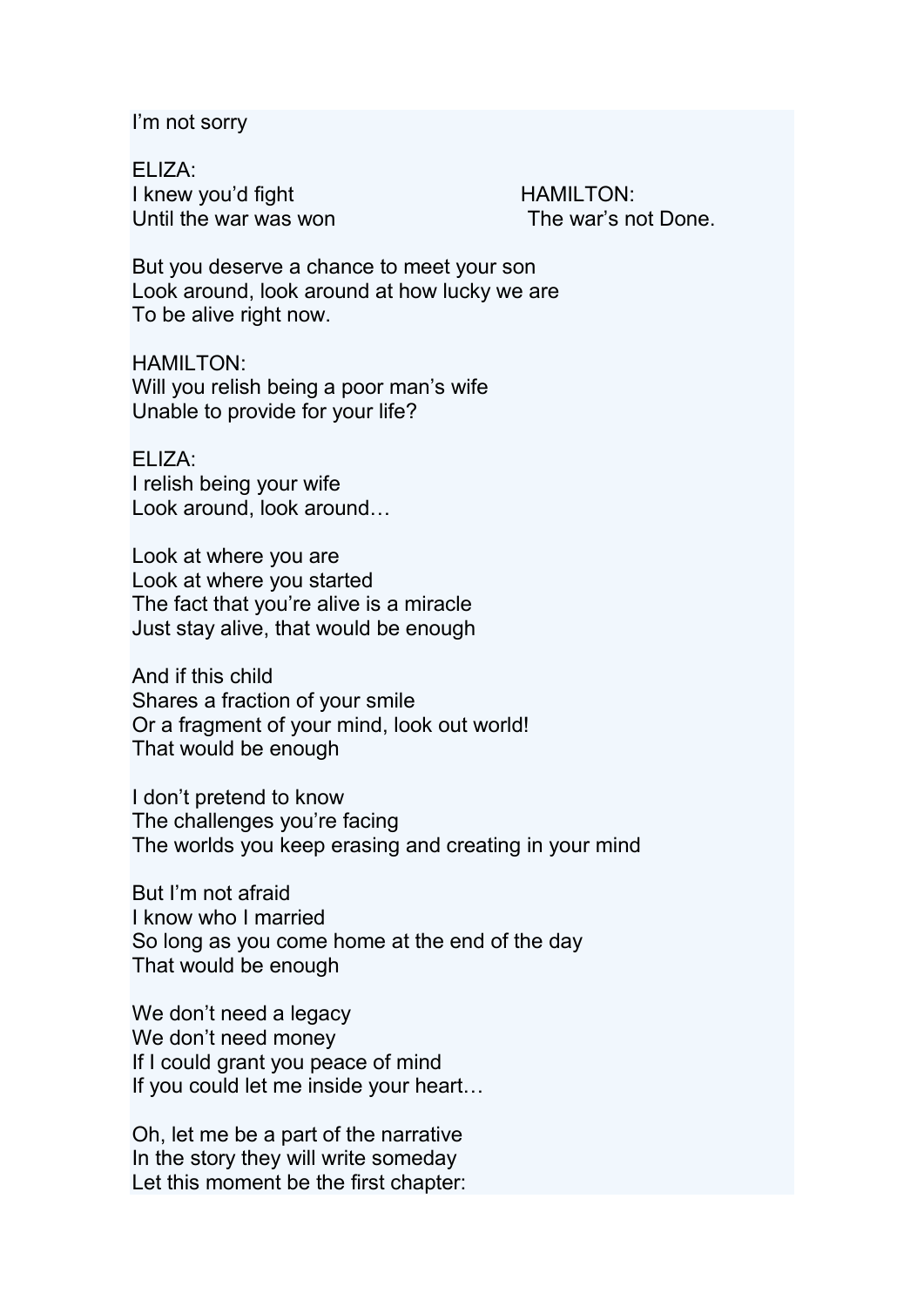I'm not sorry

ELIZA:
I knew you'd fight
Until the war was won

HAMILTON:
The war's not Done.

But you deserve a chance to meet your son
Look around, look around at how lucky we are
To be alive right now.

HAMILTON:
Will you relish being a poor man's wife
Unable to provide for your life?

ELIZA:
I relish being your wife
Look around, look around…

Look at where you are
Look at where you started
The fact that you're alive is a miracle
Just stay alive, that would be enough

And if this child
Shares a fraction of your smile
Or a fragment of your mind, look out world!
That would be enough

I don't pretend to know
The challenges you're facing
The worlds you keep erasing and creating in your mind

But I'm not afraid
I know who I married
So long as you come home at the end of the day
That would be enough

We don't need a legacy
We don't need money
If I could grant you peace of mind
If you could let me inside your heart…

Oh, let me be a part of the narrative
In the story they will write someday
Let this moment be the first chapter: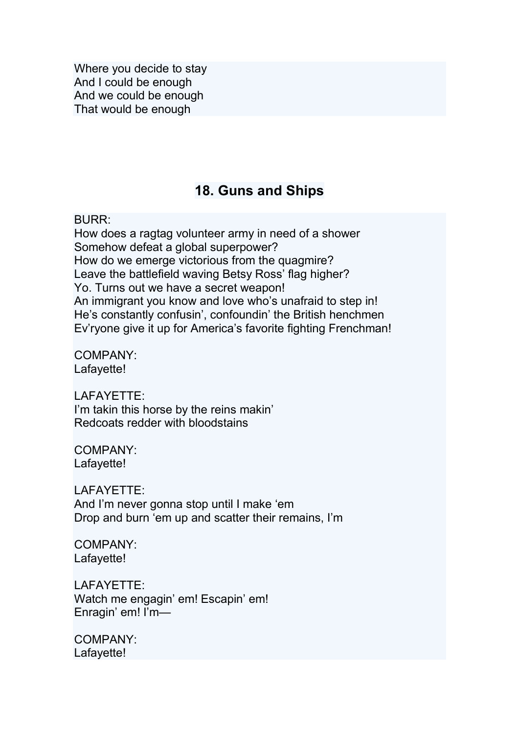Where you decide to stay
And I could be enough
And we could be enough
That would be enough

## 18. Guns and Ships

BURR:
How does a ragtag volunteer army in need of a shower
Somehow defeat a global superpower?
How do we emerge victorious from the quagmire?
Leave the battlefield waving Betsy Ross' flag higher?
Yo. Turns out we have a secret weapon!
An immigrant you know and love who's unafraid to step in!
He's constantly confusin', confoundin' the British henchmen
Ev'ryone give it up for America's favorite fighting Frenchman!

COMPANY:
Lafayette!

LAFAYETTE:
I'm takin this horse by the reins makin'
Redcoats redder with bloodstains

COMPANY:
Lafayette!

LAFAYETTE:
And I'm never gonna stop until I make 'em
Drop and burn 'em up and scatter their remains, I'm

COMPANY:
Lafayette!

LAFAYETTE:
Watch me engagin' em! Escapin' em!
Enragin' em! I'm—

COMPANY:
Lafayette!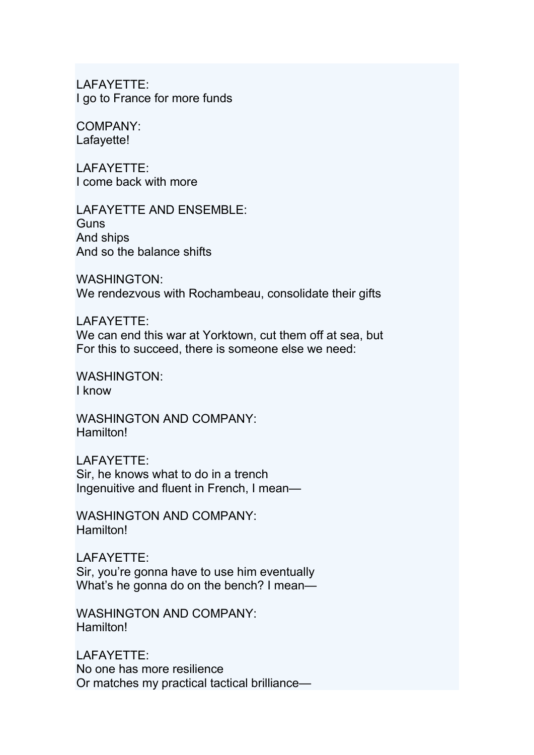LAFAYETTE:
I go to France for more funds

COMPANY:
Lafayette!

LAFAYETTE:
I come back with more

LAFAYETTE AND ENSEMBLE:
Guns
And ships
And so the balance shifts

WASHINGTON:
We rendezvous with Rochambeau, consolidate their gifts

LAFAYETTE:
We can end this war at Yorktown, cut them off at sea, but
For this to succeed, there is someone else we need:

WASHINGTON:
I know

WASHINGTON AND COMPANY:
Hamilton!

LAFAYETTE:
Sir, he knows what to do in a trench
Ingenuitive and fluent in French, I mean—

WASHINGTON AND COMPANY:
Hamilton!

LAFAYETTE:
Sir, you're gonna have to use him eventually
What's he gonna do on the bench? I mean—

WASHINGTON AND COMPANY:
Hamilton!

LAFAYETTE:
No one has more resilience
Or matches my practical tactical brilliance—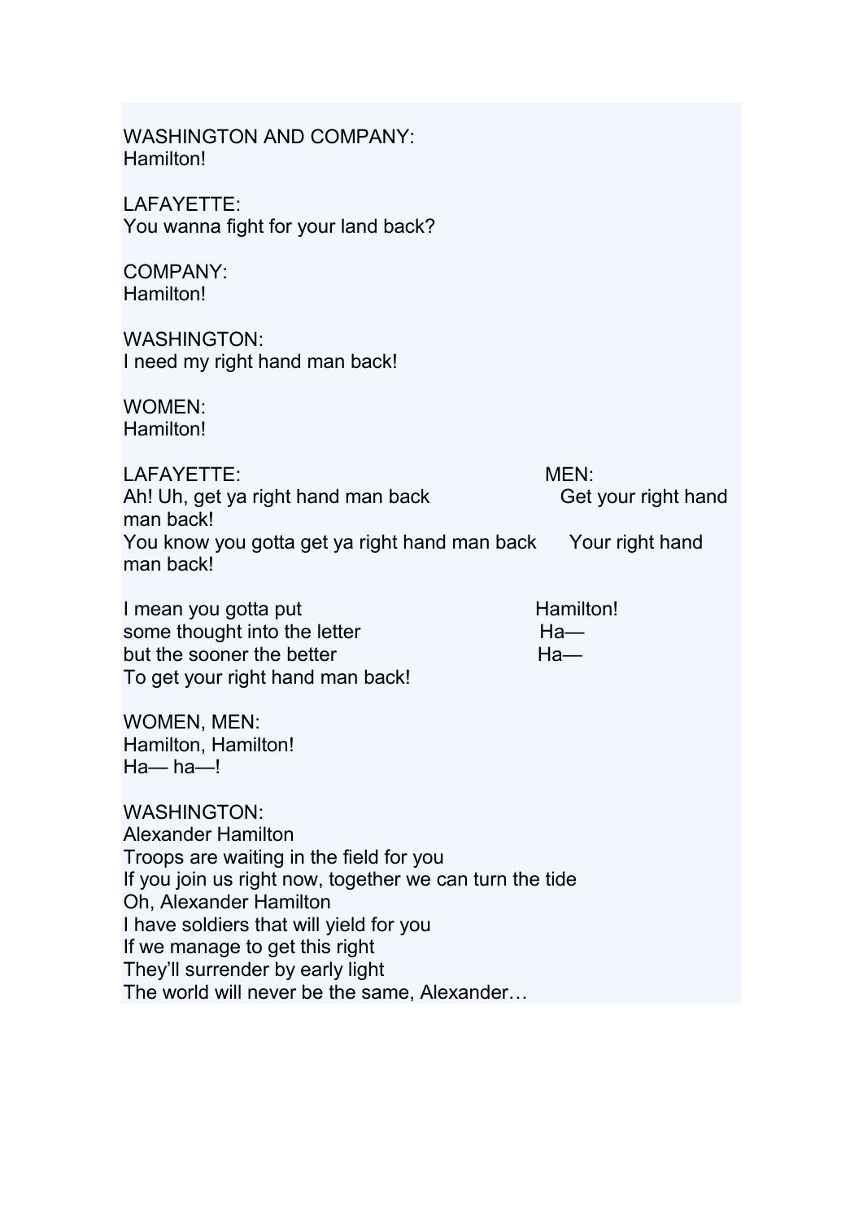WASHINGTON AND COMPANY:
Hamilton!

LAFAYETTE:
You wanna fight for your land back?

COMPANY:
Hamilton!

WASHINGTON:
I need my right hand man back!

WOMEN:
Hamilton!

LAFAYETTE:
Ah! Uh, get ya right hand man back
You know you gotta get ya right hand man back

MEN:
Get your right hand man back!
Your right hand man back!

LAFAYETTE:
I mean you gotta put
some thought into the letter
but the sooner the better
To get your right hand man back!

MEN:
Hamilton!
Ha—
Ha—

WOMEN, MEN:
Hamilton, Hamilton!
Ha— ha—!

WASHINGTON:
Alexander Hamilton
Troops are waiting in the field for you
If you join us right now, together we can turn the tide
Oh, Alexander Hamilton
I have soldiers that will yield for you
If we manage to get this right
They'll surrender by early light
The world will never be the same, Alexander…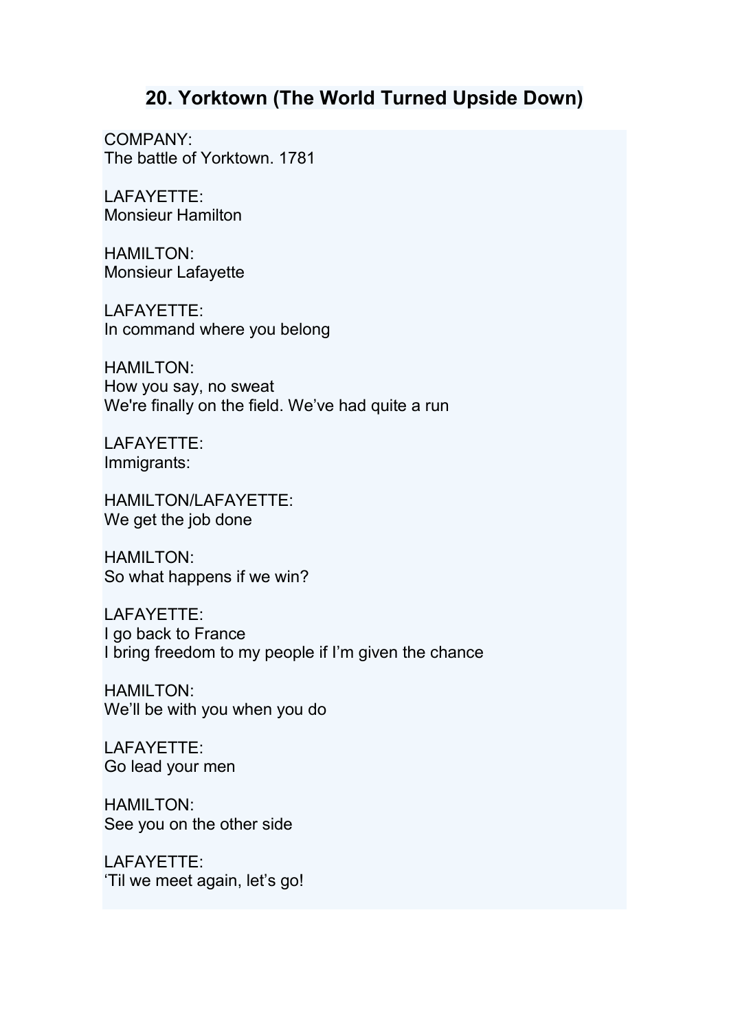# 20. Yorktown (The World Turned Upside Down)

COMPANY:
The battle of Yorktown. 1781

LAFAYETTE:
Monsieur Hamilton

HAMILTON:
Monsieur Lafayette

LAFAYETTE:
In command where you belong

HAMILTON:
How you say, no sweat
We're finally on the field. We've had quite a run

LAFAYETTE:
Immigrants:

HAMILTON/LAFAYETTE:
We get the job done

HAMILTON:
So what happens if we win?

LAFAYETTE:
I go back to France
I bring freedom to my people if I'm given the chance

HAMILTON:
We'll be with you when you do

LAFAYETTE:
Go lead your men

HAMILTON:
See you on the other side

LAFAYETTE:
'Til we meet again, let's go!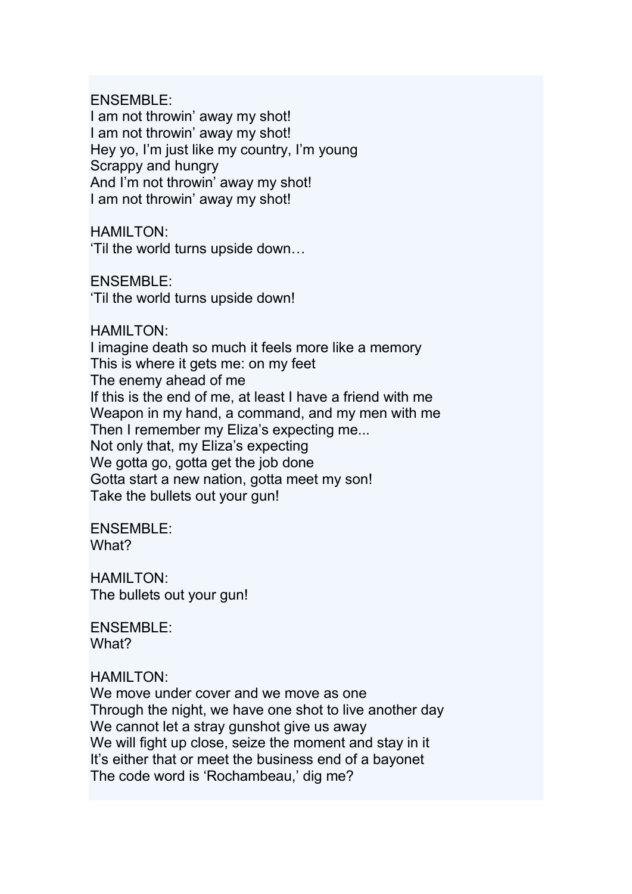ENSEMBLE:
I am not throwin' away my shot!
I am not throwin' away my shot!
Hey yo, I'm just like my country, I'm young
Scrappy and hungry
And I'm not throwin' away my shot!
I am not throwin' away my shot!

HAMILTON:
'Til the world turns upside down…

ENSEMBLE:
'Til the world turns upside down!

HAMILTON:
I imagine death so much it feels more like a memory
This is where it gets me: on my feet
The enemy ahead of me
If this is the end of me, at least I have a friend with me
Weapon in my hand, a command, and my men with me
Then I remember my Eliza's expecting me...
Not only that, my Eliza's expecting
We gotta go, gotta get the job done
Gotta start a new nation, gotta meet my son!
Take the bullets out your gun!

ENSEMBLE:
What?

HAMILTON:
The bullets out your gun!

ENSEMBLE:
What?

HAMILTON:
We move under cover and we move as one
Through the night, we have one shot to live another day
We cannot let a stray gunshot give us away
We will fight up close, seize the moment and stay in it
It's either that or meet the business end of a bayonet
The code word is 'Rochambeau,' dig me?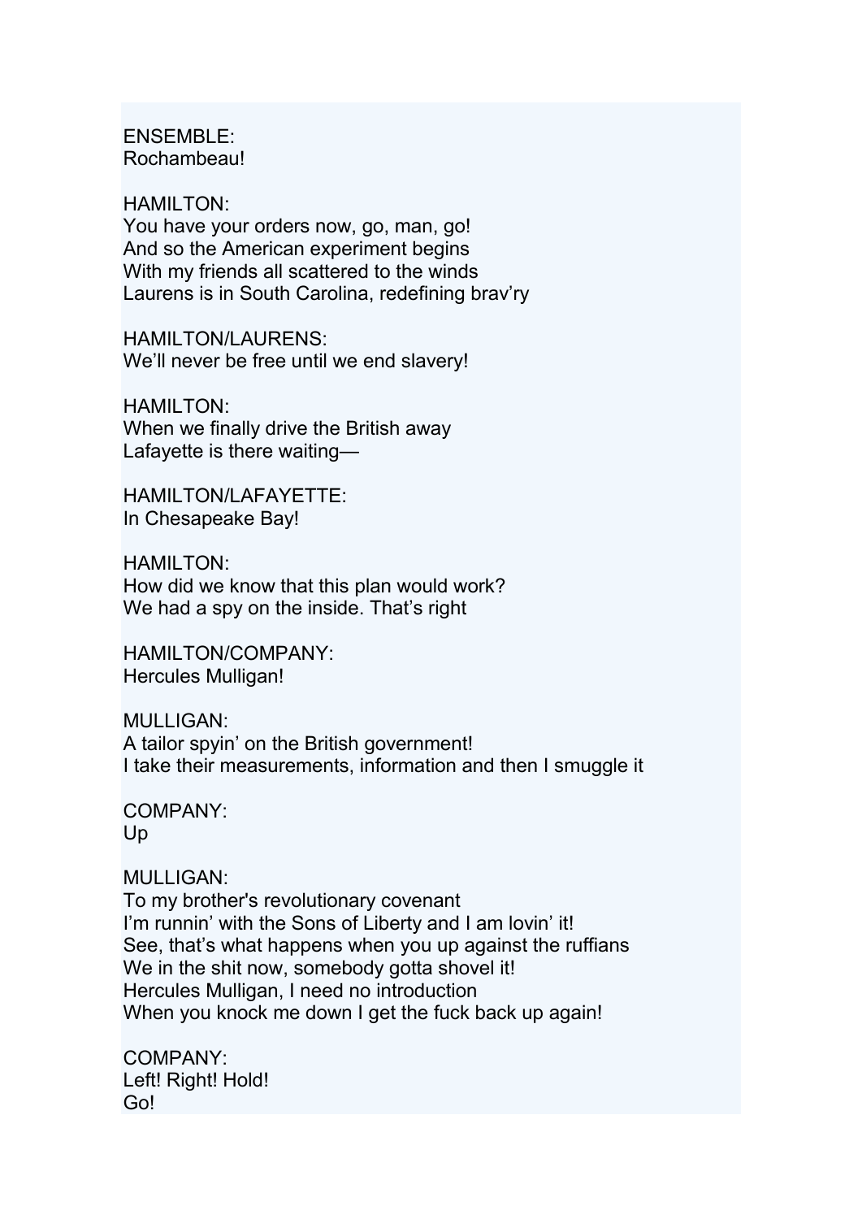ENSEMBLE:
Rochambeau!

HAMILTON:
You have your orders now, go, man, go!
And so the American experiment begins
With my friends all scattered to the winds
Laurens is in South Carolina, redefining brav'ry

HAMILTON/LAURENS:
We'll never be free until we end slavery!

HAMILTON:
When we finally drive the British away
Lafayette is there waiting—

HAMILTON/LAFAYETTE:
In Chesapeake Bay!

HAMILTON:
How did we know that this plan would work?
We had a spy on the inside. That's right

HAMILTON/COMPANY:
Hercules Mulligan!

MULLIGAN:
A tailor spyin' on the British government!
I take their measurements, information and then I smuggle it

COMPANY:
Up

MULLIGAN:
To my brother's revolutionary covenant
I'm runnin' with the Sons of Liberty and I am lovin' it!
See, that's what happens when you up against the ruffians
We in the shit now, somebody gotta shovel it!
Hercules Mulligan, I need no introduction
When you knock me down I get the fuck back up again!

COMPANY:
Left! Right! Hold!
Go!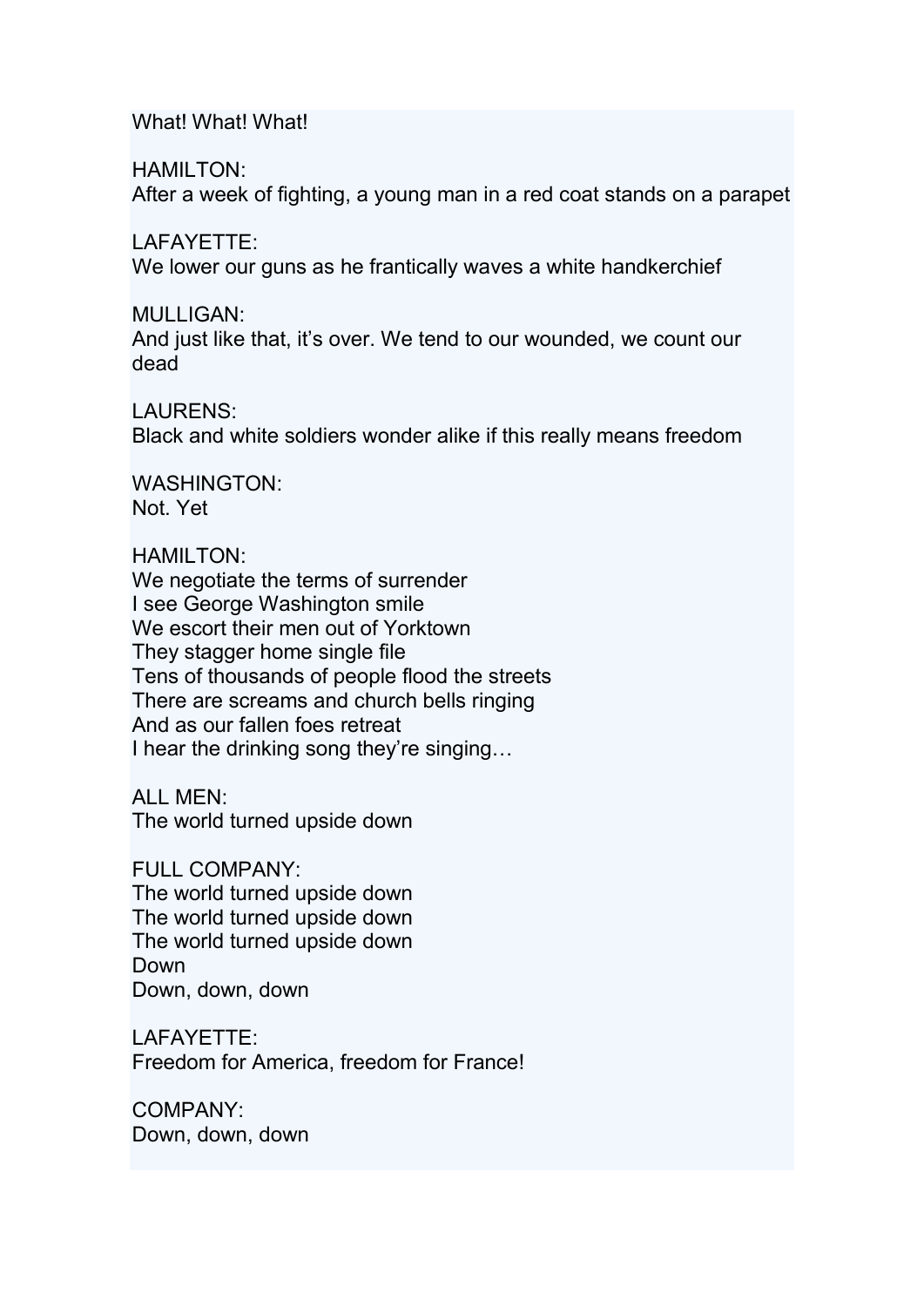What! What! What!

HAMILTON:
After a week of fighting, a young man in a red coat stands on a parapet

LAFAYETTE:
We lower our guns as he frantically waves a white handkerchief

MULLIGAN:
And just like that, it’s over. We tend to our wounded, we count our dead

LAURENS:
Black and white soldiers wonder alike if this really means freedom

WASHINGTON:
Not. Yet

HAMILTON:
We negotiate the terms of surrender
I see George Washington smile
We escort their men out of Yorktown
They stagger home single file
Tens of thousands of people flood the streets
There are screams and church bells ringing
And as our fallen foes retreat
I hear the drinking song they’re singing…

ALL MEN:
The world turned upside down

FULL COMPANY:
The world turned upside down
The world turned upside down
The world turned upside down
Down
Down, down, down

LAFAYETTE:
Freedom for America, freedom for France!

COMPANY:
Down, down, down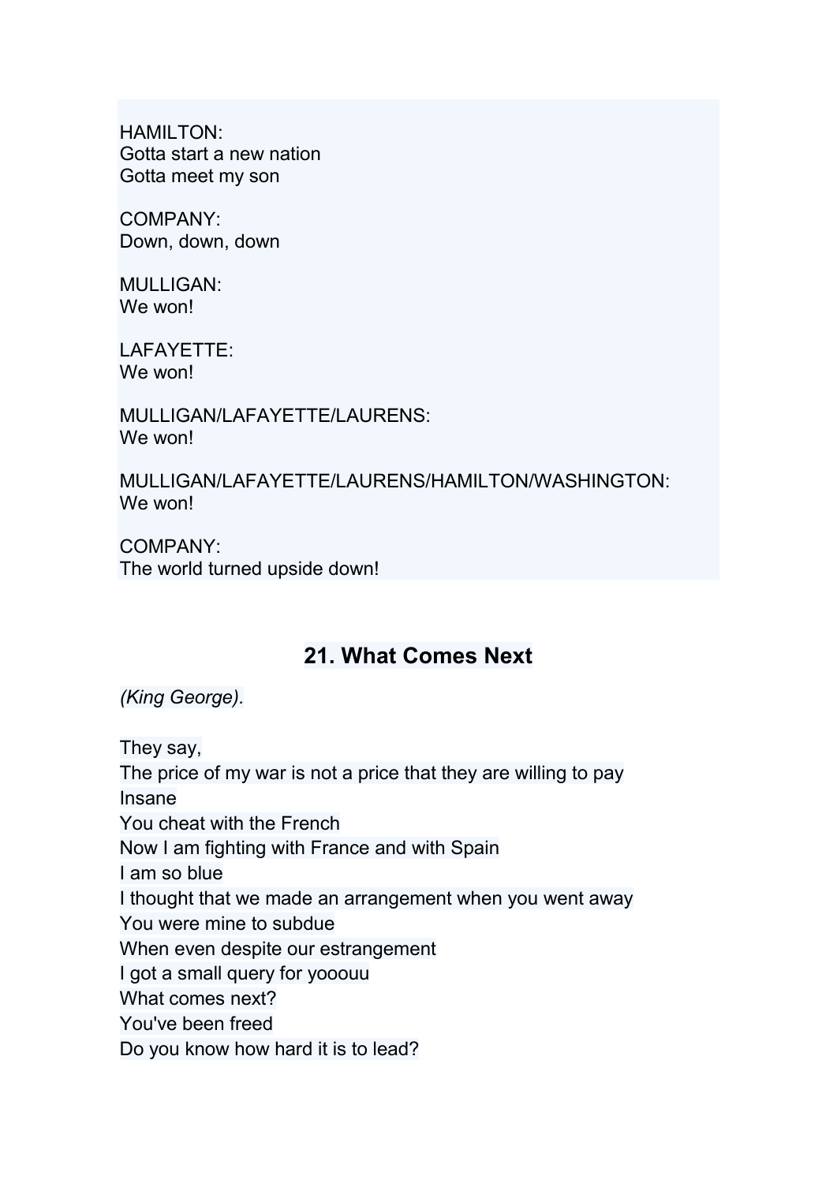HAMILTON:
Gotta start a new nation
Gotta meet my son

COMPANY:
Down, down, down

MULLIGAN:
We won!

LAFAYETTE:
We won!

MULLIGAN/LAFAYETTE/LAURENS:
We won!

MULLIGAN/LAFAYETTE/LAURENS/HAMILTON/WASHINGTON:
We won!

COMPANY:
The world turned upside down!

## 21. What Comes Next

*(King George).*

They say,
The price of my war is not a price that they are willing to pay
Insane
You cheat with the French
Now I am fighting with France and with Spain
I am so blue
I thought that we made an arrangement when you went away
You were mine to subdue
When even despite our estrangement
I got a small query for yooouu
What comes next?
You've been freed
Do you know how hard it is to lead?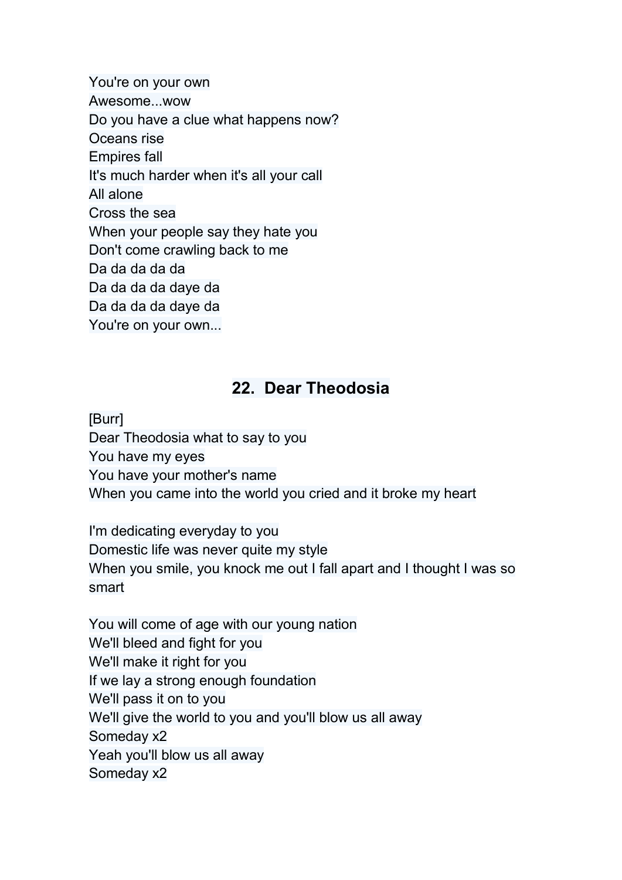You're on your own
Awesome...wow
Do you have a clue what happens now?
Oceans rise
Empires fall
It's much harder when it's all your call
All alone
Cross the sea
When your people say they hate you
Don't come crawling back to me
Da da da da da
Da da da da daye da
Da da da da daye da
You're on your own...

## 22. Dear Theodosia

[Burr]
Dear Theodosia what to say to you
You have my eyes
You have your mother's name
When you came into the world you cried and it broke my heart

I'm dedicating everyday to you
Domestic life was never quite my style
When you smile, you knock me out I fall apart and I thought I was so smart

You will come of age with our young nation
We'll bleed and fight for you
We'll make it right for you
If we lay a strong enough foundation
We'll pass it on to you
We'll give the world to you and you'll blow us all away
Someday x2
Yeah you'll blow us all away
Someday x2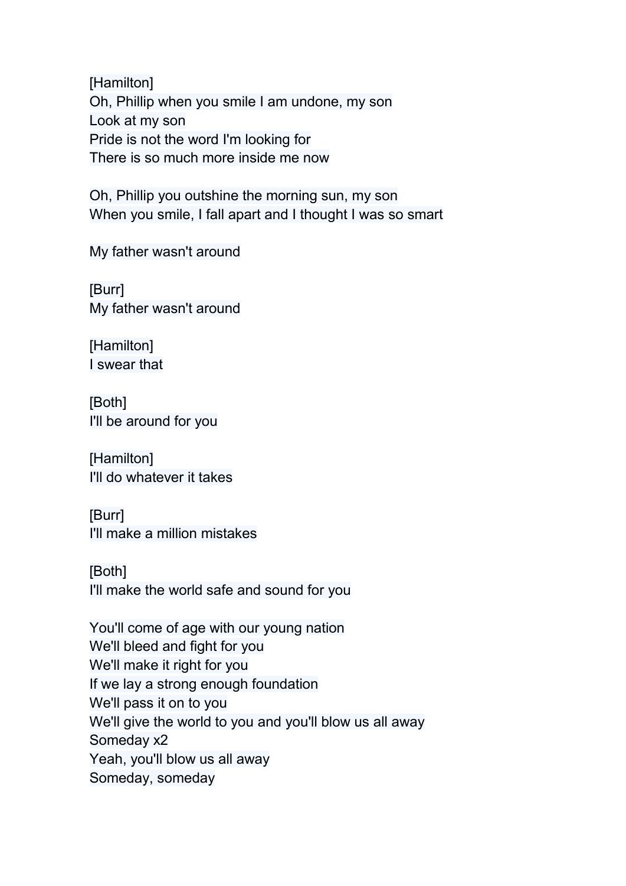[Hamilton]
Oh, Phillip when you smile I am undone, my son
Look at my son
Pride is not the word I'm looking for
There is so much more inside me now

Oh, Phillip you outshine the morning sun, my son
When you smile, I fall apart and I thought I was so smart

My father wasn't around

[Burr]
My father wasn't around

[Hamilton]
I swear that

[Both]
I'll be around for you

[Hamilton]
I'll do whatever it takes

[Burr]
I'll make a million mistakes

[Both]
I'll make the world safe and sound for you

You'll come of age with our young nation
We'll bleed and fight for you
We'll make it right for you
If we lay a strong enough foundation
We'll pass it on to you
We'll give the world to you and you'll blow us all away
Someday x2
Yeah, you'll blow us all away
Someday, someday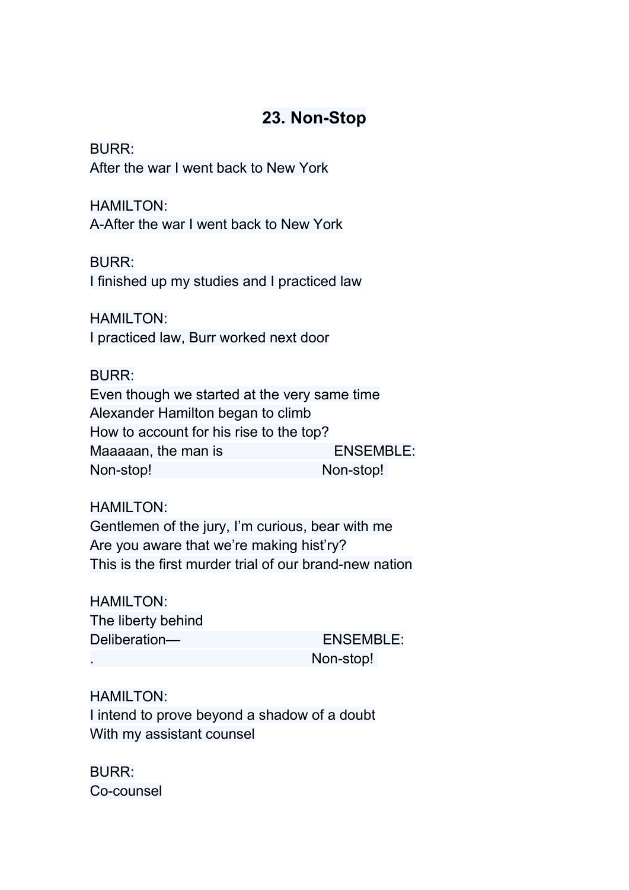## 23. Non-Stop

BURR:
After the war I went back to New York

HAMILTON:
A-After the war I went back to New York

BURR:
I finished up my studies and I practiced law

HAMILTON:
I practiced law, Burr worked next door

BURR:
Even though we started at the very same time
Alexander Hamilton began to climb
How to account for his rise to the top?
Maaaaan, the man is Non-stop!

ENSEMBLE:
Non-stop!

HAMILTON:
Gentlemen of the jury, I'm curious, bear with me
Are you aware that we're making hist'ry?
This is the first murder trial of our brand-new nation

HAMILTON:
The liberty behind
Deliberation—
.

ENSEMBLE:
Non-stop!

HAMILTON:
I intend to prove beyond a shadow of a doubt
With my assistant counsel

BURR:
Co-counsel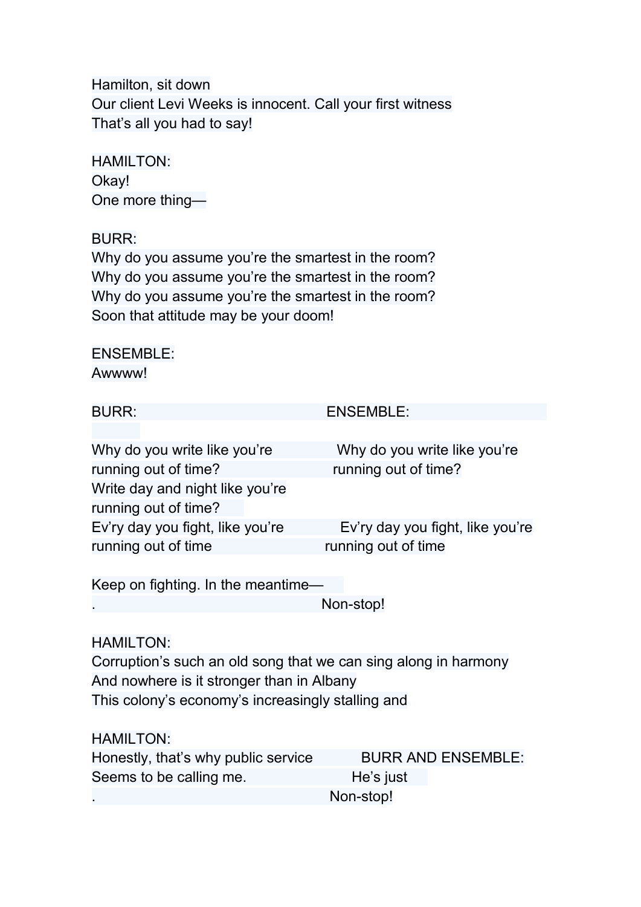Hamilton, sit down
Our client Levi Weeks is innocent. Call your first witness
That's all you had to say!

HAMILTON:
Okay!
One more thing—

BURR:
Why do you assume you're the smartest in the room?
Why do you assume you're the smartest in the room?
Why do you assume you're the smartest in the room?
Soon that attitude may be your doom!

ENSEMBLE:
Awwww!

| BURR: | ENSEMBLE: |
|---|---|
| Why do you write like you're running out of time? | Why do you write like you're running out of time? |
| Write day and night like you're running out of time? | |
| Ev'ry day you fight, like you're running out of time | Ev'ry day you fight, like you're running out of time |
| Keep on fighting. In the meantime— | |
| . | Non-stop! |

HAMILTON:
Corruption's such an old song that we can sing along in harmony
And nowhere is it stronger than in Albany
This colony's economy's increasingly stalling and

| HAMILTON: | BURR AND ENSEMBLE: |
|---|---|
| Honestly, that's why public service | |
| Seems to be calling me. | He's just |
| . | Non-stop! |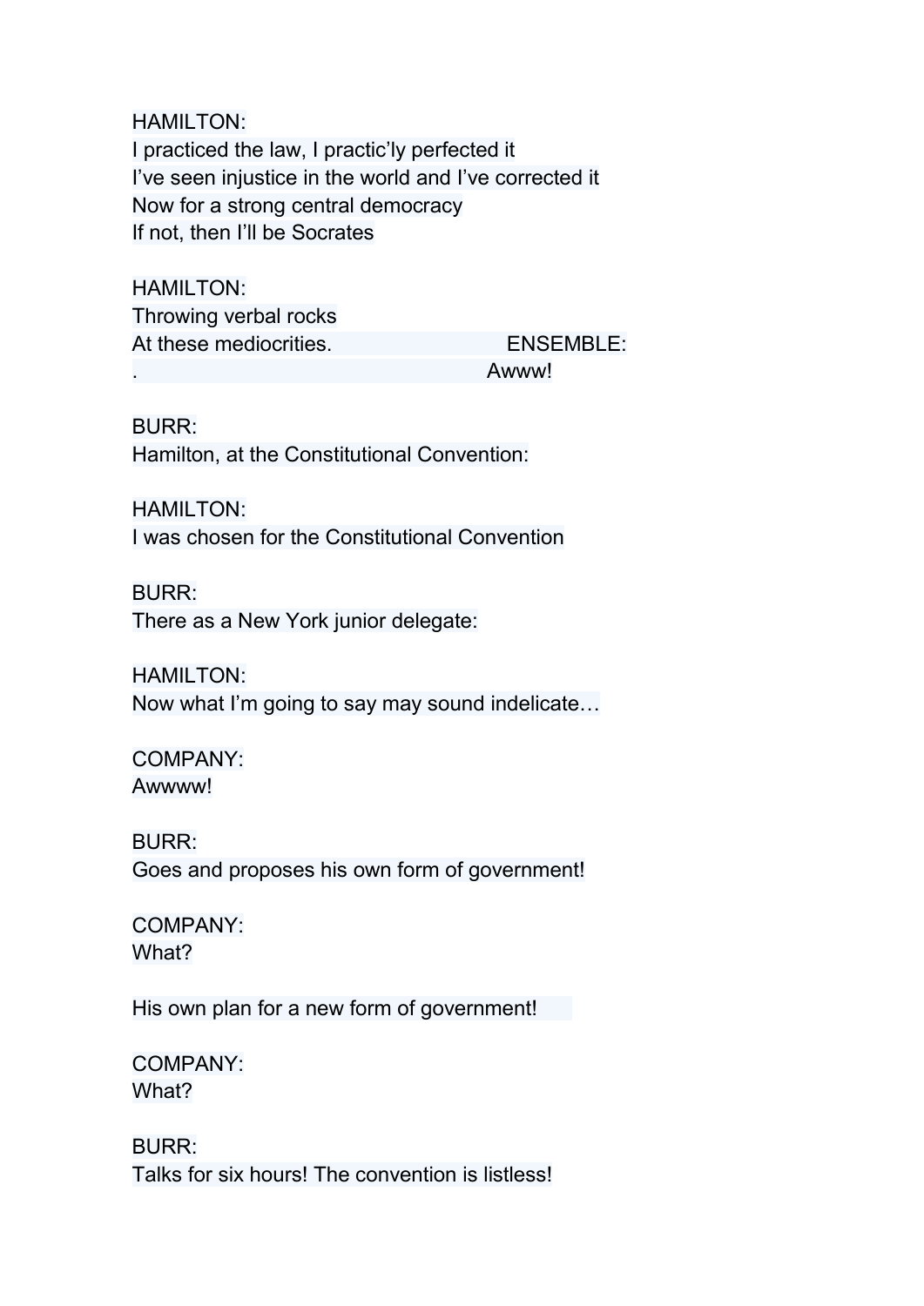HAMILTON:
I practiced the law, I practic'ly perfected it
I've seen injustice in the world and I've corrected it
Now for a strong central democracy
If not, then I'll be Socrates

HAMILTON:
Throwing verbal rocks
At these mediocrities. ENSEMBLE:
. Awww!

BURR:
Hamilton, at the Constitutional Convention:

HAMILTON:
I was chosen for the Constitutional Convention

BURR:
There as a New York junior delegate:

HAMILTON:
Now what I'm going to say may sound indelicate…

COMPANY:
Awwww!

BURR:
Goes and proposes his own form of government!

COMPANY:
What?

His own plan for a new form of government!

COMPANY:
What?

BURR:
Talks for six hours! The convention is listless!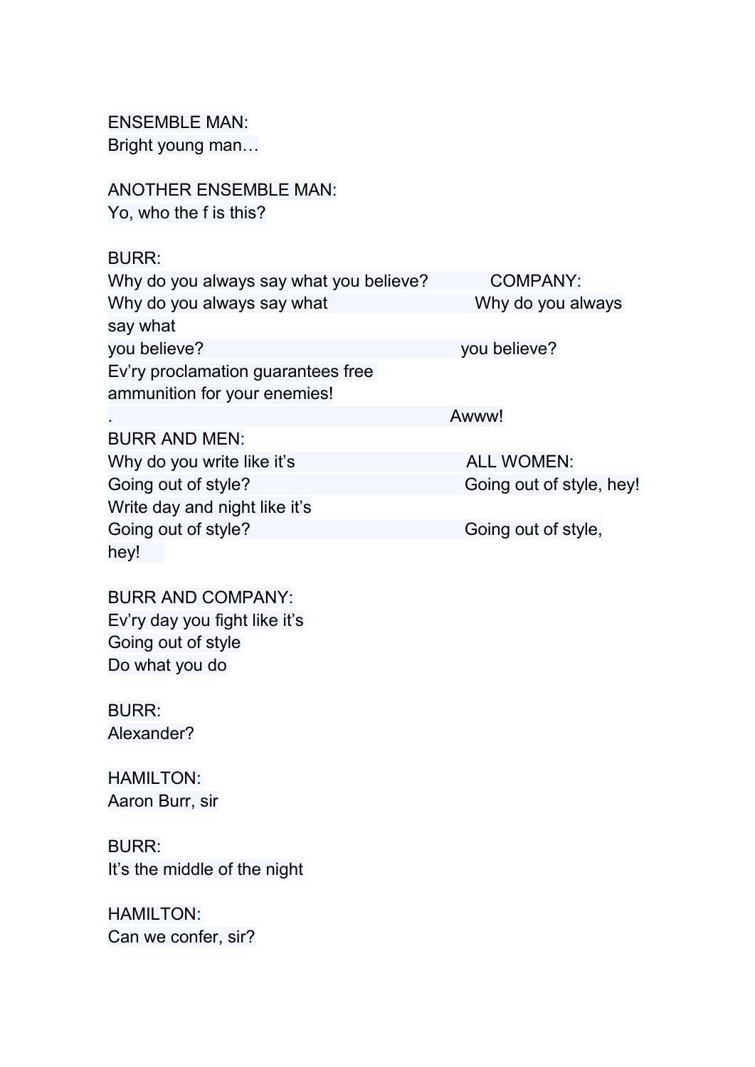ENSEMBLE MAN:
Bright young man…

ANOTHER ENSEMBLE MAN:
Yo, who the f is this?

BURR:
Why do you always say what you believe?
Why do you always say what
say what
you believe?
Ev'ry proclamation guarantees free
ammunition for your enemies!
.

COMPANY:
Why do you always
you believe?
Awww!

BURR AND MEN:
Why do you write like it's
Going out of style?
Write day and night like it's
Going out of style?
hey!

ALL WOMEN:
Going out of style, hey!
Going out of style,

BURR AND COMPANY:
Ev'ry day you fight like it's
Going out of style
Do what you do

BURR:
Alexander?

HAMILTON:
Aaron Burr, sir

BURR:
It's the middle of the night

HAMILTON:
Can we confer, sir?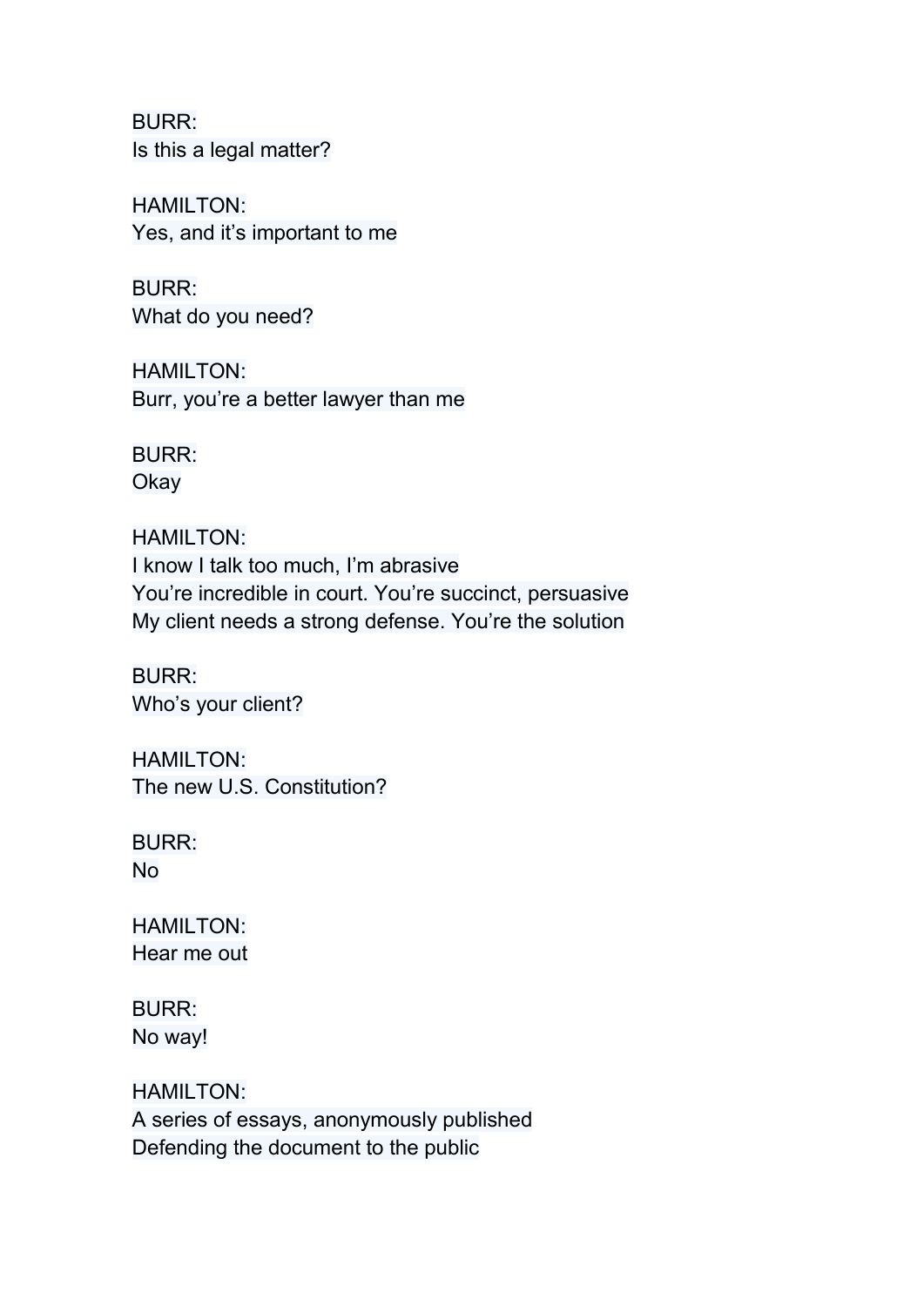BURR:
Is this a legal matter?

HAMILTON:
Yes, and it’s important to me

BURR:
What do you need?

HAMILTON:
Burr, you’re a better lawyer than me

BURR:
Okay

HAMILTON:
I know I talk too much, I’m abrasive
You’re incredible in court. You’re succinct, persuasive
My client needs a strong defense. You’re the solution

BURR:
Who’s your client?

HAMILTON:
The new U.S. Constitution?

BURR:
No

HAMILTON:
Hear me out

BURR:
No way!

HAMILTON:
A series of essays, anonymously published
Defending the document to the public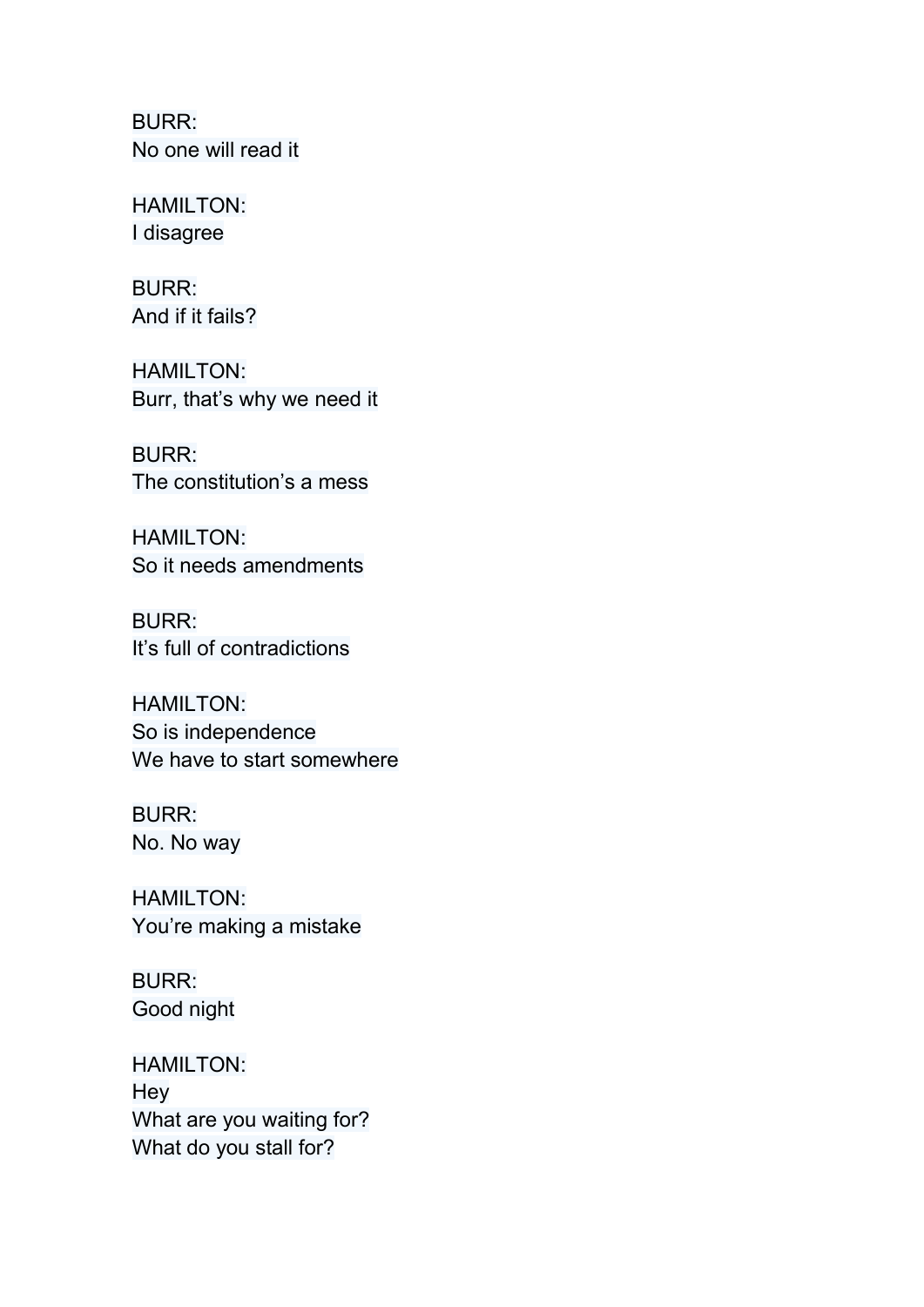BURR:  
No one will read it

HAMILTON:  
I disagree

BURR:  
And if it fails?

HAMILTON:  
Burr, that's why we need it

BURR:  
The constitution's a mess

HAMILTON:  
So it needs amendments

BURR:  
It's full of contradictions

HAMILTON:  
So is independence  
We have to start somewhere

BURR:  
No. No way

HAMILTON:  
You're making a mistake

BURR:  
Good night

HAMILTON:  
Hey  
What are you waiting for?  
What do you stall for?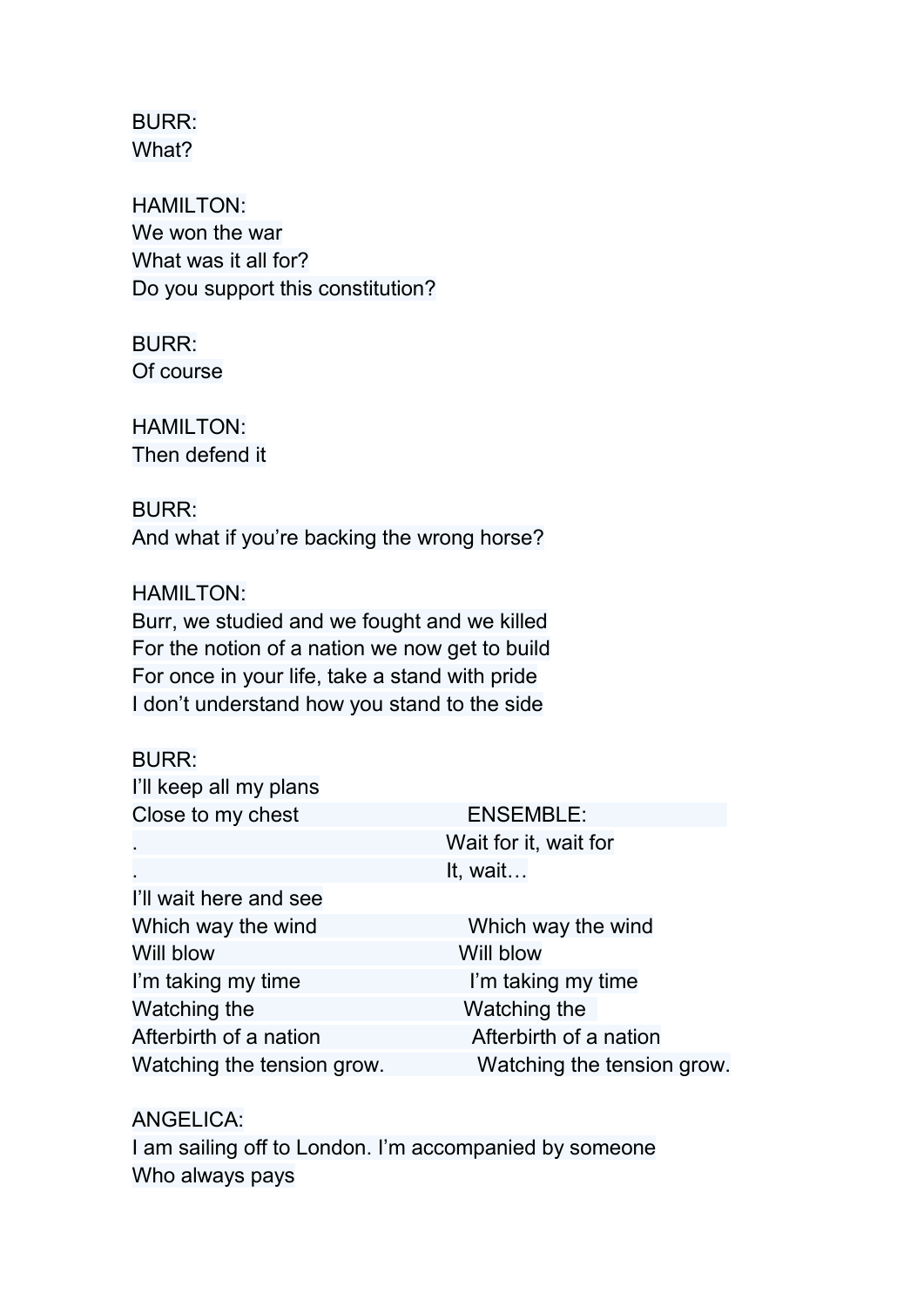BURR:
What?

HAMILTON:
We won the war
What was it all for?
Do you support this constitution?

BURR:
Of course

HAMILTON:
Then defend it

BURR:
And what if you're backing the wrong horse?

HAMILTON:
Burr, we studied and we fought and we killed
For the notion of a nation we now get to build
For once in your life, take a stand with pride
I don't understand how you stand to the side

| BURR: | |
|---|---|
| I'll keep all my plans | |
| Close to my chest | ENSEMBLE: |
| . | Wait for it, wait for |
| . | It, wait… |
| I'll wait here and see | |
| Which way the wind | Which way the wind |
| Will blow | Will blow |
| I'm taking my time | I'm taking my time |
| Watching the | Watching the |
| Afterbirth of a nation | Afterbirth of a nation |
| Watching the tension grow. | Watching the tension grow. |

ANGELICA:
I am sailing off to London. I'm accompanied by someone
Who always pays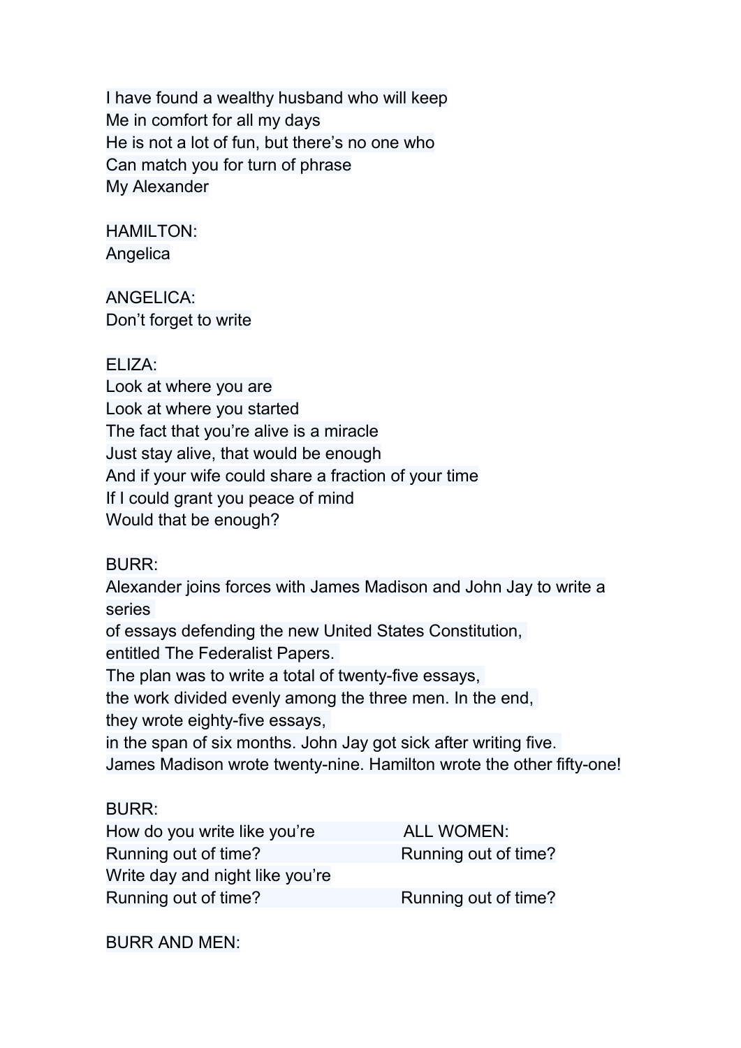I have found a wealthy husband who will keep
Me in comfort for all my days
He is not a lot of fun, but there's no one who
Can match you for turn of phrase
My Alexander

HAMILTON:
Angelica

ANGELICA:
Don't forget to write

ELIZA:
Look at where you are
Look at where you started
The fact that you're alive is a miracle
Just stay alive, that would be enough
And if your wife could share a fraction of your time
If I could grant you peace of mind
Would that be enough?

BURR:
Alexander joins forces with James Madison and John Jay to write a series
of essays defending the new United States Constitution,
entitled The Federalist Papers.
The plan was to write a total of twenty-five essays,
the work divided evenly among the three men. In the end,
they wrote eighty-five essays,
in the span of six months. John Jay got sick after writing five.
James Madison wrote twenty-nine. Hamilton wrote the other fifty-one!

| BURR: | ALL WOMEN: |
|---|---|
| How do you write like you're | |
| Running out of time? | Running out of time? |
| Write day and night like you're | |
| Running out of time? | Running out of time? |

BURR AND MEN: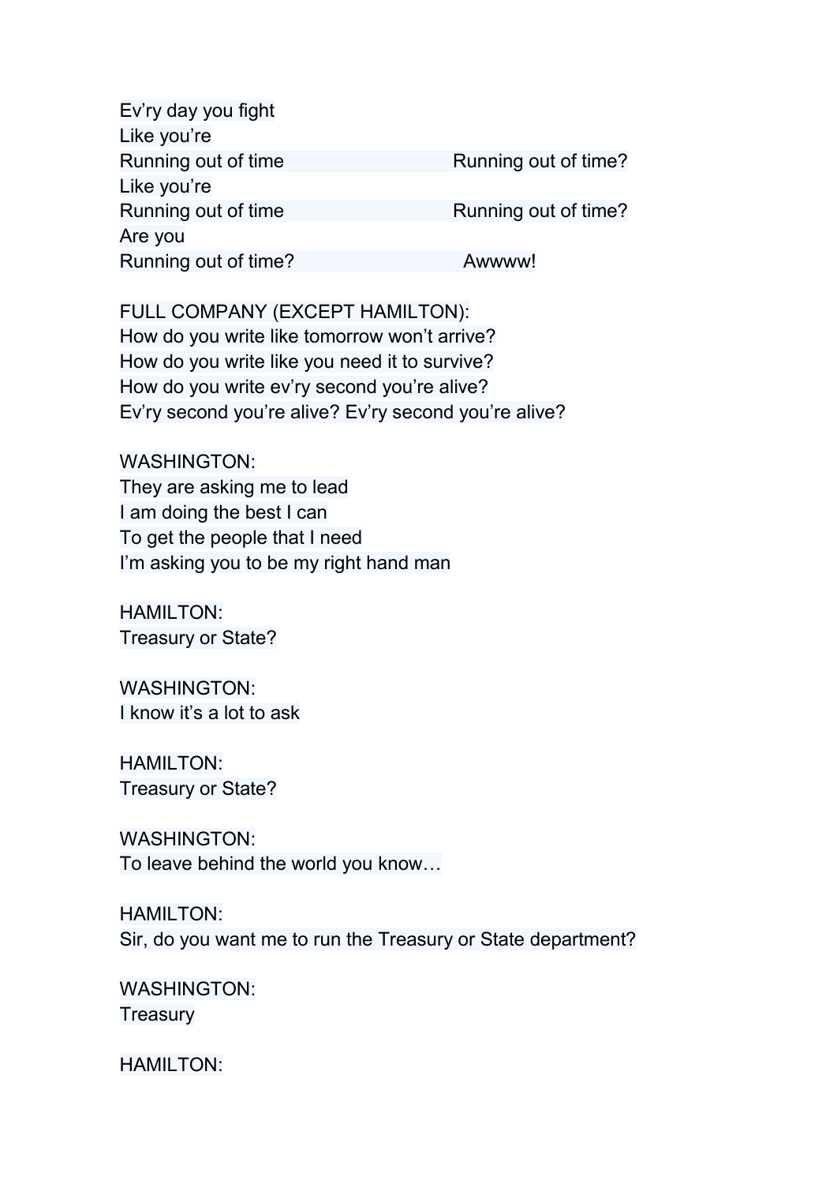Ev'ry day you fight
Like you're
Running out of time — Running out of time?
Like you're
Running out of time — Running out of time?
Are you
Running out of time? — Awwww!

FULL COMPANY (EXCEPT HAMILTON):
How do you write like tomorrow won't arrive?
How do you write like you need it to survive?
How do you write ev'ry second you're alive?
Ev'ry second you're alive? Ev'ry second you're alive?

WASHINGTON:
They are asking me to lead
I am doing the best I can
To get the people that I need
I'm asking you to be my right hand man

HAMILTON:
Treasury or State?

WASHINGTON:
I know it's a lot to ask

HAMILTON:
Treasury or State?

WASHINGTON:
To leave behind the world you know…

HAMILTON:
Sir, do you want me to run the Treasury or State department?

WASHINGTON:
Treasury

HAMILTON: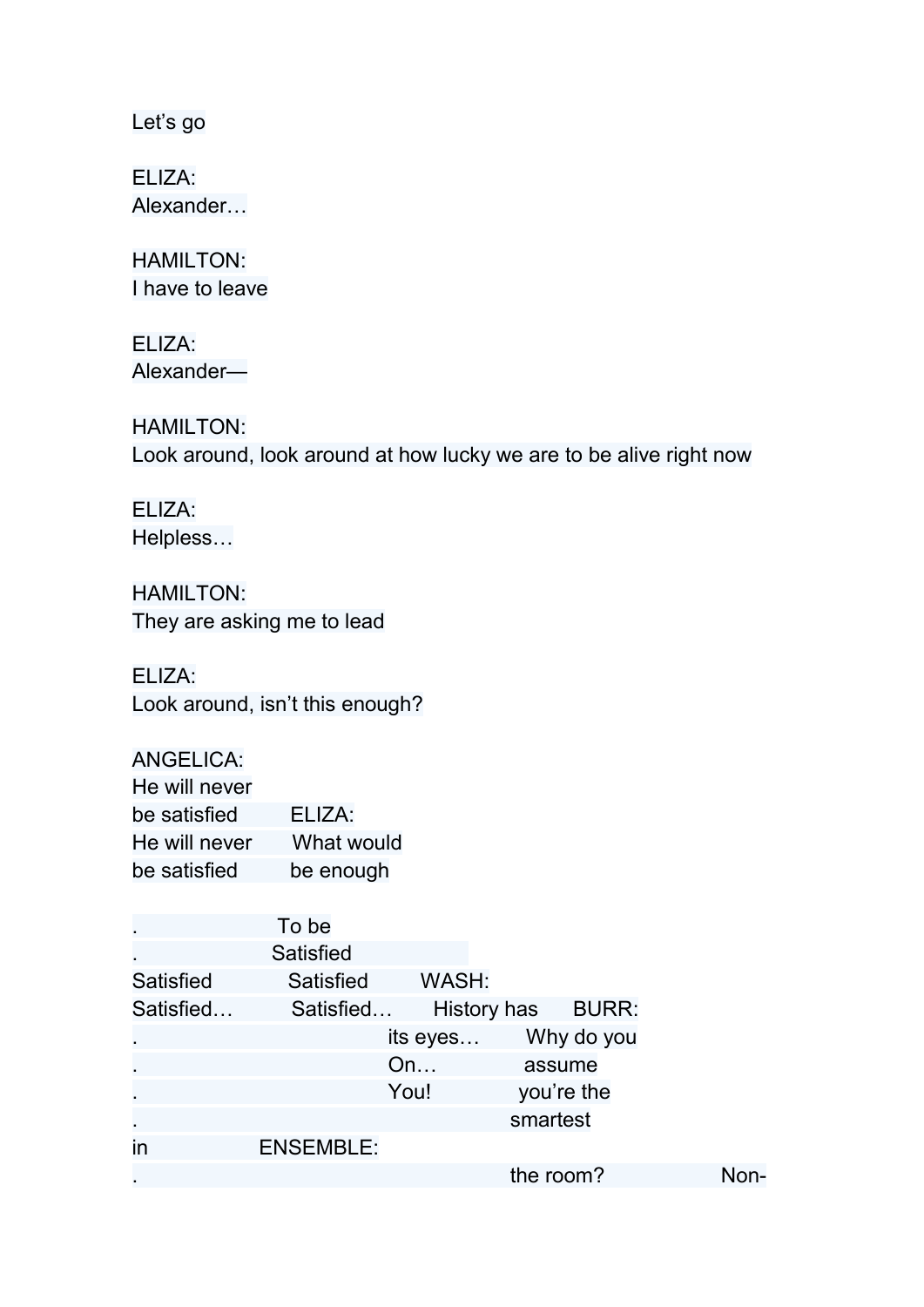Let's go

ELIZA:
Alexander…

HAMILTON:
I have to leave

ELIZA:
Alexander—

HAMILTON:
Look around, look around at how lucky we are to be alive right now

ELIZA:
Helpless…

HAMILTON:
They are asking me to lead

ELIZA:
Look around, isn't this enough?

ANGELICA:
He will never
be satisfied        ELIZA:
He will never       What would
be satisfied        be enough

.                   To be
.                   Satisfied
Satisfied           Satisfied       WASH:
Satisfied…          Satisfied…      History has     BURR:
.                                   its eyes…       Why do you
.                                   On…             assume
.                                   You!            you're the
.                                                   smartest
in                  ENSEMBLE:
.                                                   the room?               Non-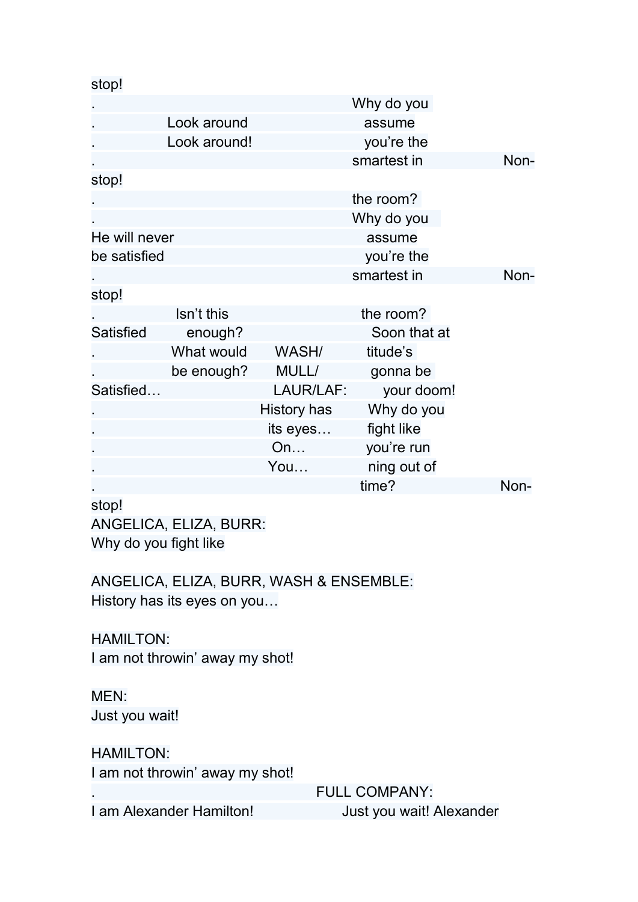stop!

| | | | | |
|---|---|---|---|---|
| . | | | Why do you | |
| . | Look around | | assume | |
| . | Look around! | | you're the | |
| . | | | smartest in | Non- |

stop!

| | | | | |
|---|---|---|---|---|
| . | | | the room? | |
| . | | | Why do you | |
| He will never | | | assume | |
| be satisfied | | | you're the | |
| . | | | smartest in | Non- |

stop!

| | | | | |
|---|---|---|---|---|
| . | Isn't this | | the room? | |
| Satisfied | enough? | | Soon that at | |
| . | What would | WASH/ | titude's | |
| . | be enough? | MULL/ | gonna be | |
| Satisfied… | | LAUR/LAF: | your doom! | |
| . | | History has | Why do you | |
| . | | its eyes… | fight like | |
| . | | On… | you're run | |
| . | | You… | ning out of | |
| . | | | time? | Non- |

stop!

ANGELICA, ELIZA, BURR:
Why do you fight like

ANGELICA, ELIZA, BURR, WASH & ENSEMBLE:
History has its eyes on you…

HAMILTON:
I am not throwin' away my shot!

MEN:
Just you wait!

HAMILTON:
I am not throwin' away my shot!

| | |
|---|---|
| . | FULL COMPANY: |
| I am Alexander Hamilton! | Just you wait! Alexander |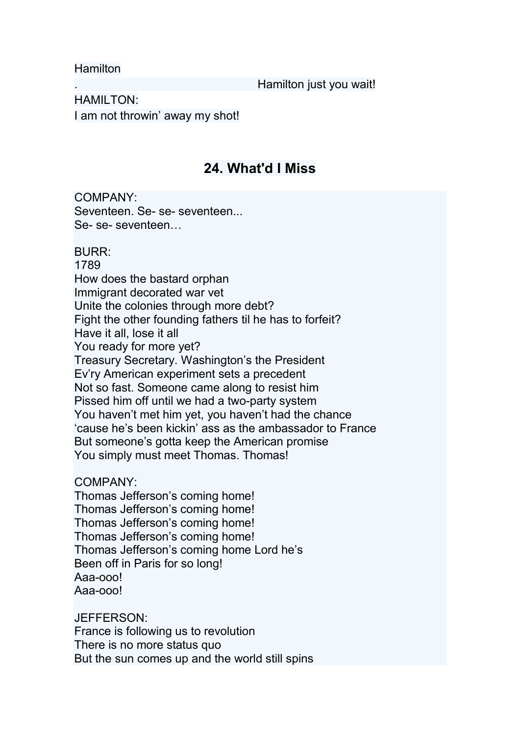Hamilton

. Hamilton just you wait!

HAMILTON:

I am not throwin' away my shot!

## 24. What'd I Miss

COMPANY:
Seventeen. Se- se- seventeen...
Se- se- seventeen…

BURR:
1789
How does the bastard orphan
Immigrant decorated war vet
Unite the colonies through more debt?
Fight the other founding fathers til he has to forfeit?
Have it all, lose it all
You ready for more yet?
Treasury Secretary. Washington's the President
Ev'ry American experiment sets a precedent
Not so fast. Someone came along to resist him
Pissed him off until we had a two-party system
You haven't met him yet, you haven't had the chance
'cause he's been kickin' ass as the ambassador to France
But someone's gotta keep the American promise
You simply must meet Thomas. Thomas!

COMPANY:
Thomas Jefferson's coming home!
Thomas Jefferson's coming home!
Thomas Jefferson's coming home!
Thomas Jefferson's coming home!
Thomas Jefferson's coming home Lord he's
Been off in Paris for so long!
Aaa-ooo!
Aaa-ooo!

JEFFERSON:
France is following us to revolution
There is no more status quo
But the sun comes up and the world still spins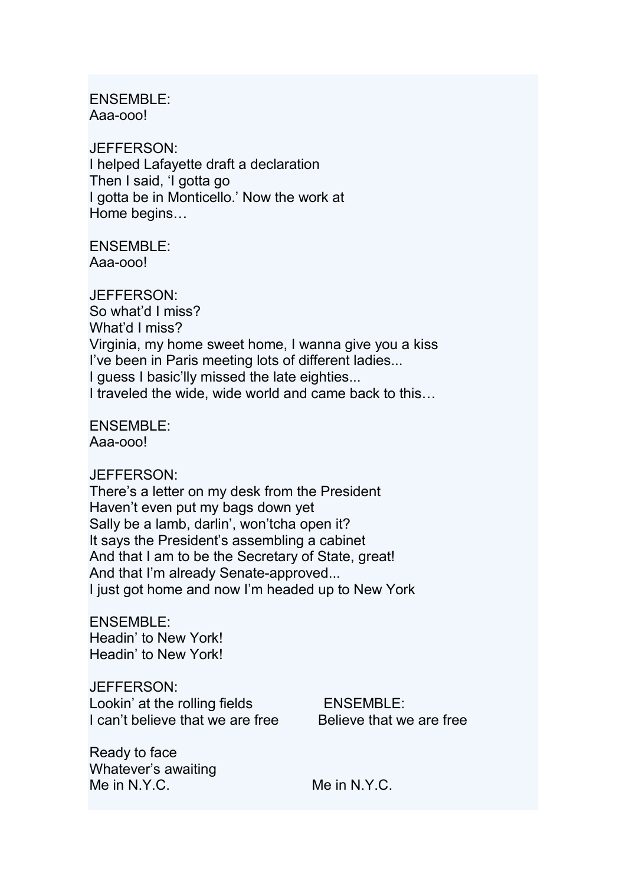ENSEMBLE:
Aaa-ooo!

JEFFERSON:
I helped Lafayette draft a declaration
Then I said, 'I gotta go
I gotta be in Monticello.' Now the work at
Home begins…

ENSEMBLE:
Aaa-ooo!

JEFFERSON:
So what'd I miss?
What'd I miss?
Virginia, my home sweet home, I wanna give you a kiss
I've been in Paris meeting lots of different ladies...
I guess I basic'lly missed the late eighties...
I traveled the wide, wide world and came back to this…

ENSEMBLE:
Aaa-ooo!

JEFFERSON:
There's a letter on my desk from the President
Haven't even put my bags down yet
Sally be a lamb, darlin', won'tcha open it?
It says the President's assembling a cabinet
And that I am to be the Secretary of State, great!
And that I'm already Senate-approved...
I just got home and now I'm headed up to New York

ENSEMBLE:
Headin' to New York!
Headin' to New York!

JEFFERSON:
Lookin' at the rolling fields
I can't believe that we are free

ENSEMBLE:
Believe that we are free

JEFFERSON:
Ready to face
Whatever's awaiting
Me in N.Y.C.

ENSEMBLE:
Me in N.Y.C.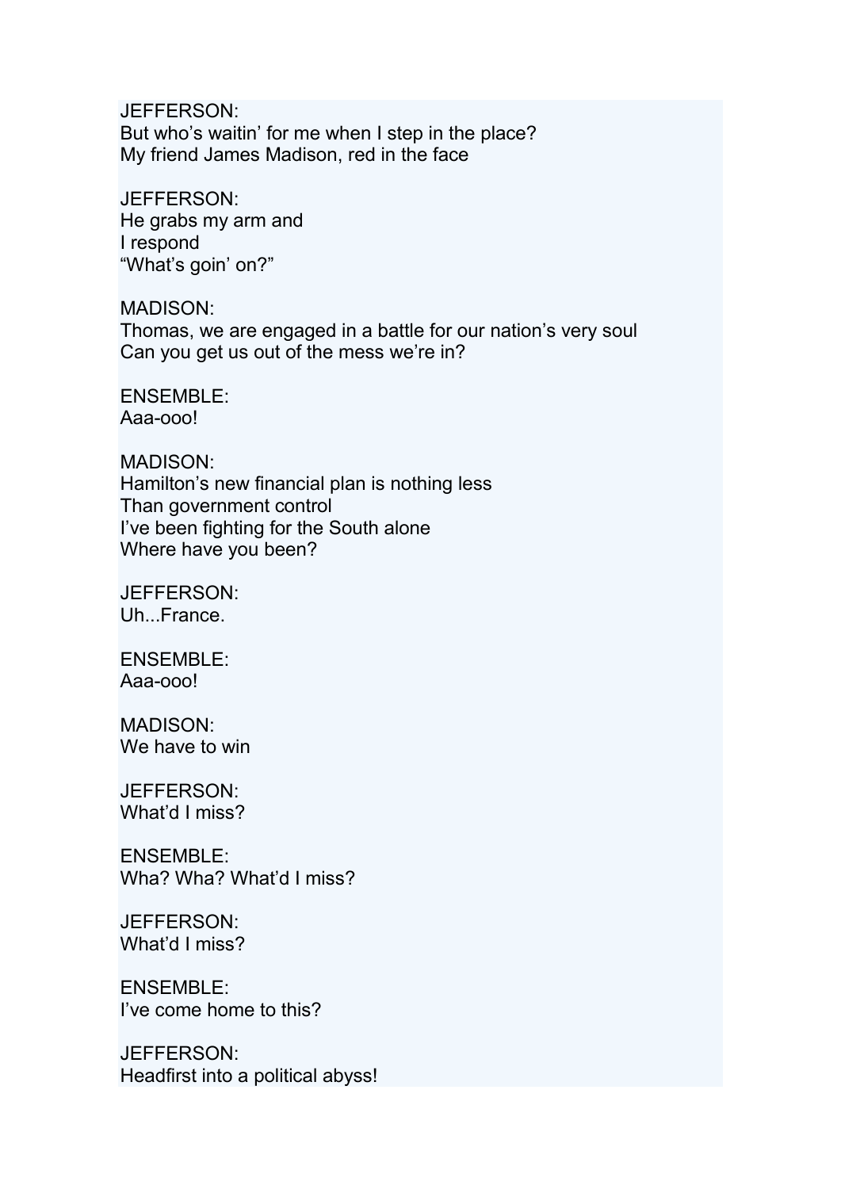JEFFERSON:
But who's waitin' for me when I step in the place?
My friend James Madison, red in the face

JEFFERSON:
He grabs my arm and
I respond
"What's goin' on?"

MADISON:
Thomas, we are engaged in a battle for our nation's very soul
Can you get us out of the mess we're in?

ENSEMBLE:
Aaa-ooo!

MADISON:
Hamilton's new financial plan is nothing less
Than government control
I've been fighting for the South alone
Where have you been?

JEFFERSON:
Uh...France.

ENSEMBLE:
Aaa-ooo!

MADISON:
We have to win

JEFFERSON:
What'd I miss?

ENSEMBLE:
Wha? Wha? What'd I miss?

JEFFERSON:
What'd I miss?

ENSEMBLE:
I've come home to this?

JEFFERSON:
Headfirst into a political abyss!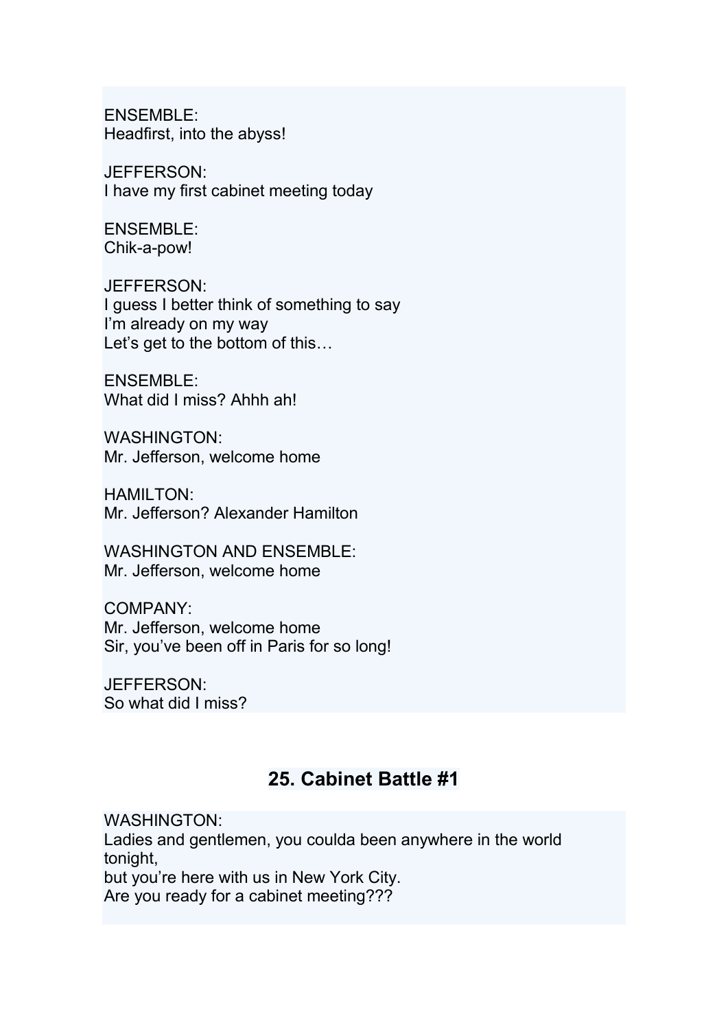ENSEMBLE:
Headfirst, into the abyss!

JEFFERSON:
I have my first cabinet meeting today

ENSEMBLE:
Chik-a-pow!

JEFFERSON:
I guess I better think of something to say
I'm already on my way
Let's get to the bottom of this…

ENSEMBLE:
What did I miss? Ahhh ah!

WASHINGTON:
Mr. Jefferson, welcome home

HAMILTON:
Mr. Jefferson? Alexander Hamilton

WASHINGTON AND ENSEMBLE:
Mr. Jefferson, welcome home

COMPANY:
Mr. Jefferson, welcome home
Sir, you've been off in Paris for so long!

JEFFERSON:
So what did I miss?

## 25. Cabinet Battle #1

WASHINGTON:
Ladies and gentlemen, you coulda been anywhere in the world tonight,
but you're here with us in New York City.
Are you ready for a cabinet meeting???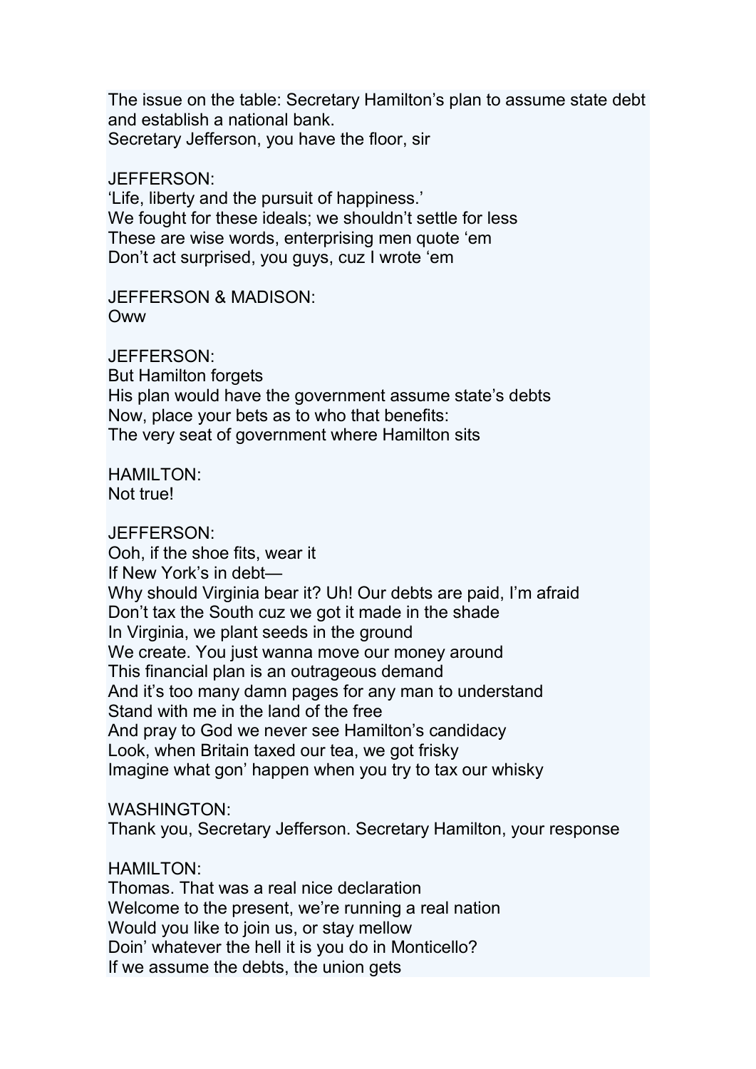The issue on the table: Secretary Hamilton's plan to assume state debt and establish a national bank.
Secretary Jefferson, you have the floor, sir

JEFFERSON:
'Life, liberty and the pursuit of happiness.'
We fought for these ideals; we shouldn't settle for less
These are wise words, enterprising men quote 'em
Don't act surprised, you guys, cuz I wrote 'em

JEFFERSON & MADISON:
Oww

JEFFERSON:
But Hamilton forgets
His plan would have the government assume state's debts
Now, place your bets as to who that benefits:
The very seat of government where Hamilton sits

HAMILTON:
Not true!

JEFFERSON:
Ooh, if the shoe fits, wear it
If New York's in debt—
Why should Virginia bear it? Uh! Our debts are paid, I'm afraid
Don't tax the South cuz we got it made in the shade
In Virginia, we plant seeds in the ground
We create. You just wanna move our money around
This financial plan is an outrageous demand
And it's too many damn pages for any man to understand
Stand with me in the land of the free
And pray to God we never see Hamilton's candidacy
Look, when Britain taxed our tea, we got frisky
Imagine what gon' happen when you try to tax our whisky

WASHINGTON:
Thank you, Secretary Jefferson. Secretary Hamilton, your response

HAMILTON:
Thomas. That was a real nice declaration
Welcome to the present, we're running a real nation
Would you like to join us, or stay mellow
Doin' whatever the hell it is you do in Monticello?
If we assume the debts, the union gets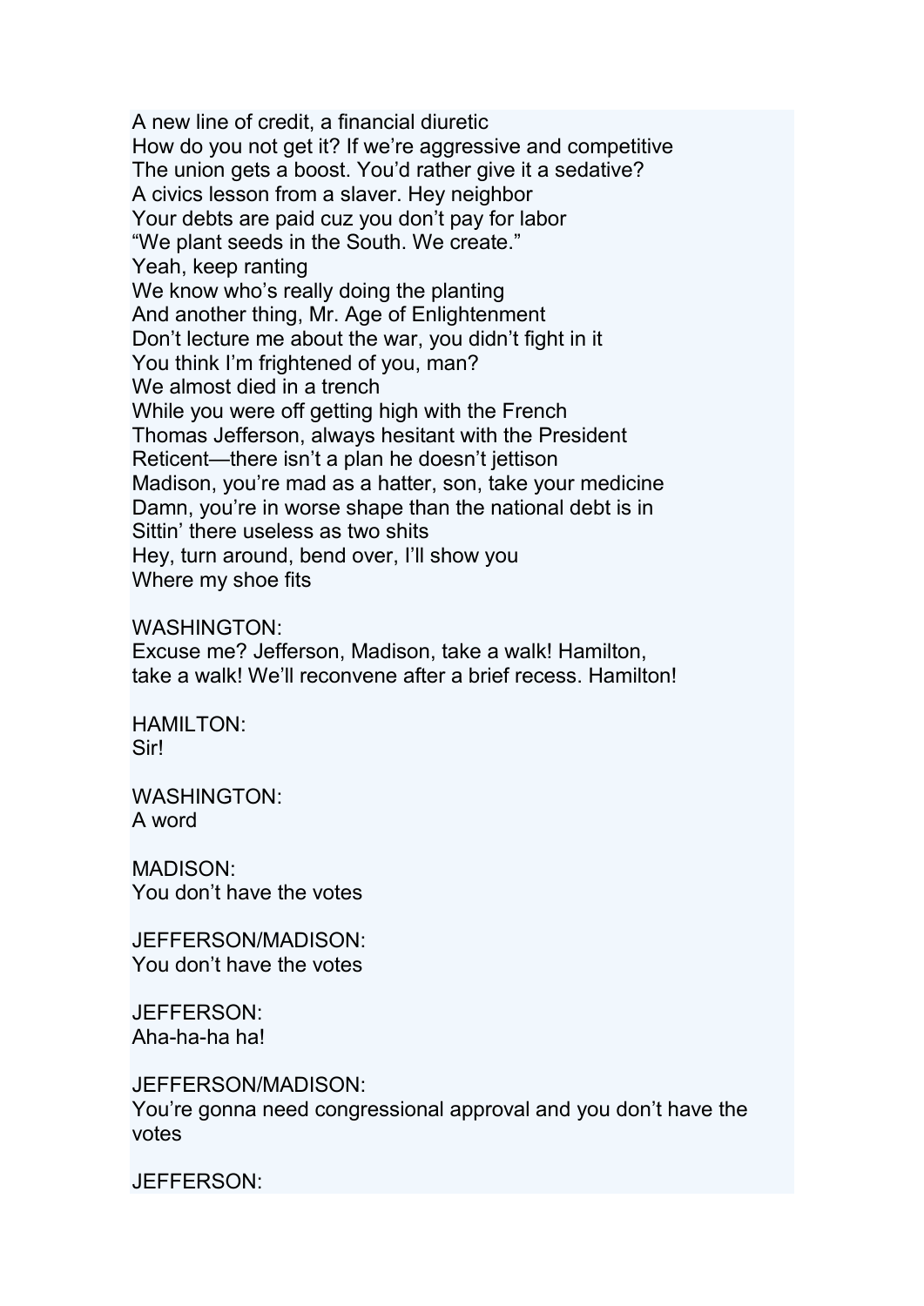A new line of credit, a financial diuretic
How do you not get it? If we're aggressive and competitive
The union gets a boost. You'd rather give it a sedative?
A civics lesson from a slaver. Hey neighbor
Your debts are paid cuz you don't pay for labor
"We plant seeds in the South. We create."
Yeah, keep ranting
We know who's really doing the planting
And another thing, Mr. Age of Enlightenment
Don't lecture me about the war, you didn't fight in it
You think I'm frightened of you, man?
We almost died in a trench
While you were off getting high with the French
Thomas Jefferson, always hesitant with the President
Reticent—there isn't a plan he doesn't jettison
Madison, you're mad as a hatter, son, take your medicine
Damn, you're in worse shape than the national debt is in
Sittin' there useless as two shits
Hey, turn around, bend over, I'll show you
Where my shoe fits

WASHINGTON:
Excuse me? Jefferson, Madison, take a walk! Hamilton, take a walk! We'll reconvene after a brief recess. Hamilton!

HAMILTON:
Sir!

WASHINGTON:
A word

MADISON:
You don't have the votes

JEFFERSON/MADISON:
You don't have the votes

JEFFERSON:
Aha-ha-ha ha!

JEFFERSON/MADISON:
You're gonna need congressional approval and you don't have the votes

JEFFERSON: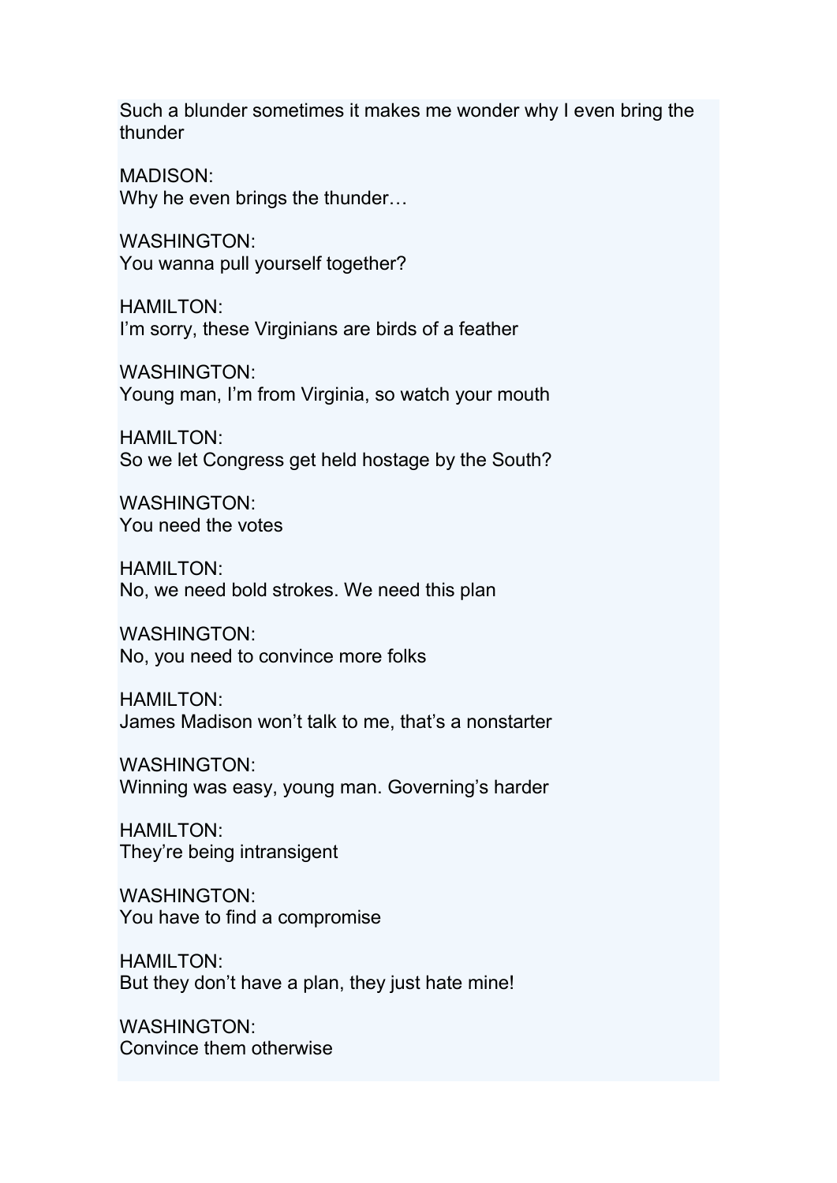Such a blunder sometimes it makes me wonder why I even bring the thunder

MADISON:
Why he even brings the thunder…

WASHINGTON:
You wanna pull yourself together?

HAMILTON:
I'm sorry, these Virginians are birds of a feather

WASHINGTON:
Young man, I'm from Virginia, so watch your mouth

HAMILTON:
So we let Congress get held hostage by the South?

WASHINGTON:
You need the votes

HAMILTON:
No, we need bold strokes. We need this plan

WASHINGTON:
No, you need to convince more folks

HAMILTON:
James Madison won't talk to me, that's a nonstarter

WASHINGTON:
Winning was easy, young man. Governing's harder

HAMILTON:
They're being intransigent

WASHINGTON:
You have to find a compromise

HAMILTON:
But they don't have a plan, they just hate mine!

WASHINGTON:
Convince them otherwise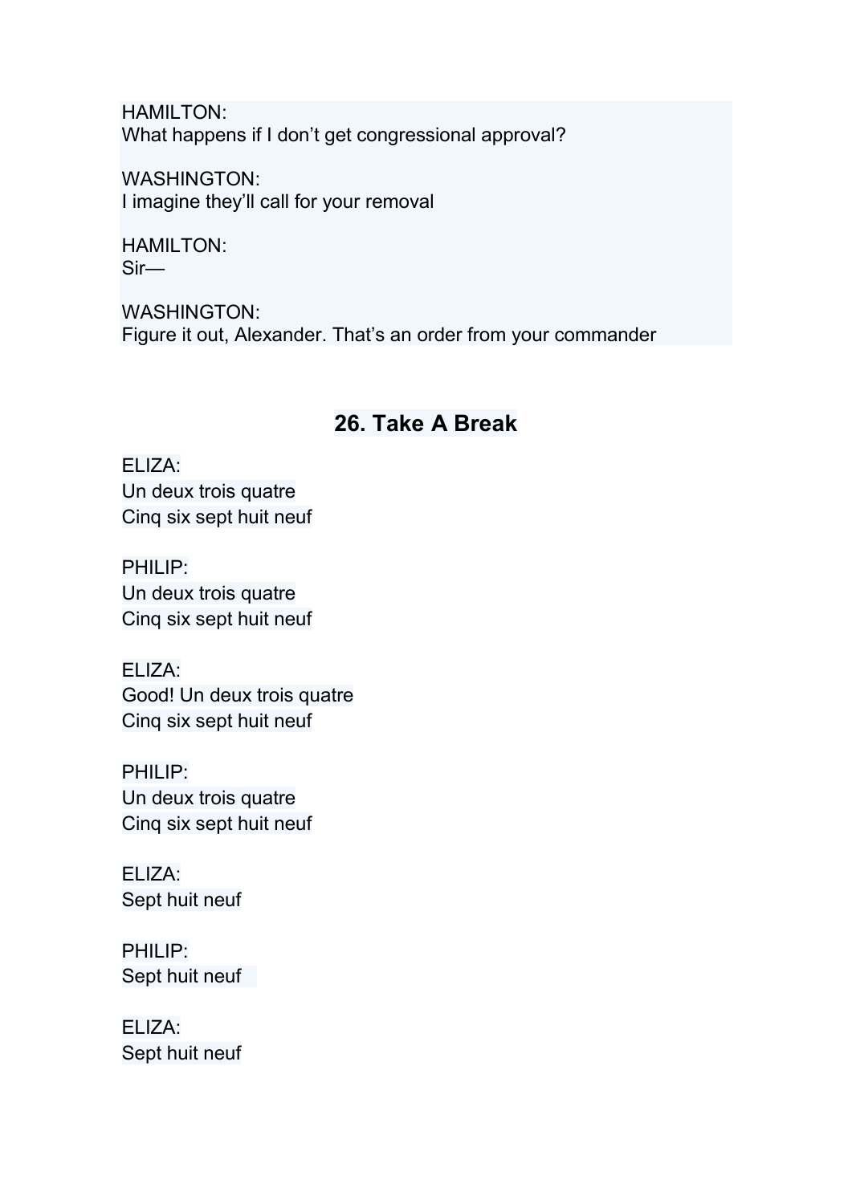HAMILTON:
What happens if I don't get congressional approval?

WASHINGTON:
I imagine they'll call for your removal

HAMILTON:
Sir—

WASHINGTON:
Figure it out, Alexander. That's an order from your commander

## 26. Take A Break

ELIZA:
Un deux trois quatre
Cinq six sept huit neuf

PHILIP:
Un deux trois quatre
Cinq six sept huit neuf

ELIZA:
Good! Un deux trois quatre
Cinq six sept huit neuf

PHILIP:
Un deux trois quatre
Cinq six sept huit neuf

ELIZA:
Sept huit neuf

PHILIP:
Sept huit neuf

ELIZA:
Sept huit neuf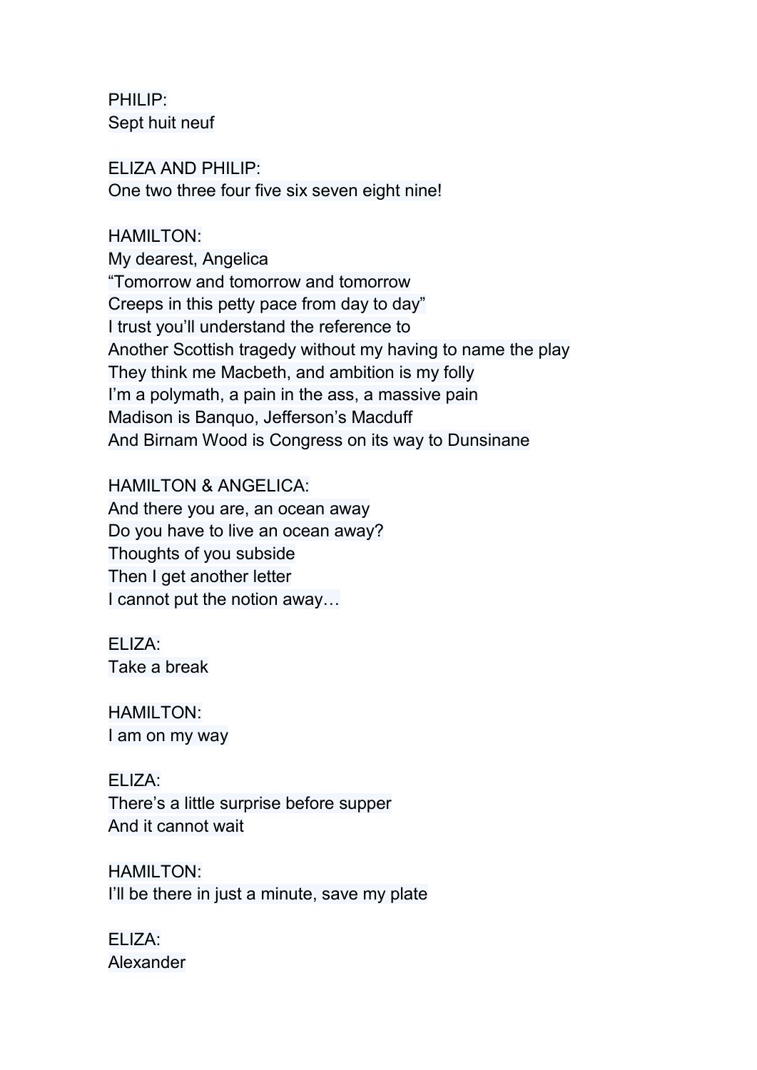PHILIP:
Sept huit neuf

ELIZA AND PHILIP:
One two three four five six seven eight nine!

HAMILTON:
My dearest, Angelica
“Tomorrow and tomorrow and tomorrow
Creeps in this petty pace from day to day”
I trust you’ll understand the reference to
Another Scottish tragedy without my having to name the play
They think me Macbeth, and ambition is my folly
I’m a polymath, a pain in the ass, a massive pain
Madison is Banquo, Jefferson’s Macduff
And Birnam Wood is Congress on its way to Dunsinane

HAMILTON & ANGELICA:
And there you are, an ocean away
Do you have to live an ocean away?
Thoughts of you subside
Then I get another letter
I cannot put the notion away…

ELIZA:
Take a break

HAMILTON:
I am on my way

ELIZA:
There’s a little surprise before supper
And it cannot wait

HAMILTON:
I’ll be there in just a minute, save my plate

ELIZA:
Alexander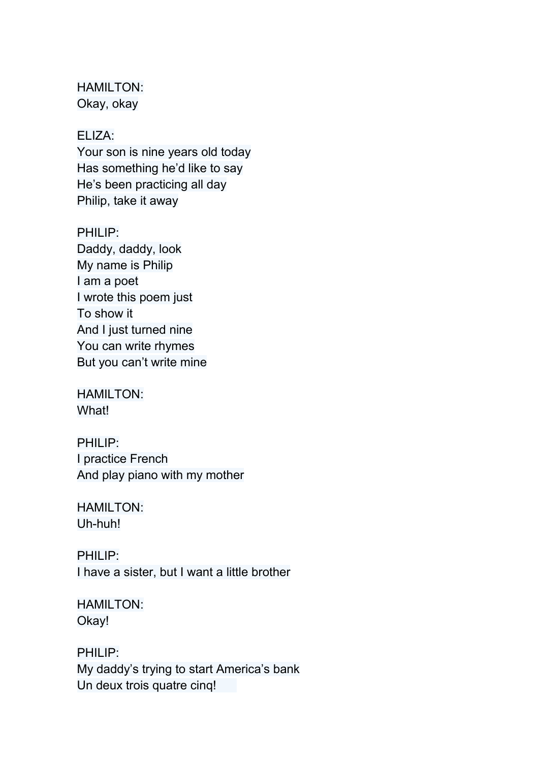HAMILTON:
Okay, okay

ELIZA:
Your son is nine years old today
Has something he'd like to say
He's been practicing all day
Philip, take it away

PHILIP:
Daddy, daddy, look
My name is Philip
I am a poet
I wrote this poem just
To show it
And I just turned nine
You can write rhymes
But you can't write mine

HAMILTON:
What!

PHILIP:
I practice French
And play piano with my mother

HAMILTON:
Uh-huh!

PHILIP:
I have a sister, but I want a little brother

HAMILTON:
Okay!

PHILIP:
My daddy's trying to start America's bank
Un deux trois quatre cinq!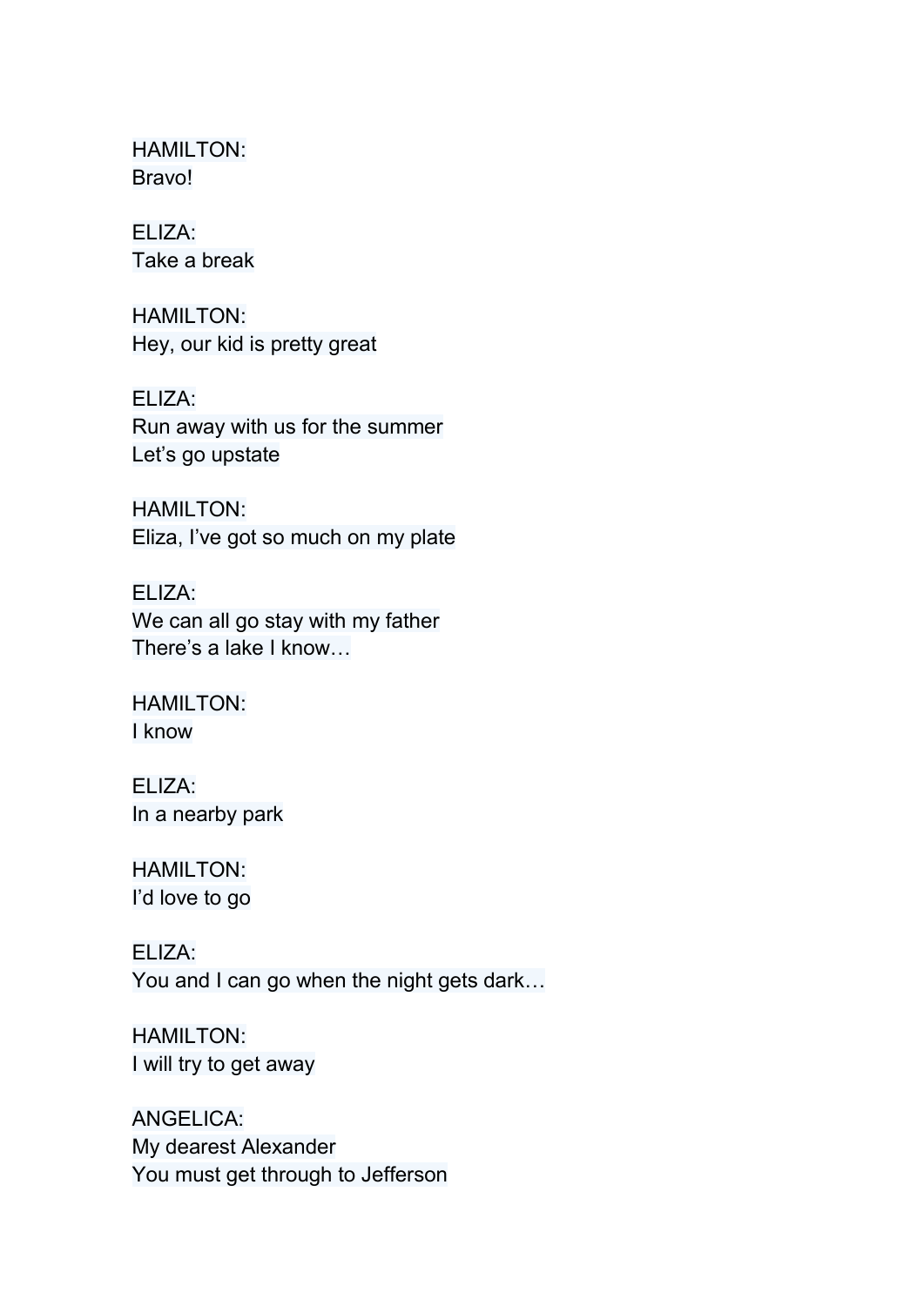HAMILTON:
Bravo!

ELIZA:
Take a break

HAMILTON:
Hey, our kid is pretty great

ELIZA:
Run away with us for the summer
Let's go upstate

HAMILTON:
Eliza, I've got so much on my plate

ELIZA:
We can all go stay with my father
There's a lake I know…

HAMILTON:
I know

ELIZA:
In a nearby park

HAMILTON:
I'd love to go

ELIZA:
You and I can go when the night gets dark…

HAMILTON:
I will try to get away

ANGELICA:
My dearest Alexander
You must get through to Jefferson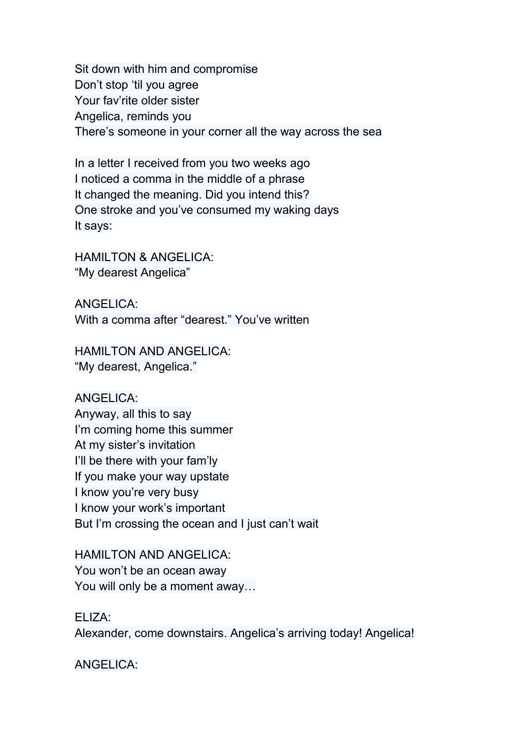Sit down with him and compromise
Don’t stop ‘til you agree
Your fav’rite older sister
Angelica, reminds you
There’s someone in your corner all the way across the sea

In a letter I received from you two weeks ago
I noticed a comma in the middle of a phrase
It changed the meaning. Did you intend this?
One stroke and you’ve consumed my waking days
It says:

HAMILTON & ANGELICA:
“My dearest Angelica”

ANGELICA:
With a comma after “dearest.” You’ve written

HAMILTON AND ANGELICA:
“My dearest, Angelica.”

ANGELICA:
Anyway, all this to say
I’m coming home this summer
At my sister’s invitation
I’ll be there with your fam’ly
If you make your way upstate
I know you’re very busy
I know your work’s important
But I’m crossing the ocean and I just can’t wait

HAMILTON AND ANGELICA:
You won’t be an ocean away
You will only be a moment away…

ELIZA:
Alexander, come downstairs. Angelica’s arriving today! Angelica!

ANGELICA: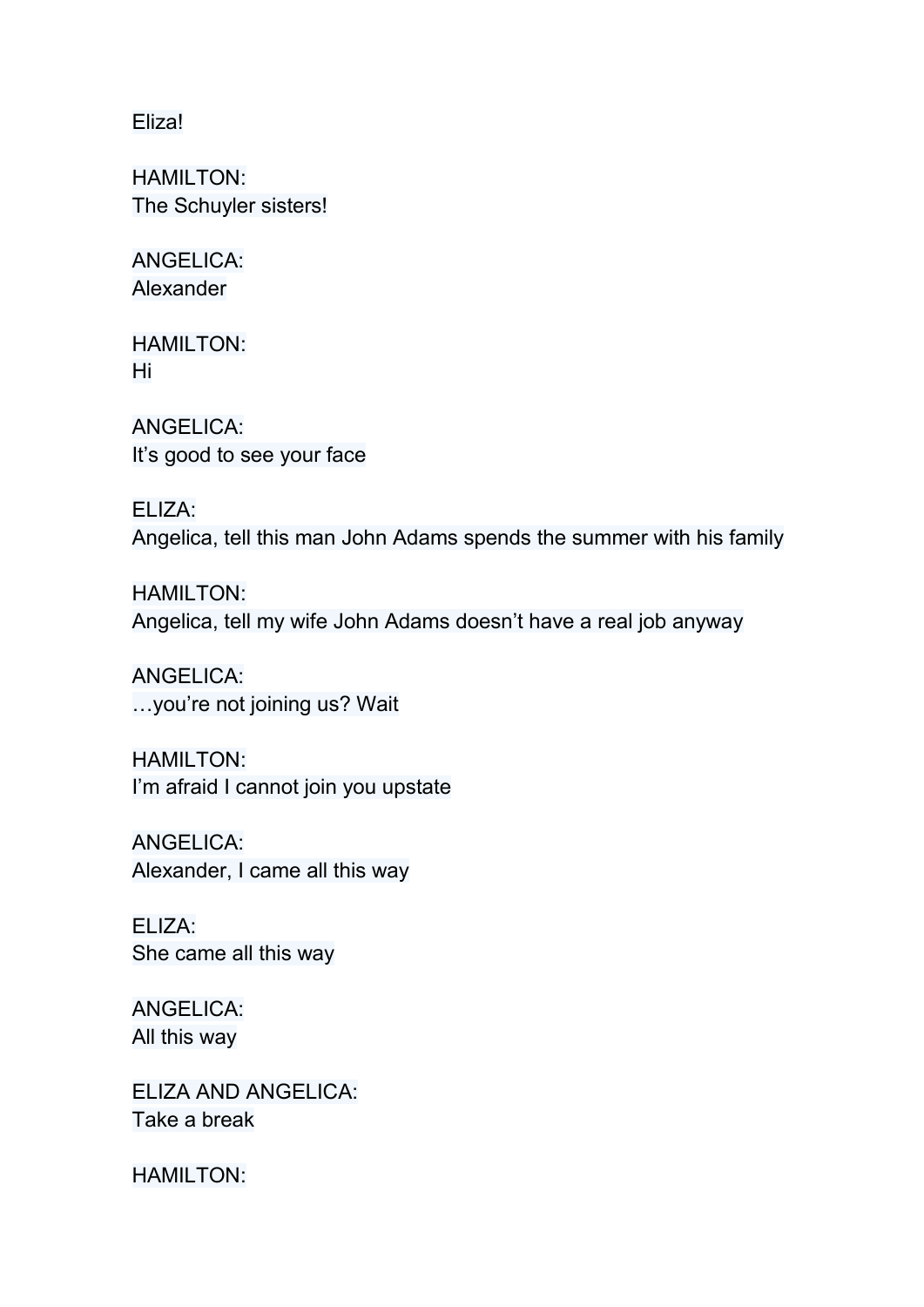Eliza!

HAMILTON:
The Schuyler sisters!

ANGELICA:
Alexander

HAMILTON:
Hi

ANGELICA:
It's good to see your face

ELIZA:
Angelica, tell this man John Adams spends the summer with his family

HAMILTON:
Angelica, tell my wife John Adams doesn't have a real job anyway

ANGELICA:
…you're not joining us? Wait

HAMILTON:
I'm afraid I cannot join you upstate

ANGELICA:
Alexander, I came all this way

ELIZA:
She came all this way

ANGELICA:
All this way

ELIZA AND ANGELICA:
Take a break

HAMILTON: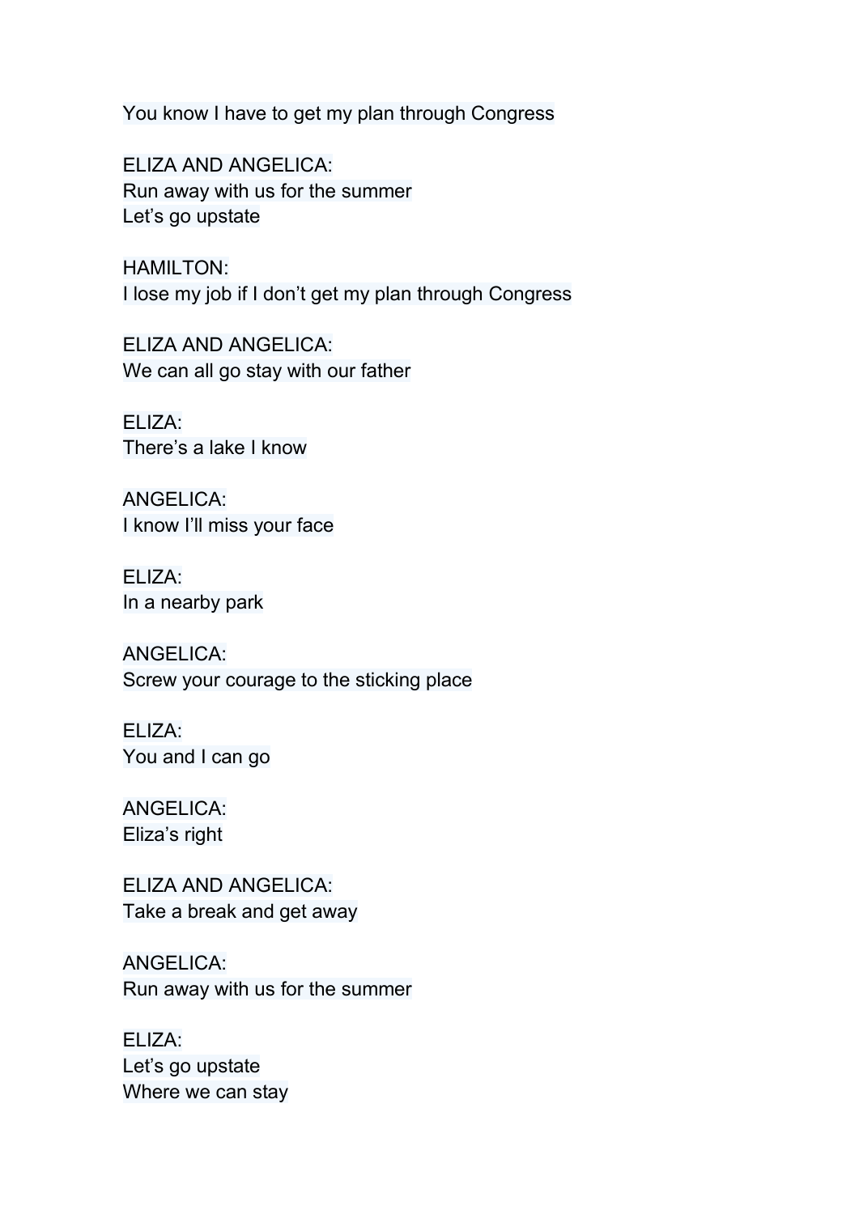You know I have to get my plan through Congress

ELIZA AND ANGELICA:
Run away with us for the summer
Let's go upstate

HAMILTON:
I lose my job if I don't get my plan through Congress

ELIZA AND ANGELICA:
We can all go stay with our father

ELIZA:
There's a lake I know

ANGELICA:
I know I'll miss your face

ELIZA:
In a nearby park

ANGELICA:
Screw your courage to the sticking place

ELIZA:
You and I can go

ANGELICA:
Eliza's right

ELIZA AND ANGELICA:
Take a break and get away

ANGELICA:
Run away with us for the summer

ELIZA:
Let's go upstate
Where we can stay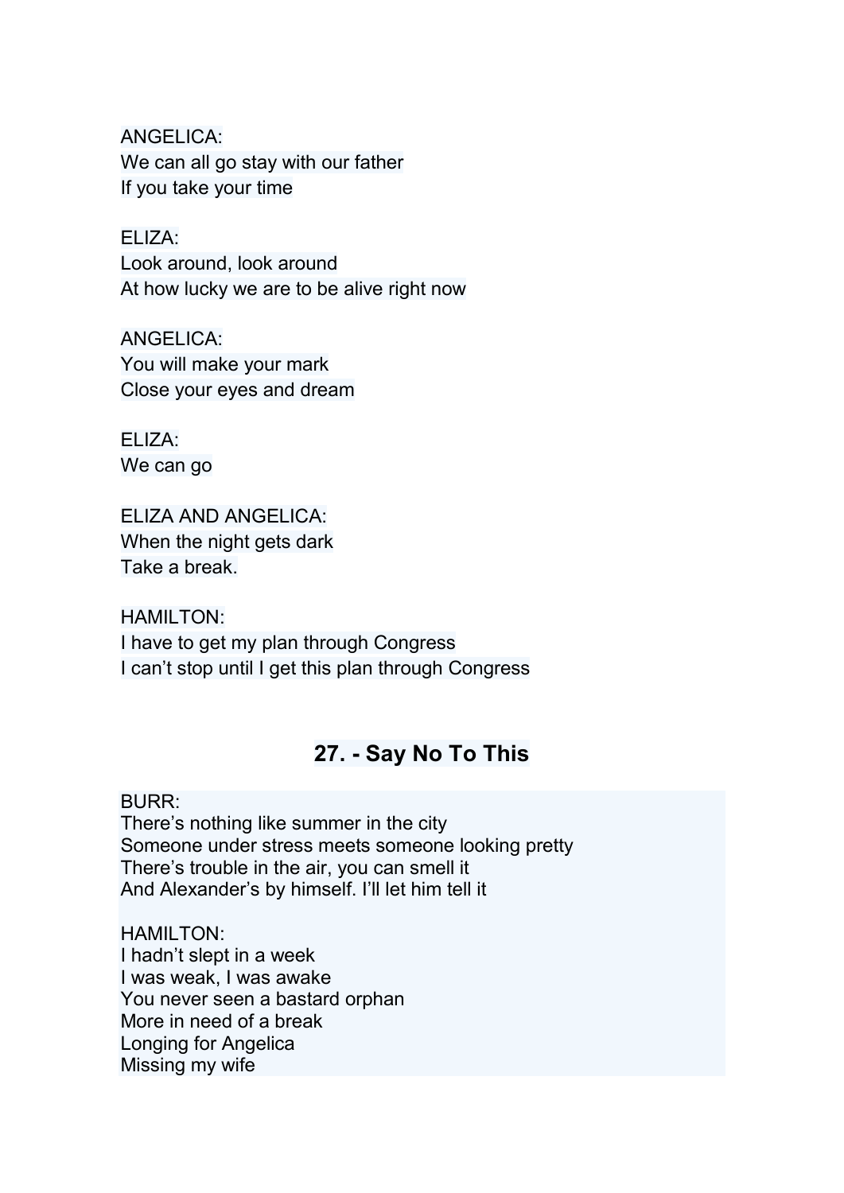ANGELICA:
We can all go stay with our father
If you take your time

ELIZA:
Look around, look around
At how lucky we are to be alive right now

ANGELICA:
You will make your mark
Close your eyes and dream

ELIZA:
We can go

ELIZA AND ANGELICA:
When the night gets dark
Take a break.

HAMILTON:
I have to get my plan through Congress
I can't stop until I get this plan through Congress

## 27. - Say No To This

BURR:
There's nothing like summer in the city
Someone under stress meets someone looking pretty
There's trouble in the air, you can smell it
And Alexander's by himself. I'll let him tell it

HAMILTON:
I hadn't slept in a week
I was weak, I was awake
You never seen a bastard orphan
More in need of a break
Longing for Angelica
Missing my wife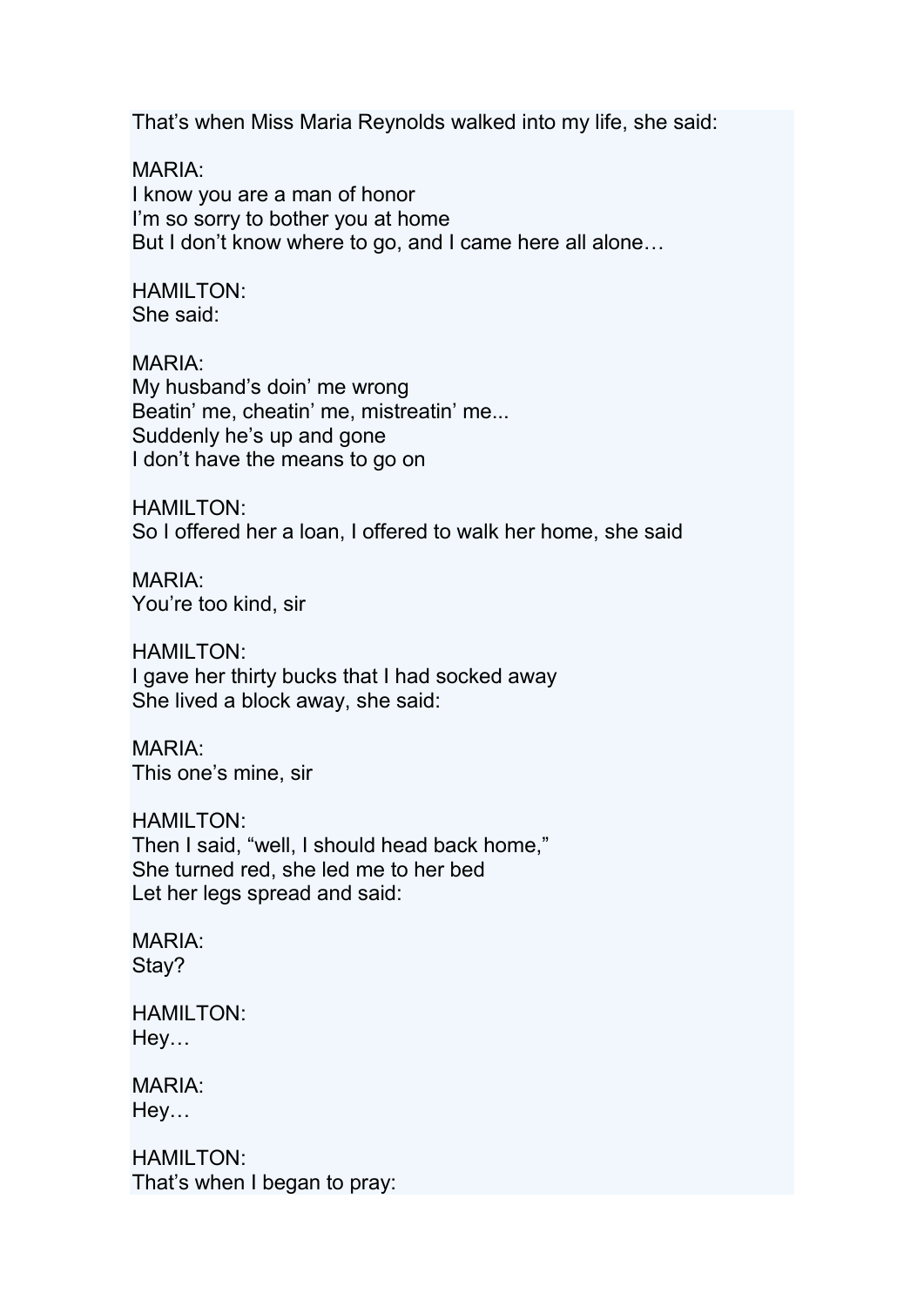That’s when Miss Maria Reynolds walked into my life, she said:

MARIA:
I know you are a man of honor
I’m so sorry to bother you at home
But I don’t know where to go, and I came here all alone…

HAMILTON:
She said:

MARIA:
My husband’s doin’ me wrong
Beatin’ me, cheatin’ me, mistreatin’ me...
Suddenly he’s up and gone
I don’t have the means to go on

HAMILTON:
So I offered her a loan, I offered to walk her home, she said

MARIA:
You’re too kind, sir

HAMILTON:
I gave her thirty bucks that I had socked away
She lived a block away, she said:

MARIA:
This one’s mine, sir

HAMILTON:
Then I said, “well, I should head back home,”
She turned red, she led me to her bed
Let her legs spread and said:

MARIA:
Stay?

HAMILTON:
Hey…

MARIA:
Hey…

HAMILTON:
That’s when I began to pray: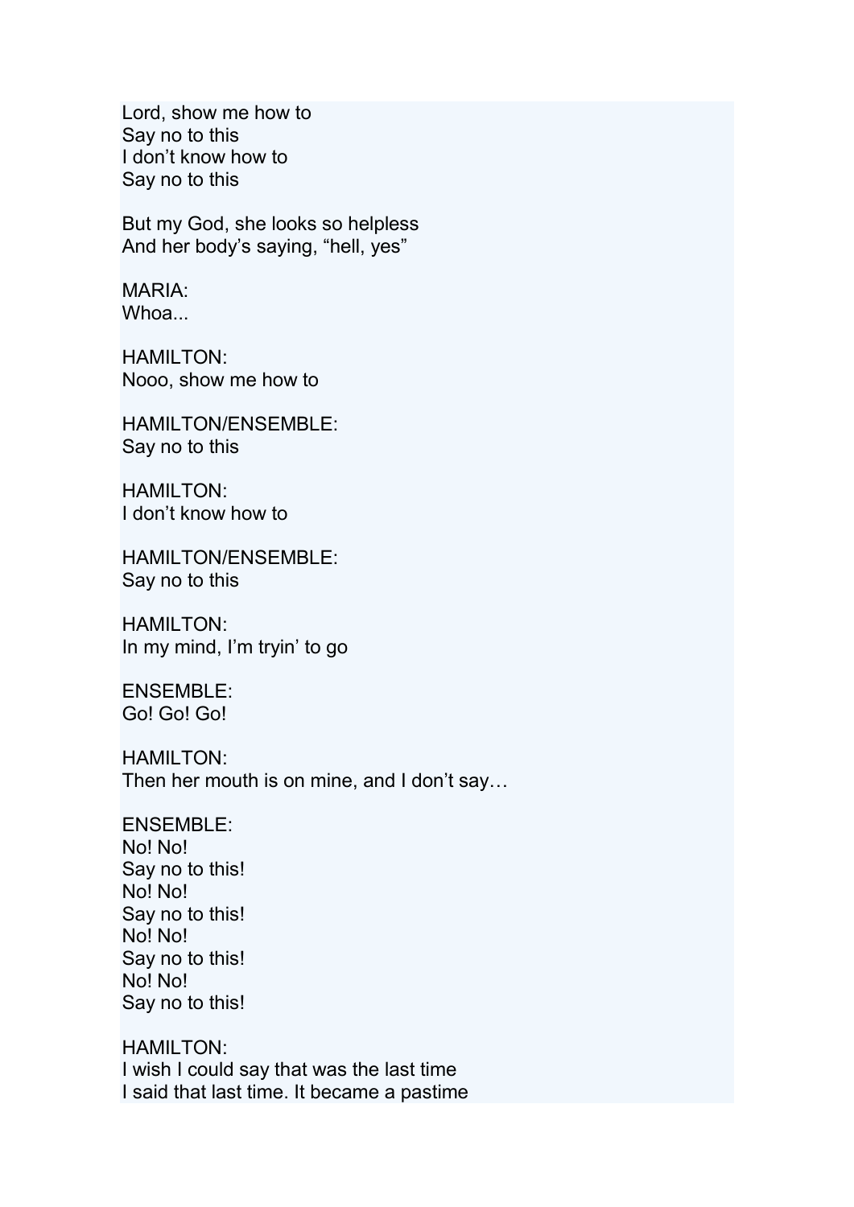Lord, show me how to
Say no to this
I don’t know how to
Say no to this

But my God, she looks so helpless
And her body’s saying, “hell, yes”

MARIA:
Whoa...

HAMILTON:
Nooo, show me how to

HAMILTON/ENSEMBLE:
Say no to this

HAMILTON:
I don’t know how to

HAMILTON/ENSEMBLE:
Say no to this

HAMILTON:
In my mind, I’m tryin’ to go

ENSEMBLE:
Go! Go! Go!

HAMILTON:
Then her mouth is on mine, and I don’t say…

ENSEMBLE:
No! No!
Say no to this!
No! No!
Say no to this!
No! No!
Say no to this!
No! No!
Say no to this!

HAMILTON:
I wish I could say that was the last time
I said that last time. It became a pastime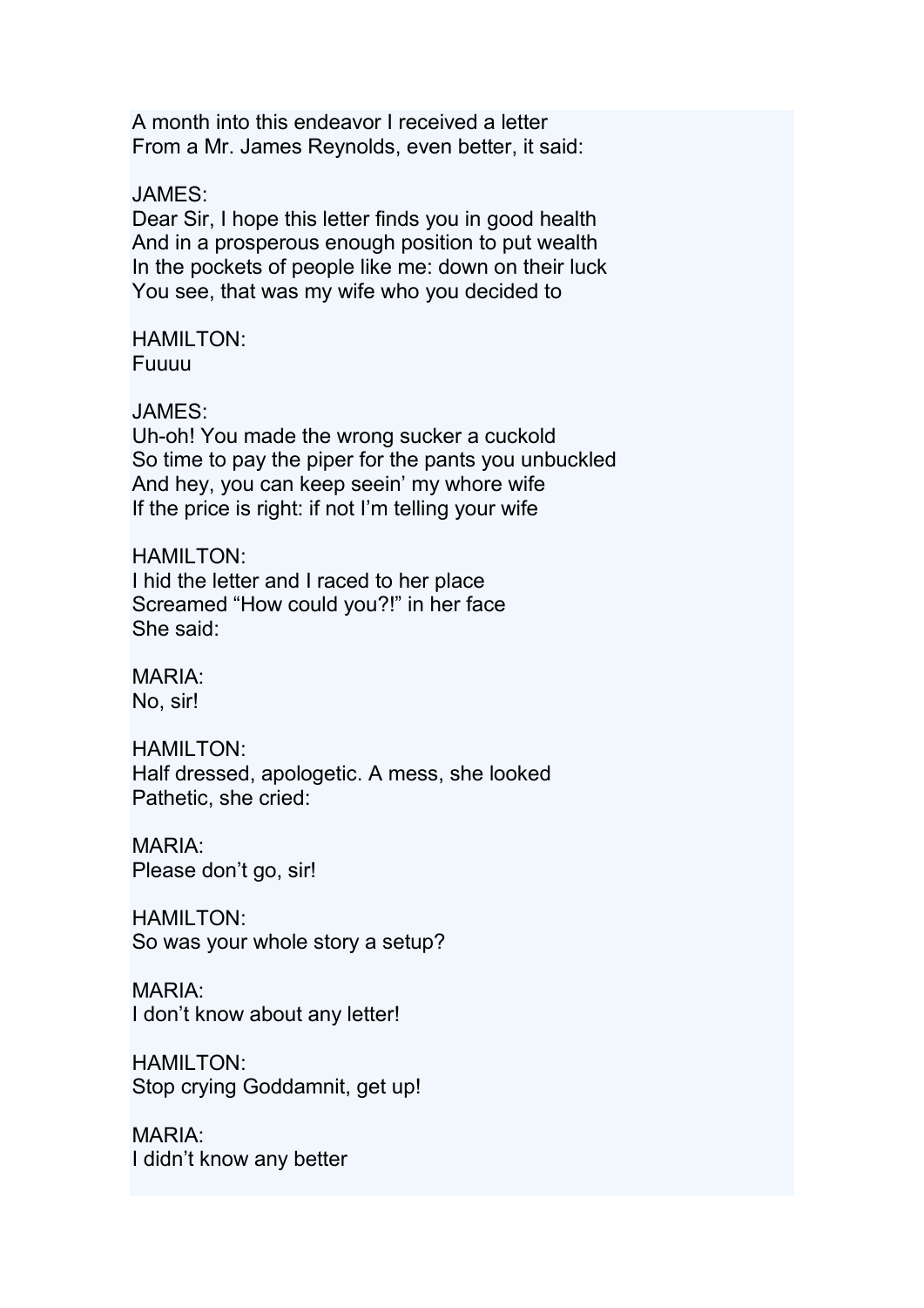A month into this endeavor I received a letter
From a Mr. James Reynolds, even better, it said:

JAMES:
Dear Sir, I hope this letter finds you in good health
And in a prosperous enough position to put wealth
In the pockets of people like me: down on their luck
You see, that was my wife who you decided to

HAMILTON:
Fuuuu

JAMES:
Uh-oh! You made the wrong sucker a cuckold
So time to pay the piper for the pants you unbuckled
And hey, you can keep seein' my whore wife
If the price is right: if not I'm telling your wife

HAMILTON:
I hid the letter and I raced to her place
Screamed "How could you?!" in her face
She said:

MARIA:
No, sir!

HAMILTON:
Half dressed, apologetic. A mess, she looked
Pathetic, she cried:

MARIA:
Please don't go, sir!

HAMILTON:
So was your whole story a setup?

MARIA:
I don't know about any letter!

HAMILTON:
Stop crying Goddamnit, get up!

MARIA:
I didn't know any better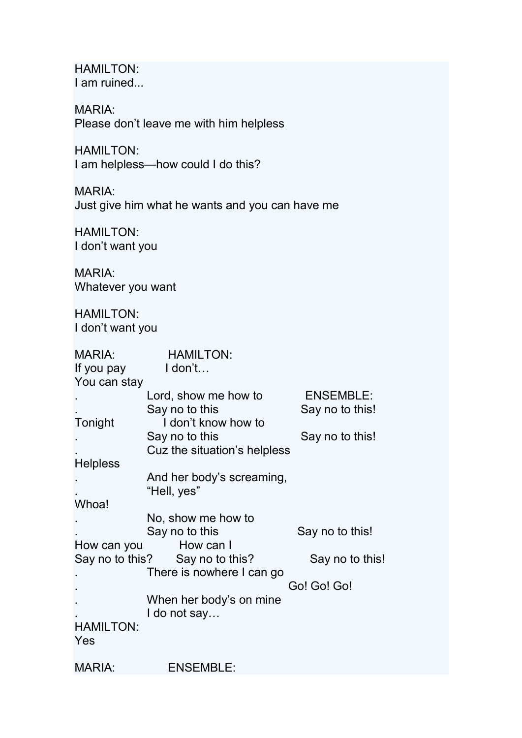HAMILTON:
I am ruined...

MARIA:
Please don't leave me with him helpless

HAMILTON:
I am helpless—how could I do this?

MARIA:
Just give him what he wants and you can have me

HAMILTON:
I don't want you

MARIA:
Whatever you want

HAMILTON:
I don't want you

| MARIA: | HAMILTON: | |
| --- | --- | --- |
| If you pay | I don't… | |
| You can stay | | |
| . | Lord, show me how to | ENSEMBLE: |
| . | Say no to this | Say no to this! |
| Tonight | I don't know how to | |
| . | Say no to this | Say no to this! |
| . | Cuz the situation's helpless | |
| Helpless | | |
| . | And her body's screaming, | |
| . | "Hell, yes" | |
| Whoa! | | |
| . | No, show me how to | |
| . | Say no to this | Say no to this! |
| How can you | How can I | |
| Say no to this? | Say no to this? | Say no to this! |
| . | There is nowhere I can go | |
| . | | Go! Go! Go! |
| . | When her body's on mine | |
| . | I do not say… | |

HAMILTON:
Yes

MARIA: ENSEMBLE: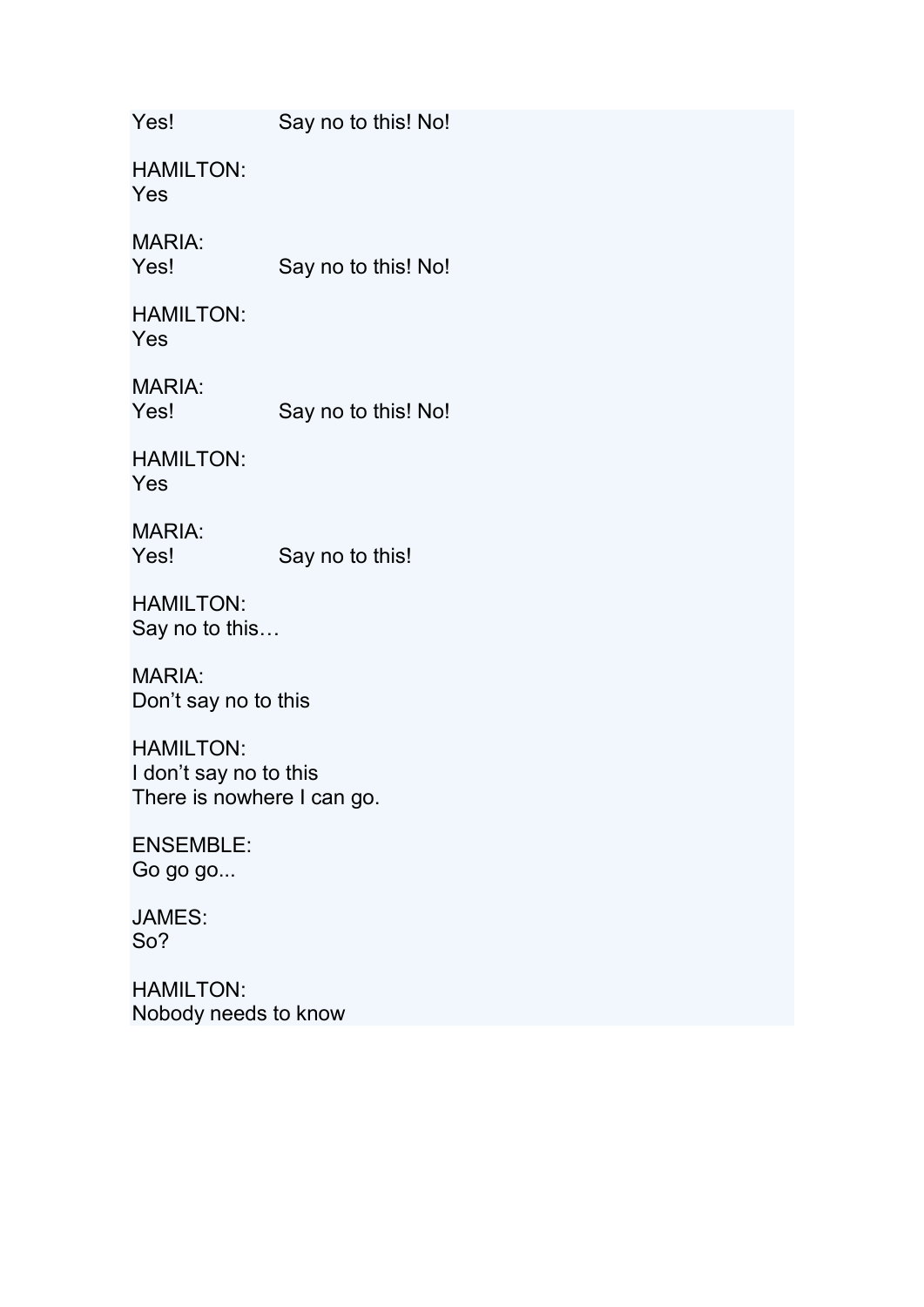Yes!		Say no to this! No!

HAMILTON:
Yes

MARIA:
Yes!		Say no to this! No!

HAMILTON:
Yes

MARIA:
Yes!		Say no to this! No!

HAMILTON:
Yes

MARIA:
Yes!		Say no to this!

HAMILTON:
Say no to this…

MARIA:
Don't say no to this

HAMILTON:
I don't say no to this
There is nowhere I can go.

ENSEMBLE:
Go go go...

JAMES:
So?

HAMILTON:
Nobody needs to know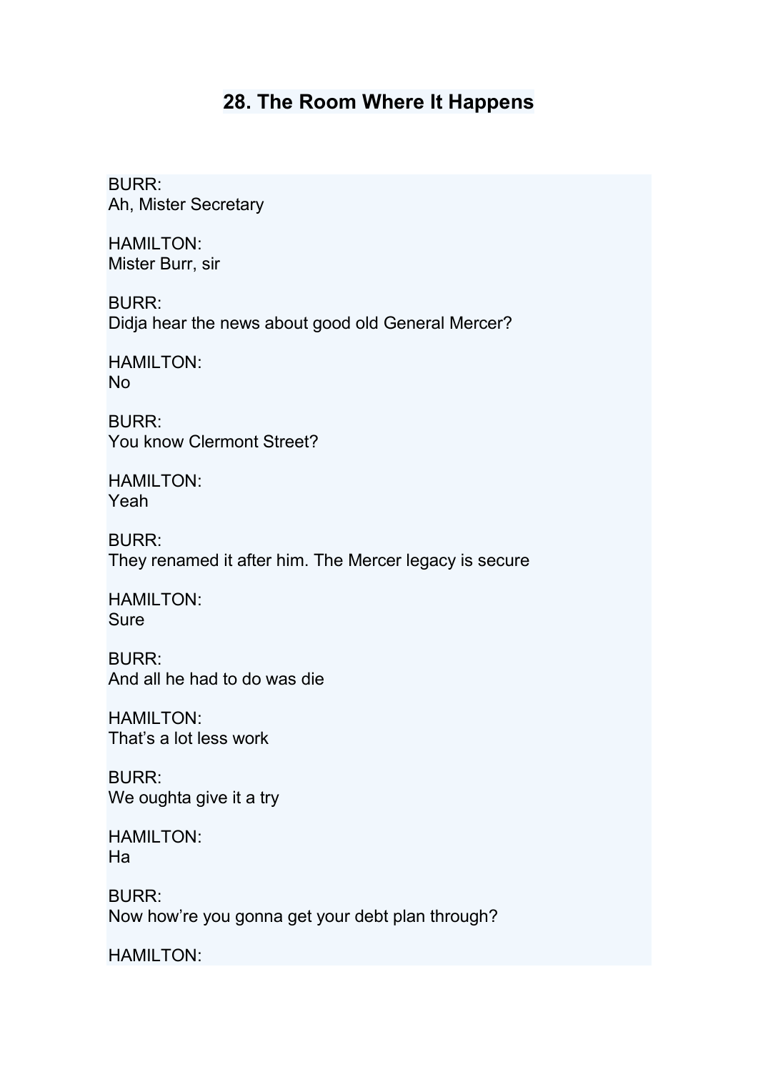# 28. The Room Where It Happens

BURR:
Ah, Mister Secretary

HAMILTON:
Mister Burr, sir

BURR:
Didja hear the news about good old General Mercer?

HAMILTON:
No

BURR:
You know Clermont Street?

HAMILTON:
Yeah

BURR:
They renamed it after him. The Mercer legacy is secure

HAMILTON:
Sure

BURR:
And all he had to do was die

HAMILTON:
That's a lot less work

BURR:
We oughta give it a try

HAMILTON:
Ha

BURR:
Now how're you gonna get your debt plan through?

HAMILTON: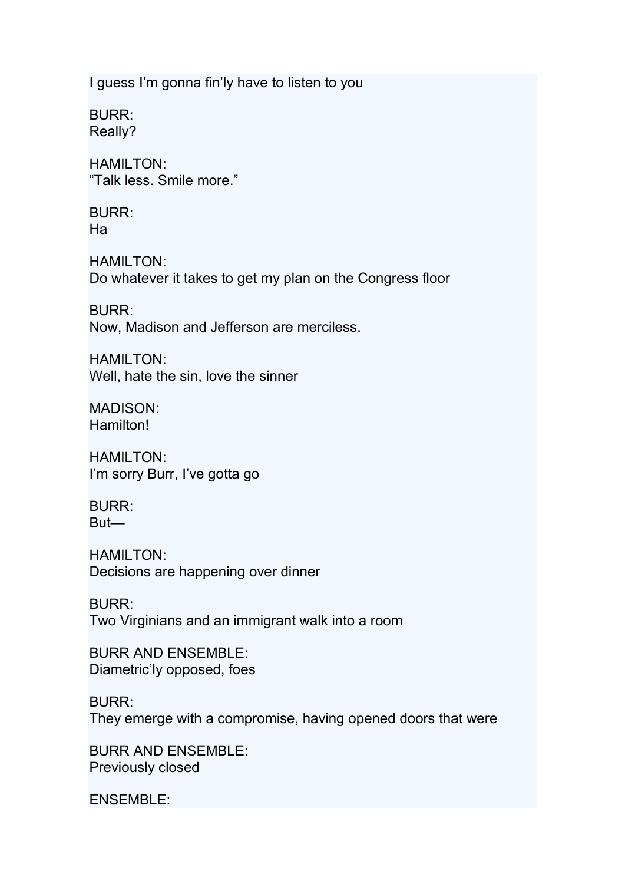I guess I'm gonna fin'ly have to listen to you

BURR:
Really?

HAMILTON:
"Talk less. Smile more."

BURR:
Ha

HAMILTON:
Do whatever it takes to get my plan on the Congress floor

BURR:
Now, Madison and Jefferson are merciless.

HAMILTON:
Well, hate the sin, love the sinner

MADISON:
Hamilton!

HAMILTON:
I'm sorry Burr, I've gotta go

BURR:
But—

HAMILTON:
Decisions are happening over dinner

BURR:
Two Virginians and an immigrant walk into a room

BURR AND ENSEMBLE:
Diametric'ly opposed, foes

BURR:
They emerge with a compromise, having opened doors that were

BURR AND ENSEMBLE:
Previously closed

ENSEMBLE: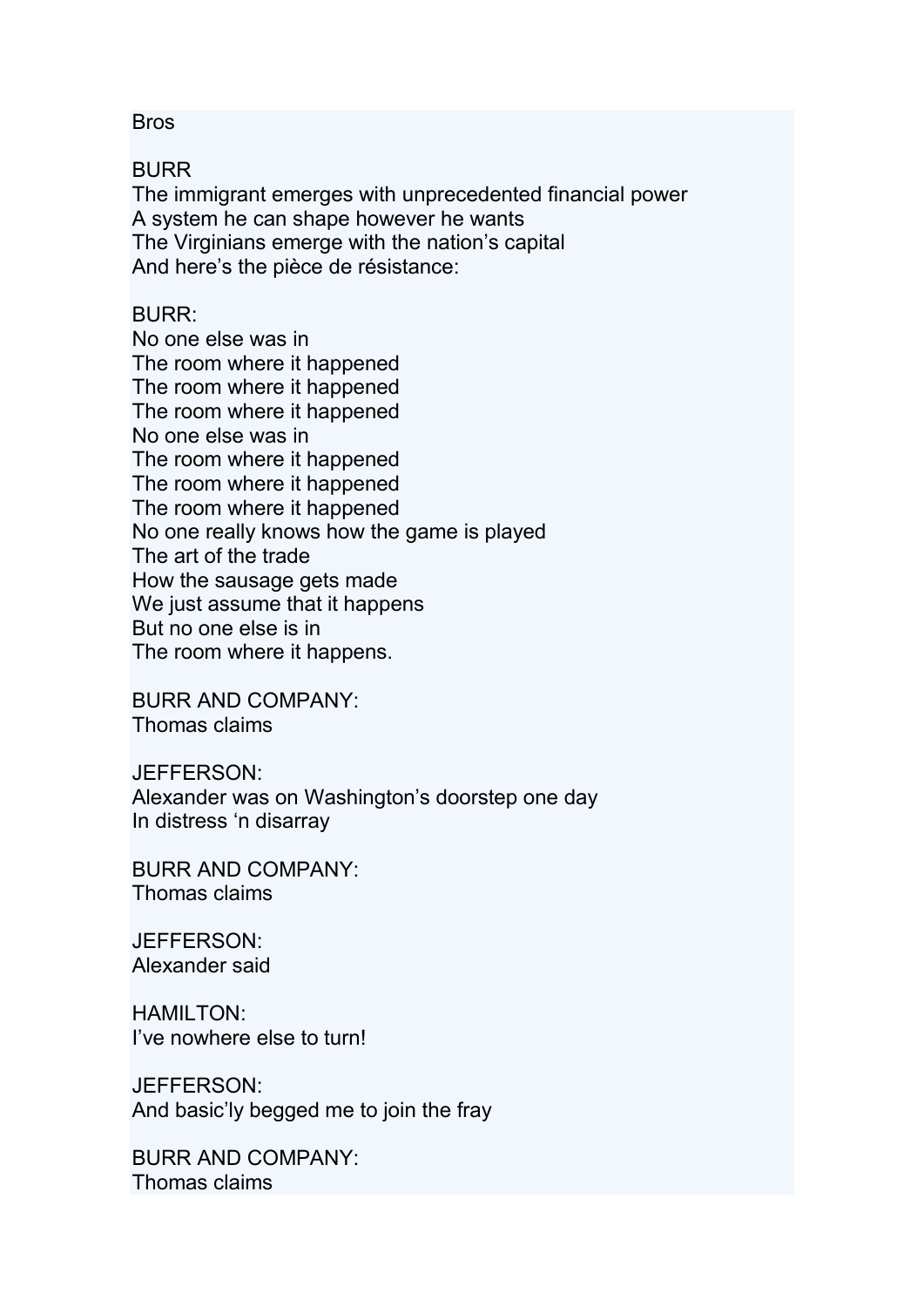Bros

BURR
The immigrant emerges with unprecedented financial power
A system he can shape however he wants
The Virginians emerge with the nation's capital
And here's the pièce de résistance:

BURR:
No one else was in
The room where it happened
The room where it happened
The room where it happened
No one else was in
The room where it happened
The room where it happened
The room where it happened
No one really knows how the game is played
The art of the trade
How the sausage gets made
We just assume that it happens
But no one else is in
The room where it happens.

BURR AND COMPANY:
Thomas claims

JEFFERSON:
Alexander was on Washington's doorstep one day
In distress 'n disarray

BURR AND COMPANY:
Thomas claims

JEFFERSON:
Alexander said

HAMILTON:
I've nowhere else to turn!

JEFFERSON:
And basic'ly begged me to join the fray

BURR AND COMPANY:
Thomas claims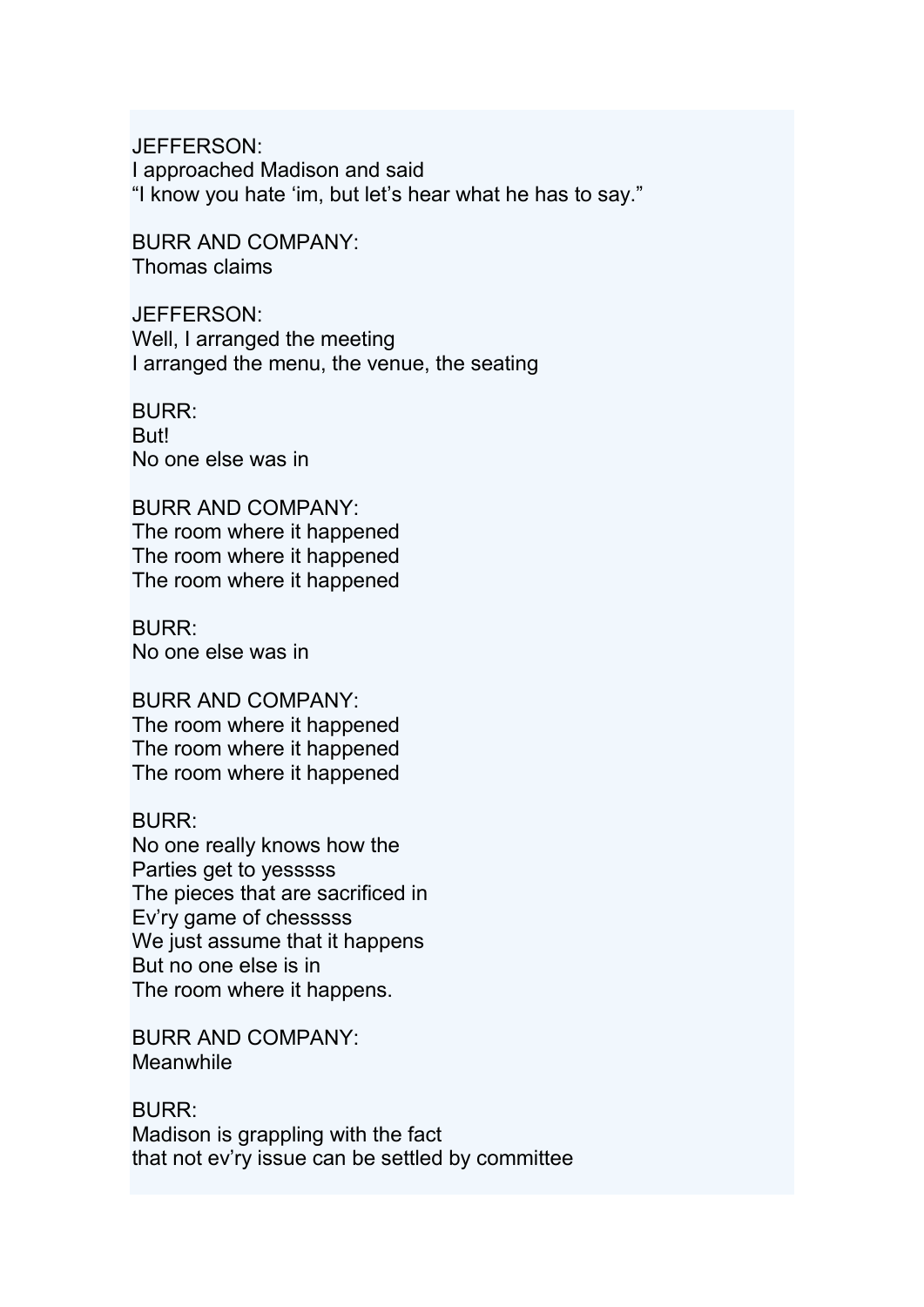JEFFERSON:
I approached Madison and said
"I know you hate 'im, but let's hear what he has to say."

BURR AND COMPANY:
Thomas claims

JEFFERSON:
Well, I arranged the meeting
I arranged the menu, the venue, the seating

BURR:
But!
No one else was in

BURR AND COMPANY:
The room where it happened
The room where it happened
The room where it happened

BURR:
No one else was in

BURR AND COMPANY:
The room where it happened
The room where it happened
The room where it happened

BURR:
No one really knows how the
Parties get to yesssss
The pieces that are sacrificed in
Ev'ry game of chesssss
We just assume that it happens
But no one else is in
The room where it happens.

BURR AND COMPANY:
Meanwhile

BURR:
Madison is grappling with the fact
that not ev'ry issue can be settled by committee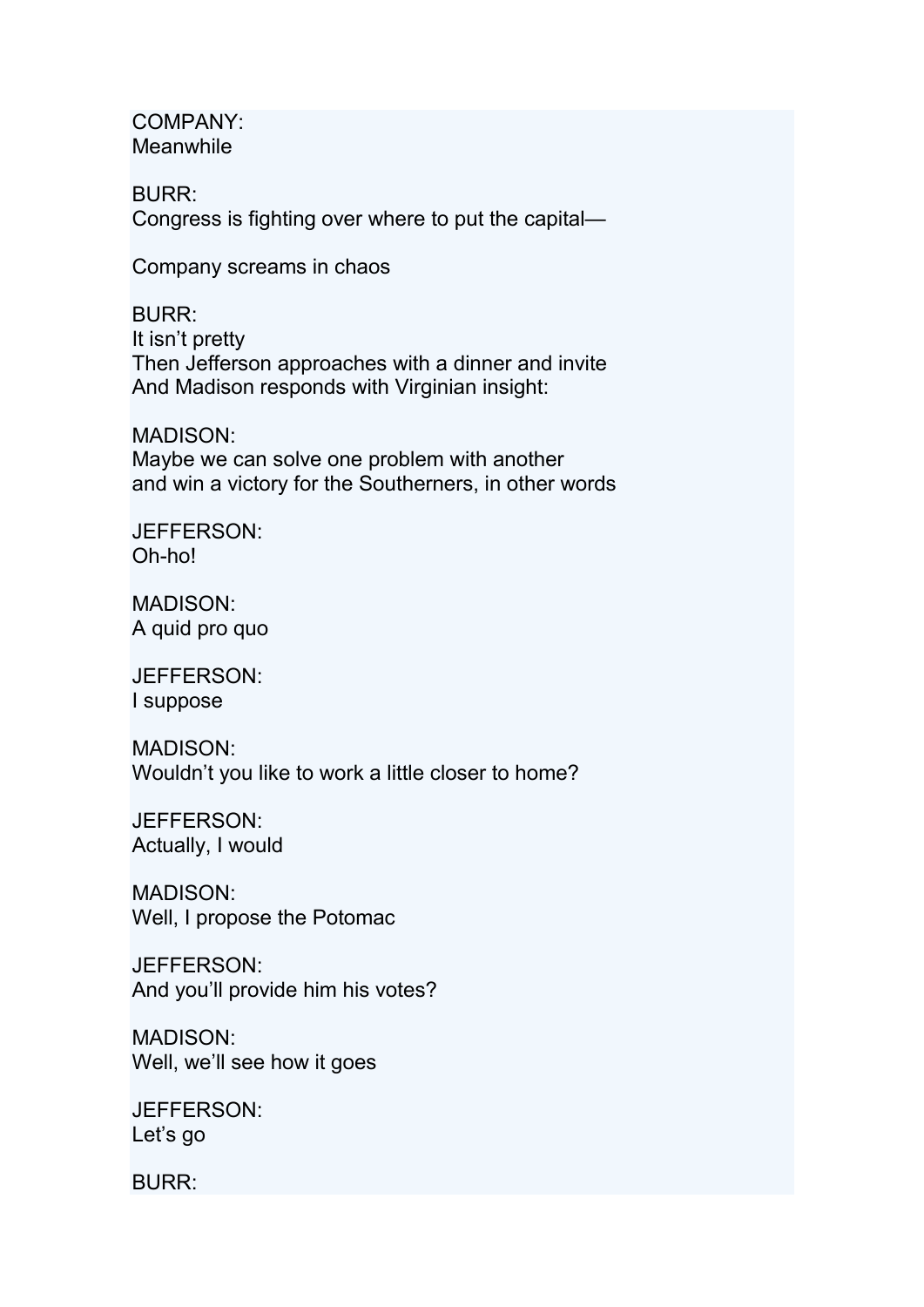COMPANY:
Meanwhile

BURR:
Congress is fighting over where to put the capital—

Company screams in chaos

BURR:
It isn't pretty
Then Jefferson approaches with a dinner and invite
And Madison responds with Virginian insight:

MADISON:
Maybe we can solve one problem with another
and win a victory for the Southerners, in other words

JEFFERSON:
Oh-ho!

MADISON:
A quid pro quo

JEFFERSON:
I suppose

MADISON:
Wouldn't you like to work a little closer to home?

JEFFERSON:
Actually, I would

MADISON:
Well, I propose the Potomac

JEFFERSON:
And you'll provide him his votes?

MADISON:
Well, we'll see how it goes

JEFFERSON:
Let's go

BURR: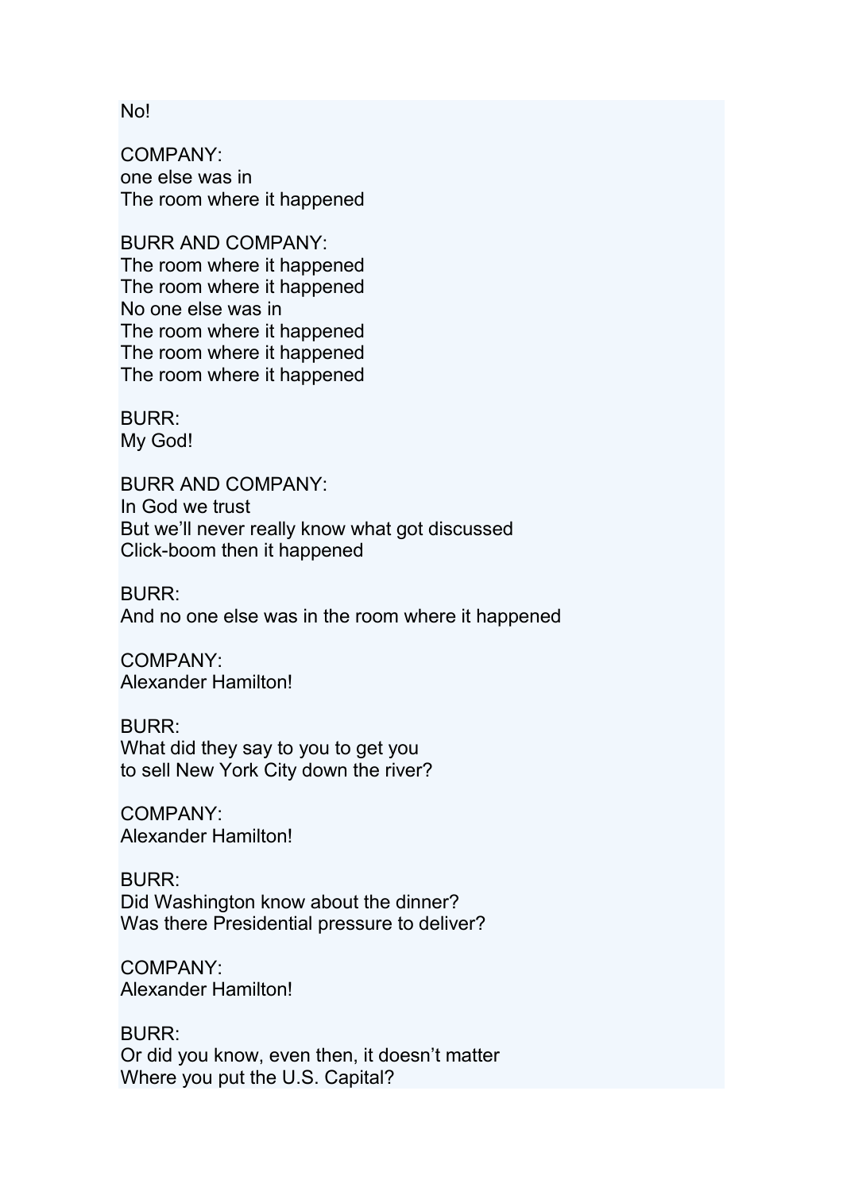No!

COMPANY:
one else was in
The room where it happened

BURR AND COMPANY:
The room where it happened
The room where it happened
No one else was in
The room where it happened
The room where it happened
The room where it happened

BURR:
My God!

BURR AND COMPANY:
In God we trust
But we'll never really know what got discussed
Click-boom then it happened

BURR:
And no one else was in the room where it happened

COMPANY:
Alexander Hamilton!

BURR:
What did they say to you to get you
to sell New York City down the river?

COMPANY:
Alexander Hamilton!

BURR:
Did Washington know about the dinner?
Was there Presidential pressure to deliver?

COMPANY:
Alexander Hamilton!

BURR:
Or did you know, even then, it doesn't matter
Where you put the U.S. Capital?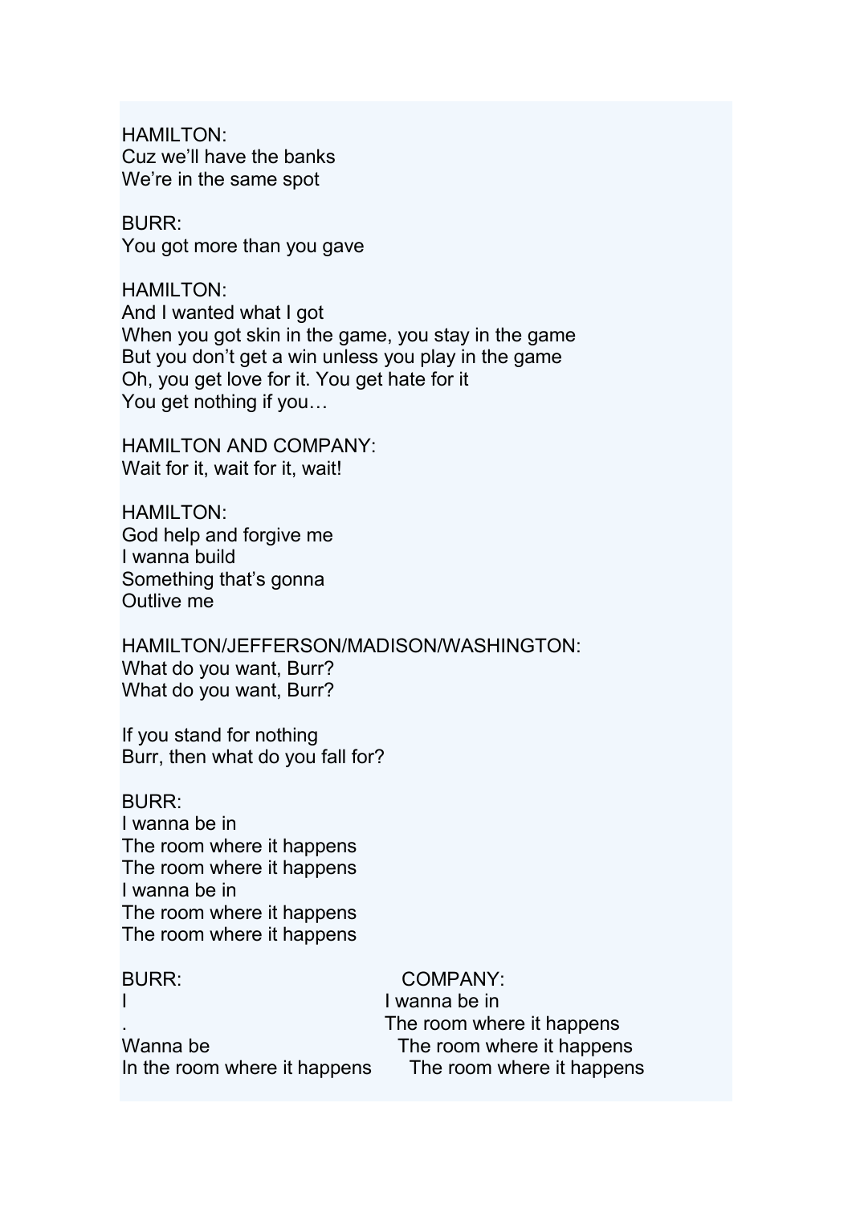HAMILTON:
Cuz we'll have the banks
We're in the same spot

BURR:
You got more than you gave

HAMILTON:
And I wanted what I got
When you got skin in the game, you stay in the game
But you don't get a win unless you play in the game
Oh, you get love for it. You get hate for it
You get nothing if you…

HAMILTON AND COMPANY:
Wait for it, wait for it, wait!

HAMILTON:
God help and forgive me
I wanna build
Something that's gonna
Outlive me

HAMILTON/JEFFERSON/MADISON/WASHINGTON:
What do you want, Burr?
What do you want, Burr?

If you stand for nothing
Burr, then what do you fall for?

BURR:
I wanna be in
The room where it happens
The room where it happens
I wanna be in
The room where it happens
The room where it happens

| BURR: | COMPANY: |
| --- | --- |
| I | I wanna be in |
| . | The room where it happens |
| Wanna be | The room where it happens |
| In the room where it happens | The room where it happens |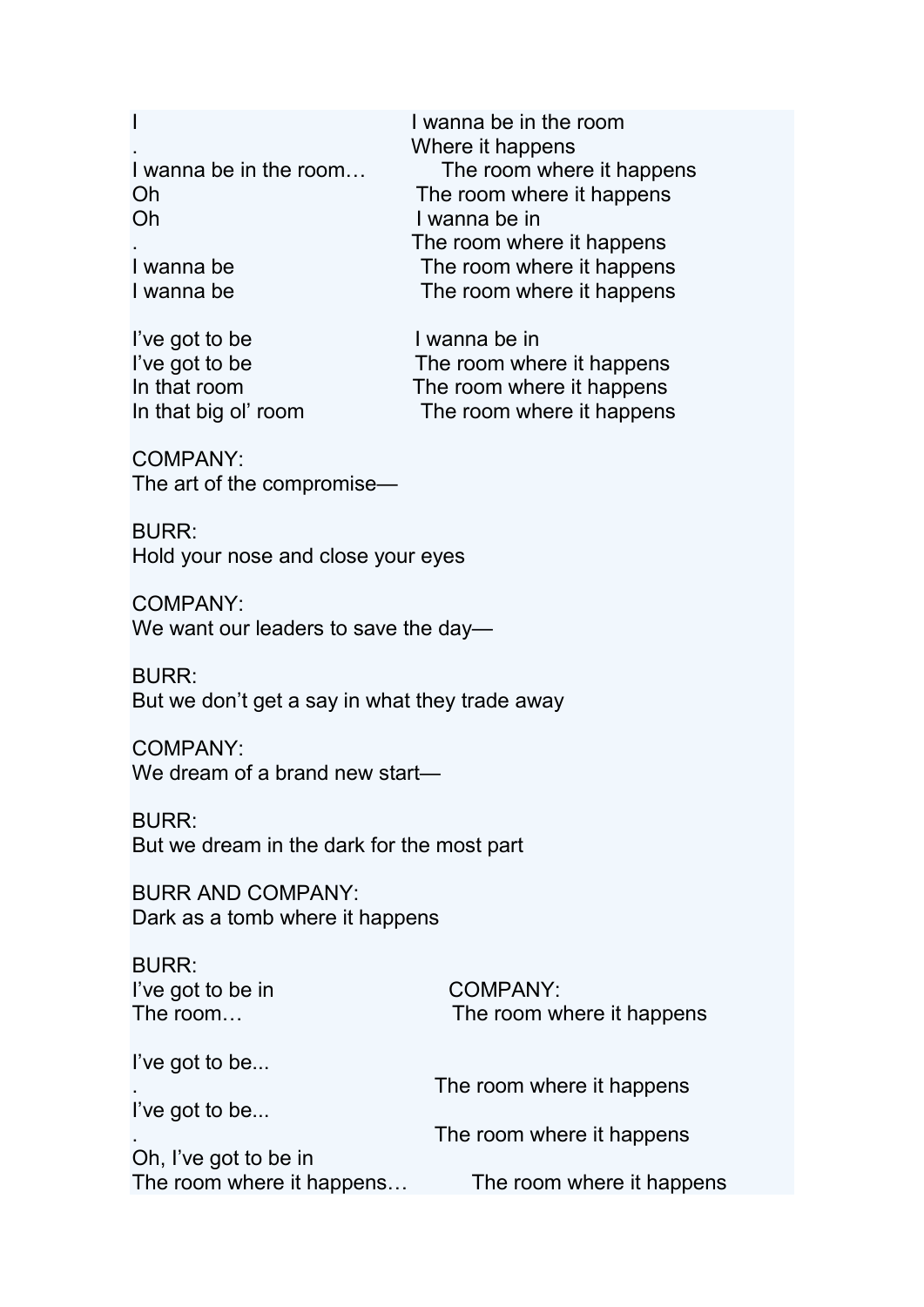| | |
|---|---|
| I | I wanna be in the room |
| . | Where it happens |
| I wanna be in the room… | The room where it happens |
| Oh | The room where it happens |
| Oh | I wanna be in |
| . | The room where it happens |
| I wanna be | The room where it happens |
| I wanna be | The room where it happens |
| | |
| I've got to be | I wanna be in |
| I've got to be | The room where it happens |
| In that room | The room where it happens |
| In that big ol' room | The room where it happens |

COMPANY:
The art of the compromise—

BURR:
Hold your nose and close your eyes

COMPANY:
We want our leaders to save the day—

BURR:
But we don't get a say in what they trade away

COMPANY:
We dream of a brand new start—

BURR:
But we dream in the dark for the most part

BURR AND COMPANY:
Dark as a tomb where it happens

| BURR: | |
|---|---|
| I've got to be in | COMPANY: |
| The room… | The room where it happens |
| | |
| I've got to be... | |
| . | The room where it happens |
| I've got to be... | |
| . | The room where it happens |
| Oh, I've got to be in | |
| The room where it happens… | The room where it happens |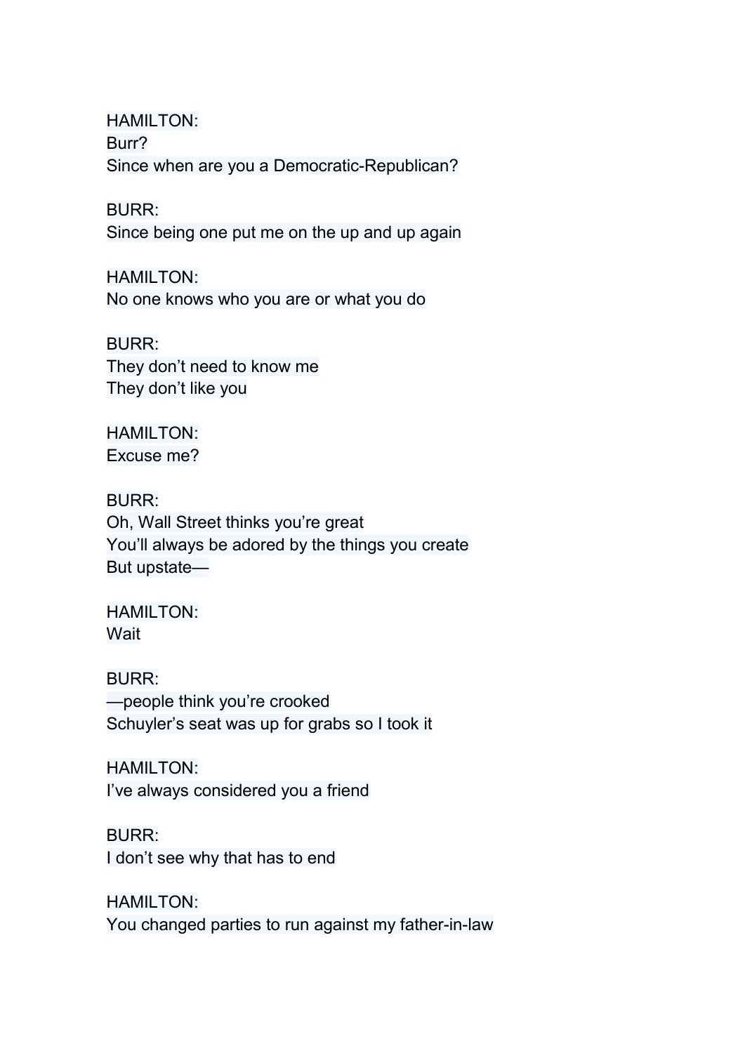HAMILTON:
Burr?
Since when are you a Democratic-Republican?

BURR:
Since being one put me on the up and up again

HAMILTON:
No one knows who you are or what you do

BURR:
They don't need to know me
They don't like you

HAMILTON:
Excuse me?

BURR:
Oh, Wall Street thinks you're great
You'll always be adored by the things you create
But upstate—

HAMILTON:
Wait

BURR:
—people think you're crooked
Schuyler's seat was up for grabs so I took it

HAMILTON:
I've always considered you a friend

BURR:
I don't see why that has to end

HAMILTON:
You changed parties to run against my father-in-law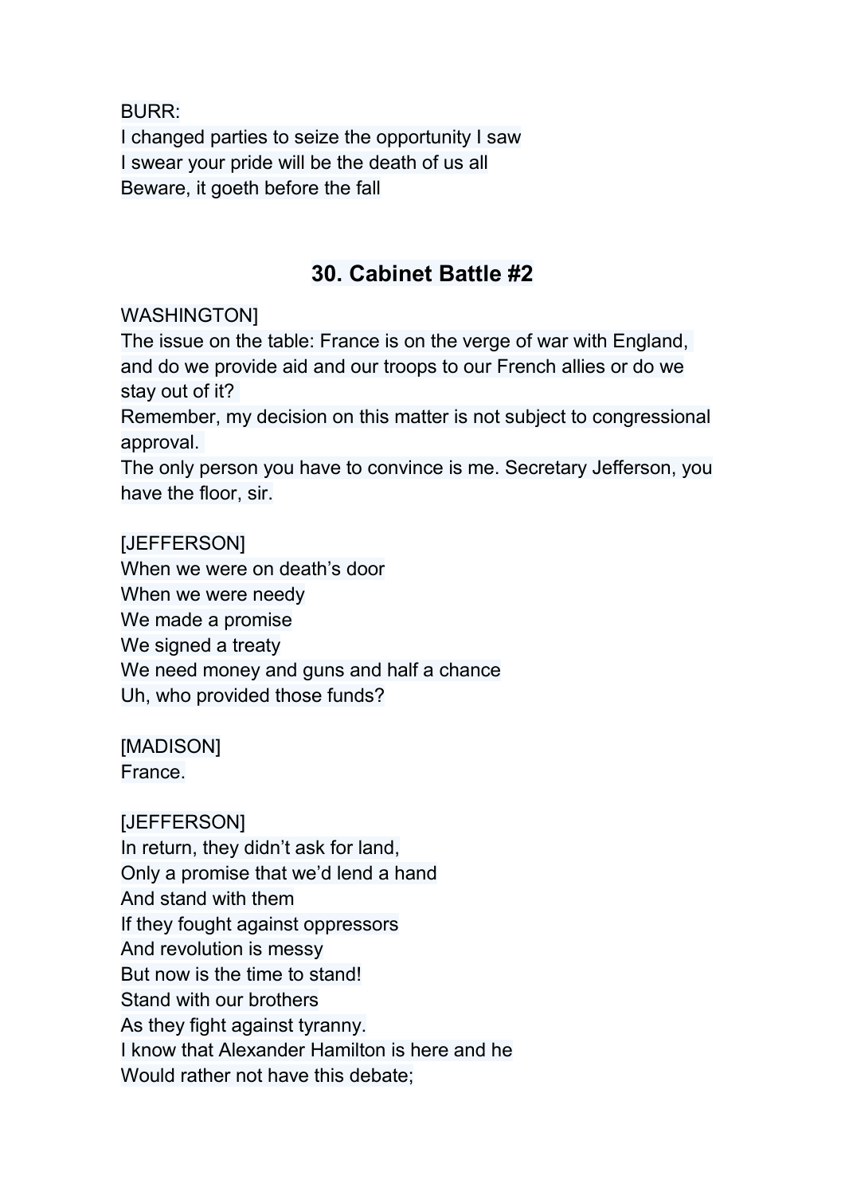BURR:
I changed parties to seize the opportunity I saw
I swear your pride will be the death of us all
Beware, it goeth before the fall

## 30. Cabinet Battle #2

WASHINGTON]
The issue on the table: France is on the verge of war with England, and do we provide aid and our troops to our French allies or do we stay out of it?
Remember, my decision on this matter is not subject to congressional approval.
The only person you have to convince is me. Secretary Jefferson, you have the floor, sir.

[JEFFERSON]
When we were on death's door
When we were needy
We made a promise
We signed a treaty
We need money and guns and half a chance
Uh, who provided those funds?

[MADISON]
France.

[JEFFERSON]
In return, they didn't ask for land,
Only a promise that we'd lend a hand
And stand with them
If they fought against oppressors
And revolution is messy
But now is the time to stand!
Stand with our brothers
As they fight against tyranny.
I know that Alexander Hamilton is here and he
Would rather not have this debate;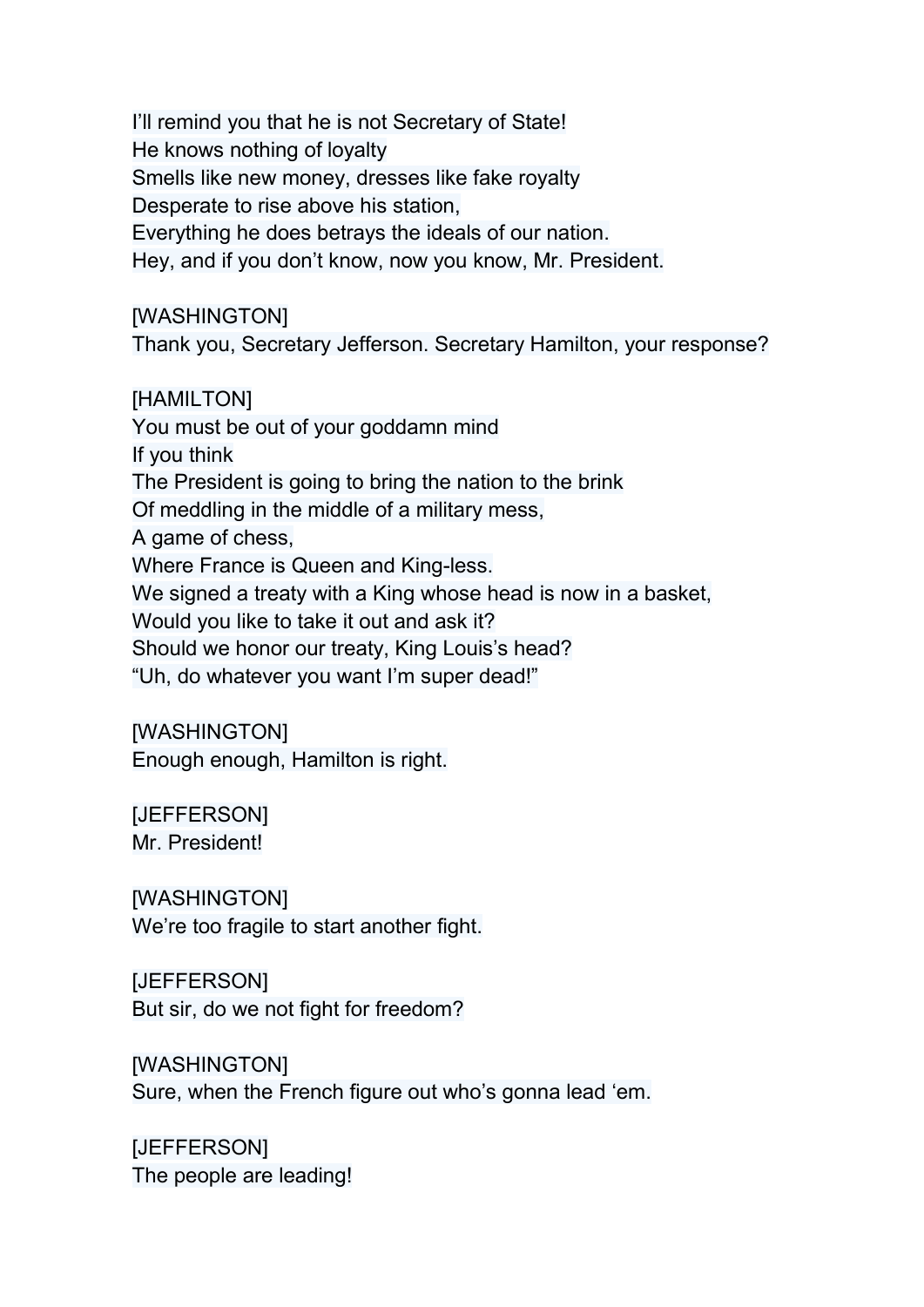I'll remind you that he is not Secretary of State!
He knows nothing of loyalty
Smells like new money, dresses like fake royalty
Desperate to rise above his station,
Everything he does betrays the ideals of our nation.
Hey, and if you don't know, now you know, Mr. President.

[WASHINGTON]
Thank you, Secretary Jefferson. Secretary Hamilton, your response?

[HAMILTON]
You must be out of your goddamn mind
If you think
The President is going to bring the nation to the brink
Of meddling in the middle of a military mess,
A game of chess,
Where France is Queen and King-less.
We signed a treaty with a King whose head is now in a basket,
Would you like to take it out and ask it?
Should we honor our treaty, King Louis's head?
"Uh, do whatever you want I'm super dead!"

[WASHINGTON]
Enough enough, Hamilton is right.

[JEFFERSON]
Mr. President!

[WASHINGTON]
We're too fragile to start another fight.

[JEFFERSON]
But sir, do we not fight for freedom?

[WASHINGTON]
Sure, when the French figure out who's gonna lead 'em.

[JEFFERSON]
The people are leading!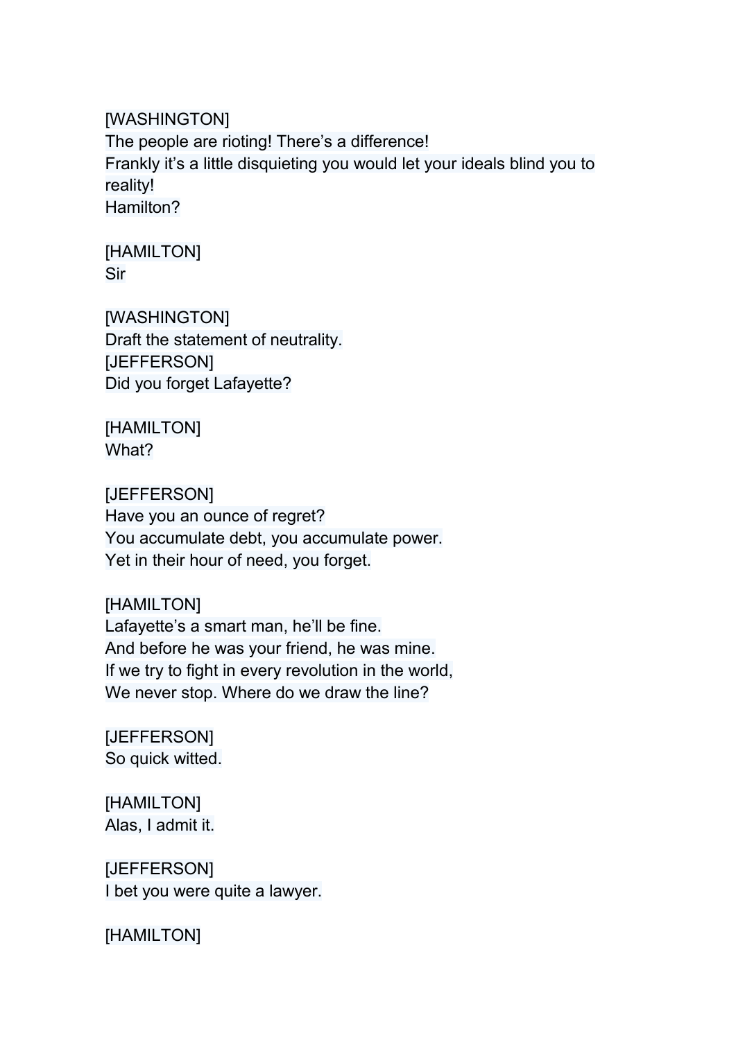[WASHINGTON]
The people are rioting! There's a difference!
Frankly it's a little disquieting you would let your ideals blind you to reality!
Hamilton?

[HAMILTON]
Sir

[WASHINGTON]
Draft the statement of neutrality.
[JEFFERSON]
Did you forget Lafayette?

[HAMILTON]
What?

[JEFFERSON]
Have you an ounce of regret?
You accumulate debt, you accumulate power.
Yet in their hour of need, you forget.

[HAMILTON]
Lafayette's a smart man, he'll be fine.
And before he was your friend, he was mine.
If we try to fight in every revolution in the world,
We never stop. Where do we draw the line?

[JEFFERSON]
So quick witted.

[HAMILTON]
Alas, I admit it.

[JEFFERSON]
I bet you were quite a lawyer.

[HAMILTON]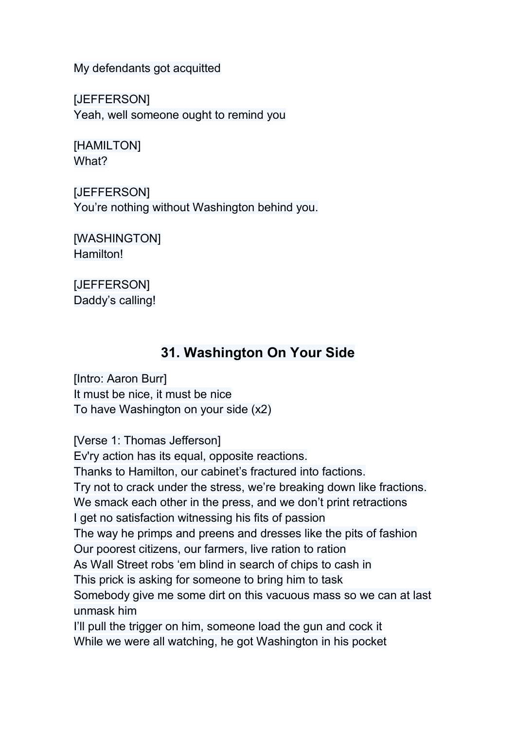My defendants got acquitted

[JEFFERSON]
Yeah, well someone ought to remind you

[HAMILTON]
What?

[JEFFERSON]
You're nothing without Washington behind you.

[WASHINGTON]
Hamilton!

[JEFFERSON]
Daddy's calling!

## 31. Washington On Your Side

[Intro: Aaron Burr]
It must be nice, it must be nice
To have Washington on your side (x2)

[Verse 1: Thomas Jefferson]
Ev'ry action has its equal, opposite reactions.
Thanks to Hamilton, our cabinet's fractured into factions.
Try not to crack under the stress, we're breaking down like fractions.
We smack each other in the press, and we don't print retractions
I get no satisfaction witnessing his fits of passion
The way he primps and preens and dresses like the pits of fashion
Our poorest citizens, our farmers, live ration to ration
As Wall Street robs 'em blind in search of chips to cash in
This prick is asking for someone to bring him to task
Somebody give me some dirt on this vacuous mass so we can at last unmask him
I'll pull the trigger on him, someone load the gun and cock it
While we were all watching, he got Washington in his pocket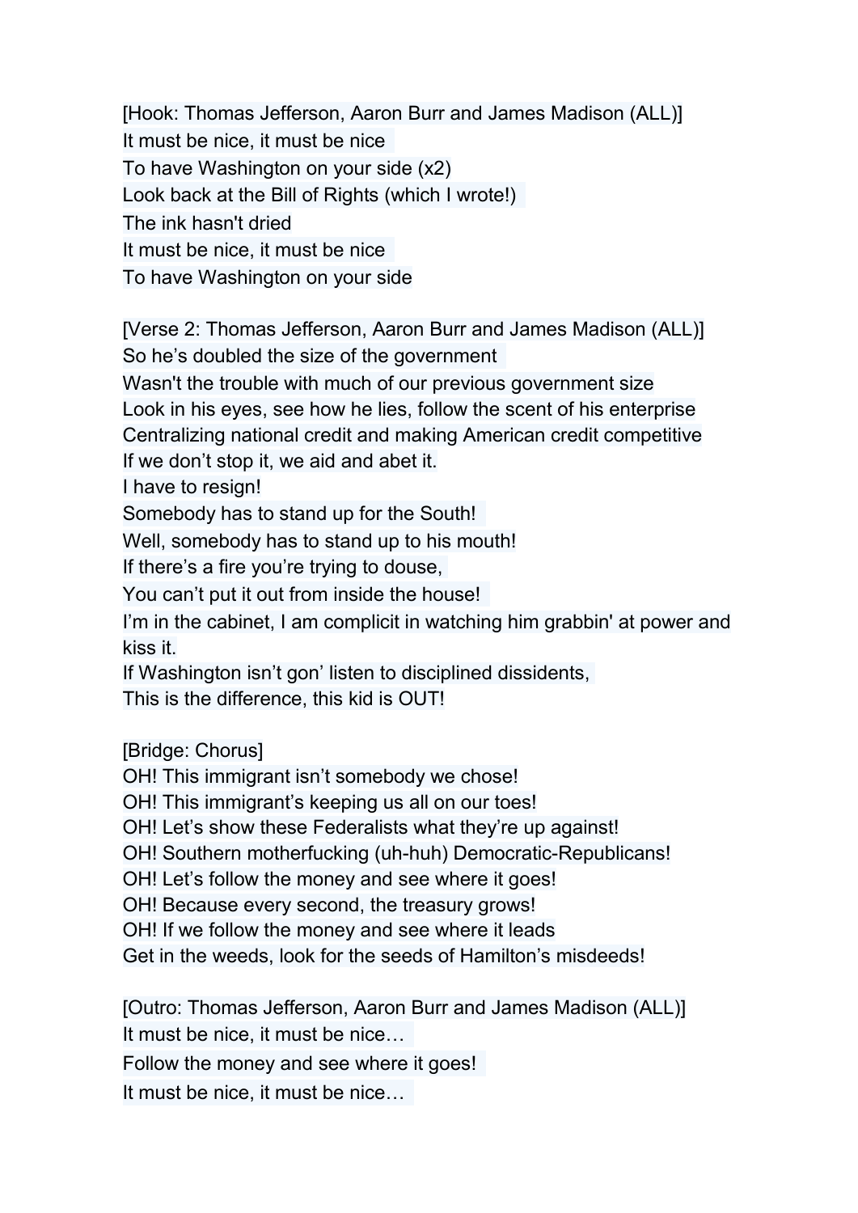[Hook: Thomas Jefferson, Aaron Burr and James Madison (ALL)]
It must be nice, it must be nice
To have Washington on your side (x2)
Look back at the Bill of Rights (which I wrote!)
The ink hasn't dried
It must be nice, it must be nice
To have Washington on your side

[Verse 2: Thomas Jefferson, Aaron Burr and James Madison (ALL)]
So he's doubled the size of the government
Wasn't the trouble with much of our previous government size
Look in his eyes, see how he lies, follow the scent of his enterprise
Centralizing national credit and making American credit competitive
If we don't stop it, we aid and abet it.
I have to resign!
Somebody has to stand up for the South!
Well, somebody has to stand up to his mouth!
If there's a fire you're trying to douse,
You can't put it out from inside the house!
I'm in the cabinet, I am complicit in watching him grabbin' at power and kiss it.
If Washington isn't gon' listen to disciplined dissidents,
This is the difference, this kid is OUT!

[Bridge: Chorus]
OH! This immigrant isn't somebody we chose!
OH! This immigrant's keeping us all on our toes!
OH! Let's show these Federalists what they're up against!
OH! Southern motherfucking (uh-huh) Democratic-Republicans!
OH! Let's follow the money and see where it goes!
OH! Because every second, the treasury grows!
OH! If we follow the money and see where it leads
Get in the weeds, look for the seeds of Hamilton's misdeeds!

[Outro: Thomas Jefferson, Aaron Burr and James Madison (ALL)]
It must be nice, it must be nice…
Follow the money and see where it goes!
It must be nice, it must be nice…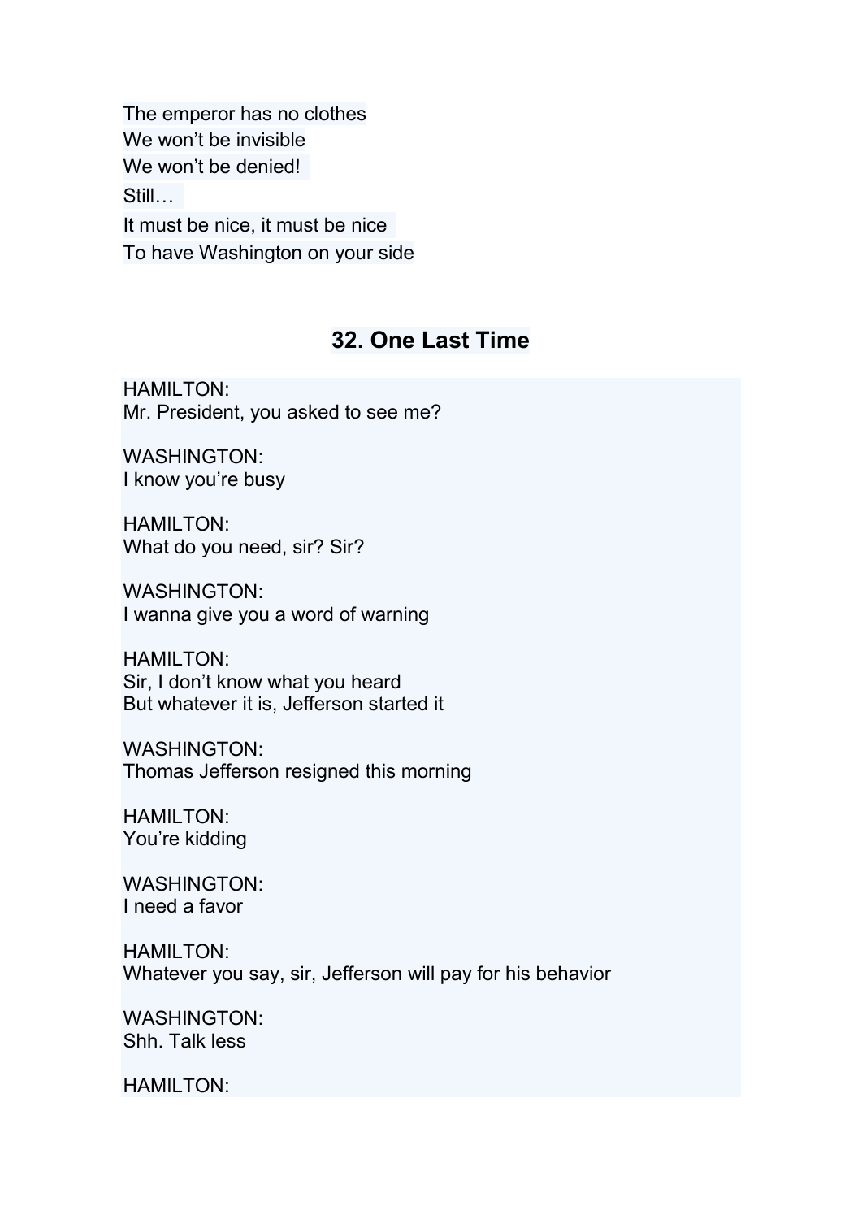The emperor has no clothes  
We won't be invisible  
We won't be denied!  
Still…  
It must be nice, it must be nice  
To have Washington on your side

## 32. One Last Time

HAMILTON:  
Mr. President, you asked to see me?

WASHINGTON:  
I know you're busy

HAMILTON:  
What do you need, sir? Sir?

WASHINGTON:  
I wanna give you a word of warning

HAMILTON:  
Sir, I don't know what you heard  
But whatever it is, Jefferson started it

WASHINGTON:  
Thomas Jefferson resigned this morning

HAMILTON:  
You're kidding

WASHINGTON:  
I need a favor

HAMILTON:  
Whatever you say, sir, Jefferson will pay for his behavior

WASHINGTON:  
Shh. Talk less

HAMILTON: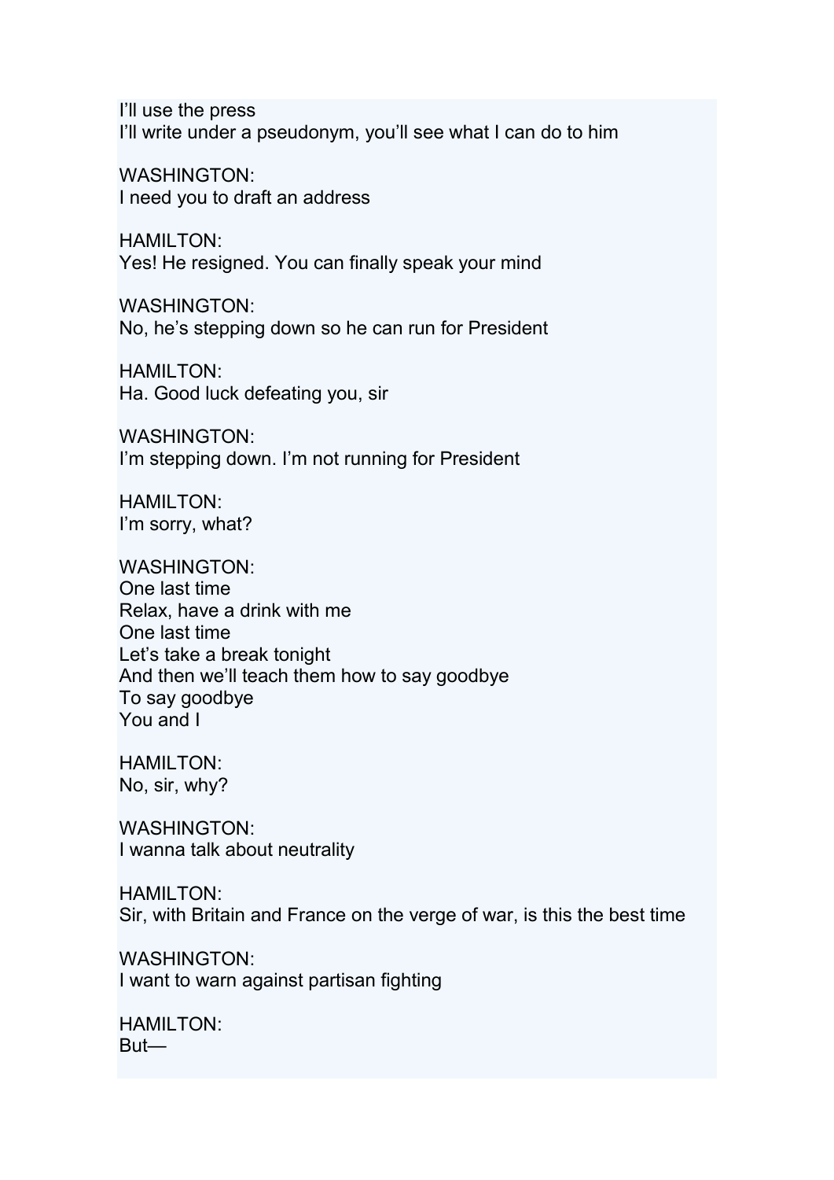I'll use the press
I'll write under a pseudonym, you'll see what I can do to him

WASHINGTON:
I need you to draft an address

HAMILTON:
Yes! He resigned. You can finally speak your mind

WASHINGTON:
No, he's stepping down so he can run for President

HAMILTON:
Ha. Good luck defeating you, sir

WASHINGTON:
I'm stepping down. I'm not running for President

HAMILTON:
I'm sorry, what?

WASHINGTON:
One last time
Relax, have a drink with me
One last time
Let's take a break tonight
And then we'll teach them how to say goodbye
To say goodbye
You and I

HAMILTON:
No, sir, why?

WASHINGTON:
I wanna talk about neutrality

HAMILTON:
Sir, with Britain and France on the verge of war, is this the best time

WASHINGTON:
I want to warn against partisan fighting

HAMILTON:
But—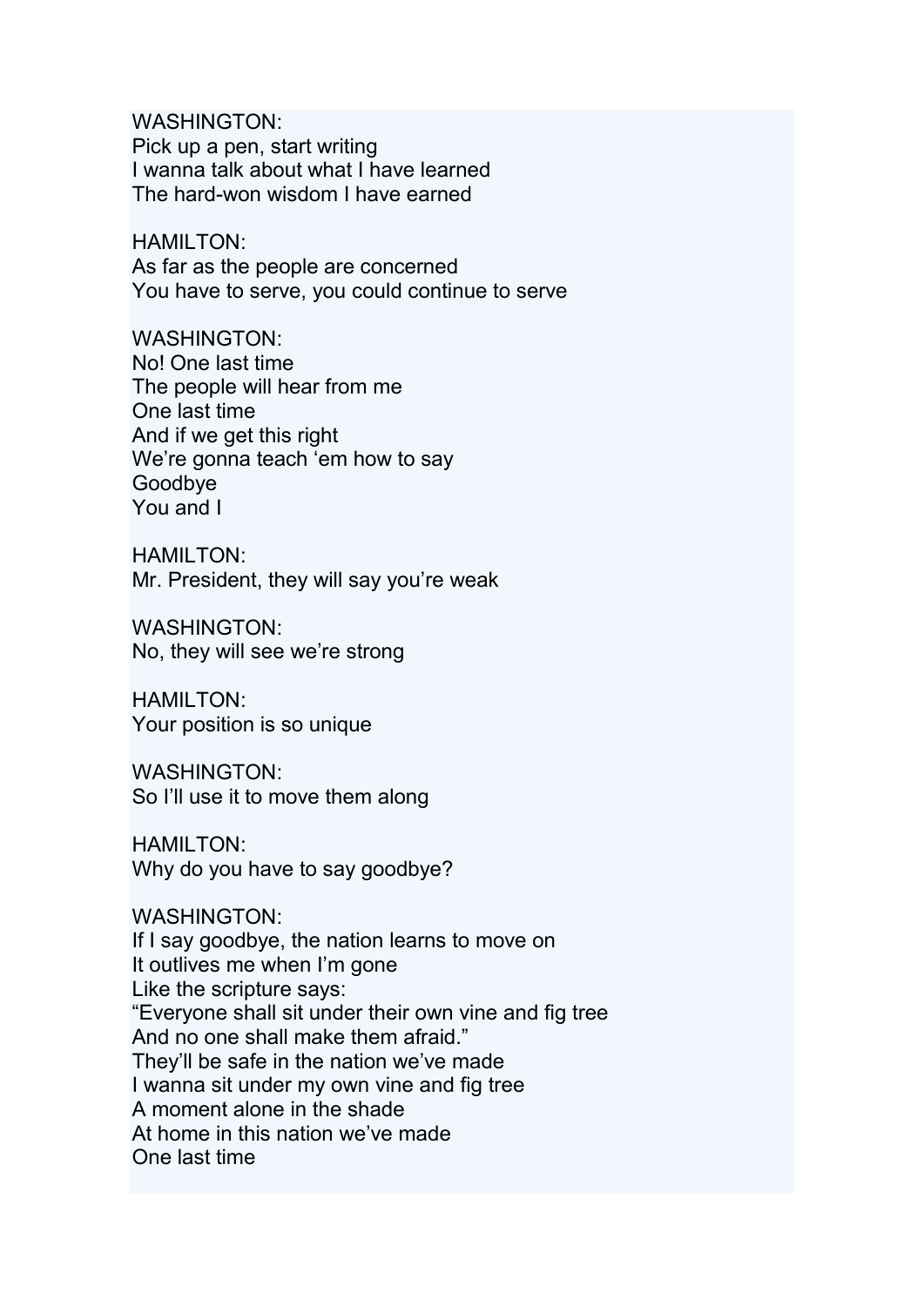WASHINGTON:
Pick up a pen, start writing
I wanna talk about what I have learned
The hard-won wisdom I have earned

HAMILTON:
As far as the people are concerned
You have to serve, you could continue to serve

WASHINGTON:
No! One last time
The people will hear from me
One last time
And if we get this right
We're gonna teach 'em how to say
Goodbye
You and I

HAMILTON:
Mr. President, they will say you're weak

WASHINGTON:
No, they will see we're strong

HAMILTON:
Your position is so unique

WASHINGTON:
So I'll use it to move them along

HAMILTON:
Why do you have to say goodbye?

WASHINGTON:
If I say goodbye, the nation learns to move on
It outlives me when I'm gone
Like the scripture says:
"Everyone shall sit under their own vine and fig tree
And no one shall make them afraid."
They'll be safe in the nation we've made
I wanna sit under my own vine and fig tree
A moment alone in the shade
At home in this nation we've made
One last time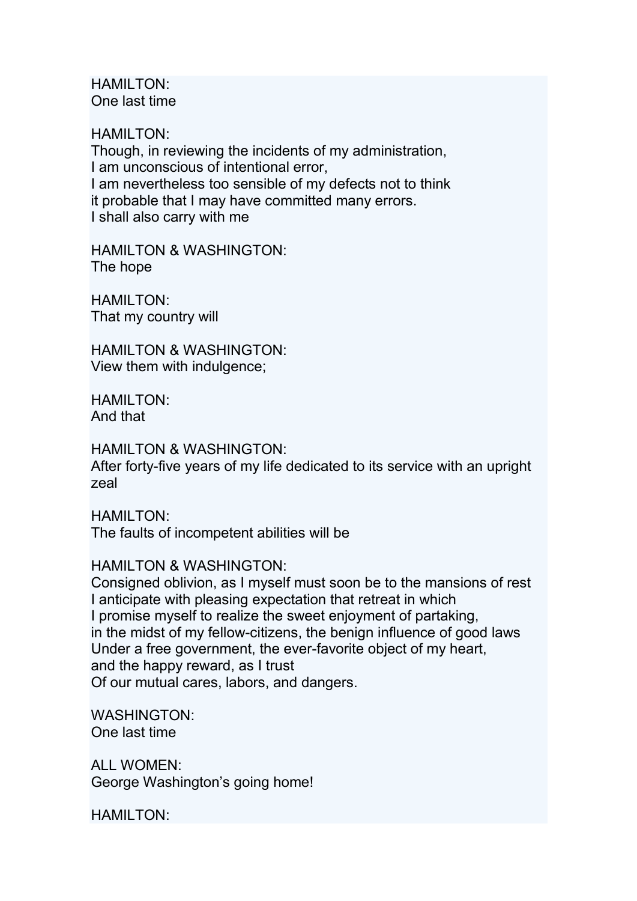HAMILTON:
One last time

HAMILTON:
Though, in reviewing the incidents of my administration,
I am unconscious of intentional error,
I am nevertheless too sensible of my defects not to think
it probable that I may have committed many errors.
I shall also carry with me

HAMILTON & WASHINGTON:
The hope

HAMILTON:
That my country will

HAMILTON & WASHINGTON:
View them with indulgence;

HAMILTON:
And that

HAMILTON & WASHINGTON:
After forty-five years of my life dedicated to its service with an upright zeal

HAMILTON:
The faults of incompetent abilities will be

HAMILTON & WASHINGTON:
Consigned oblivion, as I myself must soon be to the mansions of rest
I anticipate with pleasing expectation that retreat in which
I promise myself to realize the sweet enjoyment of partaking,
in the midst of my fellow-citizens, the benign influence of good laws
Under a free government, the ever-favorite object of my heart,
and the happy reward, as I trust
Of our mutual cares, labors, and dangers.

WASHINGTON:
One last time

ALL WOMEN:
George Washington's going home!

HAMILTON: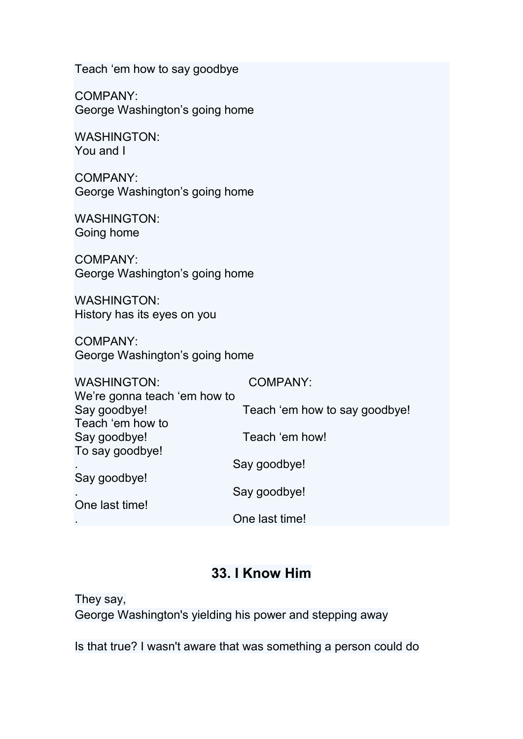Teach 'em how to say goodbye

COMPANY:
George Washington's going home

WASHINGTON:
You and I

COMPANY:
George Washington's going home

WASHINGTON:
Going home

COMPANY:
George Washington's going home

WASHINGTON:
History has its eyes on you

COMPANY:
George Washington's going home

| WASHINGTON: | COMPANY: |
|---|---|
| We're gonna teach 'em how to | |
| Say goodbye! | Teach 'em how to say goodbye! |
| Teach 'em how to | |
| Say goodbye! | Teach 'em how! |
| To say goodbye! | |
| . | Say goodbye! |
| Say goodbye! | |
| . | Say goodbye! |
| One last time! | |
| . | One last time! |

## 33. I Know Him

They say,
George Washington's yielding his power and stepping away

Is that true? I wasn't aware that was something a person could do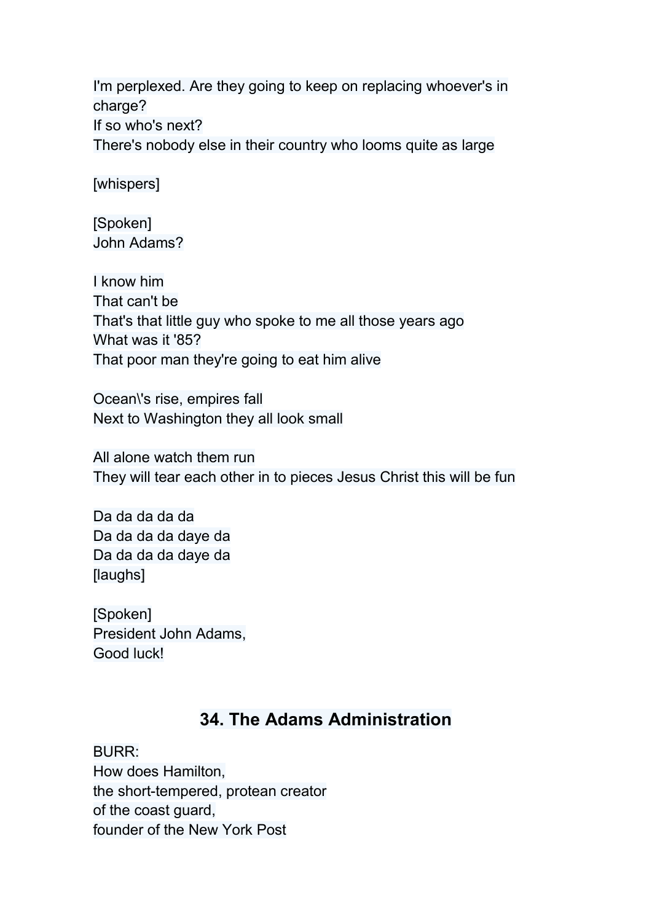I'm perplexed. Are they going to keep on replacing whoever's in charge?
If so who's next?
There's nobody else in their country who looms quite as large

[whispers]

[Spoken]
John Adams?

I know him
That can't be
That's that little guy who spoke to me all those years ago
What was it '85?
That poor man they're going to eat him alive

Ocean\'s rise, empires fall
Next to Washington they all look small

All alone watch them run
They will tear each other in to pieces Jesus Christ this will be fun

Da da da da da
Da da da da daye da
Da da da da daye da
[laughs]

[Spoken]
President John Adams,
Good luck!

## 34. The Adams Administration

BURR:
How does Hamilton,
the short-tempered, protean creator
of the coast guard,
founder of the New York Post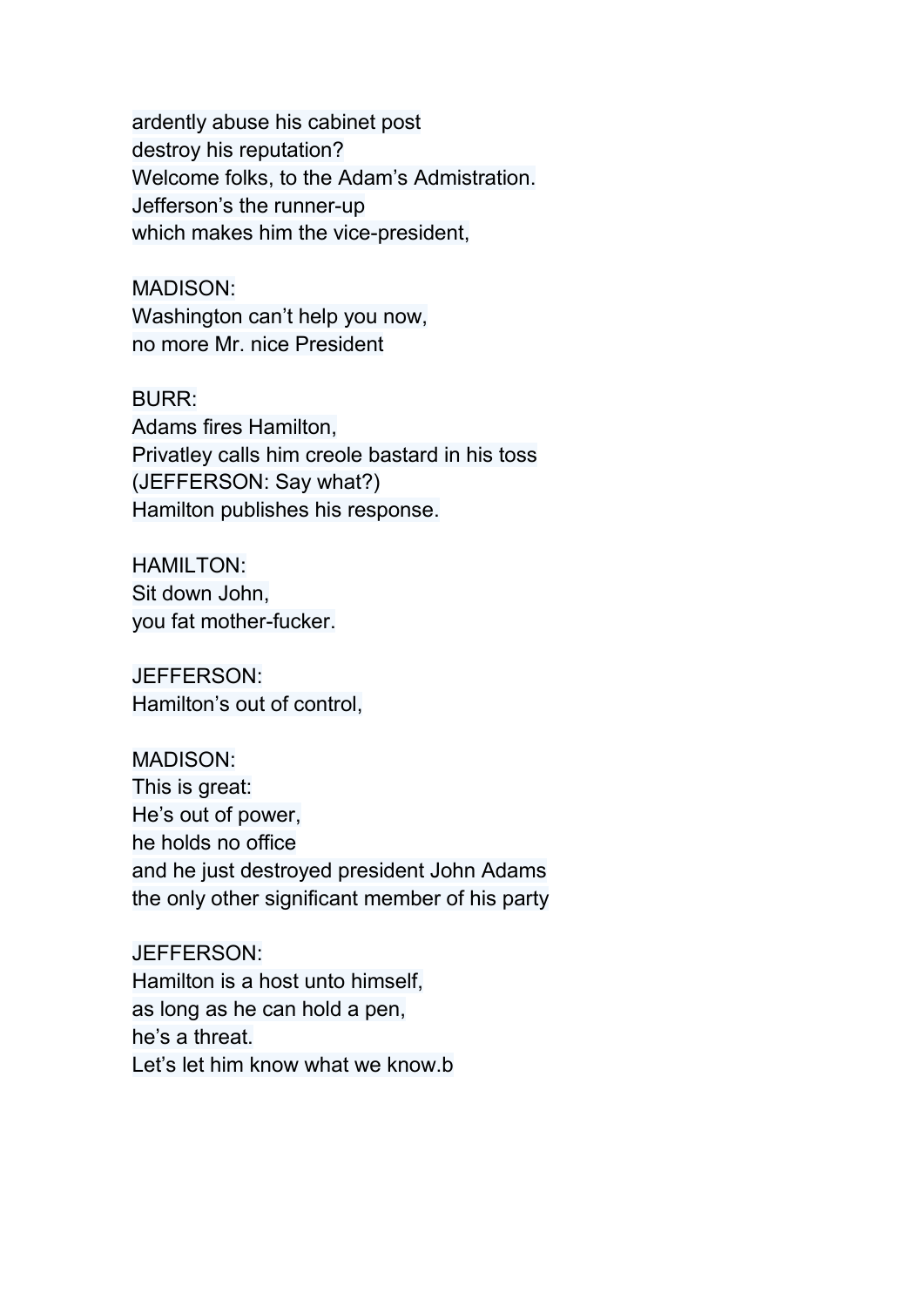ardently abuse his cabinet post
destroy his reputation?
Welcome folks, to the Adam's Admistration.
Jefferson's the runner-up
which makes him the vice-president,

MADISON:
Washington can't help you now,
no more Mr. nice President

BURR:
Adams fires Hamilton,
Privatley calls him creole bastard in his toss
(JEFFERSON: Say what?)
Hamilton publishes his response.

HAMILTON:
Sit down John,
you fat mother-fucker.

JEFFERSON:
Hamilton's out of control,

MADISON:
This is great:
He's out of power,
he holds no office
and he just destroyed president John Adams
the only other significant member of his party

JEFFERSON:
Hamilton is a host unto himself,
as long as he can hold a pen,
he's a threat.
Let's let him know what we know.b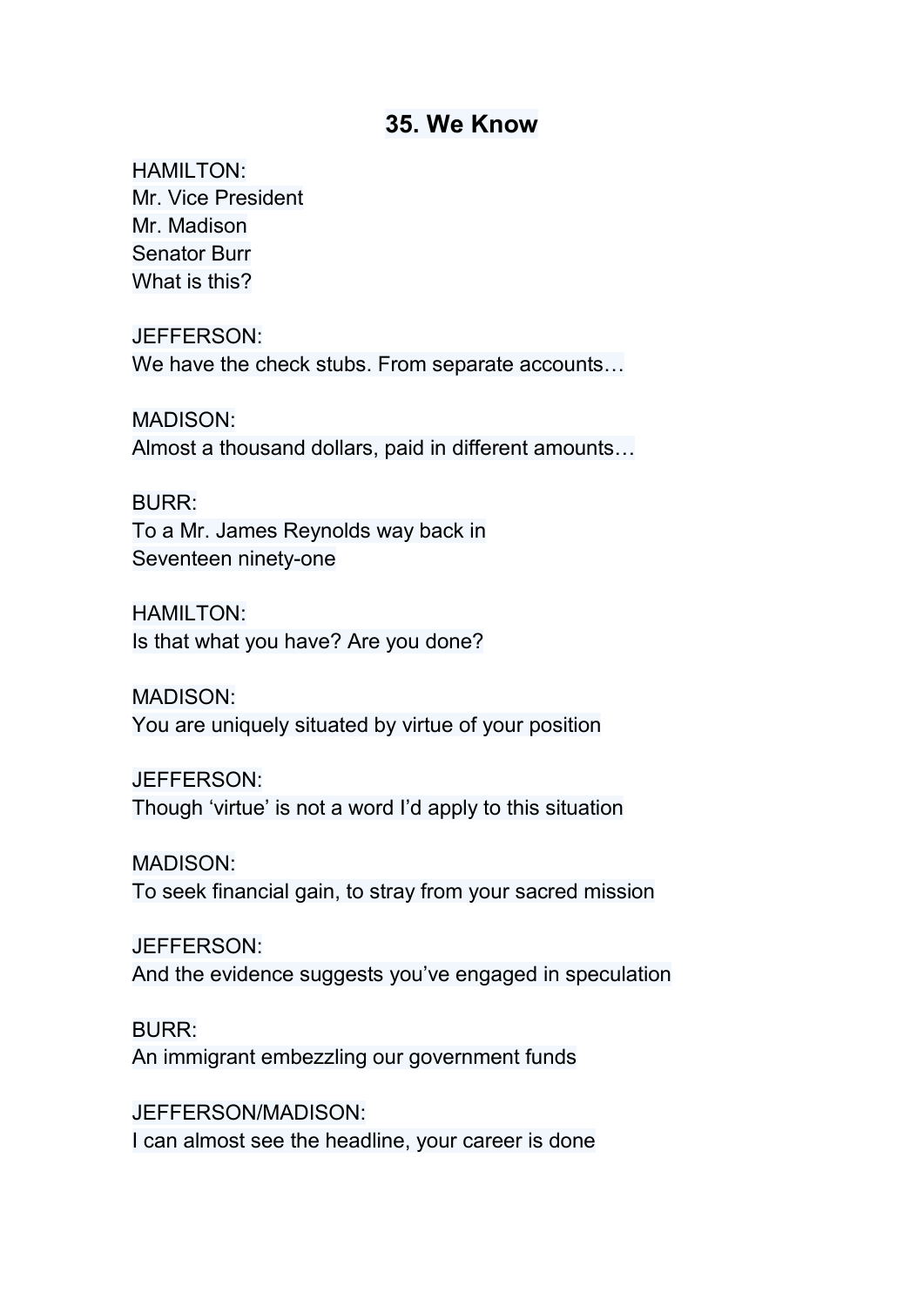# 35. We Know

HAMILTON:
Mr. Vice President
Mr. Madison
Senator Burr
What is this?

JEFFERSON:
We have the check stubs. From separate accounts…

MADISON:
Almost a thousand dollars, paid in different amounts…

BURR:
To a Mr. James Reynolds way back in
Seventeen ninety-one

HAMILTON:
Is that what you have? Are you done?

MADISON:
You are uniquely situated by virtue of your position

JEFFERSON:
Though 'virtue' is not a word I'd apply to this situation

MADISON:
To seek financial gain, to stray from your sacred mission

JEFFERSON:
And the evidence suggests you've engaged in speculation

BURR:
An immigrant embezzling our government funds

JEFFERSON/MADISON:
I can almost see the headline, your career is done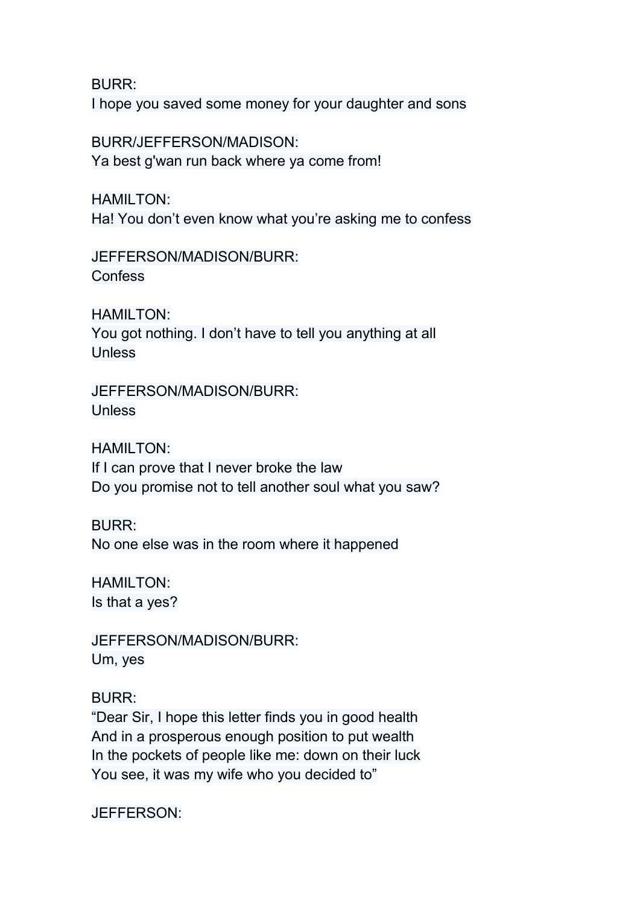BURR:
I hope you saved some money for your daughter and sons

BURR/JEFFERSON/MADISON:
Ya best g'wan run back where ya come from!

HAMILTON:
Ha! You don't even know what you're asking me to confess

JEFFERSON/MADISON/BURR:
Confess

HAMILTON:
You got nothing. I don't have to tell you anything at all
Unless

JEFFERSON/MADISON/BURR:
Unless

HAMILTON:
If I can prove that I never broke the law
Do you promise not to tell another soul what you saw?

BURR:
No one else was in the room where it happened

HAMILTON:
Is that a yes?

JEFFERSON/MADISON/BURR:
Um, yes

BURR:
"Dear Sir, I hope this letter finds you in good health
And in a prosperous enough position to put wealth
In the pockets of people like me: down on their luck
You see, it was my wife who you decided to"

JEFFERSON: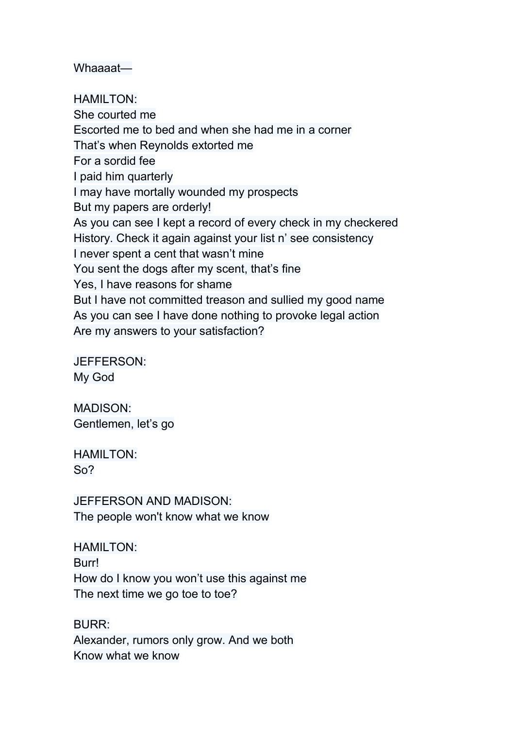Whaaaat—

HAMILTON:
She courted me
Escorted me to bed and when she had me in a corner
That's when Reynolds extorted me
For a sordid fee
I paid him quarterly
I may have mortally wounded my prospects
But my papers are orderly!
As you can see I kept a record of every check in my checkered
History. Check it again against your list n' see consistency
I never spent a cent that wasn't mine
You sent the dogs after my scent, that's fine
Yes, I have reasons for shame
But I have not committed treason and sullied my good name
As you can see I have done nothing to provoke legal action
Are my answers to your satisfaction?

JEFFERSON:
My God

MADISON:
Gentlemen, let's go

HAMILTON:
So?

JEFFERSON AND MADISON:
The people won't know what we know

HAMILTON:
Burr!
How do I know you won't use this against me
The next time we go toe to toe?

BURR:
Alexander, rumors only grow. And we both
Know what we know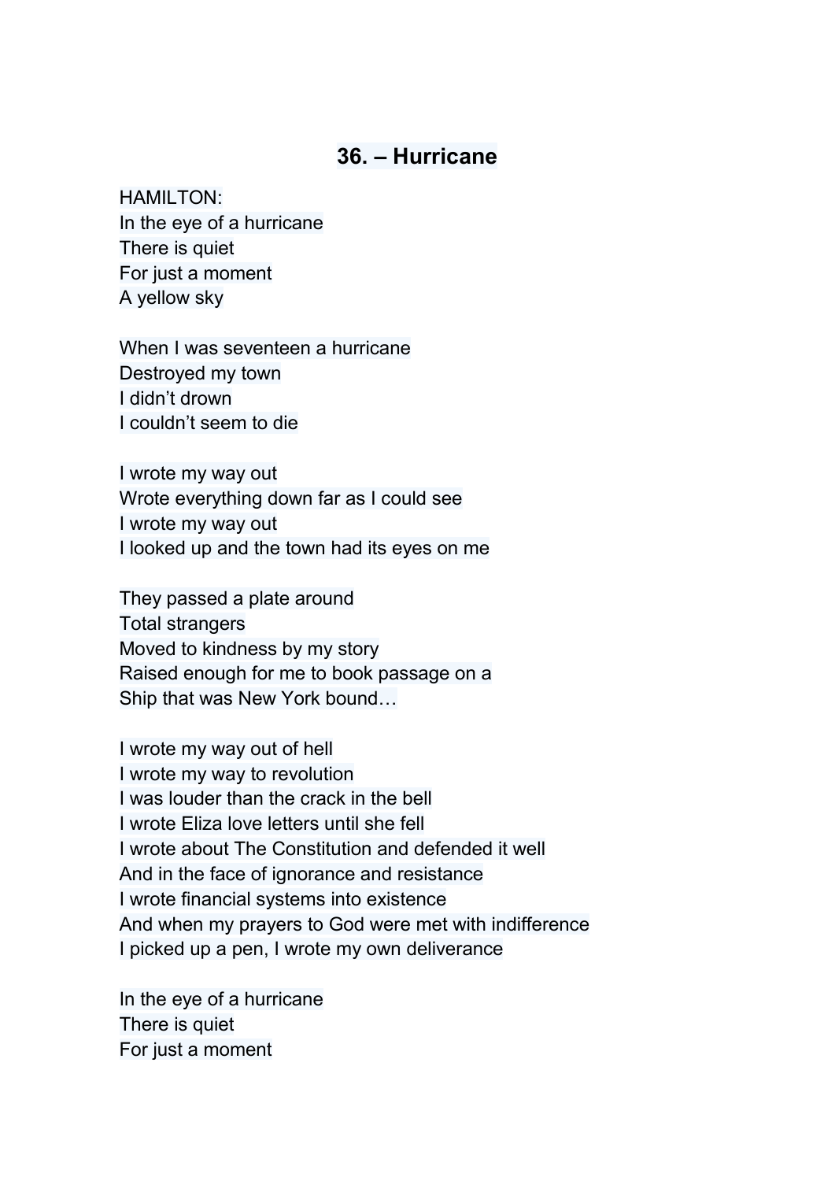## 36. – Hurricane

HAMILTON:
In the eye of a hurricane
There is quiet
For just a moment
A yellow sky

When I was seventeen a hurricane
Destroyed my town
I didn't drown
I couldn't seem to die

I wrote my way out
Wrote everything down far as I could see
I wrote my way out
I looked up and the town had its eyes on me

They passed a plate around
Total strangers
Moved to kindness by my story
Raised enough for me to book passage on a
Ship that was New York bound…

I wrote my way out of hell
I wrote my way to revolution
I was louder than the crack in the bell
I wrote Eliza love letters until she fell
I wrote about The Constitution and defended it well
And in the face of ignorance and resistance
I wrote financial systems into existence
And when my prayers to God were met with indifference
I picked up a pen, I wrote my own deliverance

In the eye of a hurricane
There is quiet
For just a moment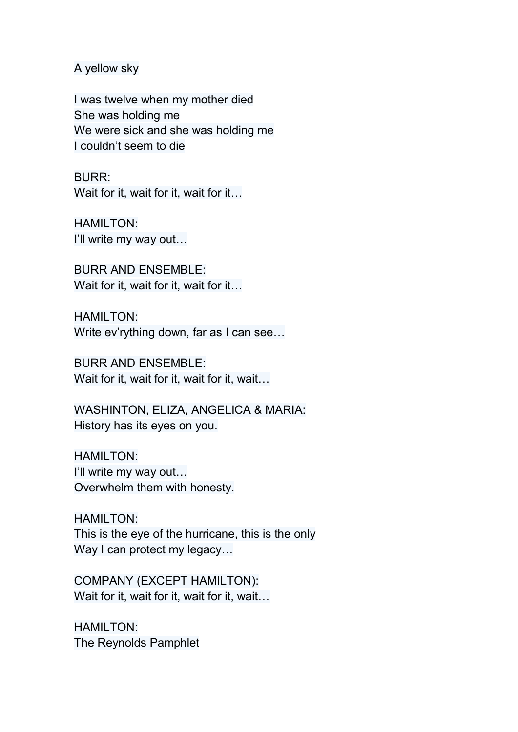A yellow sky

I was twelve when my mother died
She was holding me
We were sick and she was holding me
I couldn't seem to die

BURR:
Wait for it, wait for it, wait for it…

HAMILTON:
I'll write my way out…

BURR AND ENSEMBLE:
Wait for it, wait for it, wait for it…

HAMILTON:
Write ev'rything down, far as I can see…

BURR AND ENSEMBLE:
Wait for it, wait for it, wait for it, wait…

WASHINTON, ELIZA, ANGELICA & MARIA:
History has its eyes on you.

HAMILTON:
I'll write my way out…
Overwhelm them with honesty.

HAMILTON:
This is the eye of the hurricane, this is the only
Way I can protect my legacy…

COMPANY (EXCEPT HAMILTON):
Wait for it, wait for it, wait for it, wait…

HAMILTON:
The Reynolds Pamphlet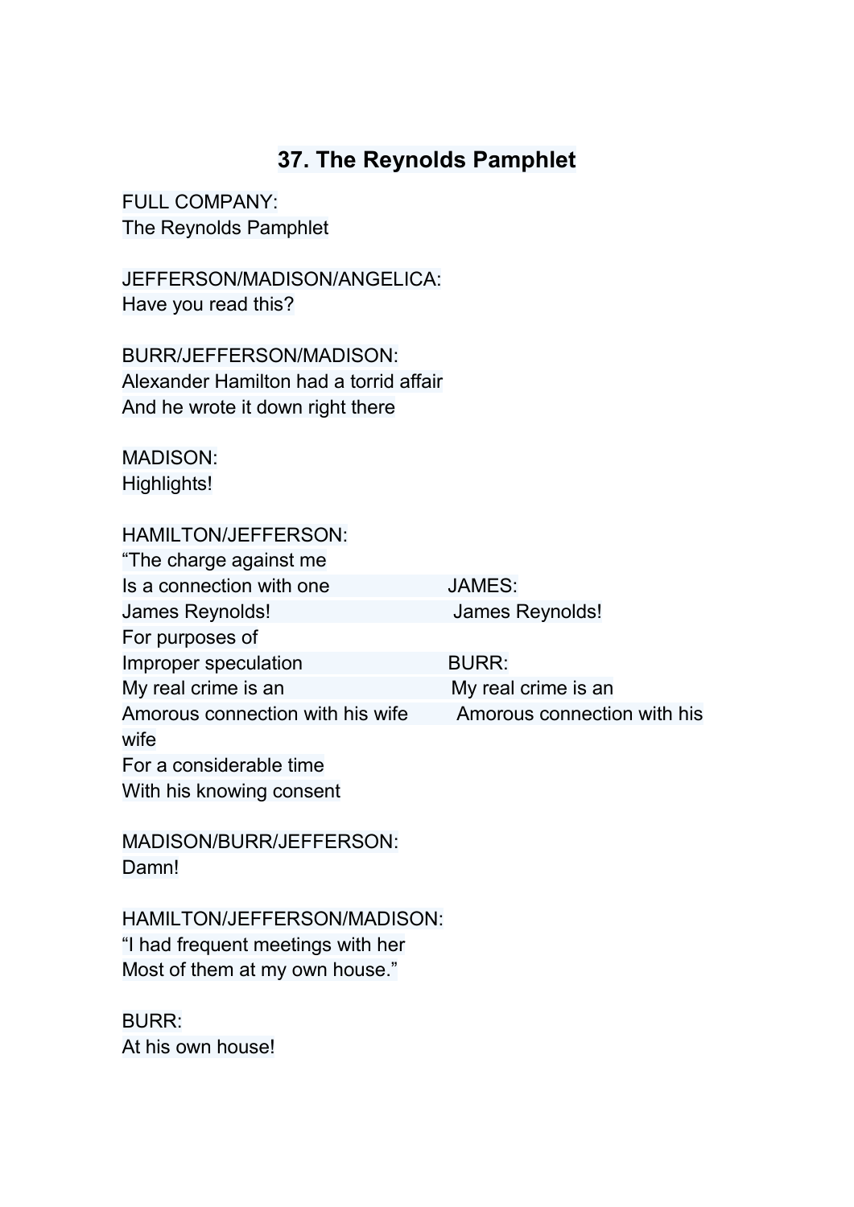# 37. The Reynolds Pamphlet

FULL COMPANY:
The Reynolds Pamphlet

JEFFERSON/MADISON/ANGELICA:
Have you read this?

BURR/JEFFERSON/MADISON:
Alexander Hamilton had a torrid affair
And he wrote it down right there

MADISON:
Highlights!

HAMILTON/JEFFERSON:
"The charge against me
Is a connection with one
James Reynolds!
For purposes of
Improper speculation
My real crime is an
Amorous connection with his wife
For a considerable time
With his knowing consent

JAMES:
James Reynolds!

BURR:
My real crime is an
Amorous connection with his wife

MADISON/BURR/JEFFERSON:
Damn!

HAMILTON/JEFFERSON/MADISON:
"I had frequent meetings with her
Most of them at my own house."

BURR:
At his own house!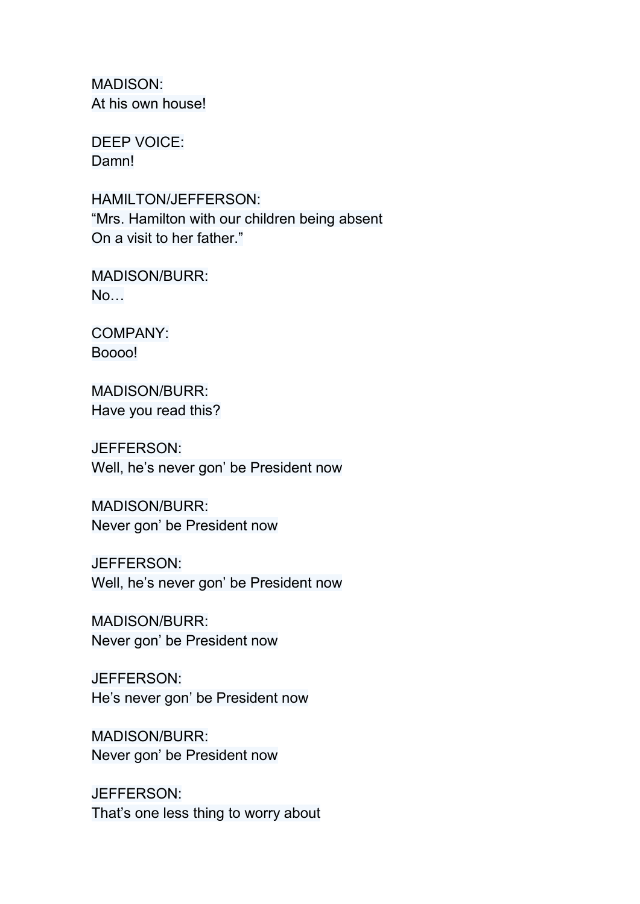MADISON:
At his own house!

DEEP VOICE:
Damn!

HAMILTON/JEFFERSON:
"Mrs. Hamilton with our children being absent
On a visit to her father."

MADISON/BURR:
No…

COMPANY:
Boooo!

MADISON/BURR:
Have you read this?

JEFFERSON:
Well, he's never gon' be President now

MADISON/BURR:
Never gon' be President now

JEFFERSON:
Well, he's never gon' be President now

MADISON/BURR:
Never gon' be President now

JEFFERSON:
He's never gon' be President now

MADISON/BURR:
Never gon' be President now

JEFFERSON:
That's one less thing to worry about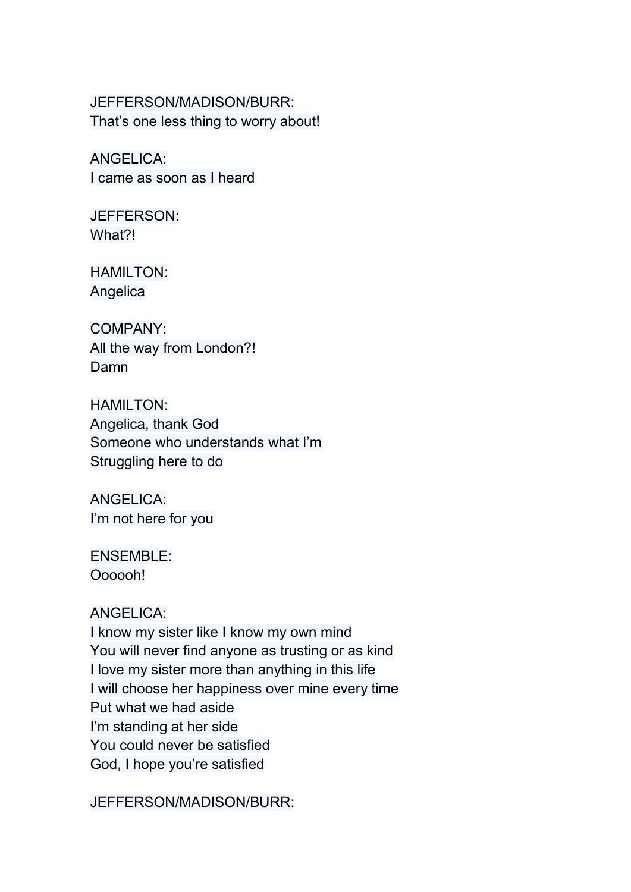JEFFERSON/MADISON/BURR:
That's one less thing to worry about!

ANGELICA:
I came as soon as I heard

JEFFERSON:
What?!

HAMILTON:
Angelica

COMPANY:
All the way from London?!
Damn

HAMILTON:
Angelica, thank God
Someone who understands what I'm
Struggling here to do

ANGELICA:
I'm not here for you

ENSEMBLE:
Oooooh!

ANGELICA:
I know my sister like I know my own mind
You will never find anyone as trusting or as kind
I love my sister more than anything in this life
I will choose her happiness over mine every time
Put what we had aside
I'm standing at her side
You could never be satisfied
God, I hope you're satisfied

JEFFERSON/MADISON/BURR: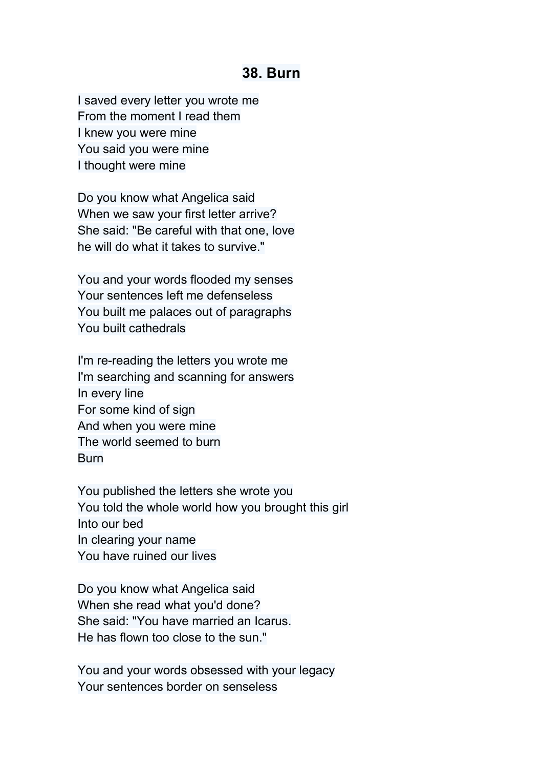# 38. Burn

I saved every letter you wrote me
From the moment I read them
I knew you were mine
You said you were mine
I thought were mine

Do you know what Angelica said
When we saw your first letter arrive?
She said: "Be careful with that one, love
he will do what it takes to survive."

You and your words flooded my senses
Your sentences left me defenseless
You built me palaces out of paragraphs
You built cathedrals

I'm re-reading the letters you wrote me
I'm searching and scanning for answers
In every line
For some kind of sign
And when you were mine
The world seemed to burn
Burn

You published the letters she wrote you
You told the whole world how you brought this girl
Into our bed
In clearing your name
You have ruined our lives

Do you know what Angelica said
When she read what you'd done?
She said: "You have married an Icarus.
He has flown too close to the sun."

You and your words obsessed with your legacy
Your sentences border on senseless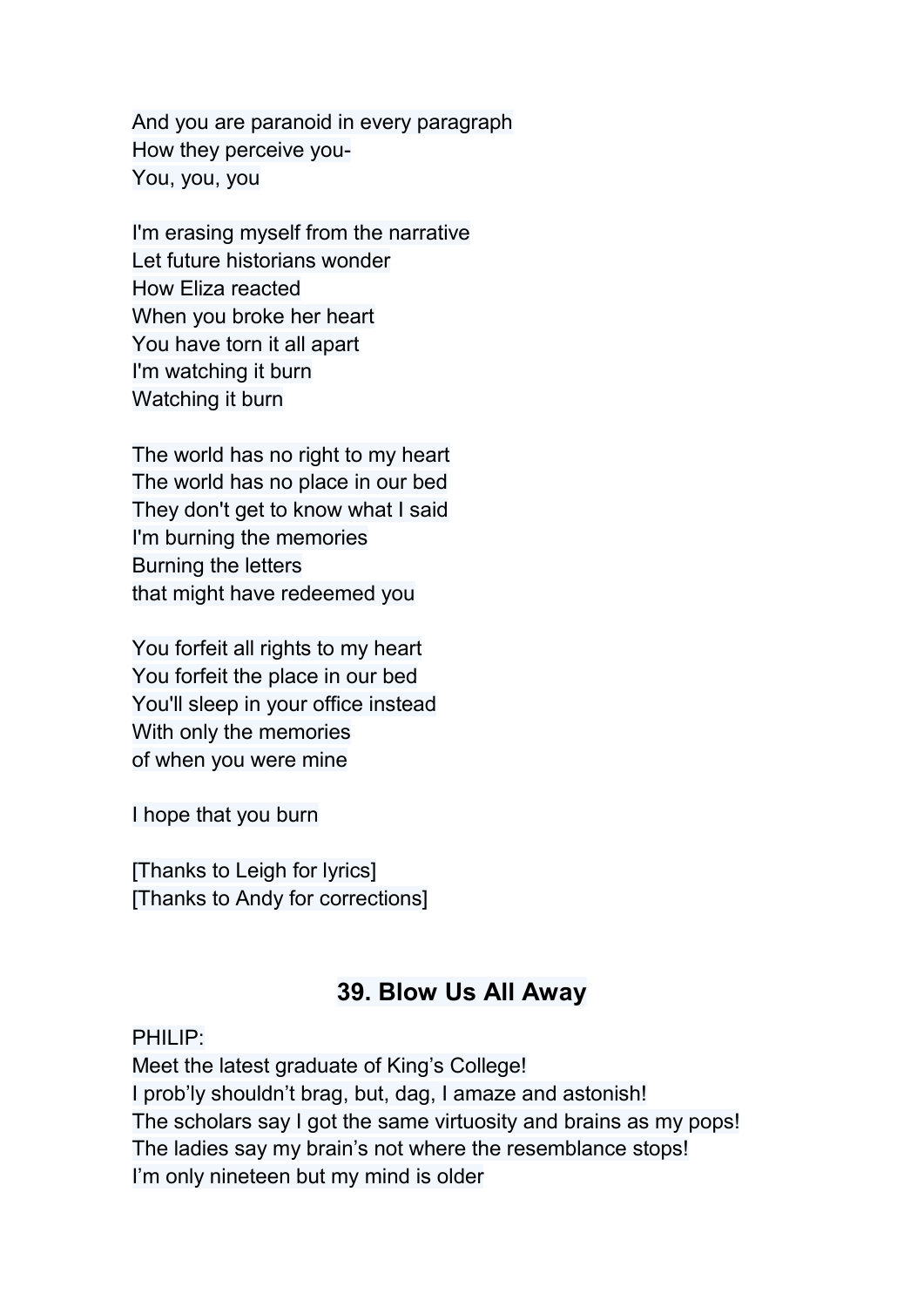And you are paranoid in every paragraph
How they perceive you-
You, you, you

I'm erasing myself from the narrative
Let future historians wonder
How Eliza reacted
When you broke her heart
You have torn it all apart
I'm watching it burn
Watching it burn

The world has no right to my heart
The world has no place in our bed
They don't get to know what I said
I'm burning the memories
Burning the letters
that might have redeemed you

You forfeit all rights to my heart
You forfeit the place in our bed
You'll sleep in your office instead
With only the memories
of when you were mine

I hope that you burn

[Thanks to Leigh for lyrics]
[Thanks to Andy for corrections]

## 39. Blow Us All Away

PHILIP:
Meet the latest graduate of King's College!
I prob'ly shouldn't brag, but, dag, I amaze and astonish!
The scholars say I got the same virtuosity and brains as my pops!
The ladies say my brain's not where the resemblance stops!
I'm only nineteen but my mind is older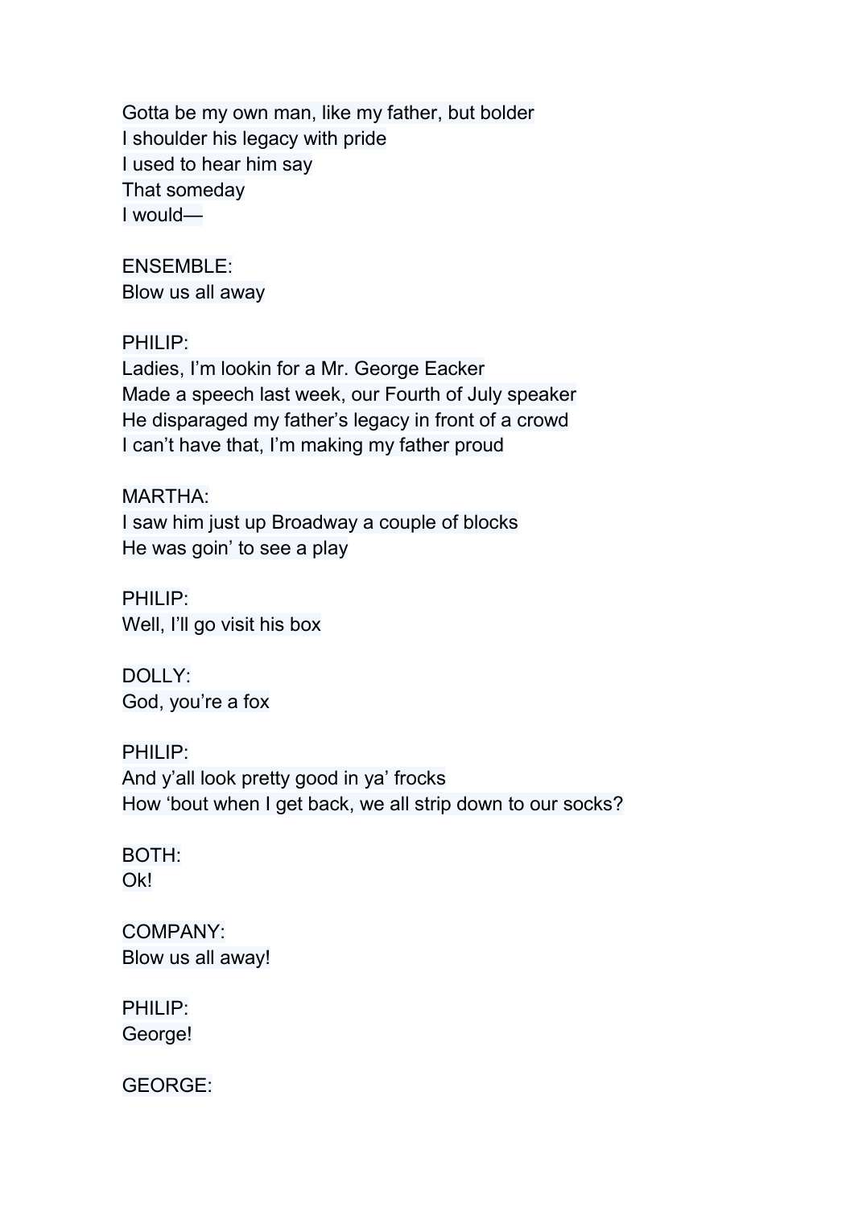Gotta be my own man, like my father, but bolder
I shoulder his legacy with pride
I used to hear him say
That someday
I would—

ENSEMBLE:
Blow us all away

PHILIP:
Ladies, I'm lookin for a Mr. George Eacker
Made a speech last week, our Fourth of July speaker
He disparaged my father's legacy in front of a crowd
I can't have that, I'm making my father proud

MARTHA:
I saw him just up Broadway a couple of blocks
He was goin' to see a play

PHILIP:
Well, I'll go visit his box

DOLLY:
God, you're a fox

PHILIP:
And y'all look pretty good in ya' frocks
How 'bout when I get back, we all strip down to our socks?

BOTH:
Ok!

COMPANY:
Blow us all away!

PHILIP:
George!

GEORGE: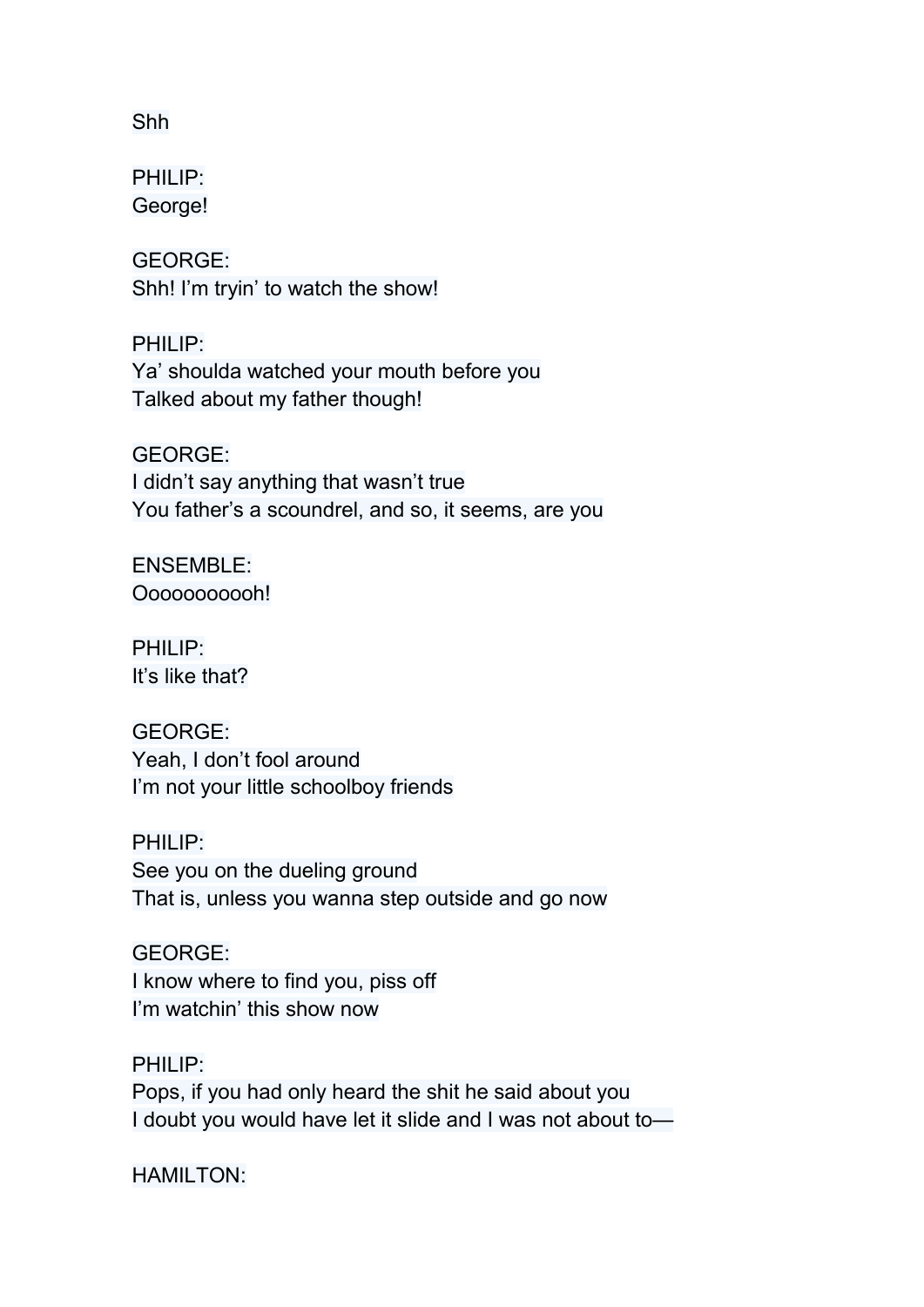Shh

PHILIP:
George!

GEORGE:
Shh! I'm tryin' to watch the show!

PHILIP:
Ya' shoulda watched your mouth before you
Talked about my father though!

GEORGE:
I didn't say anything that wasn't true
You father's a scoundrel, and so, it seems, are you

ENSEMBLE:
Oooooooooh!

PHILIP:
It's like that?

GEORGE:
Yeah, I don't fool around
I'm not your little schoolboy friends

PHILIP:
See you on the dueling ground
That is, unless you wanna step outside and go now

GEORGE:
I know where to find you, piss off
I'm watchin' this show now

PHILIP:
Pops, if you had only heard the shit he said about you
I doubt you would have let it slide and I was not about to—

HAMILTON: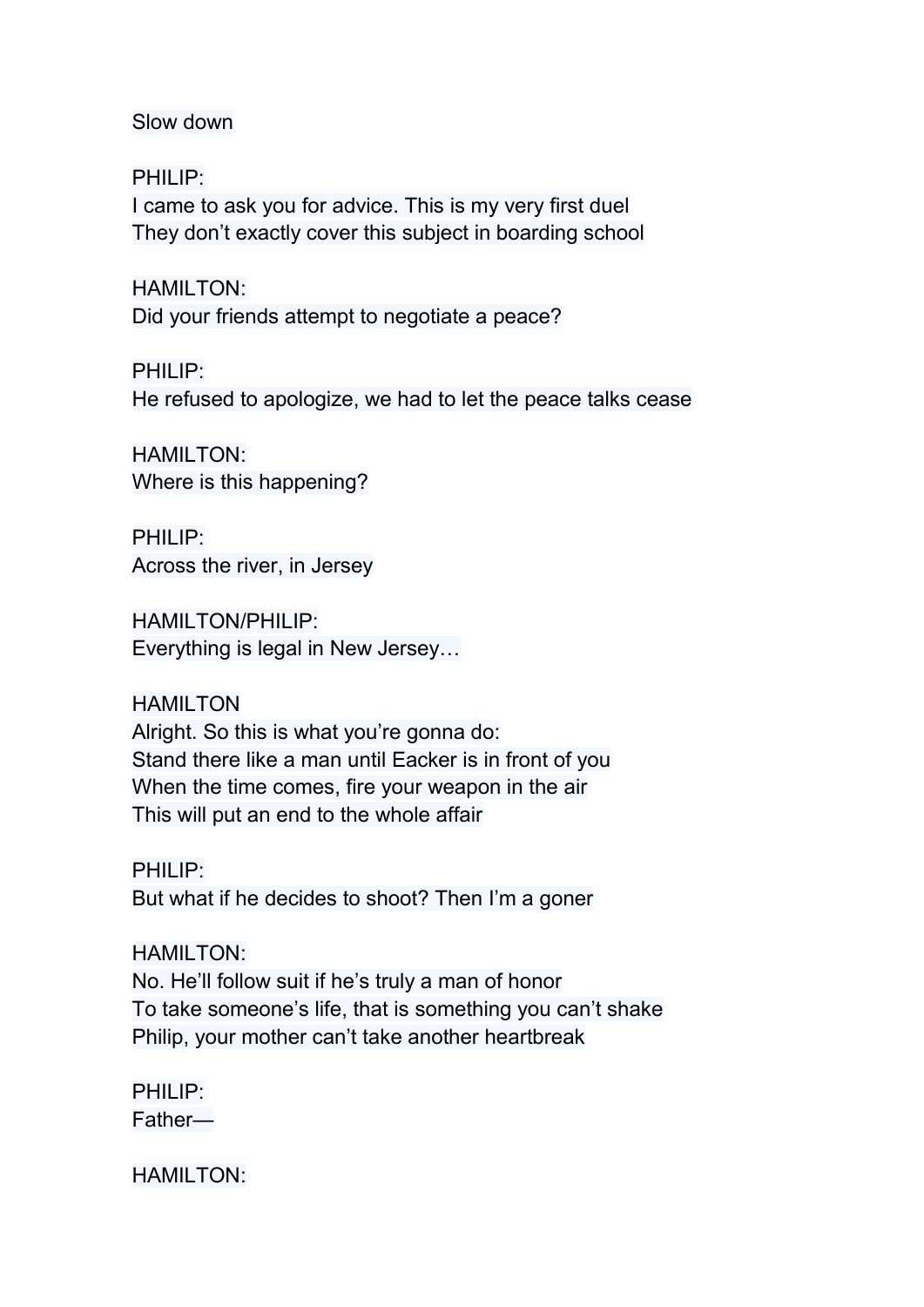Slow down

PHILIP:
I came to ask you for advice. This is my very first duel
They don't exactly cover this subject in boarding school

HAMILTON:
Did your friends attempt to negotiate a peace?

PHILIP:
He refused to apologize, we had to let the peace talks cease

HAMILTON:
Where is this happening?

PHILIP:
Across the river, in Jersey

HAMILTON/PHILIP:
Everything is legal in New Jersey…

HAMILTON
Alright. So this is what you're gonna do:
Stand there like a man until Eacker is in front of you
When the time comes, fire your weapon in the air
This will put an end to the whole affair

PHILIP:
But what if he decides to shoot? Then I'm a goner

HAMILTON:
No. He'll follow suit if he's truly a man of honor
To take someone's life, that is something you can't shake
Philip, your mother can't take another heartbreak

PHILIP:
Father—

HAMILTON: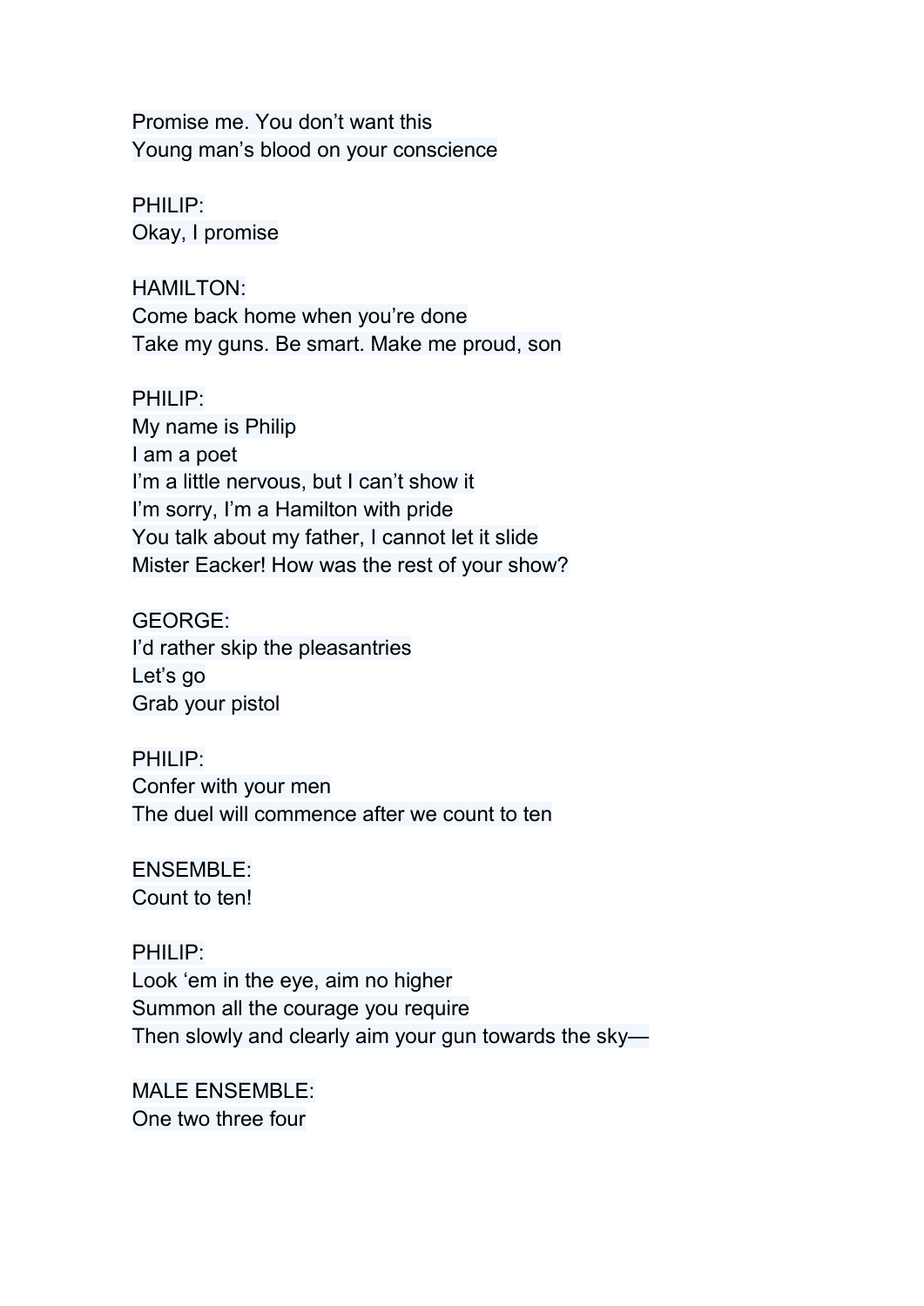Promise me. You don't want this
Young man's blood on your conscience

PHILIP:
Okay, I promise

HAMILTON:
Come back home when you're done
Take my guns. Be smart. Make me proud, son

PHILIP:
My name is Philip
I am a poet
I'm a little nervous, but I can't show it
I'm sorry, I'm a Hamilton with pride
You talk about my father, I cannot let it slide
Mister Eacker! How was the rest of your show?

GEORGE:
I'd rather skip the pleasantries
Let's go
Grab your pistol

PHILIP:
Confer with your men
The duel will commence after we count to ten

ENSEMBLE:
Count to ten!

PHILIP:
Look 'em in the eye, aim no higher
Summon all the courage you require
Then slowly and clearly aim your gun towards the sky—

MALE ENSEMBLE:
One two three four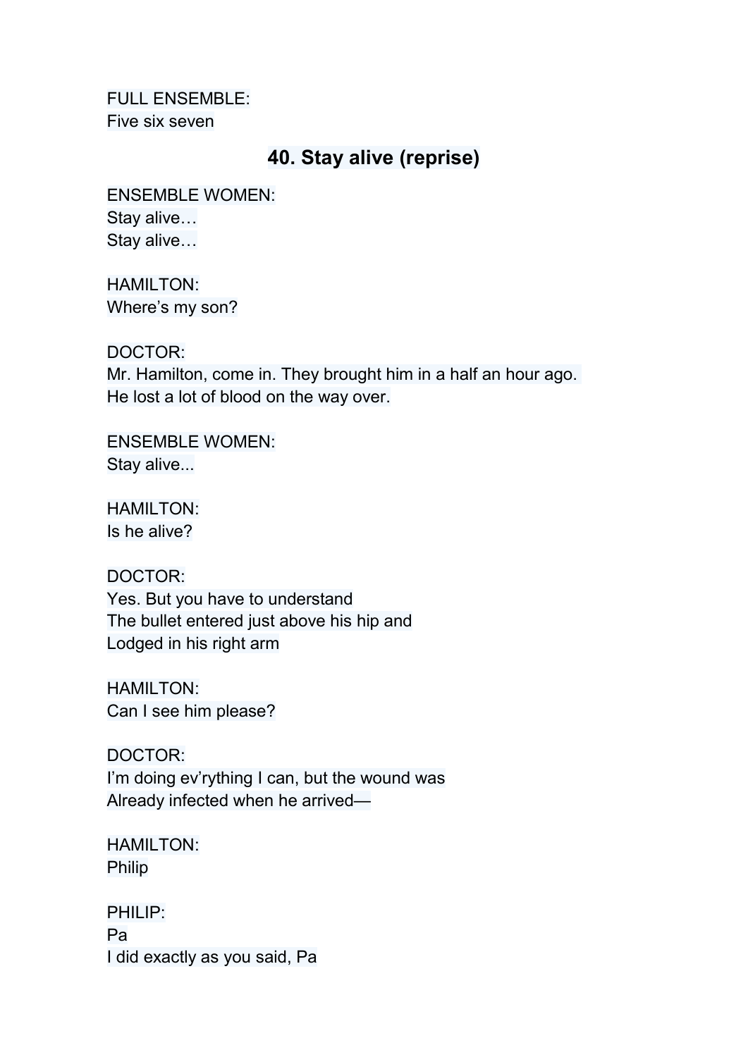FULL ENSEMBLE:
Five six seven

## 40. Stay alive (reprise)

ENSEMBLE WOMEN:
Stay alive…
Stay alive…

HAMILTON:
Where's my son?

DOCTOR:
Mr. Hamilton, come in. They brought him in a half an hour ago.
He lost a lot of blood on the way over.

ENSEMBLE WOMEN:
Stay alive...

HAMILTON:
Is he alive?

DOCTOR:
Yes. But you have to understand
The bullet entered just above his hip and
Lodged in his right arm

HAMILTON:
Can I see him please?

DOCTOR:
I'm doing ev'rything I can, but the wound was
Already infected when he arrived—

HAMILTON:
Philip

PHILIP:
Pa
I did exactly as you said, Pa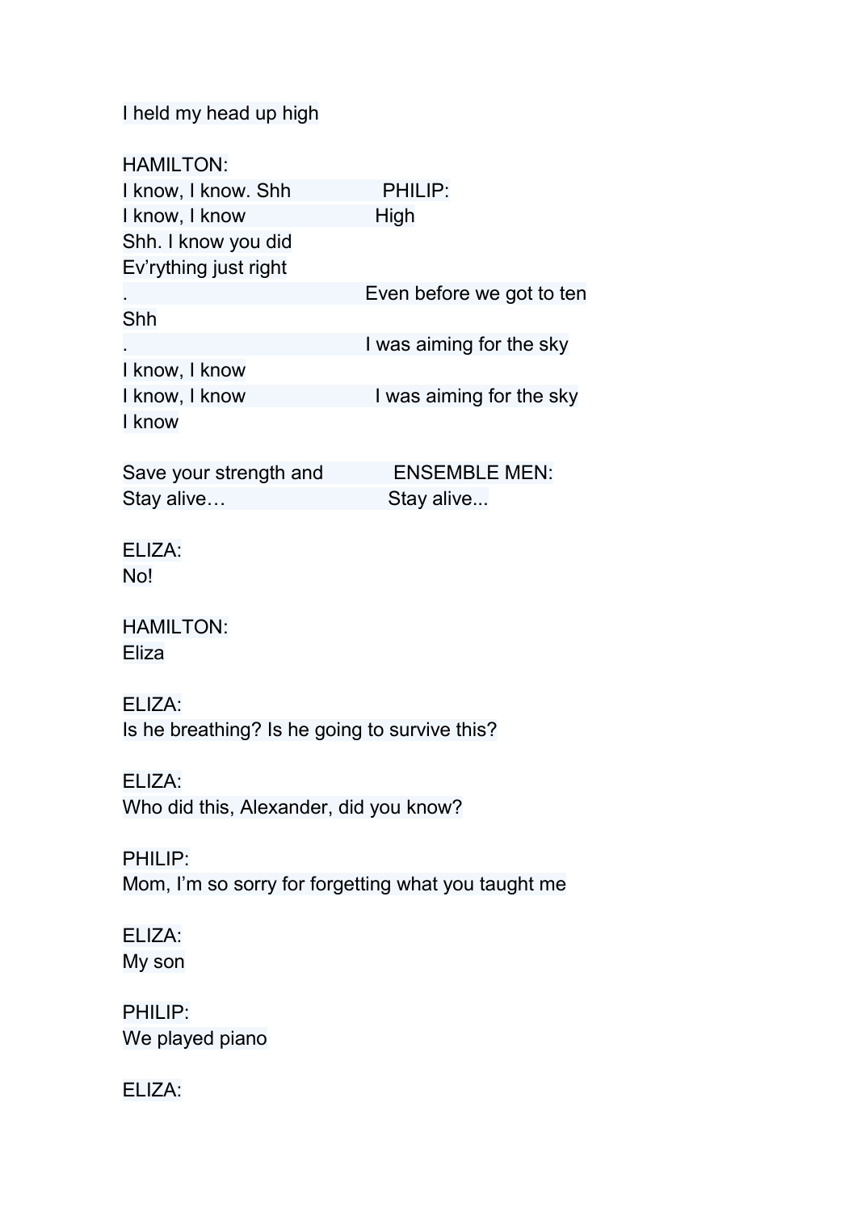I held my head up high

| HAMILTON: | PHILIP: |
|---|---|
| I know, I know. Shh | |
| I know, I know | High |
| Shh. I know you did | |
| Ev'rything just right | |
| . | Even before we got to ten |
| Shh | |
| . | I was aiming for the sky |
| I know, I know | |
| I know, I know | I was aiming for the sky |
| I know | |

| | ENSEMBLE MEN: |
|---|---|
| Save your strength and | |
| Stay alive… | Stay alive... |

ELIZA:
No!

HAMILTON:
Eliza

ELIZA:
Is he breathing? Is he going to survive this?

ELIZA:
Who did this, Alexander, did you know?

PHILIP:
Mom, I'm so sorry for forgetting what you taught me

ELIZA:
My son

PHILIP:
We played piano

ELIZA: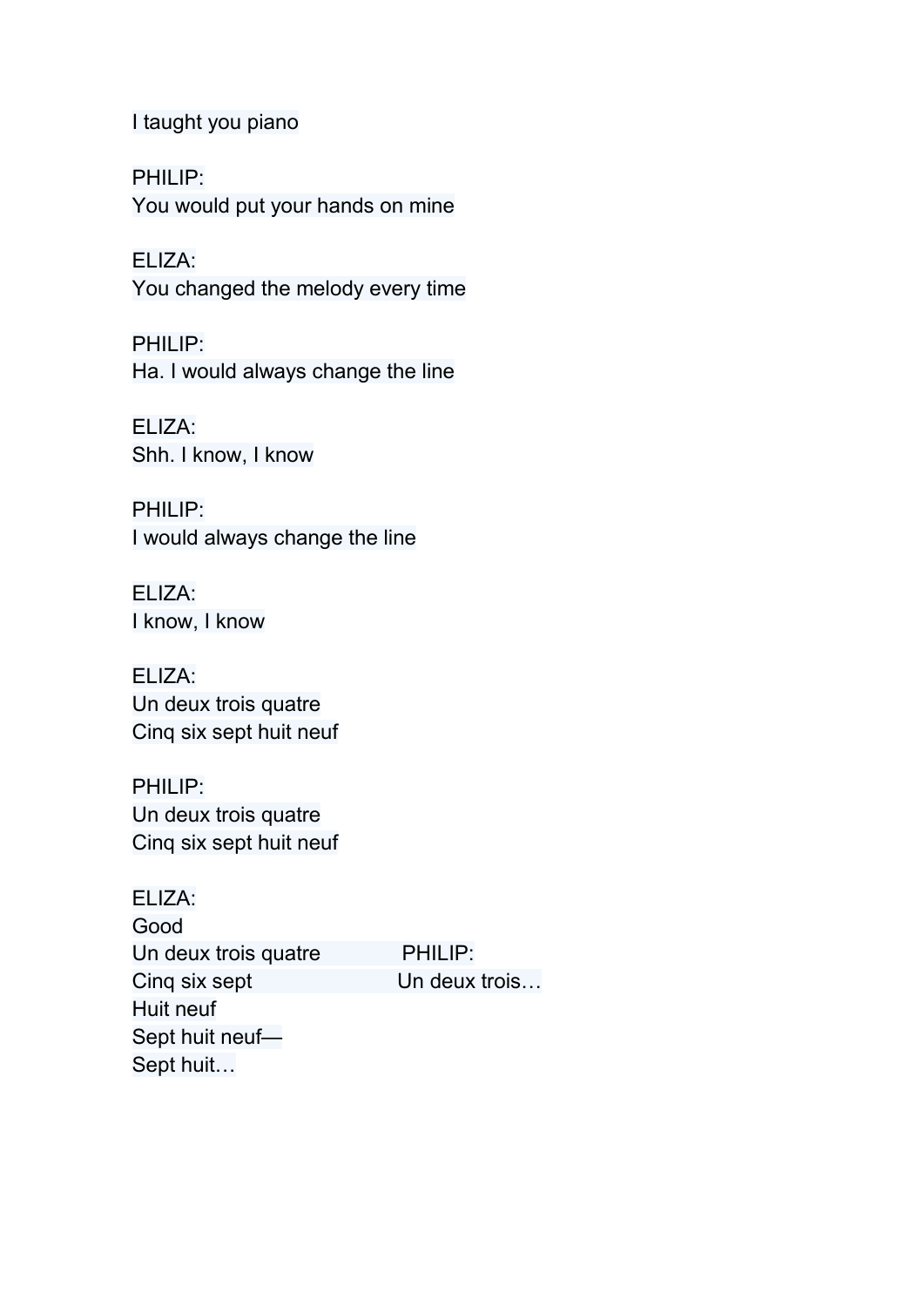I taught you piano

PHILIP:
You would put your hands on mine

ELIZA:
You changed the melody every time

PHILIP:
Ha. I would always change the line

ELIZA:
Shh. I know, I know

PHILIP:
I would always change the line

ELIZA:
I know, I know

ELIZA:
Un deux trois quatre
Cinq six sept huit neuf

PHILIP:
Un deux trois quatre
Cinq six sept huit neuf

ELIZA:
Good
Un deux trois quatre
Cinq six sept
Huit neuf
Sept huit neuf—
Sept huit…

PHILIP:
Un deux trois…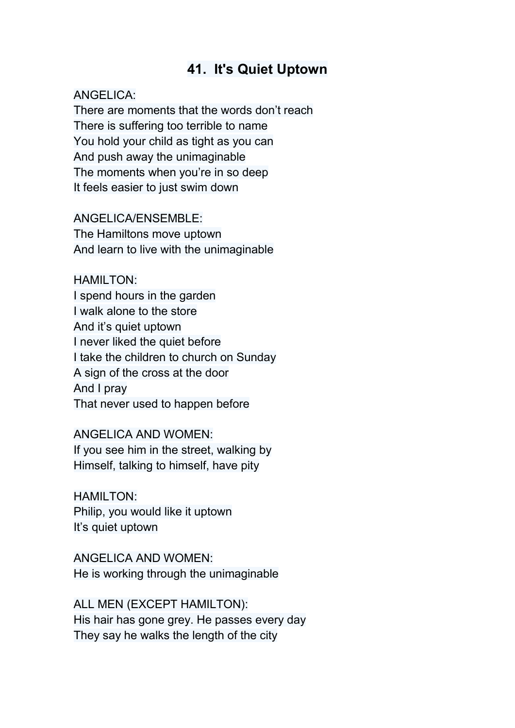## 41. It's Quiet Uptown

ANGELICA:
There are moments that the words don't reach
There is suffering too terrible to name
You hold your child as tight as you can
And push away the unimaginable
The moments when you're in so deep
It feels easier to just swim down

ANGELICA/ENSEMBLE:
The Hamiltons move uptown
And learn to live with the unimaginable

HAMILTON:
I spend hours in the garden
I walk alone to the store
And it's quiet uptown
I never liked the quiet before
I take the children to church on Sunday
A sign of the cross at the door
And I pray
That never used to happen before

ANGELICA AND WOMEN:
If you see him in the street, walking by
Himself, talking to himself, have pity

HAMILTON:
Philip, you would like it uptown
It's quiet uptown

ANGELICA AND WOMEN:
He is working through the unimaginable

ALL MEN (EXCEPT HAMILTON):
His hair has gone grey. He passes every day
They say he walks the length of the city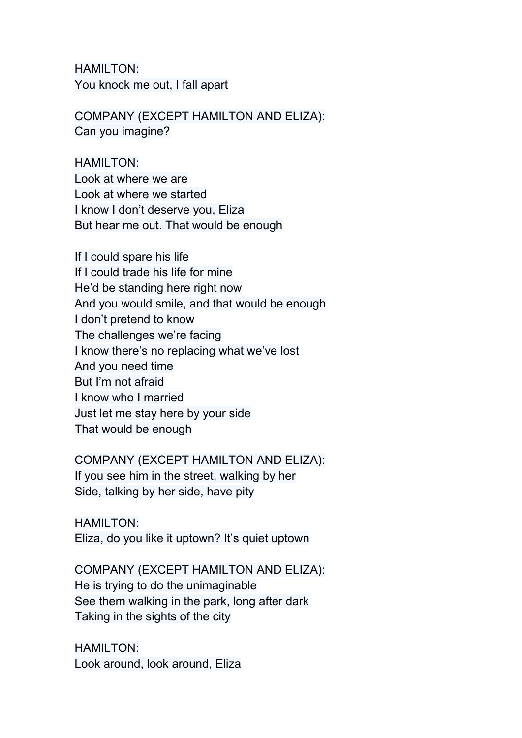HAMILTON:
You knock me out, I fall apart

COMPANY (EXCEPT HAMILTON AND ELIZA):
Can you imagine?

HAMILTON:
Look at where we are
Look at where we started
I know I don't deserve you, Eliza
But hear me out. That would be enough

If I could spare his life
If I could trade his life for mine
He'd be standing here right now
And you would smile, and that would be enough
I don't pretend to know
The challenges we're facing
I know there's no replacing what we've lost
And you need time
But I'm not afraid
I know who I married
Just let me stay here by your side
That would be enough

COMPANY (EXCEPT HAMILTON AND ELIZA):
If you see him in the street, walking by her
Side, talking by her side, have pity

HAMILTON:
Eliza, do you like it uptown? It's quiet uptown

COMPANY (EXCEPT HAMILTON AND ELIZA):
He is trying to do the unimaginable
See them walking in the park, long after dark
Taking in the sights of the city

HAMILTON:
Look around, look around, Eliza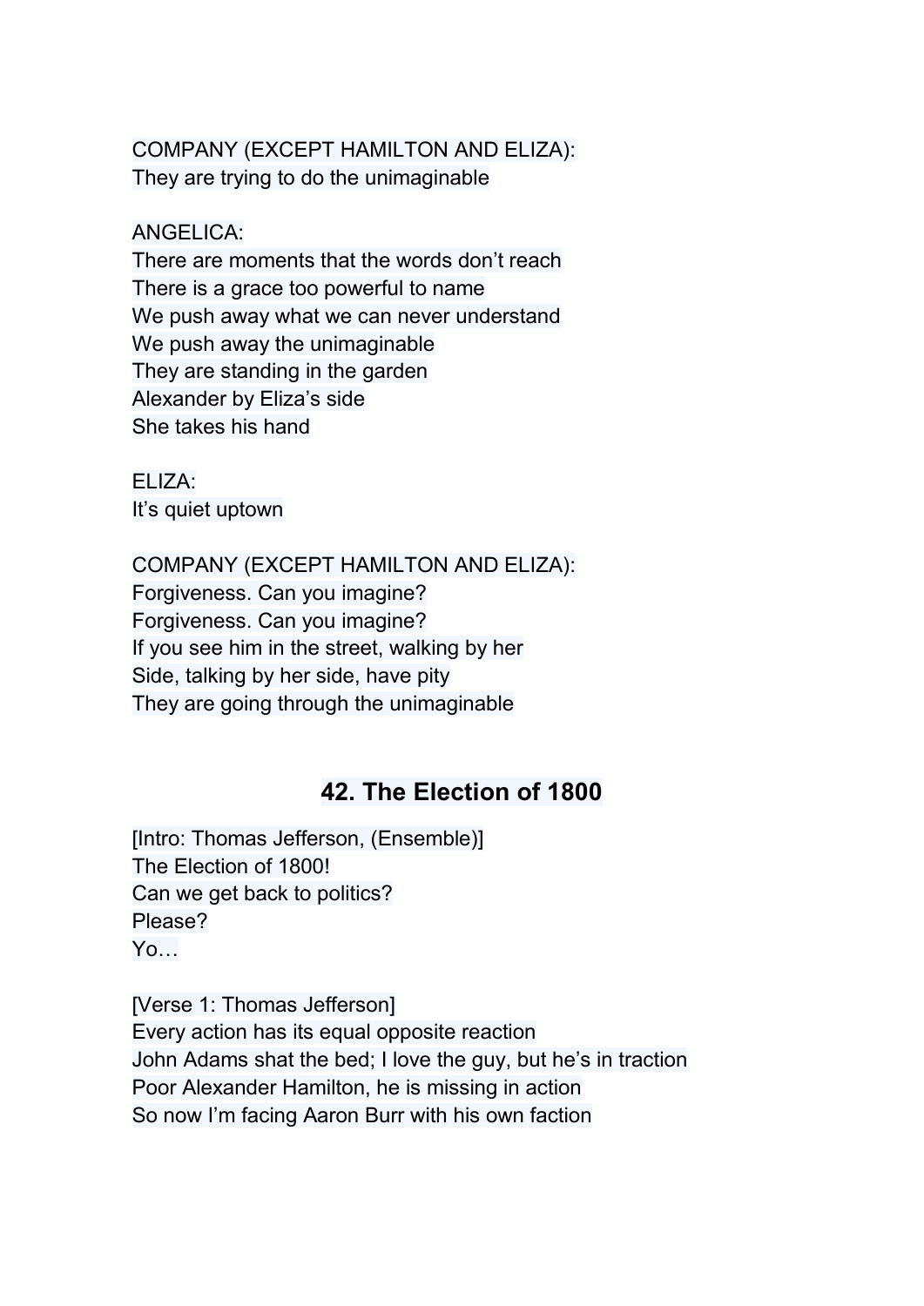COMPANY (EXCEPT HAMILTON AND ELIZA):
They are trying to do the unimaginable

ANGELICA:
There are moments that the words don't reach
There is a grace too powerful to name
We push away what we can never understand
We push away the unimaginable
They are standing in the garden
Alexander by Eliza's side
She takes his hand

ELIZA:
It's quiet uptown

COMPANY (EXCEPT HAMILTON AND ELIZA):
Forgiveness. Can you imagine?
Forgiveness. Can you imagine?
If you see him in the street, walking by her
Side, talking by her side, have pity
They are going through the unimaginable

## 42. The Election of 1800

[Intro: Thomas Jefferson, (Ensemble)]
The Election of 1800!
Can we get back to politics?
Please?
Yo…

[Verse 1: Thomas Jefferson]
Every action has its equal opposite reaction
John Adams shat the bed; I love the guy, but he's in traction
Poor Alexander Hamilton, he is missing in action
So now I'm facing Aaron Burr with his own faction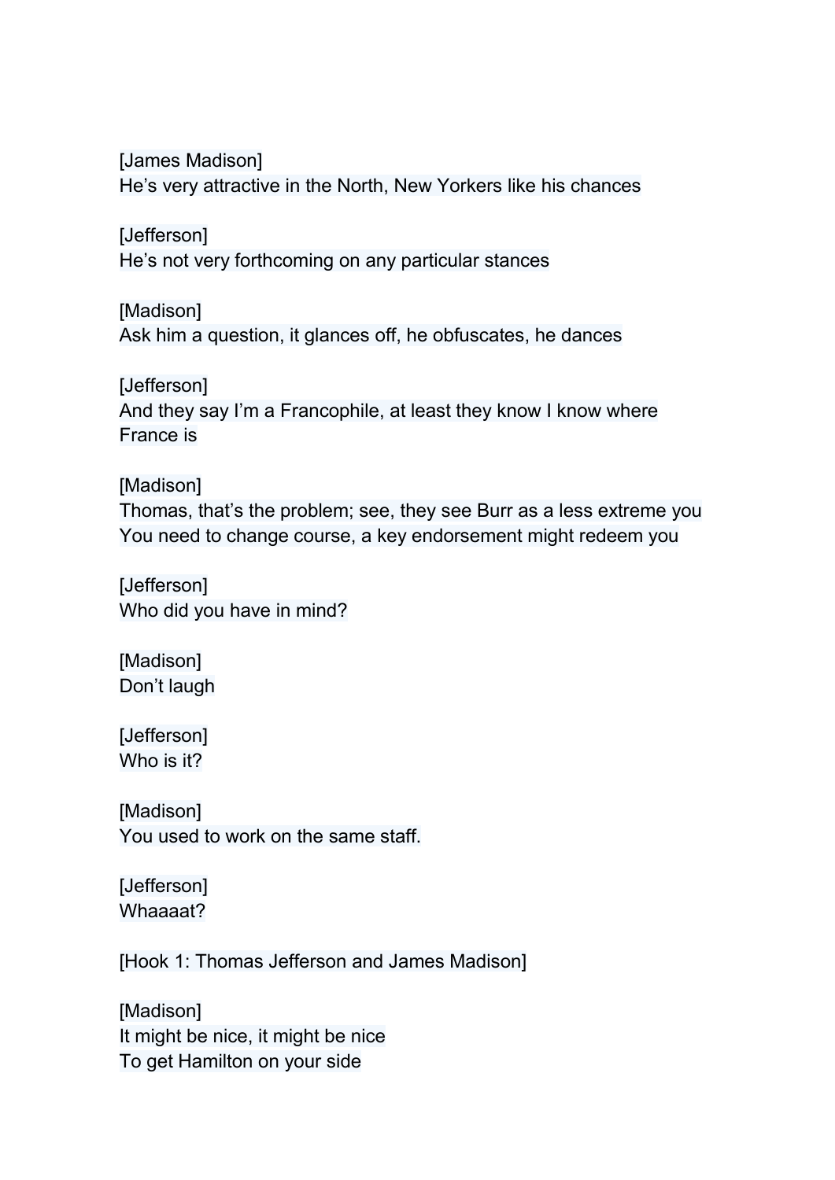[James Madison]
He's very attractive in the North, New Yorkers like his chances

[Jefferson]
He's not very forthcoming on any particular stances

[Madison]
Ask him a question, it glances off, he obfuscates, he dances

[Jefferson]
And they say I'm a Francophile, at least they know I know where France is

[Madison]
Thomas, that's the problem; see, they see Burr as a less extreme you
You need to change course, a key endorsement might redeem you

[Jefferson]
Who did you have in mind?

[Madison]
Don't laugh

[Jefferson]
Who is it?

[Madison]
You used to work on the same staff.

[Jefferson]
Whaaaat?

[Hook 1: Thomas Jefferson and James Madison]

[Madison]
It might be nice, it might be nice
To get Hamilton on your side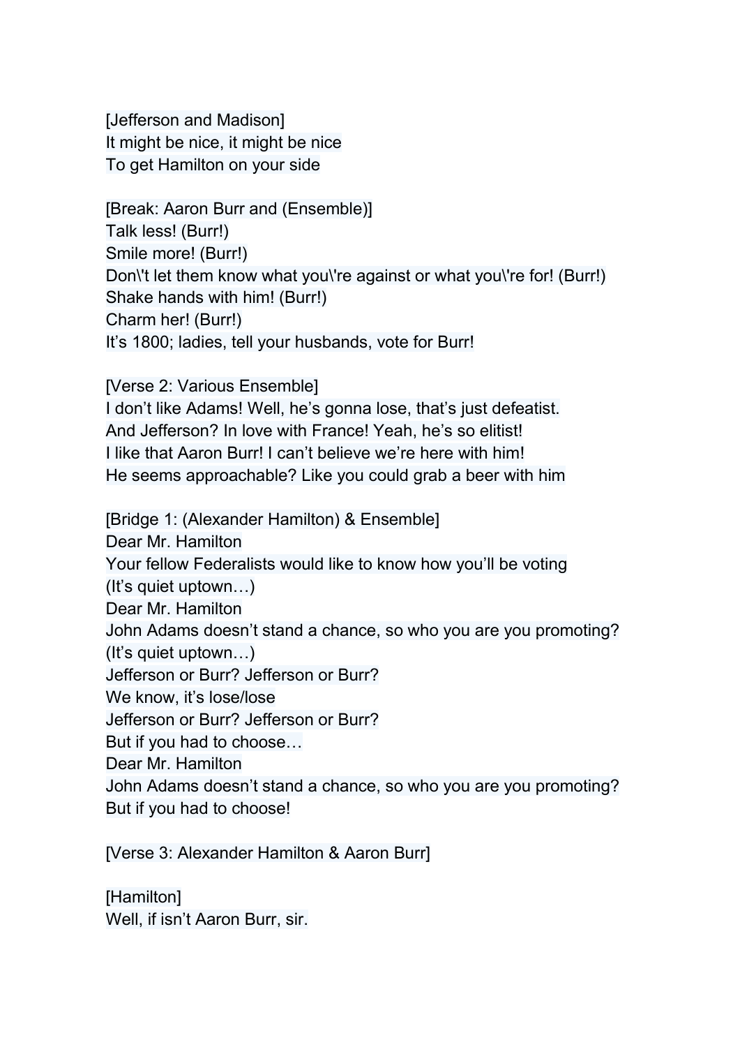[Jefferson and Madison]
It might be nice, it might be nice
To get Hamilton on your side

[Break: Aaron Burr and (Ensemble)]
Talk less! (Burr!)
Smile more! (Burr!)
Don\'t let them know what you\'re against or what you\'re for! (Burr!)
Shake hands with him! (Burr!)
Charm her! (Burr!)
It’s 1800; ladies, tell your husbands, vote for Burr!

[Verse 2: Various Ensemble]
I don’t like Adams! Well, he’s gonna lose, that’s just defeatist.
And Jefferson? In love with France! Yeah, he’s so elitist!
I like that Aaron Burr! I can’t believe we’re here with him!
He seems approachable? Like you could grab a beer with him

[Bridge 1: (Alexander Hamilton) & Ensemble]
Dear Mr. Hamilton
Your fellow Federalists would like to know how you’ll be voting
(It’s quiet uptown…)
Dear Mr. Hamilton
John Adams doesn’t stand a chance, so who you are you promoting?
(It’s quiet uptown…)
Jefferson or Burr? Jefferson or Burr?
We know, it’s lose/lose
Jefferson or Burr? Jefferson or Burr?
But if you had to choose…
Dear Mr. Hamilton
John Adams doesn’t stand a chance, so who you are you promoting?
But if you had to choose!

[Verse 3: Alexander Hamilton & Aaron Burr]

[Hamilton]
Well, if isn’t Aaron Burr, sir.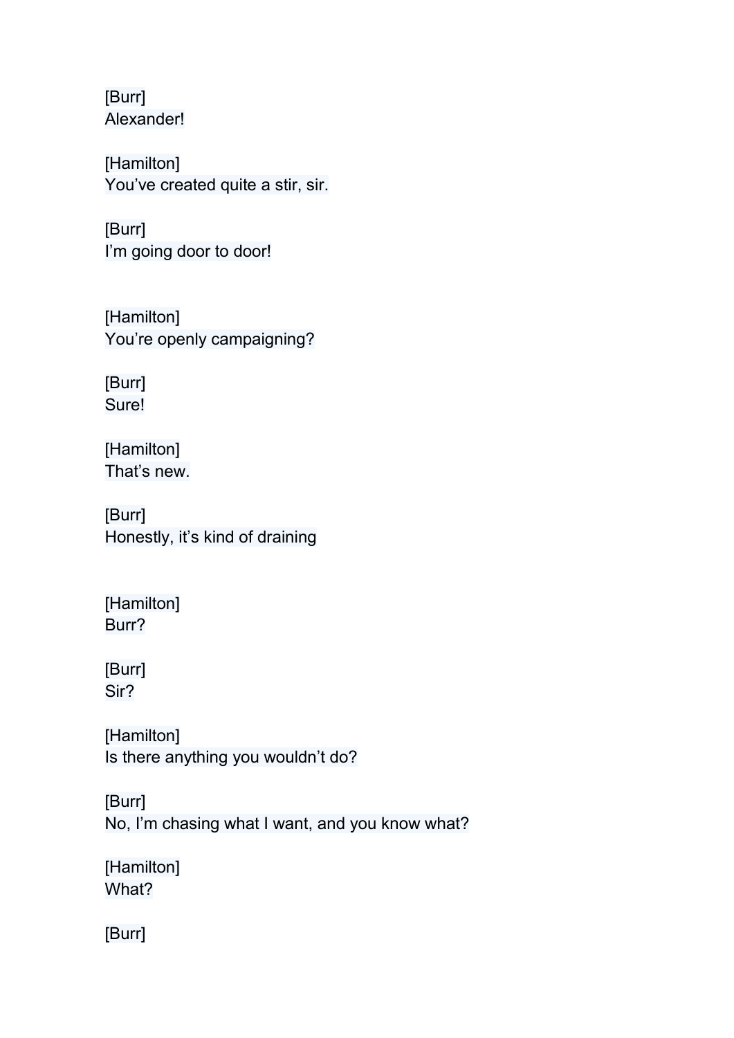[Burr]
Alexander!

[Hamilton]
You've created quite a stir, sir.

[Burr]
I'm going door to door!

[Hamilton]
You're openly campaigning?

[Burr]
Sure!

[Hamilton]
That's new.

[Burr]
Honestly, it's kind of draining

[Hamilton]
Burr?

[Burr]
Sir?

[Hamilton]
Is there anything you wouldn't do?

[Burr]
No, I'm chasing what I want, and you know what?

[Hamilton]
What?

[Burr]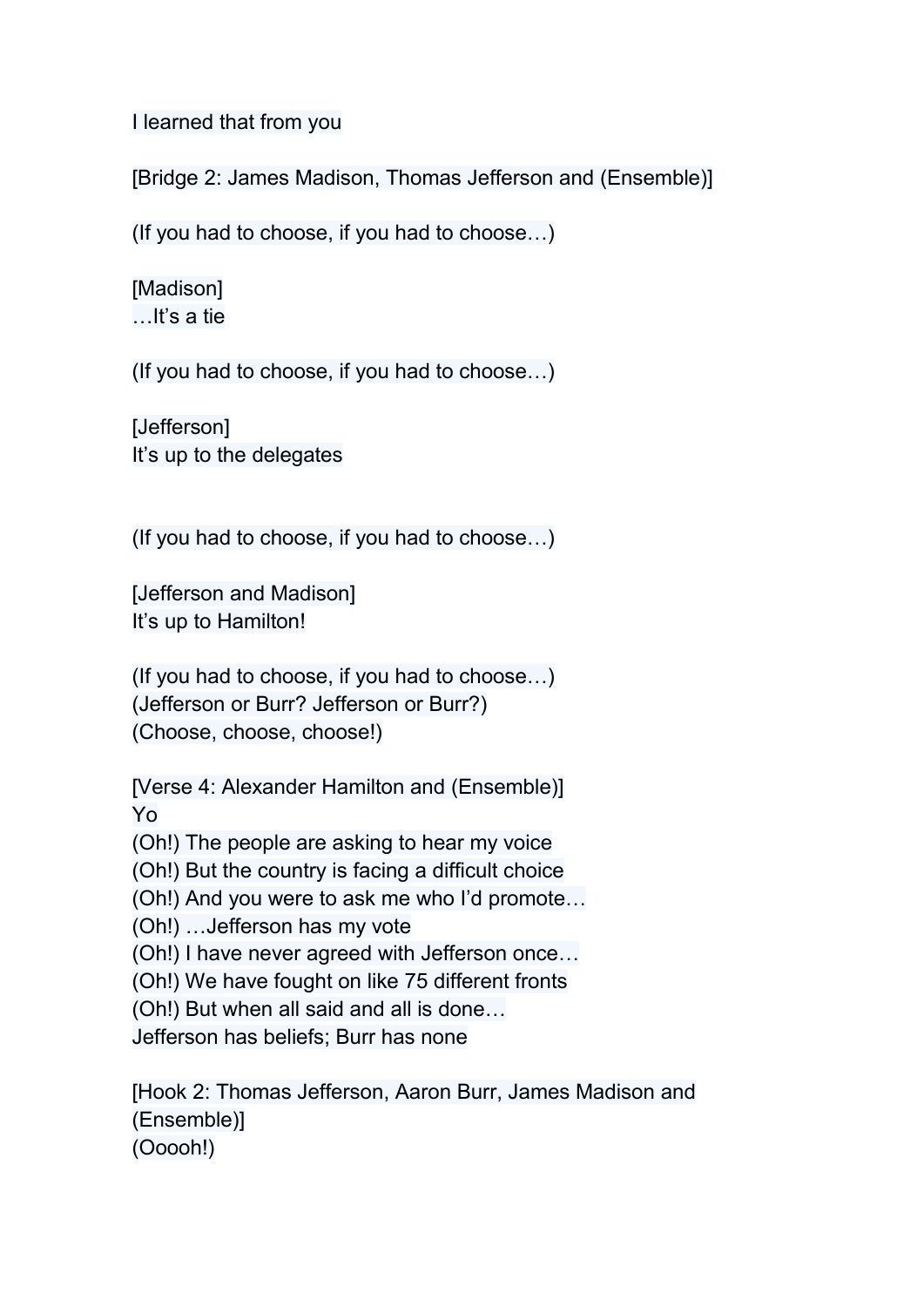I learned that from you

[Bridge 2: James Madison, Thomas Jefferson and (Ensemble)]

(If you had to choose, if you had to choose…)

[Madison]
…It's a tie

(If you had to choose, if you had to choose…)

[Jefferson]
It's up to the delegates

(If you had to choose, if you had to choose…)

[Jefferson and Madison]
It's up to Hamilton!

(If you had to choose, if you had to choose…)
(Jefferson or Burr? Jefferson or Burr?)
(Choose, choose, choose!)

[Verse 4: Alexander Hamilton and (Ensemble)]
Yo
(Oh!) The people are asking to hear my voice
(Oh!) But the country is facing a difficult choice
(Oh!) And you were to ask me who I'd promote…
(Oh!) …Jefferson has my vote
(Oh!) I have never agreed with Jefferson once…
(Oh!) We have fought on like 75 different fronts
(Oh!) But when all said and all is done…
Jefferson has beliefs; Burr has none

[Hook 2: Thomas Jefferson, Aaron Burr, James Madison and (Ensemble)]
(Ooooh!)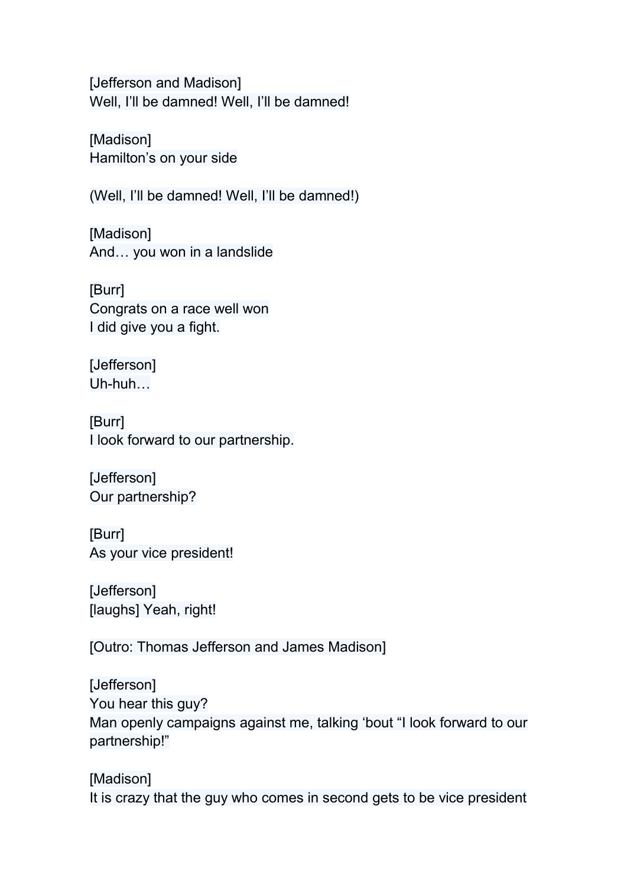[Jefferson and Madison]
Well, I'll be damned! Well, I'll be damned!

[Madison]
Hamilton's on your side

(Well, I'll be damned! Well, I'll be damned!)

[Madison]
And… you won in a landslide

[Burr]
Congrats on a race well won
I did give you a fight.

[Jefferson]
Uh-huh…

[Burr]
I look forward to our partnership.

[Jefferson]
Our partnership?

[Burr]
As your vice president!

[Jefferson]
[laughs] Yeah, right!

[Outro: Thomas Jefferson and James Madison]

[Jefferson]
You hear this guy?
Man openly campaigns against me, talking 'bout "I look forward to our partnership!"

[Madison]
It is crazy that the guy who comes in second gets to be vice president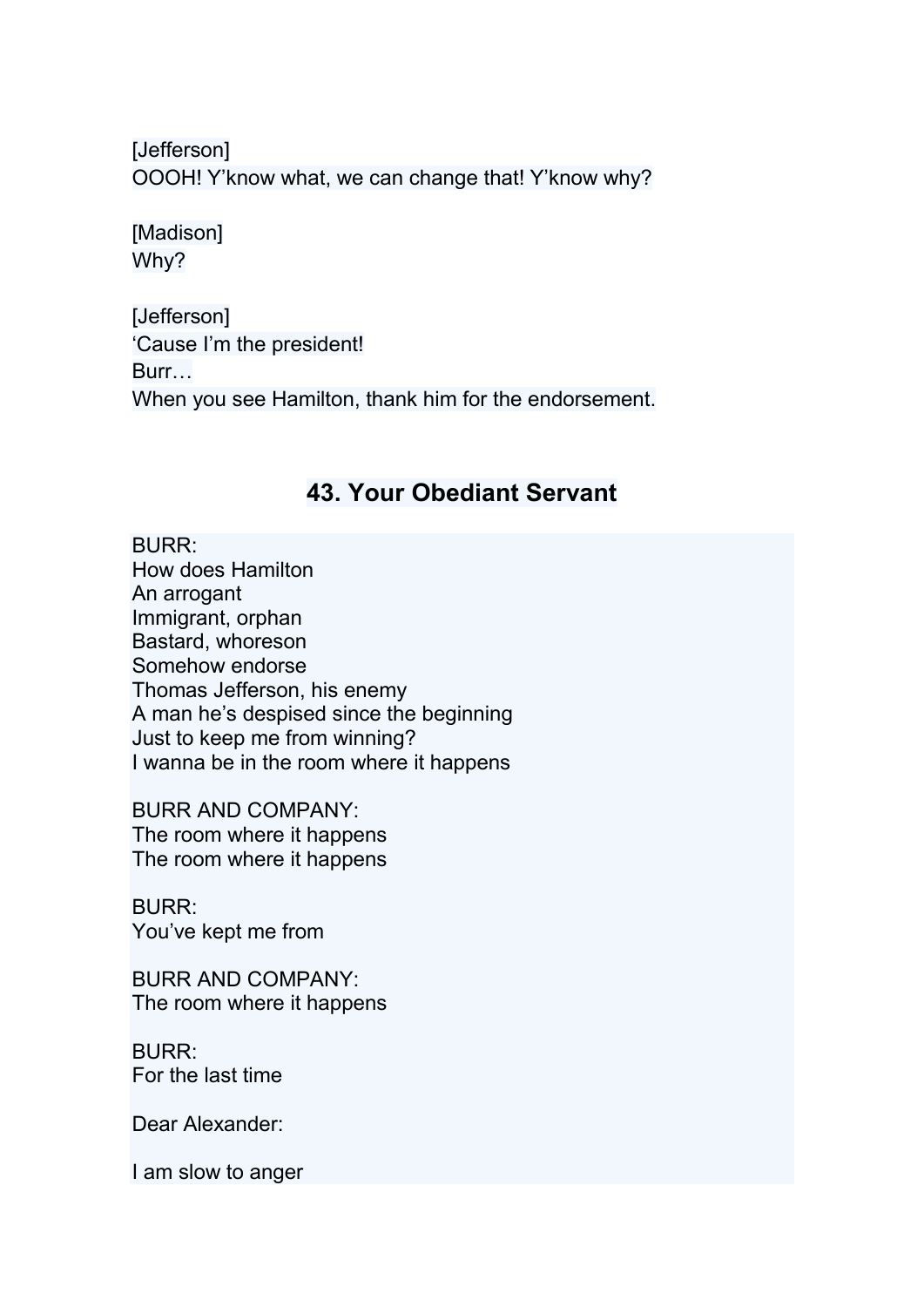[Jefferson]
OOOH! Y'know what, we can change that! Y'know why?

[Madison]
Why?

[Jefferson]
'Cause I'm the president!
Burr…
When you see Hamilton, thank him for the endorsement.

## 43. Your Obediant Servant

BURR:
How does Hamilton
An arrogant
Immigrant, orphan
Bastard, whoreson
Somehow endorse
Thomas Jefferson, his enemy
A man he's despised since the beginning
Just to keep me from winning?
I wanna be in the room where it happens

BURR AND COMPANY:
The room where it happens
The room where it happens

BURR:
You've kept me from

BURR AND COMPANY:
The room where it happens

BURR:
For the last time

Dear Alexander:

I am slow to anger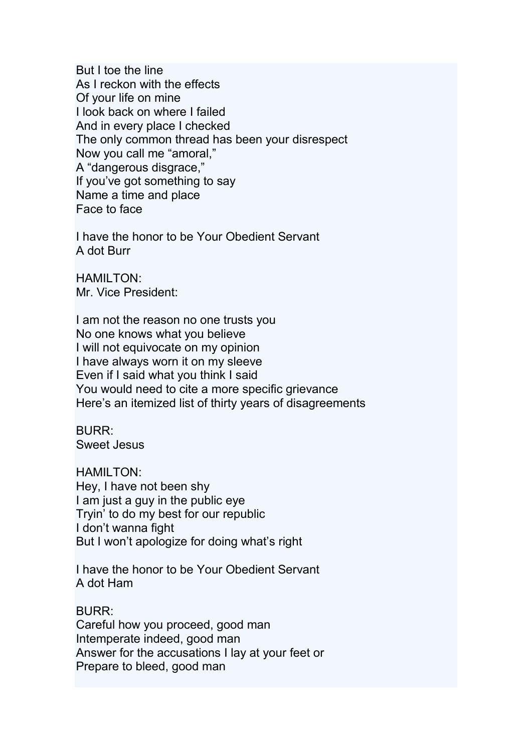But I toe the line
As I reckon with the effects
Of your life on mine
I look back on where I failed
And in every place I checked
The only common thread has been your disrespect
Now you call me “amoral,”
A “dangerous disgrace,”
If you’ve got something to say
Name a time and place
Face to face

I have the honor to be Your Obedient Servant
A dot Burr

HAMILTON:
Mr. Vice President:

I am not the reason no one trusts you
No one knows what you believe
I will not equivocate on my opinion
I have always worn it on my sleeve
Even if I said what you think I said
You would need to cite a more specific grievance
Here’s an itemized list of thirty years of disagreements

BURR:
Sweet Jesus

HAMILTON:
Hey, I have not been shy
I am just a guy in the public eye
Tryin’ to do my best for our republic
I don’t wanna fight
But I won’t apologize for doing what’s right

I have the honor to be Your Obedient Servant
A dot Ham

BURR:
Careful how you proceed, good man
Intemperate indeed, good man
Answer for the accusations I lay at your feet or
Prepare to bleed, good man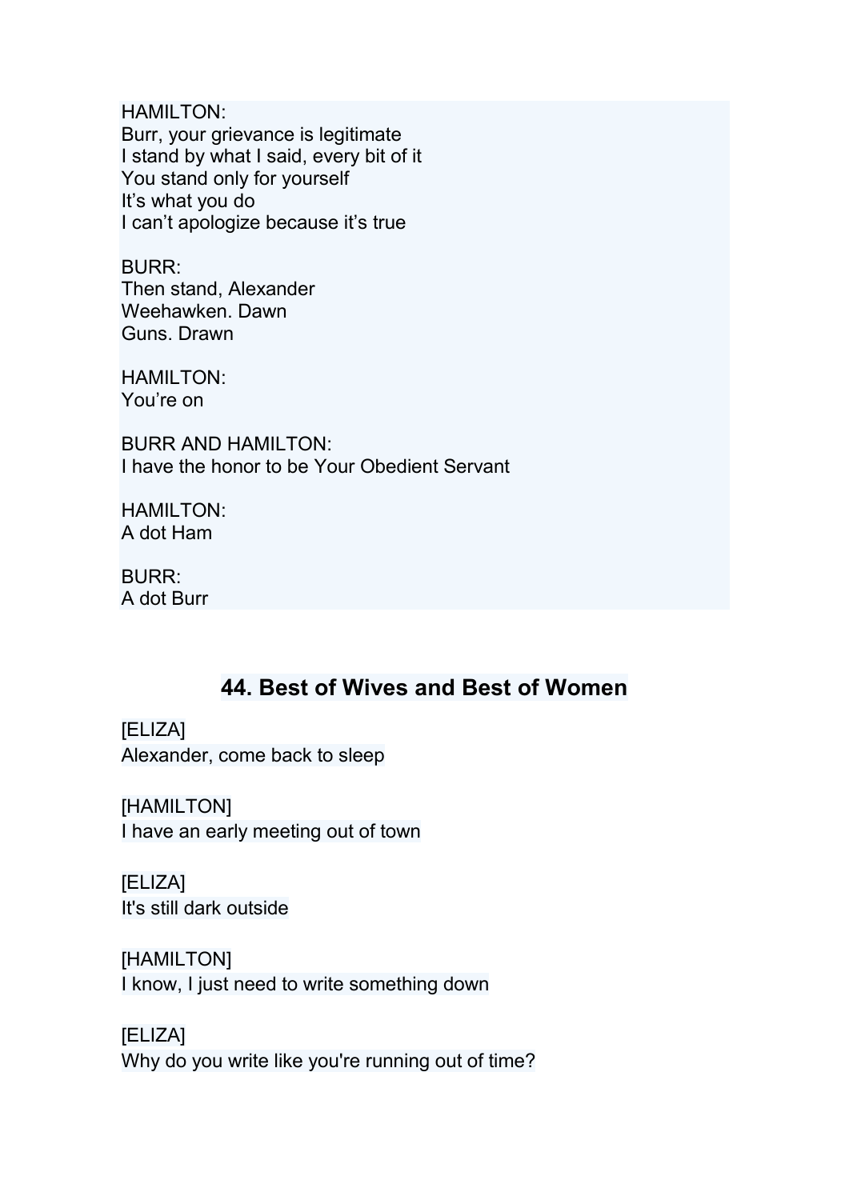HAMILTON:
Burr, your grievance is legitimate
I stand by what I said, every bit of it
You stand only for yourself
It's what you do
I can't apologize because it's true

BURR:
Then stand, Alexander
Weehawken. Dawn
Guns. Drawn

HAMILTON:
You're on

BURR AND HAMILTON:
I have the honor to be Your Obedient Servant

HAMILTON:
A dot Ham

BURR:
A dot Burr

## 44. Best of Wives and Best of Women

[ELIZA]
Alexander, come back to sleep

[HAMILTON]
I have an early meeting out of town

[ELIZA]
It's still dark outside

[HAMILTON]
I know, I just need to write something down

[ELIZA]
Why do you write like you're running out of time?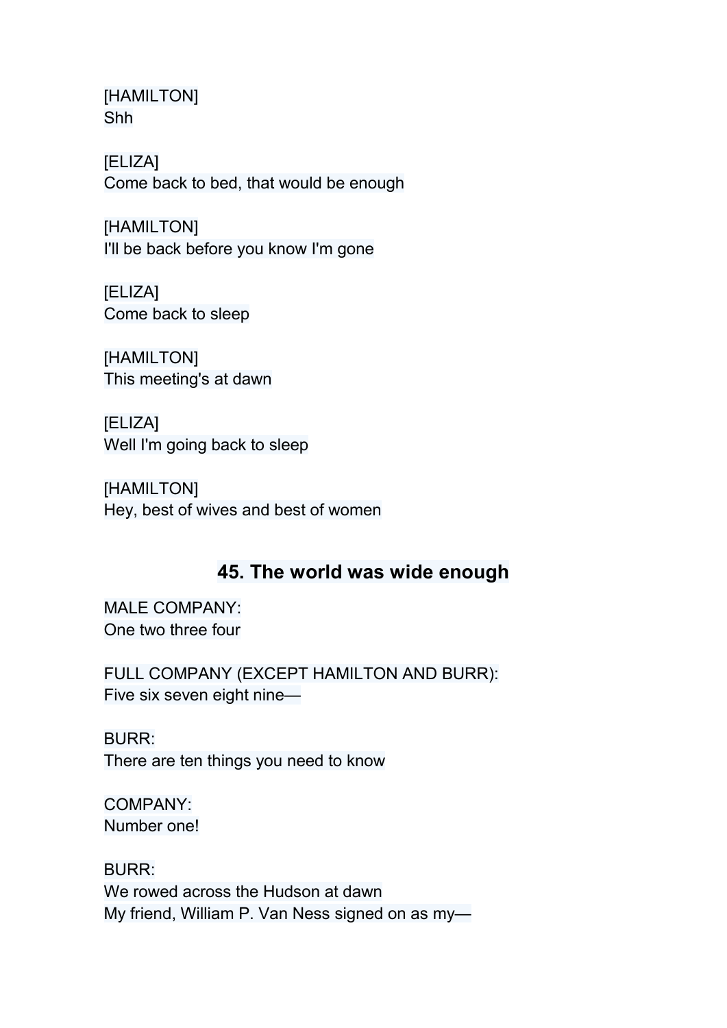[HAMILTON]
Shh

[ELIZA]
Come back to bed, that would be enough

[HAMILTON]
I'll be back before you know I'm gone

[ELIZA]
Come back to sleep

[HAMILTON]
This meeting's at dawn

[ELIZA]
Well I'm going back to sleep

[HAMILTON]
Hey, best of wives and best of women

## 45. The world was wide enough

MALE COMPANY:
One two three four

FULL COMPANY (EXCEPT HAMILTON AND BURR):
Five six seven eight nine—

BURR:
There are ten things you need to know

COMPANY:
Number one!

BURR:
We rowed across the Hudson at dawn
My friend, William P. Van Ness signed on as my—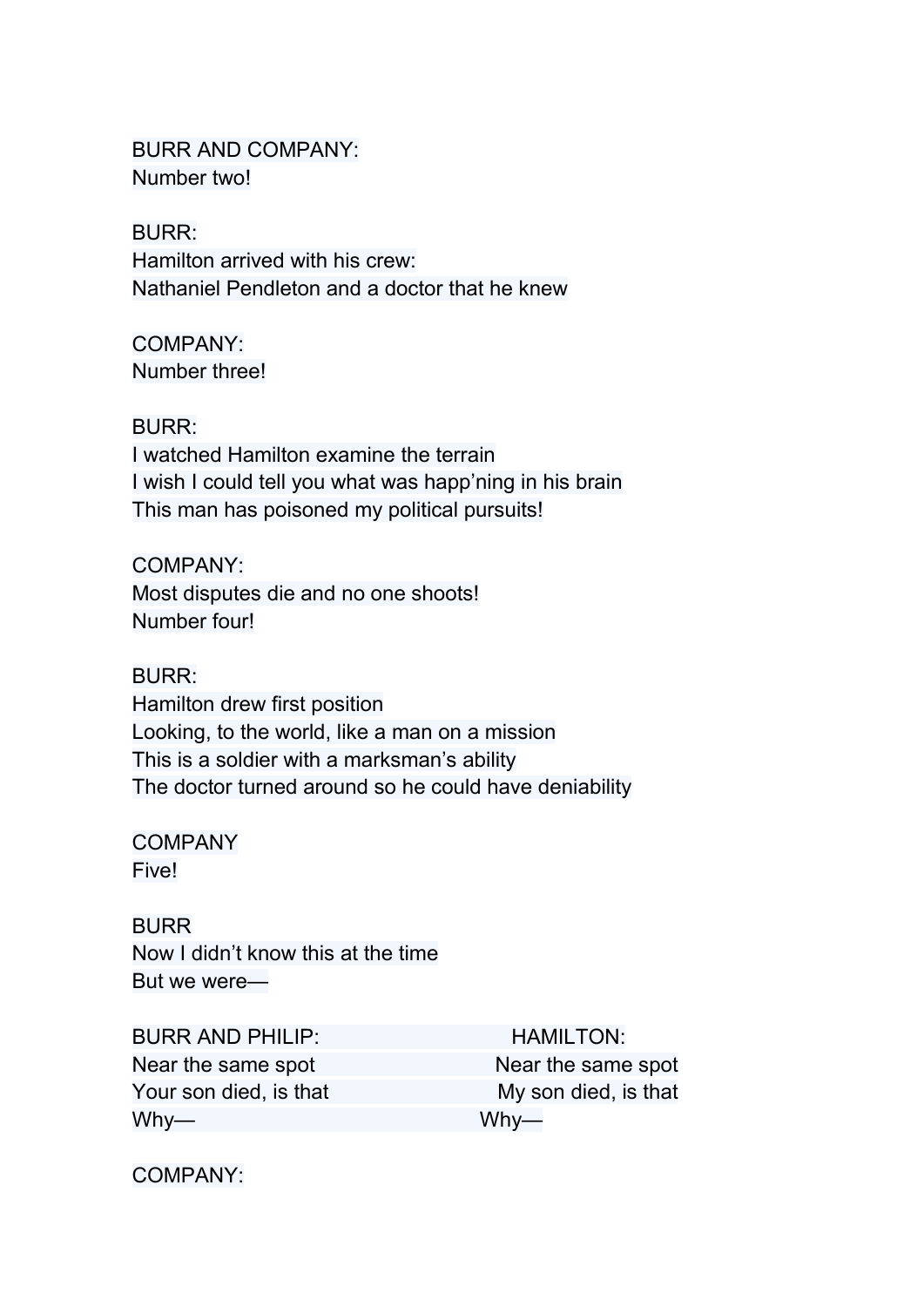BURR AND COMPANY:
Number two!

BURR:
Hamilton arrived with his crew:
Nathaniel Pendleton and a doctor that he knew

COMPANY:
Number three!

BURR:
I watched Hamilton examine the terrain
I wish I could tell you what was happ'ning in his brain
This man has poisoned my political pursuits!

COMPANY:
Most disputes die and no one shoots!
Number four!

BURR:
Hamilton drew first position
Looking, to the world, like a man on a mission
This is a soldier with a marksman's ability
The doctor turned around so he could have deniability

COMPANY
Five!

BURR
Now I didn't know this at the time
But we were—

| BURR AND PHILIP: | HAMILTON: |
| --- | --- |
| Near the same spot | Near the same spot |
| Your son died, is that | My son died, is that |
| Why— | Why— |

COMPANY: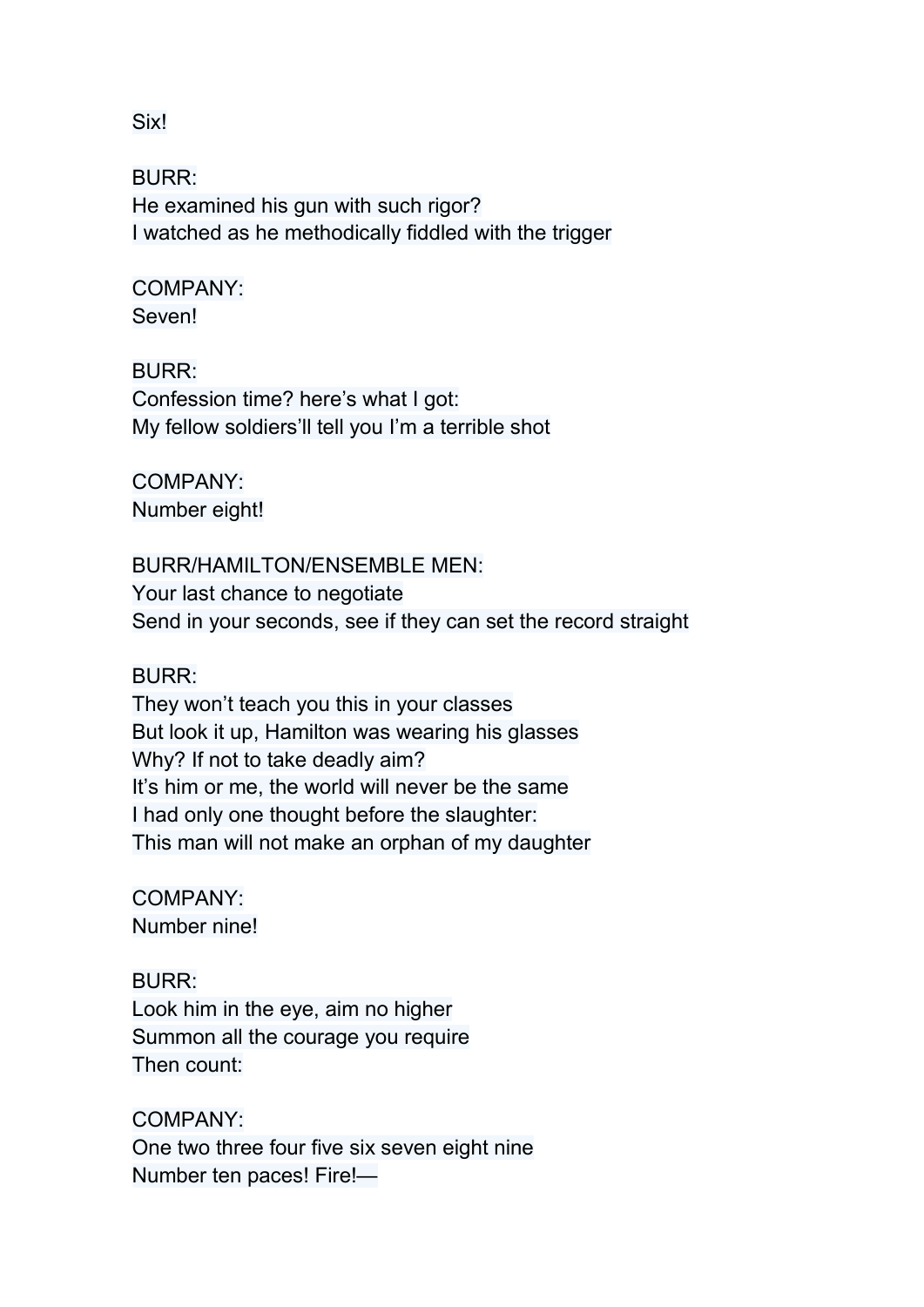Six!

BURR:
He examined his gun with such rigor?
I watched as he methodically fiddled with the trigger

COMPANY:
Seven!

BURR:
Confession time? here's what I got:
My fellow soldiers'll tell you I'm a terrible shot

COMPANY:
Number eight!

BURR/HAMILTON/ENSEMBLE MEN:
Your last chance to negotiate
Send in your seconds, see if they can set the record straight

BURR:
They won't teach you this in your classes
But look it up, Hamilton was wearing his glasses
Why? If not to take deadly aim?
It's him or me, the world will never be the same
I had only one thought before the slaughter:
This man will not make an orphan of my daughter

COMPANY:
Number nine!

BURR:
Look him in the eye, aim no higher
Summon all the courage you require
Then count:

COMPANY:
One two three four five six seven eight nine
Number ten paces! Fire!—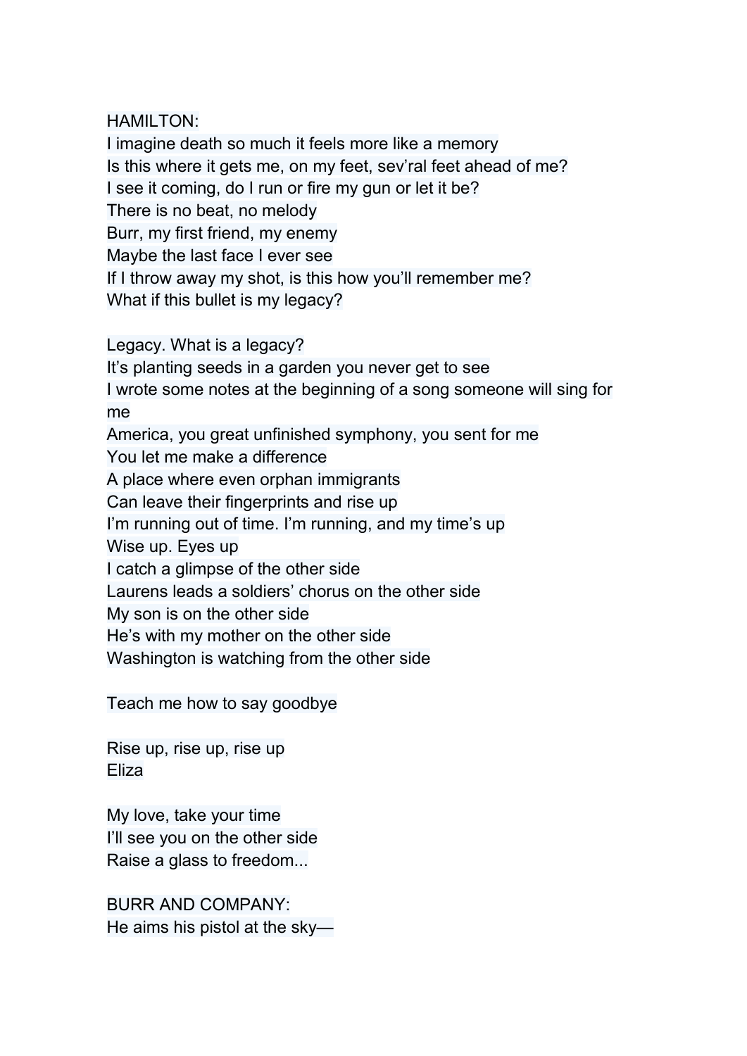HAMILTON:
I imagine death so much it feels more like a memory
Is this where it gets me, on my feet, sev'ral feet ahead of me?
I see it coming, do I run or fire my gun or let it be?
There is no beat, no melody
Burr, my first friend, my enemy
Maybe the last face I ever see
If I throw away my shot, is this how you'll remember me?
What if this bullet is my legacy?

Legacy. What is a legacy?
It's planting seeds in a garden you never get to see
I wrote some notes at the beginning of a song someone will sing for me
America, you great unfinished symphony, you sent for me
You let me make a difference
A place where even orphan immigrants
Can leave their fingerprints and rise up
I'm running out of time. I'm running, and my time's up
Wise up. Eyes up
I catch a glimpse of the other side
Laurens leads a soldiers' chorus on the other side
My son is on the other side
He's with my mother on the other side
Washington is watching from the other side

Teach me how to say goodbye

Rise up, rise up, rise up
Eliza

My love, take your time
I'll see you on the other side
Raise a glass to freedom...

BURR AND COMPANY:
He aims his pistol at the sky—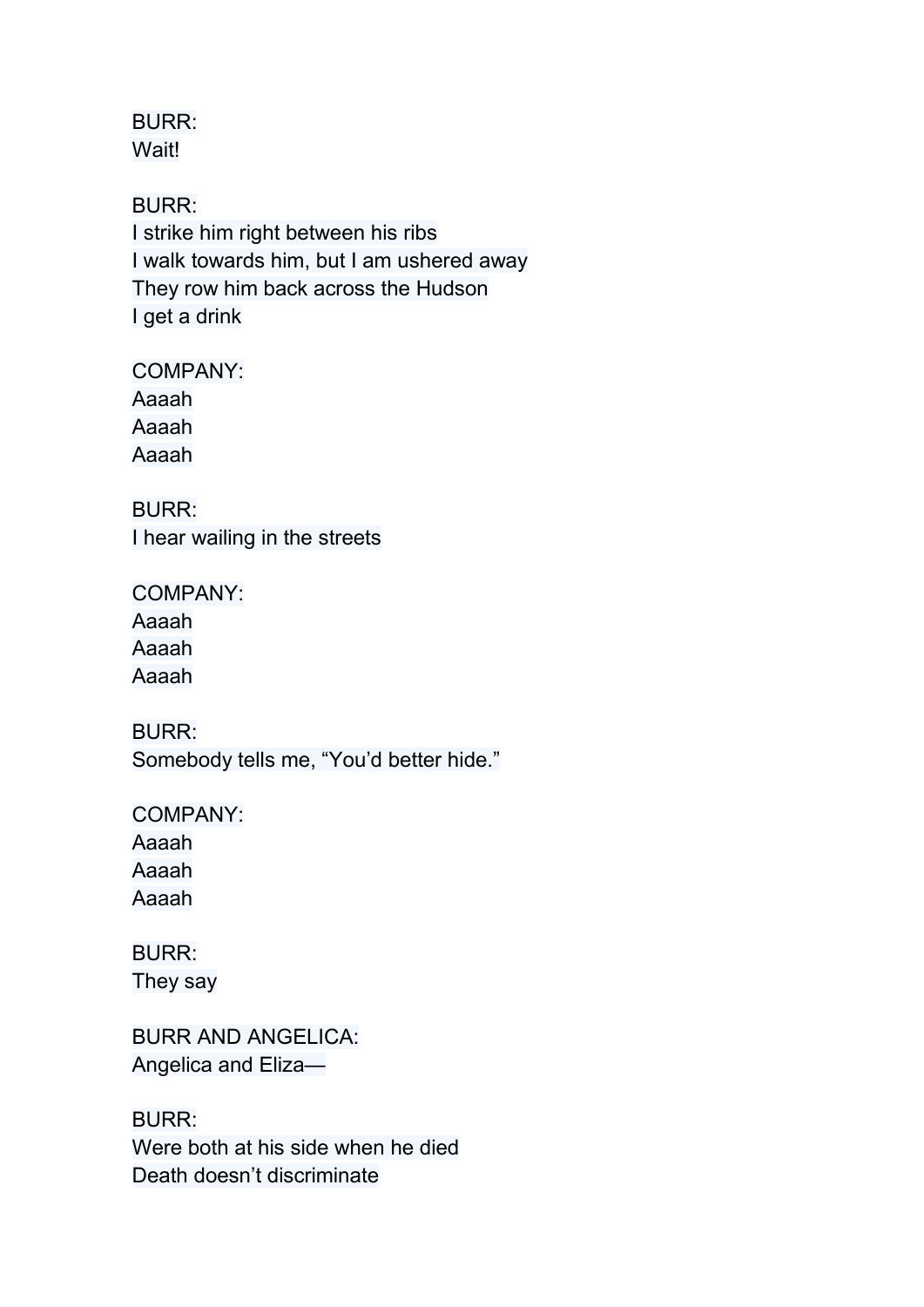BURR:
Wait!

BURR:
I strike him right between his ribs
I walk towards him, but I am ushered away
They row him back across the Hudson
I get a drink

COMPANY:
Aaaah
Aaaah
Aaaah

BURR:
I hear wailing in the streets

COMPANY:
Aaaah
Aaaah
Aaaah

BURR:
Somebody tells me, “You’d better hide.”

COMPANY:
Aaaah
Aaaah
Aaaah

BURR:
They say

BURR AND ANGELICA:
Angelica and Eliza—

BURR:
Were both at his side when he died
Death doesn’t discriminate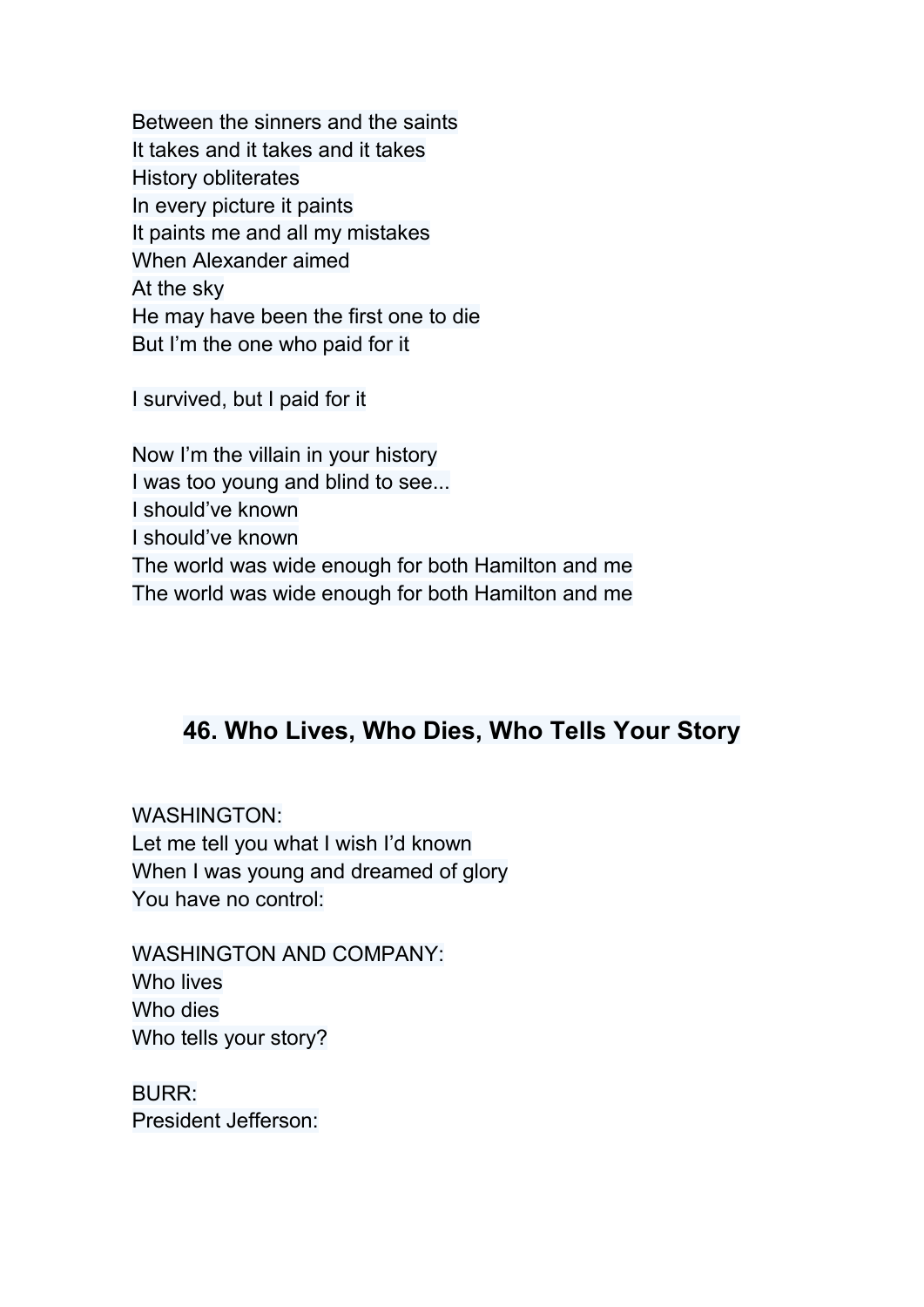Between the sinners and the saints
It takes and it takes and it takes
History obliterates
In every picture it paints
It paints me and all my mistakes
When Alexander aimed
At the sky
He may have been the first one to die
But I'm the one who paid for it

I survived, but I paid for it

Now I'm the villain in your history
I was too young and blind to see...
I should've known
I should've known
The world was wide enough for both Hamilton and me
The world was wide enough for both Hamilton and me

## 46. Who Lives, Who Dies, Who Tells Your Story

WASHINGTON:
Let me tell you what I wish I'd known
When I was young and dreamed of glory
You have no control:

WASHINGTON AND COMPANY:
Who lives
Who dies
Who tells your story?

BURR:
President Jefferson: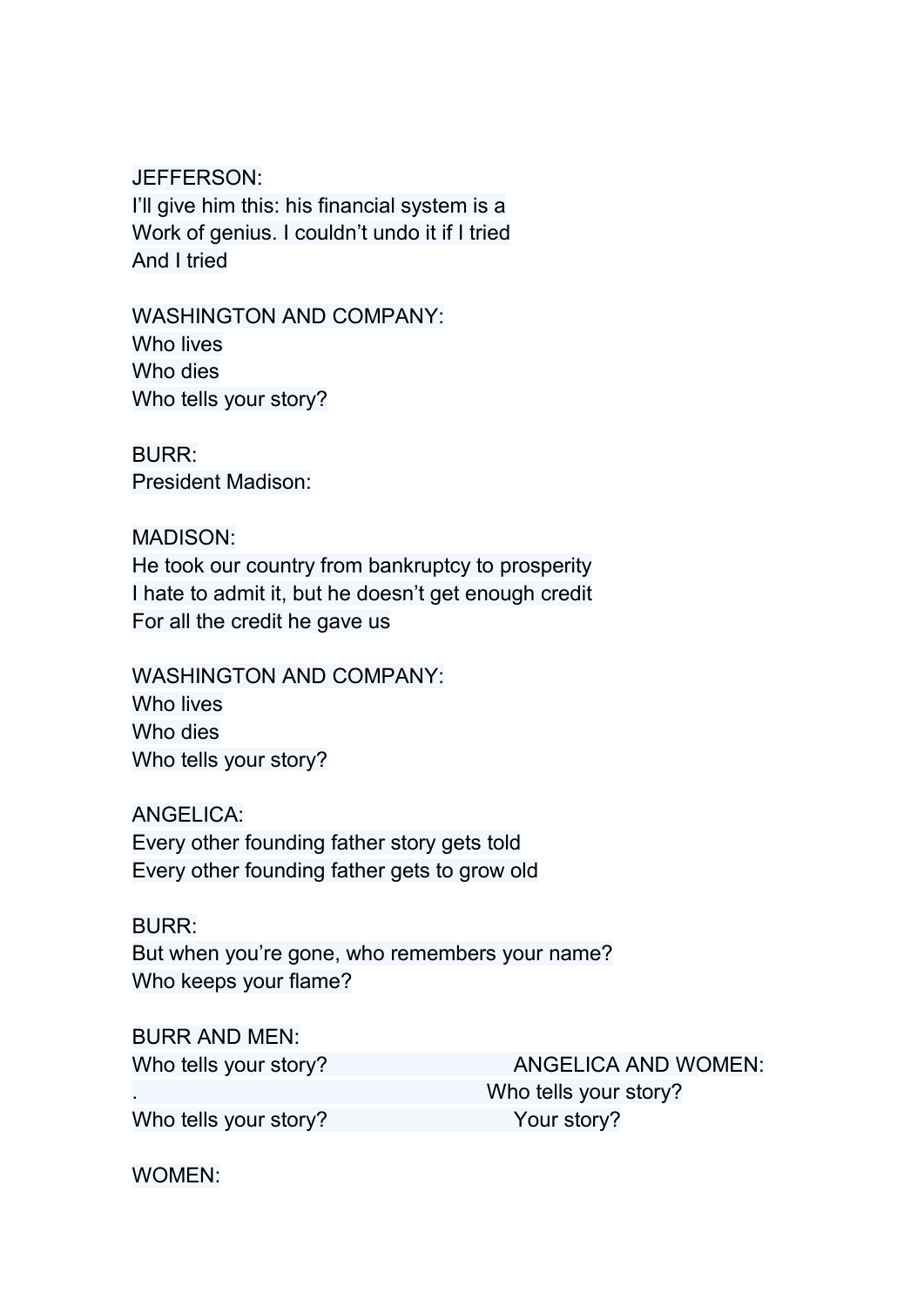JEFFERSON:
I'll give him this: his financial system is a
Work of genius. I couldn't undo it if I tried
And I tried

WASHINGTON AND COMPANY:
Who lives
Who dies
Who tells your story?

BURR:
President Madison:

MADISON:
He took our country from bankruptcy to prosperity
I hate to admit it, but he doesn't get enough credit
For all the credit he gave us

WASHINGTON AND COMPANY:
Who lives
Who dies
Who tells your story?

ANGELICA:
Every other founding father story gets told
Every other founding father gets to grow old

BURR:
But when you're gone, who remembers your name?
Who keeps your flame?

BURR AND MEN:
Who tells your story?
.
Who tells your story?

ANGELICA AND WOMEN:
Who tells your story?
Your story?

WOMEN: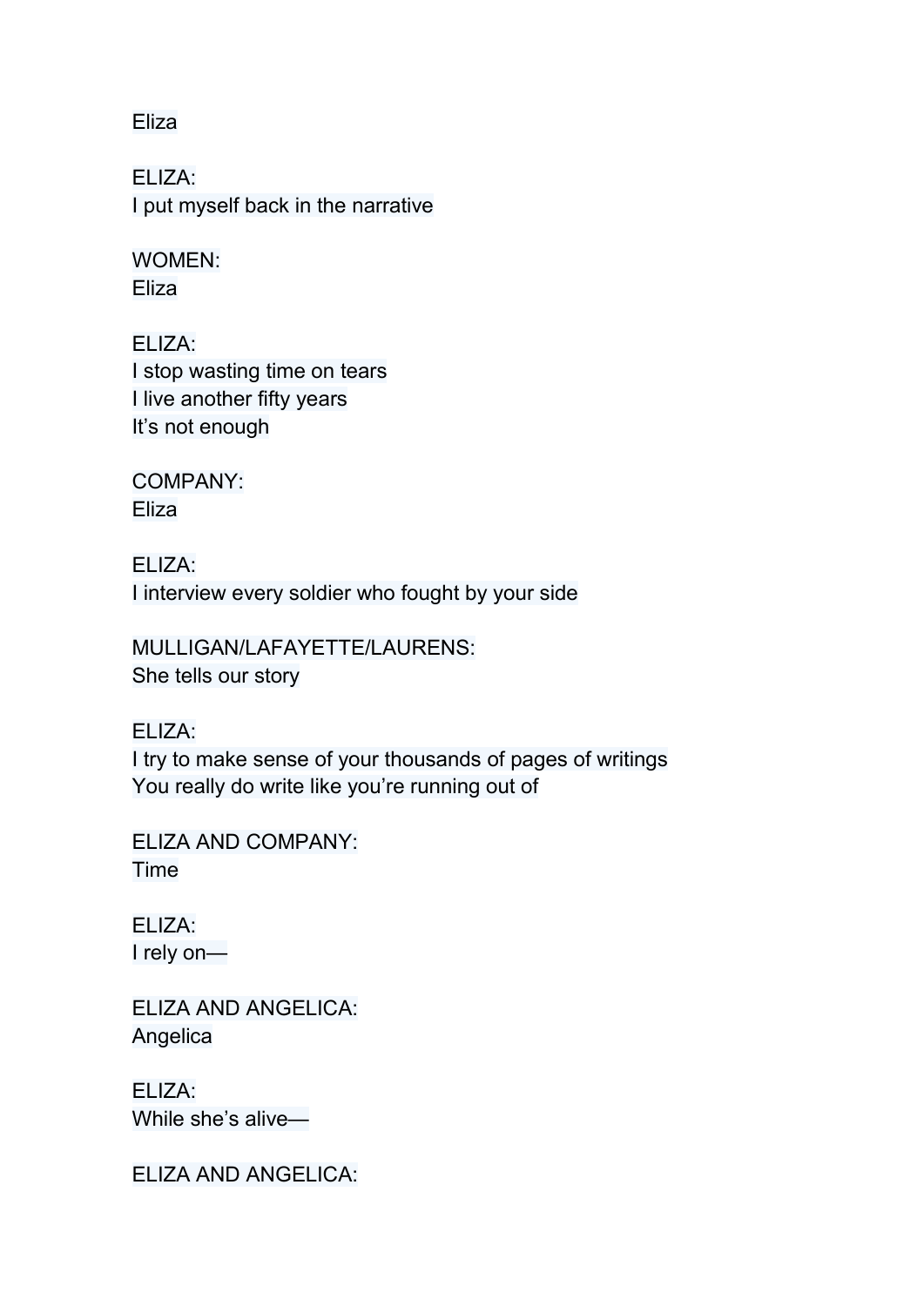Eliza

ELIZA:
I put myself back in the narrative

WOMEN:
Eliza

ELIZA:
I stop wasting time on tears
I live another fifty years
It's not enough

COMPANY:
Eliza

ELIZA:
I interview every soldier who fought by your side

MULLIGAN/LAFAYETTE/LAURENS:
She tells our story

ELIZA:
I try to make sense of your thousands of pages of writings
You really do write like you're running out of

ELIZA AND COMPANY:
Time

ELIZA:
I rely on—

ELIZA AND ANGELICA:
Angelica

ELIZA:
While she's alive—

ELIZA AND ANGELICA: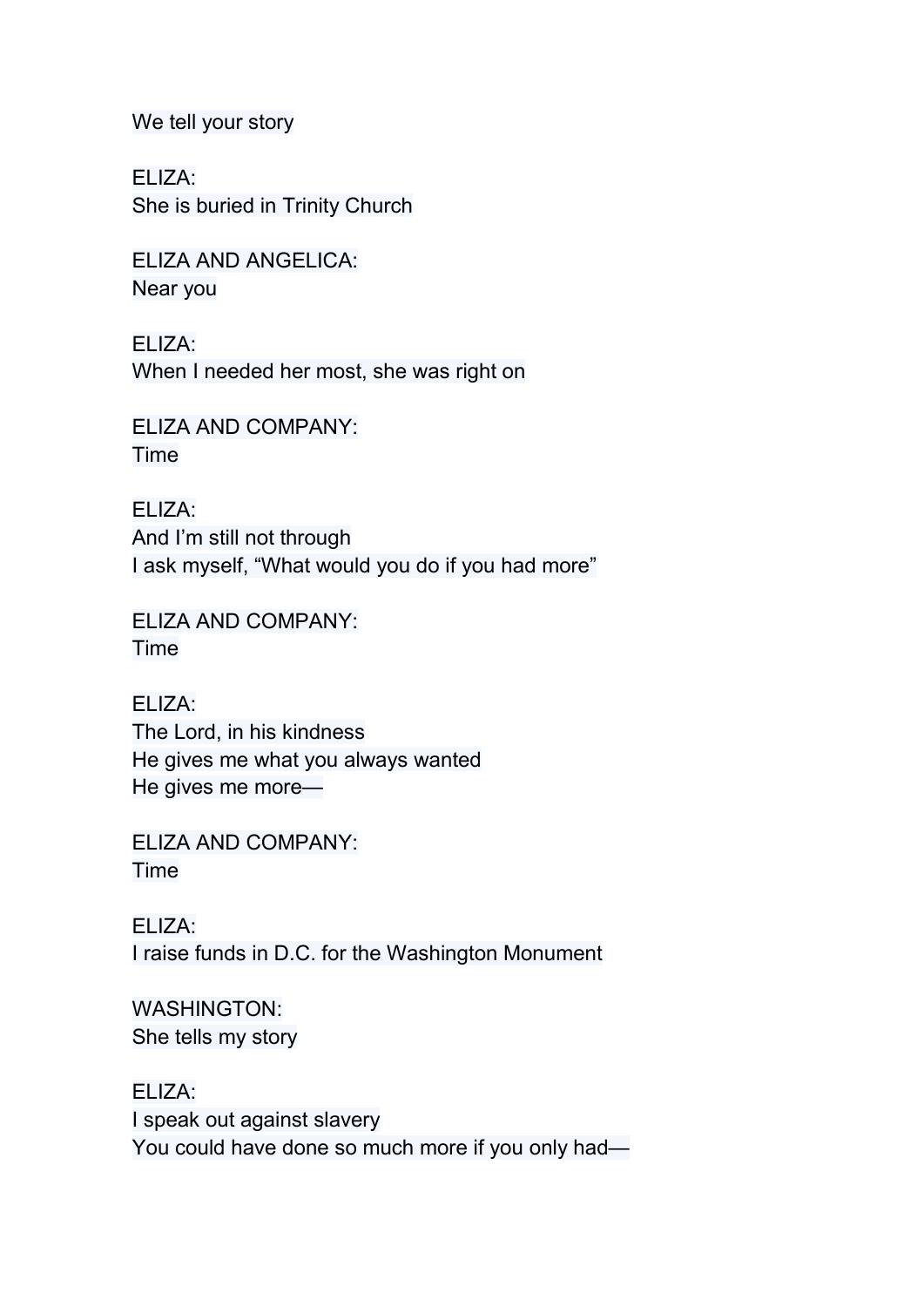We tell your story

ELIZA:
She is buried in Trinity Church

ELIZA AND ANGELICA:
Near you

ELIZA:
When I needed her most, she was right on

ELIZA AND COMPANY:
Time

ELIZA:
And I'm still not through
I ask myself, "What would you do if you had more"

ELIZA AND COMPANY:
Time

ELIZA:
The Lord, in his kindness
He gives me what you always wanted
He gives me more—

ELIZA AND COMPANY:
Time

ELIZA:
I raise funds in D.C. for the Washington Monument

WASHINGTON:
She tells my story

ELIZA:
I speak out against slavery
You could have done so much more if you only had—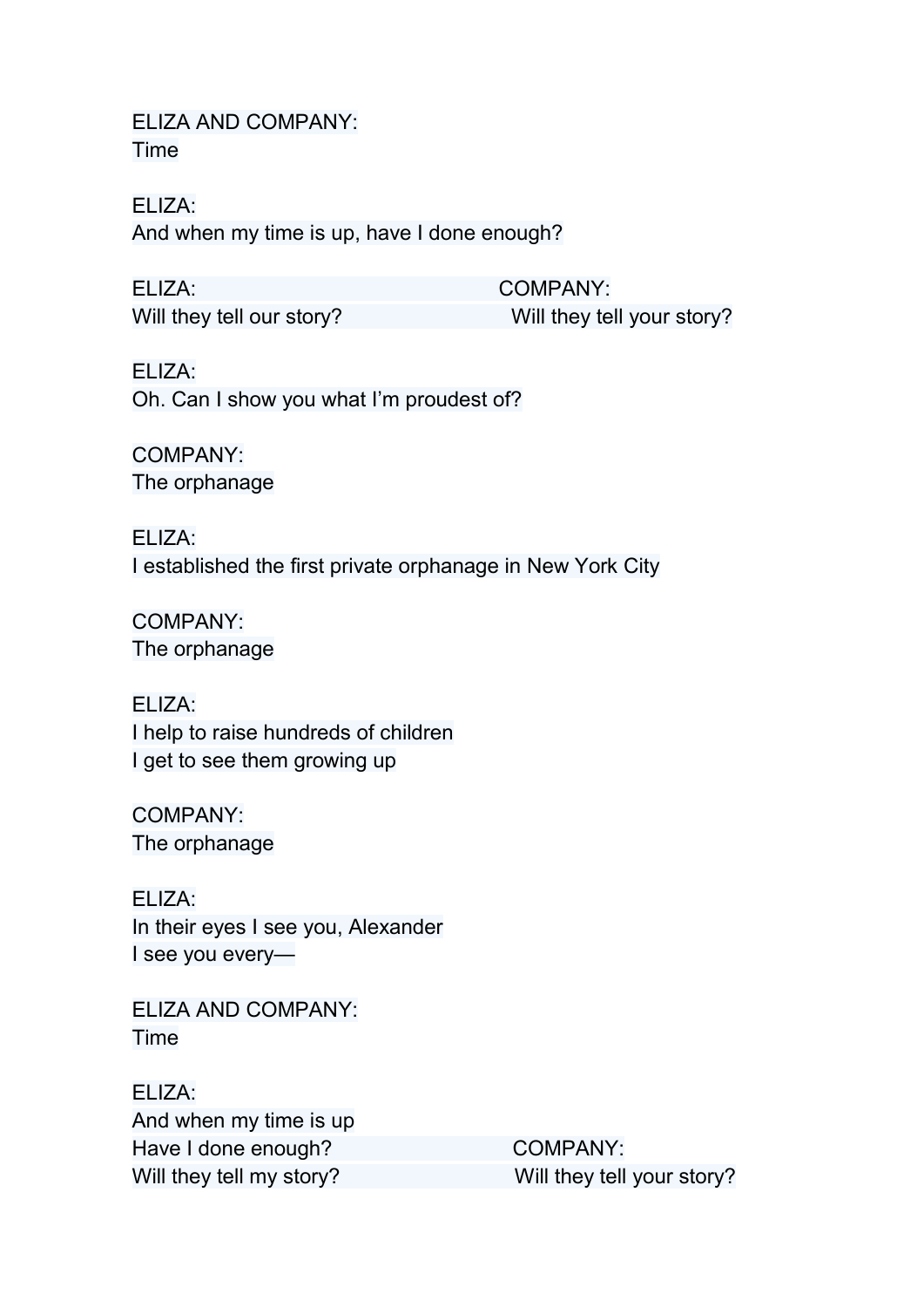ELIZA AND COMPANY:
Time

ELIZA:
And when my time is up, have I done enough?

| ELIZA: | COMPANY: |
| --- | --- |
| Will they tell our story? | Will they tell your story? |

ELIZA:
Oh. Can I show you what I'm proudest of?

COMPANY:
The orphanage

ELIZA:
I established the first private orphanage in New York City

COMPANY:
The orphanage

ELIZA:
I help to raise hundreds of children
I get to see them growing up

COMPANY:
The orphanage

ELIZA:
In their eyes I see you, Alexander
I see you every—

ELIZA AND COMPANY:
Time

ELIZA:
And when my time is up

| | |
| --- | --- |
| Have I done enough? | COMPANY: |
| Will they tell my story? | Will they tell your story? |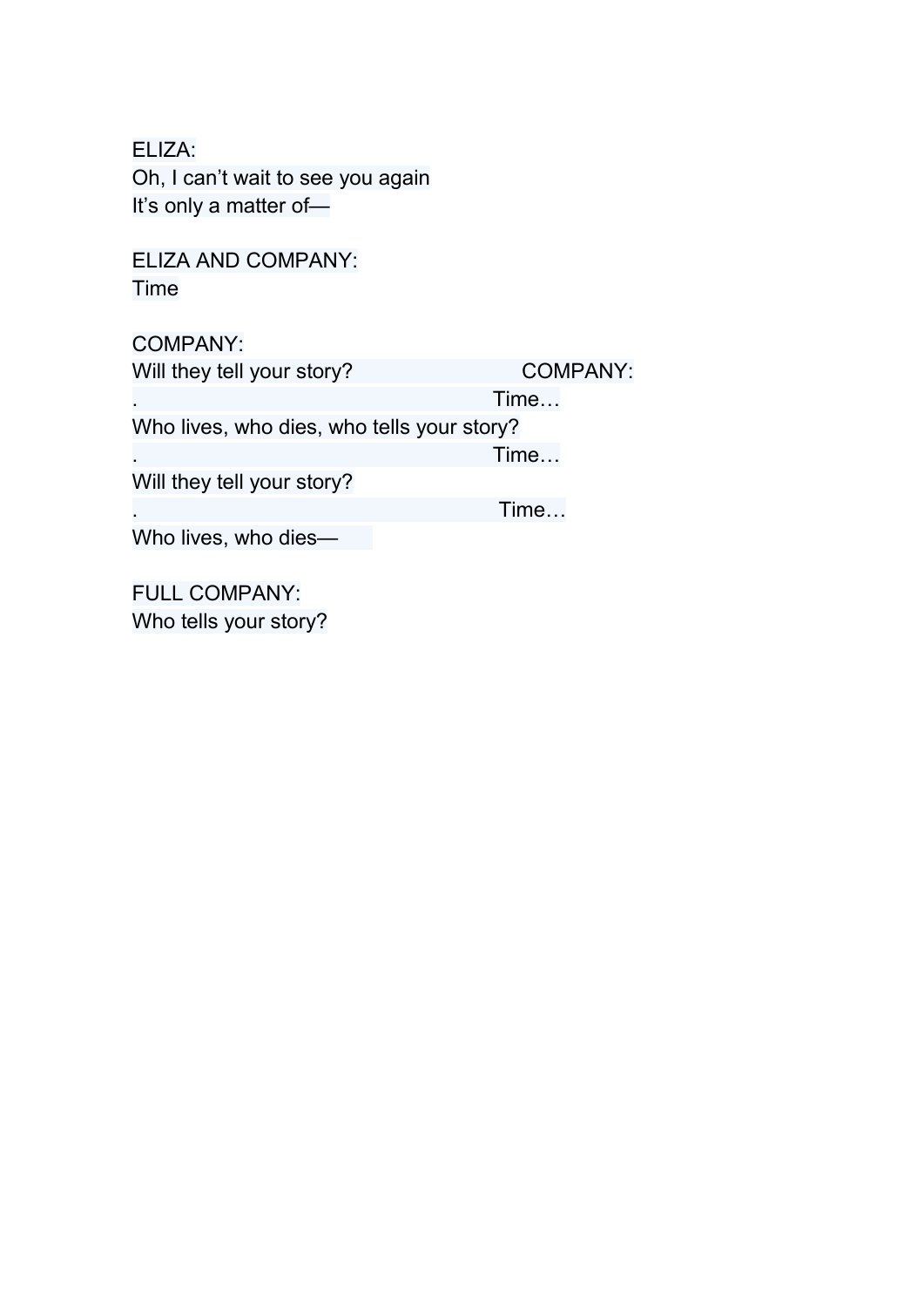ELIZA:
Oh, I can't wait to see you again
It's only a matter of—

ELIZA AND COMPANY:
Time

COMPANY:
Will they tell your story? COMPANY:
. Time…
Who lives, who dies, who tells your story?
. Time…
Will they tell your story?
. Time…
Who lives, who dies—

FULL COMPANY:
Who tells your story?